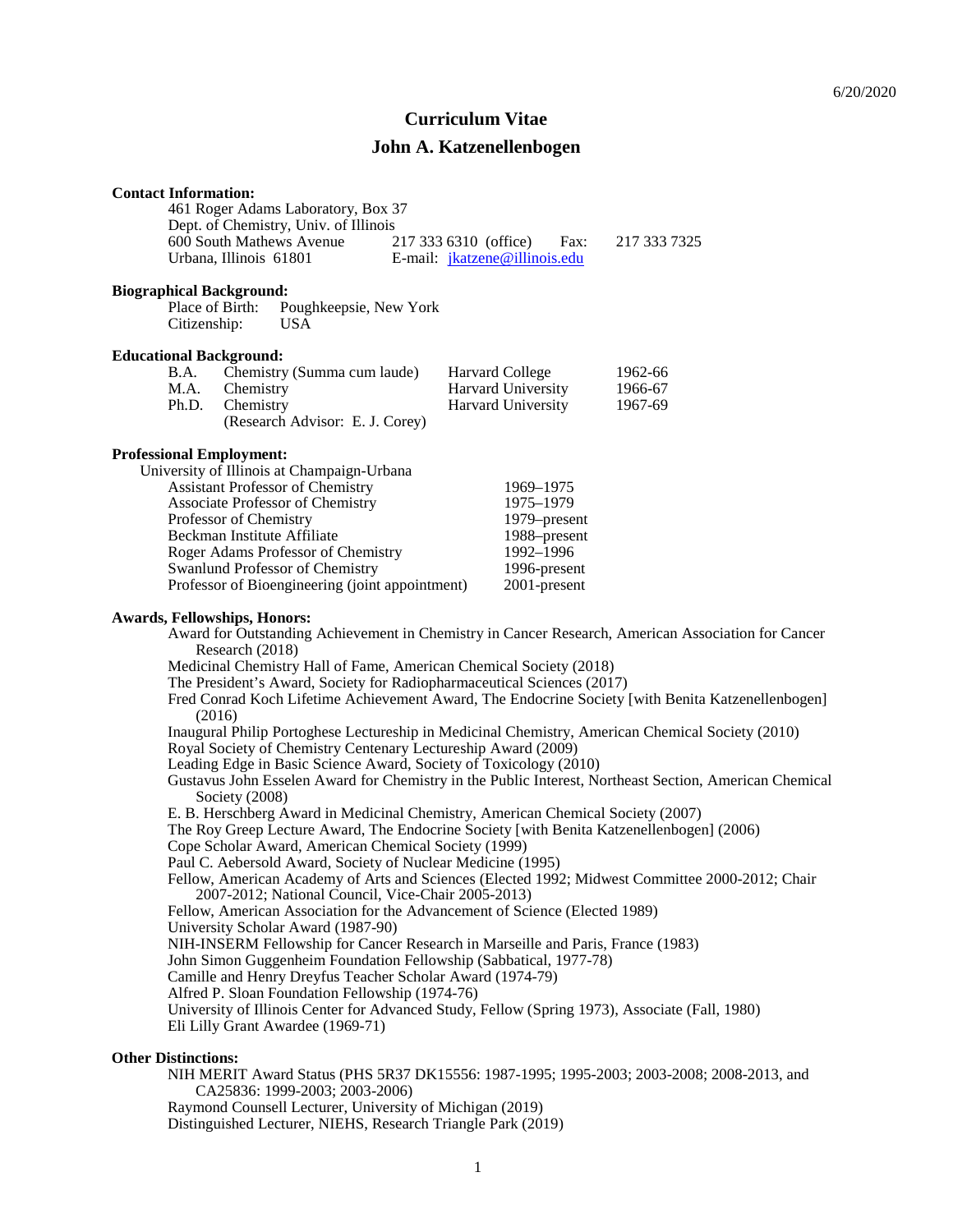6/20/2020

# Curriculum Vitae

## John A. Katzenellenbogen

**Contact Information:**

461 Roger Adams Laboratory, Box 37
Dept. of Chemistry, Univ. of Illinois
600 South Mathews Avenue — 217 333 6310 (office) — Fax: 217 333 7325
Urbana, Illinois 61801 — E-mail: jkatzene@illinois.edu

**Biographical Background:**

Place of Birth: Poughkeepsie, New York
Citizenship: USA

**Educational Background:**

| | | | |
|---|---|---|---|
| B.A. | Chemistry (Summa cum laude) | Harvard College | 1962-66 |
| M.A. | Chemistry | Harvard University | 1966-67 |
| Ph.D. | Chemistry<br>(Research Advisor: E. J. Corey) | Harvard University | 1967-69 |

**Professional Employment:**

University of Illinois at Champaign-Urbana

| | |
|---|---|
| Assistant Professor of Chemistry | 1969–1975 |
| Associate Professor of Chemistry | 1975–1979 |
| Professor of Chemistry | 1979–present |
| Beckman Institute Affiliate | 1988–present |
| Roger Adams Professor of Chemistry | 1992–1996 |
| Swanlund Professor of Chemistry | 1996-present |
| Professor of Bioengineering (joint appointment) | 2001-present |

**Awards, Fellowships, Honors:**

- Award for Outstanding Achievement in Chemistry in Cancer Research, American Association for Cancer Research (2018)
- Medicinal Chemistry Hall of Fame, American Chemical Society (2018)
- The President's Award, Society for Radiopharmaceutical Sciences (2017)
- Fred Conrad Koch Lifetime Achievement Award, The Endocrine Society [with Benita Katzenellenbogen] (2016)
- Inaugural Philip Portoghese Lectureship in Medicinal Chemistry, American Chemical Society (2010)
- Royal Society of Chemistry Centenary Lectureship Award (2009)
- Leading Edge in Basic Science Award, Society of Toxicology (2010)
- Gustavus John Esselen Award for Chemistry in the Public Interest, Northeast Section, American Chemical Society (2008)
- E. B. Herschberg Award in Medicinal Chemistry, American Chemical Society (2007)
- The Roy Greep Lecture Award, The Endocrine Society [with Benita Katzenellenbogen] (2006)
- Cope Scholar Award, American Chemical Society (1999)
- Paul C. Aebersold Award, Society of Nuclear Medicine (1995)
- Fellow, American Academy of Arts and Sciences (Elected 1992; Midwest Committee 2000-2012; Chair 2007-2012; National Council, Vice-Chair 2005-2013)
- Fellow, American Association for the Advancement of Science (Elected 1989)
- University Scholar Award (1987-90)
- NIH-INSERM Fellowship for Cancer Research in Marseille and Paris, France (1983)
- John Simon Guggenheim Foundation Fellowship (Sabbatical, 1977-78)
- Camille and Henry Dreyfus Teacher Scholar Award (1974-79)
- Alfred P. Sloan Foundation Fellowship (1974-76)
- University of Illinois Center for Advanced Study, Fellow (Spring 1973), Associate (Fall, 1980)
- Eli Lilly Grant Awardee (1969-71)

**Other Distinctions:**

- NIH MERIT Award Status (PHS 5R37 DK15556: 1987-1995; 1995-2003; 2003-2008; 2008-2013, and CA25836: 1999-2003; 2003-2006)
- Raymond Counsell Lecturer, University of Michigan (2019)
- Distinguished Lecturer, NIEHS, Research Triangle Park (2019)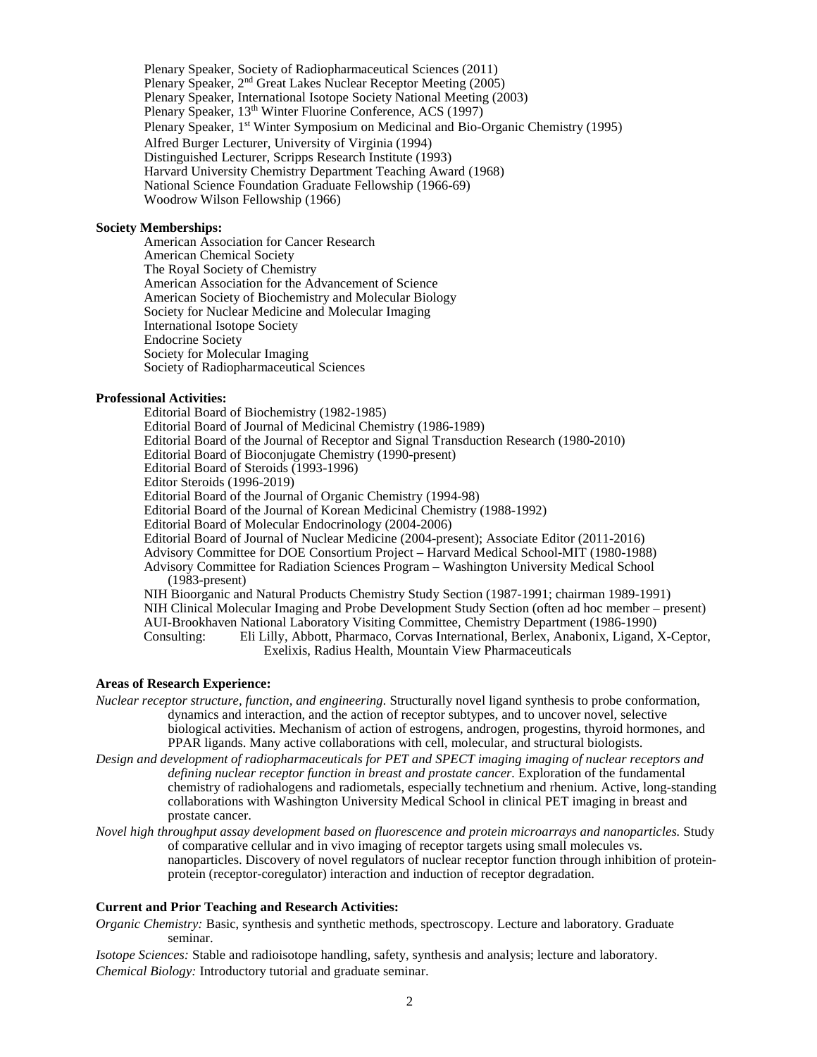Plenary Speaker, Society of Radiopharmaceutical Sciences (2011)
Plenary Speaker, 2nd Great Lakes Nuclear Receptor Meeting (2005)
Plenary Speaker, International Isotope Society National Meeting (2003)
Plenary Speaker, 13th Winter Fluorine Conference, ACS (1997)
Plenary Speaker, 1st Winter Symposium on Medicinal and Bio-Organic Chemistry (1995)
Alfred Burger Lecturer, University of Virginia (1994)
Distinguished Lecturer, Scripps Research Institute (1993)
Harvard University Chemistry Department Teaching Award (1968)
National Science Foundation Graduate Fellowship (1966-69)
Woodrow Wilson Fellowship (1966)

**Society Memberships:**

American Association for Cancer Research
American Chemical Society
The Royal Society of Chemistry
American Association for the Advancement of Science
American Society of Biochemistry and Molecular Biology
Society for Nuclear Medicine and Molecular Imaging
International Isotope Society
Endocrine Society
Society for Molecular Imaging
Society of Radiopharmaceutical Sciences

**Professional Activities:**

Editorial Board of Biochemistry (1982-1985)
Editorial Board of Journal of Medicinal Chemistry (1986-1989)
Editorial Board of the Journal of Receptor and Signal Transduction Research (1980-2010)
Editorial Board of Bioconjugate Chemistry (1990-present)
Editorial Board of Steroids (1993-1996)
Editor Steroids (1996-2019)
Editorial Board of the Journal of Organic Chemistry (1994-98)
Editorial Board of the Journal of Korean Medicinal Chemistry (1988-1992)
Editorial Board of Molecular Endocrinology (2004-2006)
Editorial Board of Journal of Nuclear Medicine (2004-present); Associate Editor (2011-2016)
Advisory Committee for DOE Consortium Project – Harvard Medical School-MIT (1980-1988)
Advisory Committee for Radiation Sciences Program – Washington University Medical School (1983-present)
NIH Bioorganic and Natural Products Chemistry Study Section (1987-1991; chairman 1989-1991)
NIH Clinical Molecular Imaging and Probe Development Study Section (often ad hoc member – present)
AUI-Brookhaven National Laboratory Visiting Committee, Chemistry Department (1986-1990)
Consulting: Eli Lilly, Abbott, Pharmaco, Corvas International, Berlex, Anabonix, Ligand, X-Ceptor, Exelixis, Radius Health, Mountain View Pharmaceuticals

**Areas of Research Experience:**

*Nuclear receptor structure, function, and engineering.* Structurally novel ligand synthesis to probe conformation, dynamics and interaction, and the action of receptor subtypes, and to uncover novel, selective biological activities. Mechanism of action of estrogens, androgen, progestins, thyroid hormones, and PPAR ligands. Many active collaborations with cell, molecular, and structural biologists.

*Design and development of radiopharmaceuticals for PET and SPECT imaging imaging of nuclear receptors and defining nuclear receptor function in breast and prostate cancer.* Exploration of the fundamental chemistry of radiohalogens and radiometals, especially technetium and rhenium. Active, long-standing collaborations with Washington University Medical School in clinical PET imaging in breast and prostate cancer.

*Novel high throughput assay development based on fluorescence and protein microarrays and nanoparticles.* Study of comparative cellular and in vivo imaging of receptor targets using small molecules vs. nanoparticles. Discovery of novel regulators of nuclear receptor function through inhibition of protein-protein (receptor-coregulator) interaction and induction of receptor degradation.

**Current and Prior Teaching and Research Activities:**

*Organic Chemistry:* Basic, synthesis and synthetic methods, spectroscopy. Lecture and laboratory. Graduate seminar.

*Isotope Sciences:* Stable and radioisotope handling, safety, synthesis and analysis; lecture and laboratory.

*Chemical Biology:* Introductory tutorial and graduate seminar.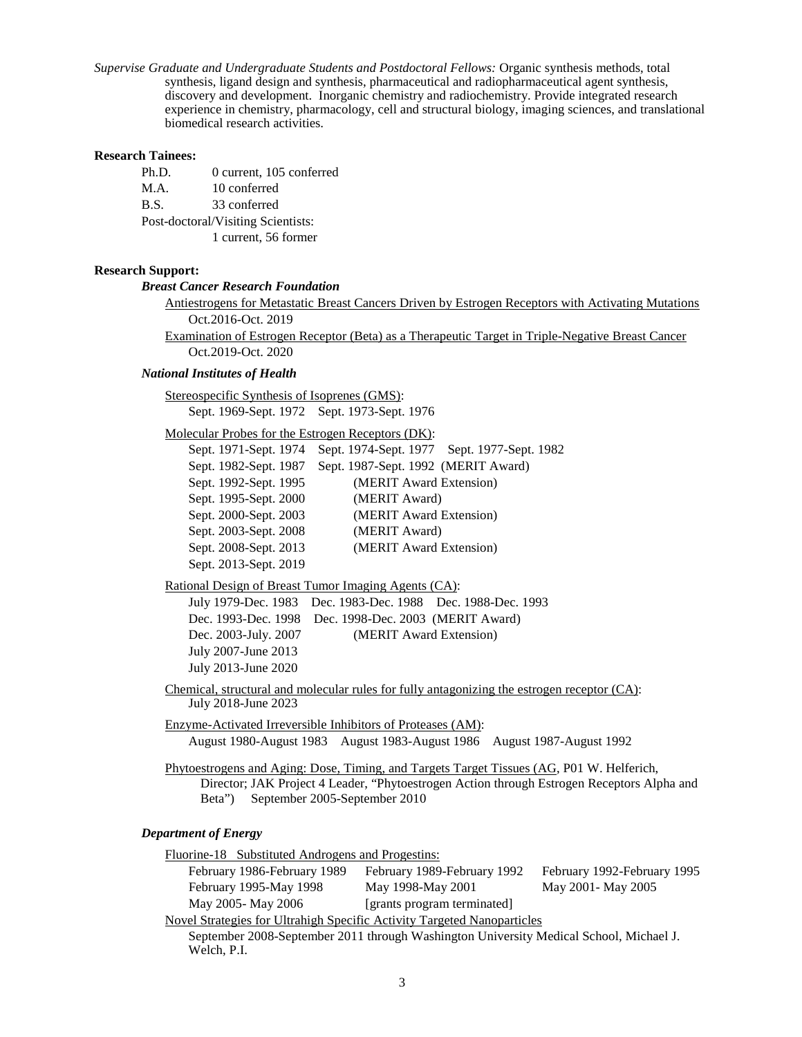*Supervise Graduate and Undergraduate Students and Postdoctoral Fellows:* Organic synthesis methods, total synthesis, ligand design and synthesis, pharmaceutical and radiopharmaceutical agent synthesis, discovery and development. Inorganic chemistry and radiochemistry. Provide integrated research experience in chemistry, pharmacology, cell and structural biology, imaging sciences, and translational biomedical research activities.

**Research Tainees:**

Ph.D. 0 current, 105 conferred
M.A. 10 conferred
B.S. 33 conferred
Post-doctoral/Visiting Scientists:
1 current, 56 former

**Research Support:**

***Breast Cancer Research Foundation***

Antiestrogens for Metastatic Breast Cancers Driven by Estrogen Receptors with Activating Mutations
Oct.2016-Oct. 2019

Examination of Estrogen Receptor (Beta) as a Therapeutic Target in Triple-Negative Breast Cancer
Oct.2019-Oct. 2020

***National Institutes of Health***

Stereospecific Synthesis of Isoprenes (GMS):
Sept. 1969-Sept. 1972 Sept. 1973-Sept. 1976

Molecular Probes for the Estrogen Receptors (DK):
Sept. 1971-Sept. 1974 Sept. 1974-Sept. 1977 Sept. 1977-Sept. 1982
Sept. 1982-Sept. 1987 Sept. 1987-Sept. 1992 (MERIT Award)
Sept. 1992-Sept. 1995 (MERIT Award Extension)
Sept. 1995-Sept. 2000 (MERIT Award)
Sept. 2000-Sept. 2003 (MERIT Award Extension)
Sept. 2003-Sept. 2008 (MERIT Award)
Sept. 2008-Sept. 2013 (MERIT Award Extension)
Sept. 2013-Sept. 2019

Rational Design of Breast Tumor Imaging Agents (CA):
July 1979-Dec. 1983 Dec. 1983-Dec. 1988 Dec. 1988-Dec. 1993
Dec. 1993-Dec. 1998 Dec. 1998-Dec. 2003 (MERIT Award)
Dec. 2003-July. 2007 (MERIT Award Extension)
July 2007-June 2013
July 2013-June 2020

Chemical, structural and molecular rules for fully antagonizing the estrogen receptor (CA):
July 2018-June 2023

Enzyme-Activated Irreversible Inhibitors of Proteases (AM):
August 1980-August 1983 August 1983-August 1986 August 1987-August 1992

Phytoestrogens and Aging: Dose, Timing, and Targets Target Tissues (AG, P01 W. Helferich, Director; JAK Project 4 Leader, "Phytoestrogen Action through Estrogen Receptors Alpha and Beta") September 2005-September 2010

***Department of Energy***

Fluorine-18 Substituted Androgens and Progestins:
February 1986-February 1989 February 1989-February 1992 February 1992-February 1995
February 1995-May 1998 May 1998-May 2001 May 2001- May 2005
May 2005- May 2006 [grants program terminated]

Novel Strategies for Ultrahigh Specific Activity Targeted Nanoparticles
September 2008-September 2011 through Washington University Medical School, Michael J. Welch, P.I.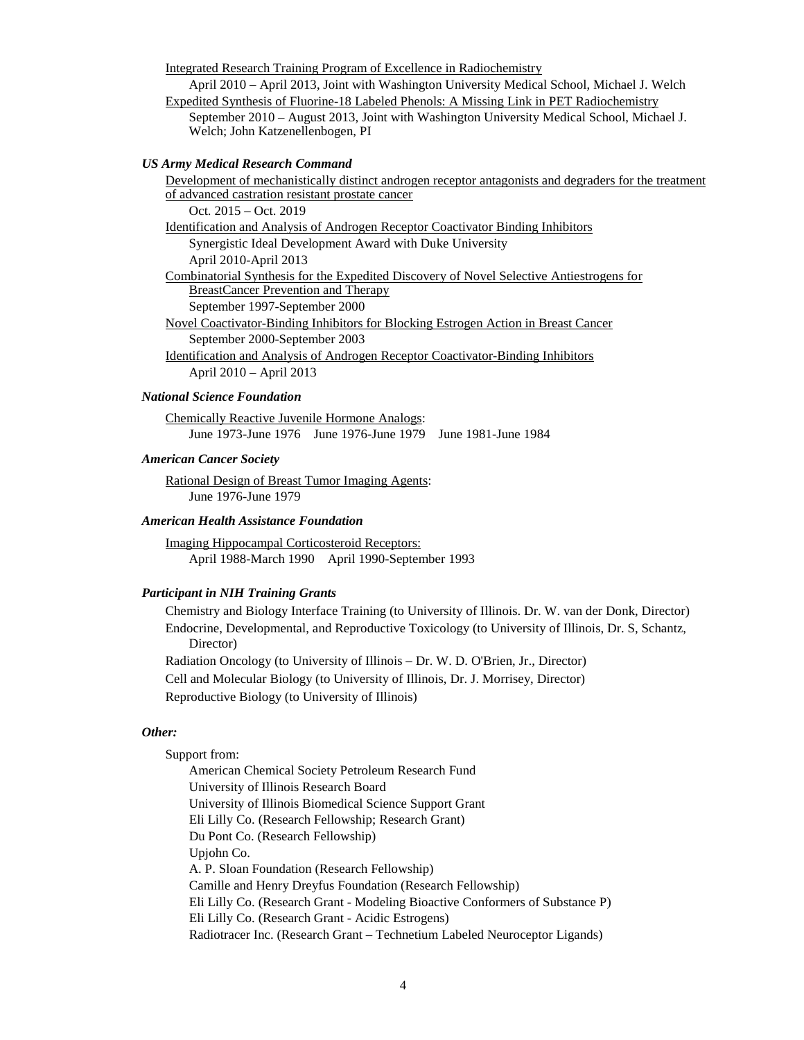<u>Integrated Research Training Program of Excellence in Radiochemistry</u>

April 2010 – April 2013, Joint with Washington University Medical School, Michael J. Welch

<u>Expedited Synthesis of Fluorine-18 Labeled Phenols: A Missing Link in PET Radiochemistry</u>

September 2010 – August 2013, Joint with Washington University Medical School, Michael J. Welch; John Katzenellenbogen, PI

### *US Army Medical Research Command*

<u>Development of mechanistically distinct androgen receptor antagonists and degraders for the treatment of advanced castration resistant prostate cancer</u>

Oct. 2015 – Oct. 2019

<u>Identification and Analysis of Androgen Receptor Coactivator Binding Inhibitors</u>

Synergistic Ideal Development Award with Duke University

April 2010-April 2013

<u>Combinatorial Synthesis for the Expedited Discovery of Novel Selective Antiestrogens for BreastCancer Prevention and Therapy</u>

September 1997-September 2000

<u>Novel Coactivator-Binding Inhibitors for Blocking Estrogen Action in Breast Cancer</u>

September 2000-September 2003

<u>Identification and Analysis of Androgen Receptor Coactivator-Binding Inhibitors</u>

April 2010 – April 2013

### *National Science Foundation*

<u>Chemically Reactive Juvenile Hormone Analogs</u>:

June 1973-June 1976 June 1976-June 1979 June 1981-June 1984

### *American Cancer Society*

<u>Rational Design of Breast Tumor Imaging Agents</u>:

June 1976-June 1979

### *American Health Assistance Foundation*

<u>Imaging Hippocampal Corticosteroid Receptors:</u>

April 1988-March 1990 April 1990-September 1993

### *Participant in NIH Training Grants*

Chemistry and Biology Interface Training (to University of Illinois. Dr. W. van der Donk, Director)

Endocrine, Developmental, and Reproductive Toxicology (to University of Illinois, Dr. S, Schantz, Director)

Radiation Oncology (to University of Illinois – Dr. W. D. O'Brien, Jr., Director)

Cell and Molecular Biology (to University of Illinois, Dr. J. Morrisey, Director)

Reproductive Biology (to University of Illinois)

### *Other:*

Support from:

- American Chemical Society Petroleum Research Fund
- University of Illinois Research Board
- University of Illinois Biomedical Science Support Grant
- Eli Lilly Co. (Research Fellowship; Research Grant)
- Du Pont Co. (Research Fellowship)
- Upjohn Co.
- A. P. Sloan Foundation (Research Fellowship)
- Camille and Henry Dreyfus Foundation (Research Fellowship)
- Eli Lilly Co. (Research Grant - Modeling Bioactive Conformers of Substance P)
- Eli Lilly Co. (Research Grant - Acidic Estrogens)
- Radiotracer Inc. (Research Grant – Technetium Labeled Neuroceptor Ligands)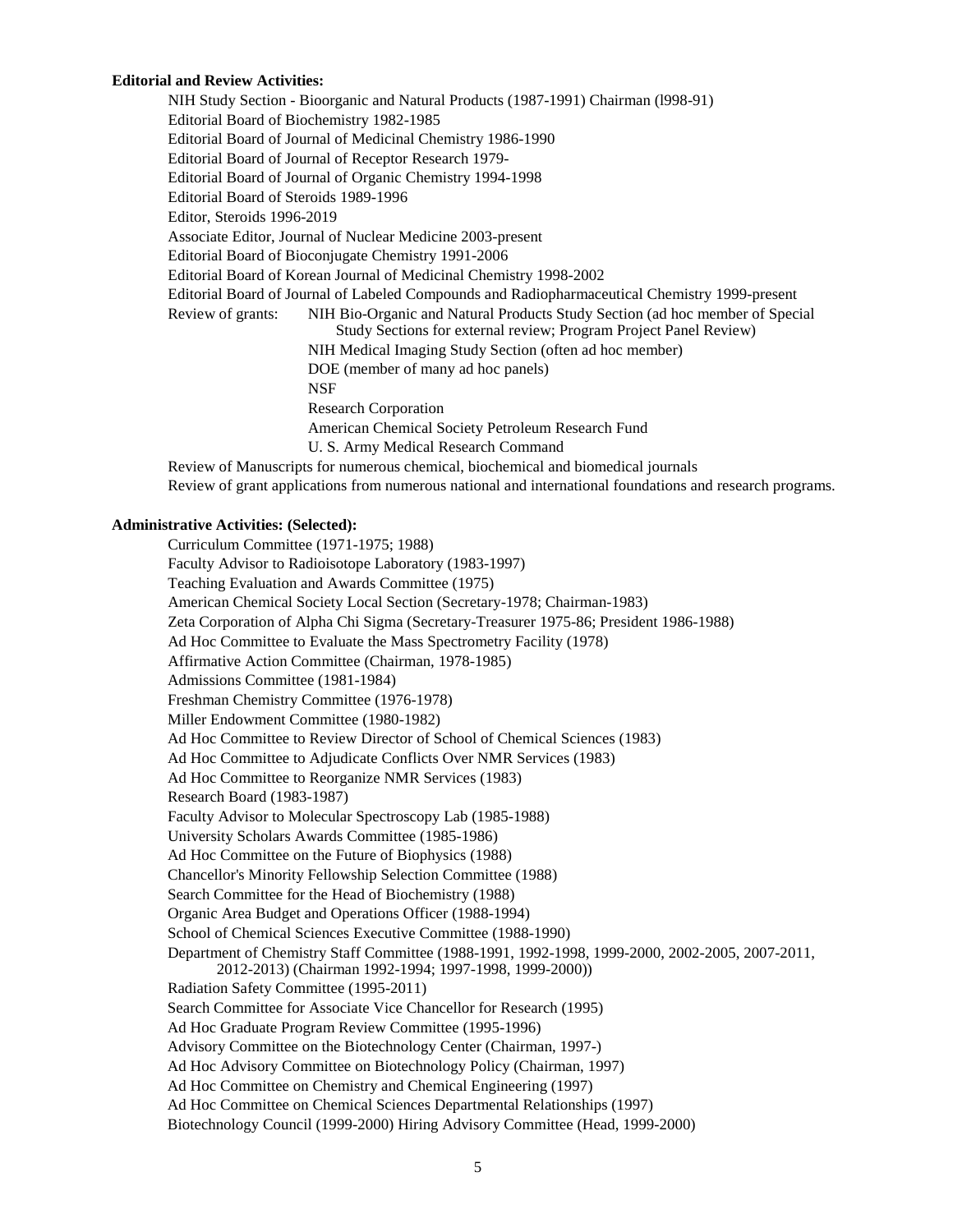**Editorial and Review Activities:**

NIH Study Section - Bioorganic and Natural Products (1987-1991) Chairman (l998-91)
Editorial Board of Biochemistry 1982-1985
Editorial Board of Journal of Medicinal Chemistry 1986-1990
Editorial Board of Journal of Receptor Research 1979-
Editorial Board of Journal of Organic Chemistry 1994-1998
Editorial Board of Steroids 1989-1996
Editor, Steroids 1996-2019
Associate Editor, Journal of Nuclear Medicine 2003-present
Editorial Board of Bioconjugate Chemistry 1991-2006
Editorial Board of Korean Journal of Medicinal Chemistry 1998-2002
Editorial Board of Journal of Labeled Compounds and Radiopharmaceutical Chemistry 1999-present
Review of grants: NIH Bio-Organic and Natural Products Study Section (ad hoc member of Special Study Sections for external review; Program Project Panel Review)
NIH Medical Imaging Study Section (often ad hoc member)
DOE (member of many ad hoc panels)
NSF
Research Corporation
American Chemical Society Petroleum Research Fund
U. S. Army Medical Research Command
Review of Manuscripts for numerous chemical, biochemical and biomedical journals
Review of grant applications from numerous national and international foundations and research programs.

**Administrative Activities: (Selected):**

Curriculum Committee (1971-1975; 1988)
Faculty Advisor to Radioisotope Laboratory (1983-1997)
Teaching Evaluation and Awards Committee (1975)
American Chemical Society Local Section (Secretary-1978; Chairman-1983)
Zeta Corporation of Alpha Chi Sigma (Secretary-Treasurer 1975-86; President 1986-1988)
Ad Hoc Committee to Evaluate the Mass Spectrometry Facility (1978)
Affirmative Action Committee (Chairman, 1978-1985)
Admissions Committee (1981-1984)
Freshman Chemistry Committee (1976-1978)
Miller Endowment Committee (1980-1982)
Ad Hoc Committee to Review Director of School of Chemical Sciences (1983)
Ad Hoc Committee to Adjudicate Conflicts Over NMR Services (1983)
Ad Hoc Committee to Reorganize NMR Services (1983)
Research Board (1983-1987)
Faculty Advisor to Molecular Spectroscopy Lab (1985-1988)
University Scholars Awards Committee (1985-1986)
Ad Hoc Committee on the Future of Biophysics (1988)
Chancellor's Minority Fellowship Selection Committee (1988)
Search Committee for the Head of Biochemistry (1988)
Organic Area Budget and Operations Officer (1988-1994)
School of Chemical Sciences Executive Committee (1988-1990)
Department of Chemistry Staff Committee (1988-1991, 1992-1998, 1999-2000, 2002-2005, 2007-2011, 2012-2013) (Chairman 1992-1994; 1997-1998, 1999-2000))
Radiation Safety Committee (1995-2011)
Search Committee for Associate Vice Chancellor for Research (1995)
Ad Hoc Graduate Program Review Committee (1995-1996)
Advisory Committee on the Biotechnology Center (Chairman, 1997-)
Ad Hoc Advisory Committee on Biotechnology Policy (Chairman, 1997)
Ad Hoc Committee on Chemistry and Chemical Engineering (1997)
Ad Hoc Committee on Chemical Sciences Departmental Relationships (1997)
Biotechnology Council (1999-2000) Hiring Advisory Committee (Head, 1999-2000)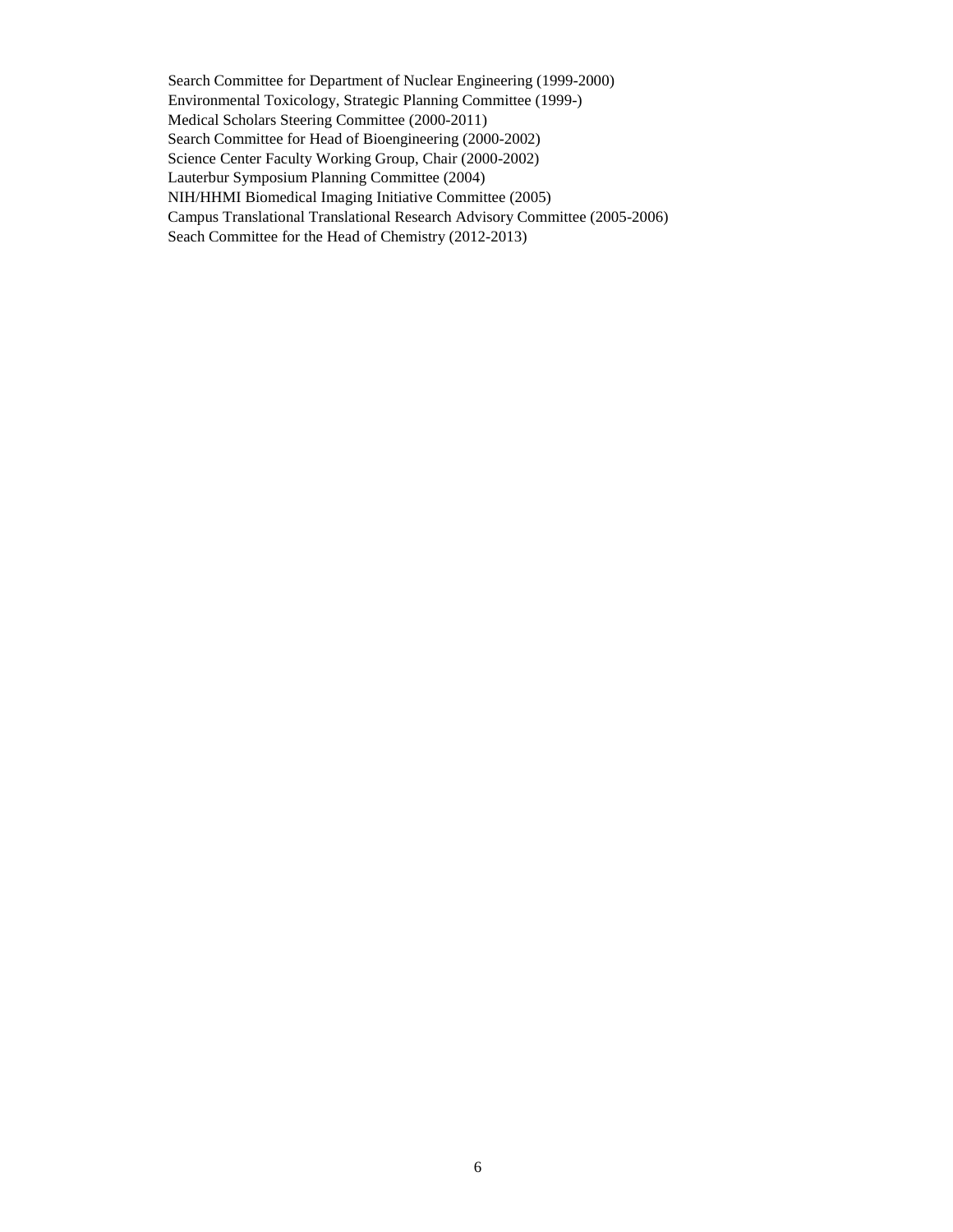Search Committee for Department of Nuclear Engineering (1999-2000)
Environmental Toxicology, Strategic Planning Committee (1999-)
Medical Scholars Steering Committee (2000-2011)
Search Committee for Head of Bioengineering (2000-2002)
Science Center Faculty Working Group, Chair (2000-2002)
Lauterbur Symposium Planning Committee (2004)
NIH/HHMI Biomedical Imaging Initiative Committee (2005)
Campus Translational Translational Research Advisory Committee (2005-2006)
Seach Committee for the Head of Chemistry (2012-2013)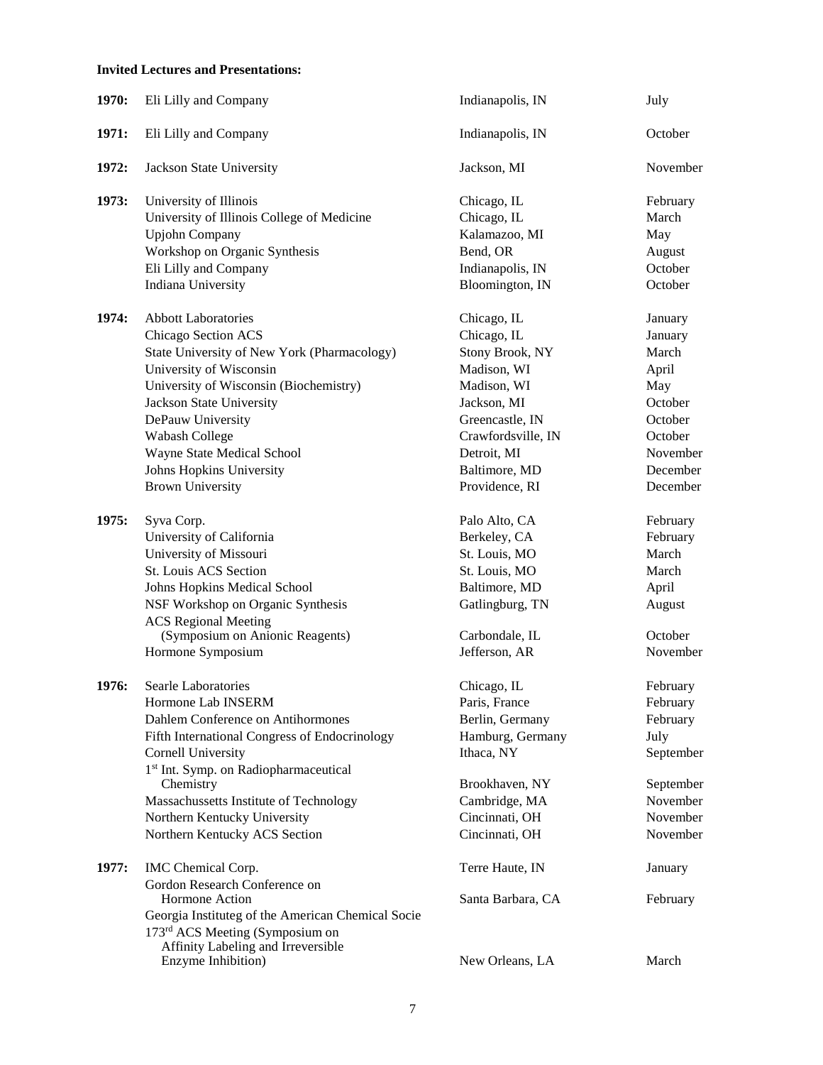**Invited Lectures and Presentations:**

| | | | |
|---|---|---|---|
| **1970:** | Eli Lilly and Company | Indianapolis, IN | July |
| **1971:** | Eli Lilly and Company | Indianapolis, IN | October |
| **1972:** | Jackson State University | Jackson, MI | November |
| **1973:** | University of Illinois | Chicago, IL | February |
| | University of Illinois College of Medicine | Chicago, IL | March |
| | Upjohn Company | Kalamazoo, MI | May |
| | Workshop on Organic Synthesis | Bend, OR | August |
| | Eli Lilly and Company | Indianapolis, IN | October |
| | Indiana University | Bloomington, IN | October |
| **1974:** | Abbott Laboratories | Chicago, IL | January |
| | Chicago Section ACS | Chicago, IL | January |
| | State University of New York (Pharmacology) | Stony Brook, NY | March |
| | University of Wisconsin | Madison, WI | April |
| | University of Wisconsin (Biochemistry) | Madison, WI | May |
| | Jackson State University | Jackson, MI | October |
| | DePauw University | Greencastle, IN | October |
| | Wabash College | Crawfordsville, IN | October |
| | Wayne State Medical School | Detroit, MI | November |
| | Johns Hopkins University | Baltimore, MD | December |
| | Brown University | Providence, RI | December |
| **1975:** | Syva Corp. | Palo Alto, CA | February |
| | University of California | Berkeley, CA | February |
| | University of Missouri | St. Louis, MO | March |
| | St. Louis ACS Section | St. Louis, MO | March |
| | Johns Hopkins Medical School | Baltimore, MD | April |
| | NSF Workshop on Organic Synthesis | Gatlingburg, TN | August |
| | ACS Regional Meeting (Symposium on Anionic Reagents) | Carbondale, IL | October |
| | Hormone Symposium | Jefferson, AR | November |
| **1976:** | Searle Laboratories | Chicago, IL | February |
| | Hormone Lab INSERM | Paris, France | February |
| | Dahlem Conference on Antihormones | Berlin, Germany | February |
| | Fifth International Congress of Endocrinology | Hamburg, Germany | July |
| | Cornell University | Ithaca, NY | September |
| | 1st Int. Symp. on Radiopharmaceutical Chemistry | Brookhaven, NY | September |
| | Massachussetts Institute of Technology | Cambridge, MA | November |
| | Northern Kentucky University | Cincinnati, OH | November |
| | Northern Kentucky ACS Section | Cincinnati, OH | November |
| **1977:** | IMC Chemical Corp. | Terre Haute, IN | January |
| | Gordon Research Conference on Hormone Action | Santa Barbara, CA | February |
| | Georgia Instituteg of the American Chemical Socie | | |
| | 173rd ACS Meeting (Symposium on Affinity Labeling and Irreversible Enzyme Inhibition) | New Orleans, LA | March |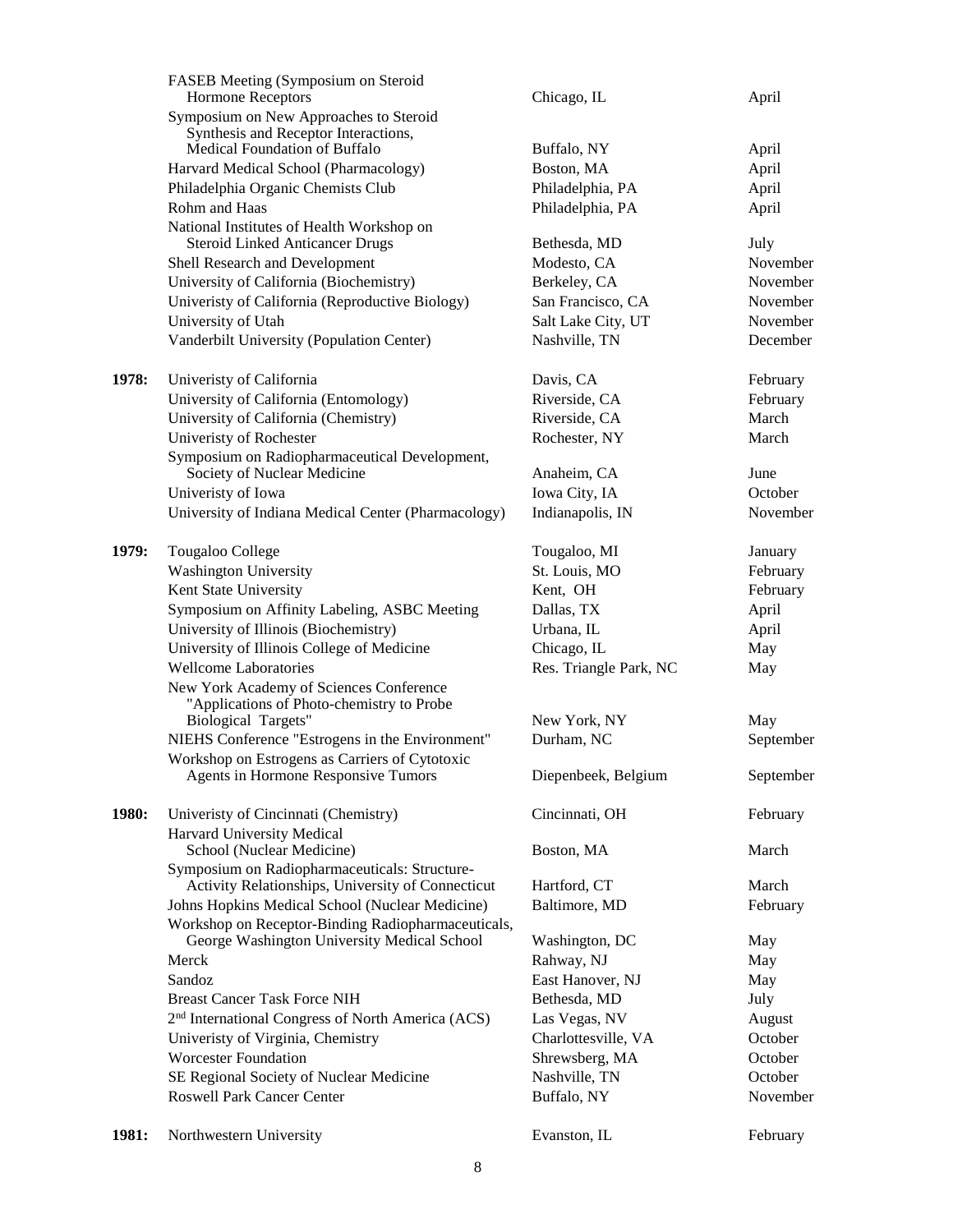| | | | |
|---|---|---|---|
| | FASEB Meeting (Symposium on Steroid Hormone Receptors | Chicago, IL | April |
| | Symposium on New Approaches to Steroid Synthesis and Receptor Interactions, Medical Foundation of Buffalo | Buffalo, NY | April |
| | Harvard Medical School (Pharmacology) | Boston, MA | April |
| | Philadelphia Organic Chemists Club | Philadelphia, PA | April |
| | Rohm and Haas | Philadelphia, PA | April |
| | National Institutes of Health Workshop on Steroid Linked Anticancer Drugs | Bethesda, MD | July |
| | Shell Research and Development | Modesto, CA | November |
| | University of California (Biochemistry) | Berkeley, CA | November |
| | Univeristy of California (Reproductive Biology) | San Francisco, CA | November |
| | University of Utah | Salt Lake City, UT | November |
| | Vanderbilt University (Population Center) | Nashville, TN | December |
| **1978:** | Univeristy of California | Davis, CA | February |
| | University of California (Entomology) | Riverside, CA | February |
| | University of California (Chemistry) | Riverside, CA | March |
| | Univeristy of Rochester | Rochester, NY | March |
| | Symposium on Radiopharmaceutical Development, Society of Nuclear Medicine | Anaheim, CA | June |
| | Univeristy of Iowa | Iowa City, IA | October |
| | University of Indiana Medical Center (Pharmacology) | Indianapolis, IN | November |
| **1979:** | Tougaloo College | Tougaloo, MI | January |
| | Washington University | St. Louis, MO | February |
| | Kent State University | Kent, OH | February |
| | Symposium on Affinity Labeling, ASBC Meeting | Dallas, TX | April |
| | University of Illinois (Biochemistry) | Urbana, IL | April |
| | University of Illinois College of Medicine | Chicago, IL | May |
| | Wellcome Laboratories | Res. Triangle Park, NC | May |
| | New York Academy of Sciences Conference "Applications of Photo-chemistry to Probe Biological Targets" | New York, NY | May |
| | NIEHS Conference "Estrogens in the Environment" | Durham, NC | September |
| | Workshop on Estrogens as Carriers of Cytotoxic Agents in Hormone Responsive Tumors | Diepenbeek, Belgium | September |
| **1980:** | Univeristy of Cincinnati (Chemistry) | Cincinnati, OH | February |
| | Harvard University Medical School (Nuclear Medicine) | Boston, MA | March |
| | Symposium on Radiopharmaceuticals: Structure-Activity Relationships, University of Connecticut | Hartford, CT | March |
| | Johns Hopkins Medical School (Nuclear Medicine) | Baltimore, MD | February |
| | Workshop on Receptor-Binding Radiopharmaceuticals, George Washington University Medical School | Washington, DC | May |
| | Merck | Rahway, NJ | May |
| | Sandoz | East Hanover, NJ | May |
| | Breast Cancer Task Force NIH | Bethesda, MD | July |
| | 2nd International Congress of North America (ACS) | Las Vegas, NV | August |
| | Univeristy of Virginia, Chemistry | Charlottesville, VA | October |
| | Worcester Foundation | Shrewsberg, MA | October |
| | SE Regional Society of Nuclear Medicine | Nashville, TN | October |
| | Roswell Park Cancer Center | Buffalo, NY | November |
| **1981:** | Northwestern University | Evanston, IL | February |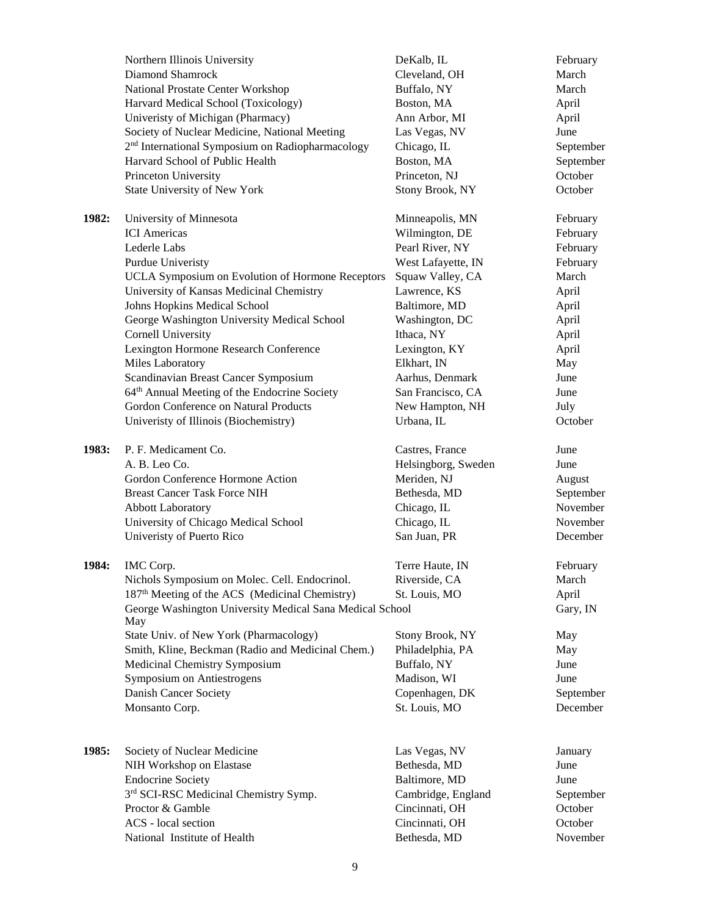| | | | |
|---|---|---|---|
| | Northern Illinois University | DeKalb, IL | February |
| | Diamond Shamrock | Cleveland, OH | March |
| | National Prostate Center Workshop | Buffalo, NY | March |
| | Harvard Medical School (Toxicology) | Boston, MA | April |
| | Univeristy of Michigan (Pharmacy) | Ann Arbor, MI | April |
| | Society of Nuclear Medicine, National Meeting | Las Vegas, NV | June |
| | 2nd International Symposium on Radiopharmacology | Chicago, IL | September |
| | Harvard School of Public Health | Boston, MA | September |
| | Princeton University | Princeton, NJ | October |
| | State University of New York | Stony Brook, NY | October |
| **1982:** | University of Minnesota | Minneapolis, MN | February |
| | ICI Americas | Wilmington, DE | February |
| | Lederle Labs | Pearl River, NY | February |
| | Purdue Univeristy | West Lafayette, IN | February |
| | UCLA Symposium on Evolution of Hormone Receptors | Squaw Valley, CA | March |
| | University of Kansas Medicinal Chemistry | Lawrence, KS | April |
| | Johns Hopkins Medical School | Baltimore, MD | April |
| | George Washington University Medical School | Washington, DC | April |
| | Cornell University | Ithaca, NY | April |
| | Lexington Hormone Research Conference | Lexington, KY | April |
| | Miles Laboratory | Elkhart, IN | May |
| | Scandinavian Breast Cancer Symposium | Aarhus, Denmark | June |
| | 64th Annual Meeting of the Endocrine Society | San Francisco, CA | June |
| | Gordon Conference on Natural Products | New Hampton, NH | July |
| | Univeristy of Illinois (Biochemistry) | Urbana, IL | October |
| **1983:** | P. F. Medicament Co. | Castres, France | June |
| | A. B. Leo Co. | Helsingborg, Sweden | June |
| | Gordon Conference Hormone Action | Meriden, NJ | August |
| | Breast Cancer Task Force NIH | Bethesda, MD | September |
| | Abbott Laboratory | Chicago, IL | November |
| | University of Chicago Medical School | Chicago, IL | November |
| | Univeristy of Puerto Rico | San Juan, PR | December |
| **1984:** | IMC Corp. | Terre Haute, IN | February |
| | Nichols Symposium on Molec. Cell. Endocrinol. | Riverside, CA | March |
| | 187th Meeting of the ACS (Medicinal Chemistry) | St. Louis, MO | April |
| | George Washington University Medical Sana Medical School May | | Gary, IN |
| | State Univ. of New York (Pharmacology) | Stony Brook, NY | May |
| | Smith, Kline, Beckman (Radio and Medicinal Chem.) | Philadelphia, PA | May |
| | Medicinal Chemistry Symposium | Buffalo, NY | June |
| | Symposium on Antiestrogens | Madison, WI | June |
| | Danish Cancer Society | Copenhagen, DK | September |
| | Monsanto Corp. | St. Louis, MO | December |
| **1985:** | Society of Nuclear Medicine | Las Vegas, NV | January |
| | NIH Workshop on Elastase | Bethesda, MD | June |
| | Endocrine Society | Baltimore, MD | June |
| | 3rd SCI-RSC Medicinal Chemistry Symp. | Cambridge, England | September |
| | Proctor & Gamble | Cincinnati, OH | October |
| | ACS - local section | Cincinnati, OH | October |
| | National Institute of Health | Bethesda, MD | November |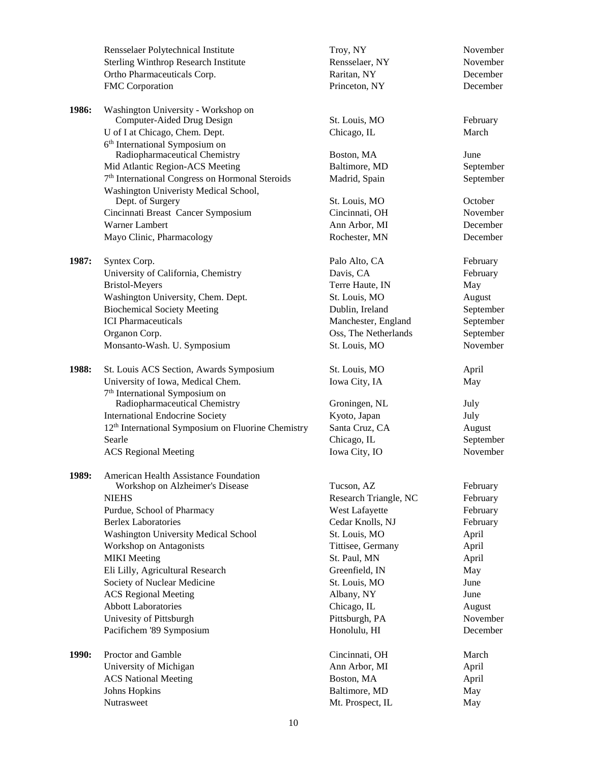| | | | |
|---|---|---|---|
| | Rensselaer Polytechnical Institute | Troy, NY | November |
| | Sterling Winthrop Research Institute | Rensselaer, NY | November |
| | Ortho Pharmaceuticals Corp. | Raritan, NY | December |
| | FMC Corporation | Princeton, NY | December |
| **1986:** | Washington University - Workshop on Computer-Aided Drug Design | St. Louis, MO | February |
| | U of I at Chicago, Chem. Dept. | Chicago, IL | March |
| | 6th International Symposium on Radiopharmaceutical Chemistry | Boston, MA | June |
| | Mid Atlantic Region-ACS Meeting | Baltimore, MD | September |
| | 7th International Congress on Hormonal Steroids | Madrid, Spain | September |
| | Washington Univeristy Medical School, Dept. of Surgery | St. Louis, MO | October |
| | Cincinnati Breast Cancer Symposium | Cincinnati, OH | November |
| | Warner Lambert | Ann Arbor, MI | December |
| | Mayo Clinic, Pharmacology | Rochester, MN | December |
| **1987:** | Syntex Corp. | Palo Alto, CA | February |
| | University of California, Chemistry | Davis, CA | February |
| | Bristol-Meyers | Terre Haute, IN | May |
| | Washington University, Chem. Dept. | St. Louis, MO | August |
| | Biochemical Society Meeting | Dublin, Ireland | September |
| | ICI Pharmaceuticals | Manchester, England | September |
| | Organon Corp. | Oss, The Netherlands | September |
| | Monsanto-Wash. U. Symposium | St. Louis, MO | November |
| **1988:** | St. Louis ACS Section, Awards Symposium | St. Louis, MO | April |
| | University of Iowa, Medical Chem. | Iowa City, IA | May |
| | 7th International Symposium on Radiopharmaceutical Chemistry | Groningen, NL | July |
| | International Endocrine Society | Kyoto, Japan | July |
| | 12th International Symposium on Fluorine Chemistry | Santa Cruz, CA | August |
| | Searle | Chicago, IL | September |
| | ACS Regional Meeting | Iowa City, IO | November |
| **1989:** | American Health Assistance Foundation Workshop on Alzheimer's Disease | Tucson, AZ | February |
| | NIEHS | Research Triangle, NC | February |
| | Purdue, School of Pharmacy | West Lafayette | February |
| | Berlex Laboratories | Cedar Knolls, NJ | February |
| | Washington University Medical School | St. Louis, MO | April |
| | Workshop on Antagonists | Tittisee, Germany | April |
| | MIKI Meeting | St. Paul, MN | April |
| | Eli Lilly, Agricultural Research | Greenfield, IN | May |
| | Society of Nuclear Medicine | St. Louis, MO | June |
| | ACS Regional Meeting | Albany, NY | June |
| | Abbott Laboratories | Chicago, IL | August |
| | Univesity of Pittsburgh | Pittsburgh, PA | November |
| | Pacifichem '89 Symposium | Honolulu, HI | December |
| **1990:** | Proctor and Gamble | Cincinnati, OH | March |
| | University of Michigan | Ann Arbor, MI | April |
| | ACS National Meeting | Boston, MA | April |
| | Johns Hopkins | Baltimore, MD | May |
| | Nutrasweet | Mt. Prospect, IL | May |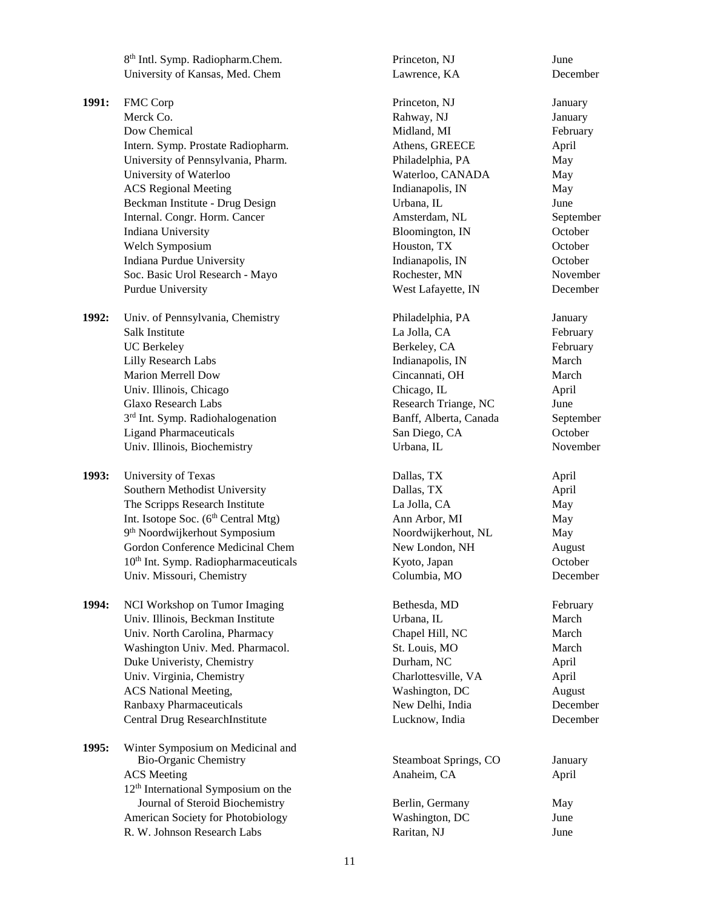| Year | Event | Location | Month |
|---|---|---|---|
| | 8th Intl. Symp. Radiopharm.Chem. | Princeton, NJ | June |
| | University of Kansas, Med. Chem | Lawrence, KA | December |
| **1991:** | FMC Corp | Princeton, NJ | January |
| | Merck Co. | Rahway, NJ | January |
| | Dow Chemical | Midland, MI | February |
| | Intern. Symp. Prostate Radiopharm. | Athens, GREECE | April |
| | University of Pennsylvania, Pharm. | Philadelphia, PA | May |
| | University of Waterloo | Waterloo, CANADA | May |
| | ACS Regional Meeting | Indianapolis, IN | May |
| | Beckman Institute - Drug Design | Urbana, IL | June |
| | Internal. Congr. Horm. Cancer | Amsterdam, NL | September |
| | Indiana University | Bloomington, IN | October |
| | Welch Symposium | Houston, TX | October |
| | Indiana Purdue University | Indianapolis, IN | October |
| | Soc. Basic Urol Research - Mayo | Rochester, MN | November |
| | Purdue University | West Lafayette, IN | December |
| **1992:** | Univ. of Pennsylvania, Chemistry | Philadelphia, PA | January |
| | Salk Institute | La Jolla, CA | February |
| | UC Berkeley | Berkeley, CA | February |
| | Lilly Research Labs | Indianapolis, IN | March |
| | Marion Merrell Dow | Cincannati, OH | March |
| | Univ. Illinois, Chicago | Chicago, IL | April |
| | Glaxo Research Labs | Research Triange, NC | June |
| | 3rd Int. Symp. Radiohalogenation | Banff, Alberta, Canada | September |
| | Ligand Pharmaceuticals | San Diego, CA | October |
| | Univ. Illinois, Biochemistry | Urbana, IL | November |
| **1993:** | University of Texas | Dallas, TX | April |
| | Southern Methodist University | Dallas, TX | April |
| | The Scripps Research Institute | La Jolla, CA | May |
| | Int. Isotope Soc. (6th Central Mtg) | Ann Arbor, MI | May |
| | 9th Noordwijkerhout Symposium | Noordwijkerhout, NL | May |
| | Gordon Conference Medicinal Chem | New London, NH | August |
| | 10th Int. Symp. Radiopharmaceuticals | Kyoto, Japan | October |
| | Univ. Missouri, Chemistry | Columbia, MO | December |
| **1994:** | NCI Workshop on Tumor Imaging | Bethesda, MD | February |
| | Univ. Illinois, Beckman Institute | Urbana, IL | March |
| | Univ. North Carolina, Pharmacy | Chapel Hill, NC | March |
| | Washington Univ. Med. Pharmacol. | St. Louis, MO | March |
| | Duke Univeristy, Chemistry | Durham, NC | April |
| | Univ. Virginia, Chemistry | Charlottesville, VA | April |
| | ACS National Meeting, | Washington, DC | August |
| | Ranbaxy Pharmaceuticals | New Delhi, India | December |
| | Central Drug ResearchInstitute | Lucknow, India | December |
| **1995:** | Winter Symposium on Medicinal and Bio-Organic Chemistry | Steamboat Springs, CO | January |
| | ACS Meeting | Anaheim, CA | April |
| | 12th International Symposium on the Journal of Steroid Biochemistry | Berlin, Germany | May |
| | American Society for Photobiology | Washington, DC | June |
| | R. W. Johnson Research Labs | Raritan, NJ | June |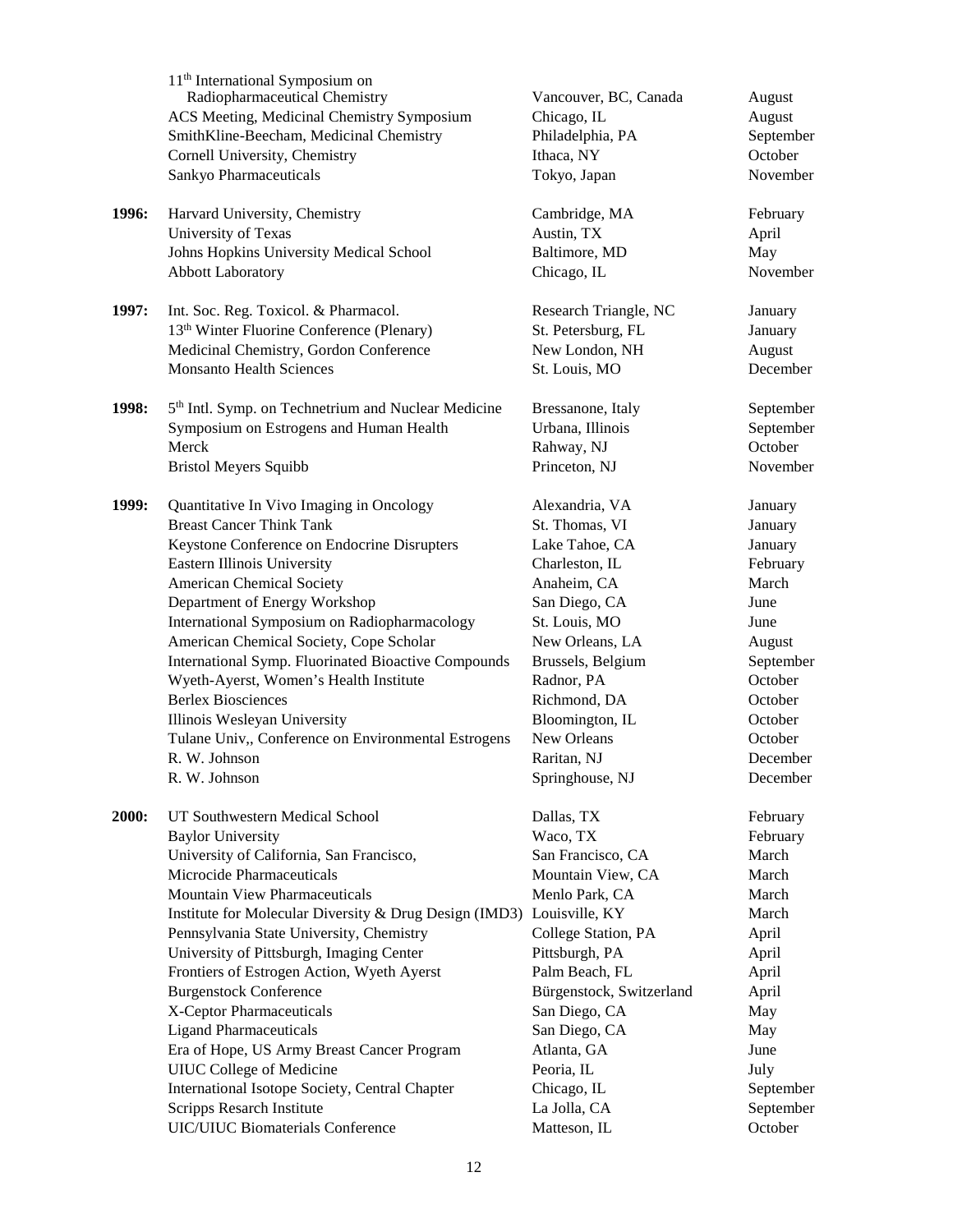| | | | |
|---|---|---|---|
| | 11th International Symposium on Radiopharmaceutical Chemistry | Vancouver, BC, Canada | August |
| | ACS Meeting, Medicinal Chemistry Symposium | Chicago, IL | August |
| | SmithKline-Beecham, Medicinal Chemistry | Philadelphia, PA | September |
| | Cornell University, Chemistry | Ithaca, NY | October |
| | Sankyo Pharmaceuticals | Tokyo, Japan | November |
| **1996:** | Harvard University, Chemistry | Cambridge, MA | February |
| | University of Texas | Austin, TX | April |
| | Johns Hopkins University Medical School | Baltimore, MD | May |
| | Abbott Laboratory | Chicago, IL | November |
| **1997:** | Int. Soc. Reg. Toxicol. & Pharmacol. | Research Triangle, NC | January |
| | 13th Winter Fluorine Conference (Plenary) | St. Petersburg, FL | January |
| | Medicinal Chemistry, Gordon Conference | New London, NH | August |
| | Monsanto Health Sciences | St. Louis, MO | December |
| **1998:** | 5th Intl. Symp. on Technetrium and Nuclear Medicine | Bressanone, Italy | September |
| | Symposium on Estrogens and Human Health | Urbana, Illinois | September |
| | Merck | Rahway, NJ | October |
| | Bristol Meyers Squibb | Princeton, NJ | November |
| **1999:** | Quantitative In Vivo Imaging in Oncology | Alexandria, VA | January |
| | Breast Cancer Think Tank | St. Thomas, VI | January |
| | Keystone Conference on Endocrine Disrupters | Lake Tahoe, CA | January |
| | Eastern Illinois University | Charleston, IL | February |
| | American Chemical Society | Anaheim, CA | March |
| | Department of Energy Workshop | San Diego, CA | June |
| | International Symposium on Radiopharmacology | St. Louis, MO | June |
| | American Chemical Society, Cope Scholar | New Orleans, LA | August |
| | International Symp. Fluorinated Bioactive Compounds | Brussels, Belgium | September |
| | Wyeth-Ayerst, Women's Health Institute | Radnor, PA | October |
| | Berlex Biosciences | Richmond, DA | October |
| | Illinois Wesleyan University | Bloomington, IL | October |
| | Tulane Univ,, Conference on Environmental Estrogens | New Orleans | October |
| | R. W. Johnson | Raritan, NJ | December |
| | R. W. Johnson | Springhouse, NJ | December |
| **2000:** | UT Southwestern Medical School | Dallas, TX | February |
| | Baylor University | Waco, TX | February |
| | University of California, San Francisco, | San Francisco, CA | March |
| | Microcide Pharmaceuticals | Mountain View, CA | March |
| | Mountain View Pharmaceuticals | Menlo Park, CA | March |
| | Institute for Molecular Diversity & Drug Design (IMD3) | Louisville, KY | March |
| | Pennsylvania State University, Chemistry | College Station, PA | April |
| | University of Pittsburgh, Imaging Center | Pittsburgh, PA | April |
| | Frontiers of Estrogen Action, Wyeth Ayerst | Palm Beach, FL | April |
| | Burgenstock Conference | Bürgenstock, Switzerland | April |
| | X-Ceptor Pharmaceuticals | San Diego, CA | May |
| | Ligand Pharmaceuticals | San Diego, CA | May |
| | Era of Hope, US Army Breast Cancer Program | Atlanta, GA | June |
| | UIUC College of Medicine | Peoria, IL | July |
| | International Isotope Society, Central Chapter | Chicago, IL | September |
| | Scripps Resarch Institute | La Jolla, CA | September |
| | UIC/UIUC Biomaterials Conference | Matteson, IL | October |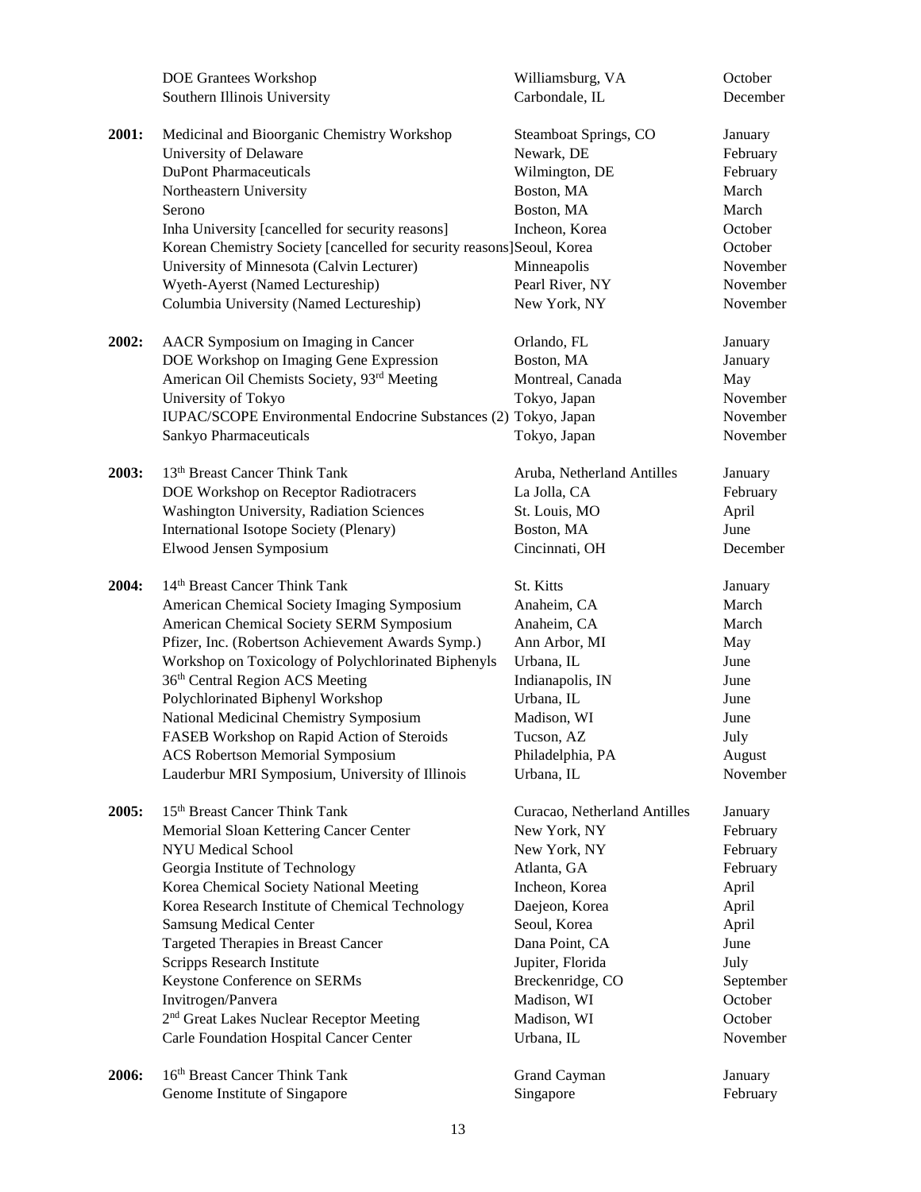| | | | |
|---|---|---|---|
| | DOE Grantees Workshop | Williamsburg, VA | October |
| | Southern Illinois University | Carbondale, IL | December |
| **2001:** | Medicinal and Bioorganic Chemistry Workshop | Steamboat Springs, CO | January |
| | University of Delaware | Newark, DE | February |
| | DuPont Pharmaceuticals | Wilmington, DE | February |
| | Northeastern University | Boston, MA | March |
| | Serono | Boston, MA | March |
| | Inha University [cancelled for security reasons] | Incheon, Korea | October |
| | Korean Chemistry Society [cancelled for security reasons] | Seoul, Korea | October |
| | University of Minnesota (Calvin Lecturer) | Minneapolis | November |
| | Wyeth-Ayerst (Named Lectureship) | Pearl River, NY | November |
| | Columbia University (Named Lectureship) | New York, NY | November |
| **2002:** | AACR Symposium on Imaging in Cancer | Orlando, FL | January |
| | DOE Workshop on Imaging Gene Expression | Boston, MA | January |
| | American Oil Chemists Society, 93rd Meeting | Montreal, Canada | May |
| | University of Tokyo | Tokyo, Japan | November |
| | IUPAC/SCOPE Environmental Endocrine Substances (2) | Tokyo, Japan | November |
| | Sankyo Pharmaceuticals | Tokyo, Japan | November |
| **2003:** | 13th Breast Cancer Think Tank | Aruba, Netherland Antilles | January |
| | DOE Workshop on Receptor Radiotracers | La Jolla, CA | February |
| | Washington University, Radiation Sciences | St. Louis, MO | April |
| | International Isotope Society (Plenary) | Boston, MA | June |
| | Elwood Jensen Symposium | Cincinnati, OH | December |
| **2004:** | 14th Breast Cancer Think Tank | St. Kitts | January |
| | American Chemical Society Imaging Symposium | Anaheim, CA | March |
| | American Chemical Society SERM Symposium | Anaheim, CA | March |
| | Pfizer, Inc. (Robertson Achievement Awards Symp.) | Ann Arbor, MI | May |
| | Workshop on Toxicology of Polychlorinated Biphenyls | Urbana, IL | June |
| | 36th Central Region ACS Meeting | Indianapolis, IN | June |
| | Polychlorinated Biphenyl Workshop | Urbana, IL | June |
| | National Medicinal Chemistry Symposium | Madison, WI | June |
| | FASEB Workshop on Rapid Action of Steroids | Tucson, AZ | July |
| | ACS Robertson Memorial Symposium | Philadelphia, PA | August |
| | Lauderbur MRI Symposium, University of Illinois | Urbana, IL | November |
| **2005:** | 15th Breast Cancer Think Tank | Curacao, Netherland Antilles | January |
| | Memorial Sloan Kettering Cancer Center | New York, NY | February |
| | NYU Medical School | New York, NY | February |
| | Georgia Institute of Technology | Atlanta, GA | February |
| | Korea Chemical Society National Meeting | Incheon, Korea | April |
| | Korea Research Institute of Chemical Technology | Daejeon, Korea | April |
| | Samsung Medical Center | Seoul, Korea | April |
| | Targeted Therapies in Breast Cancer | Dana Point, CA | June |
| | Scripps Research Institute | Jupiter, Florida | July |
| | Keystone Conference on SERMs | Breckenridge, CO | September |
| | Invitrogen/Panvera | Madison, WI | October |
| | 2nd Great Lakes Nuclear Receptor Meeting | Madison, WI | October |
| | Carle Foundation Hospital Cancer Center | Urbana, IL | November |
| **2006:** | 16th Breast Cancer Think Tank | Grand Cayman | January |
| | Genome Institute of Singapore | Singapore | February |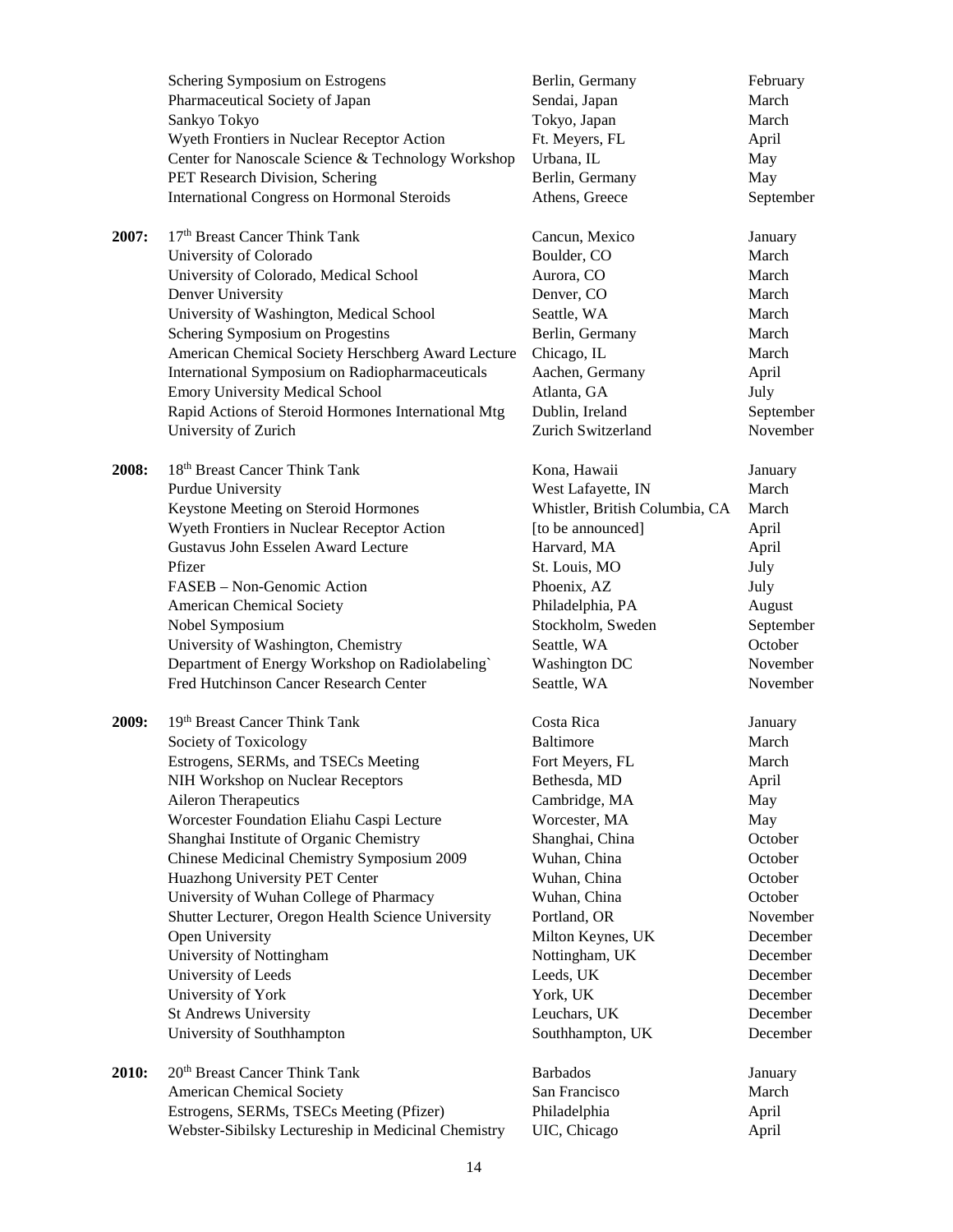| | | | |
|---|---|---|---|
| | Schering Symposium on Estrogens | Berlin, Germany | February |
| | Pharmaceutical Society of Japan | Sendai, Japan | March |
| | Sankyo Tokyo | Tokyo, Japan | March |
| | Wyeth Frontiers in Nuclear Receptor Action | Ft. Meyers, FL | April |
| | Center for Nanoscale Science & Technology Workshop | Urbana, IL | May |
| | PET Research Division, Schering | Berlin, Germany | May |
| | International Congress on Hormonal Steroids | Athens, Greece | September |
| **2007:** | 17th Breast Cancer Think Tank | Cancun, Mexico | January |
| | University of Colorado | Boulder, CO | March |
| | University of Colorado, Medical School | Aurora, CO | March |
| | Denver University | Denver, CO | March |
| | University of Washington, Medical School | Seattle, WA | March |
| | Schering Symposium on Progestins | Berlin, Germany | March |
| | American Chemical Society Herschberg Award Lecture | Chicago, IL | March |
| | International Symposium on Radiopharmaceuticals | Aachen, Germany | April |
| | Emory University Medical School | Atlanta, GA | July |
| | Rapid Actions of Steroid Hormones International Mtg | Dublin, Ireland | September |
| | University of Zurich | Zurich Switzerland | November |
| **2008:** | 18th Breast Cancer Think Tank | Kona, Hawaii | January |
| | Purdue University | West Lafayette, IN | March |
| | Keystone Meeting on Steroid Hormones | Whistler, British Columbia, CA | March |
| | Wyeth Frontiers in Nuclear Receptor Action | [to be announced] | April |
| | Gustavus John Esselen Award Lecture | Harvard, MA | April |
| | Pfizer | St. Louis, MO | July |
| | FASEB – Non-Genomic Action | Phoenix, AZ | July |
| | American Chemical Society | Philadelphia, PA | August |
| | Nobel Symposium | Stockholm, Sweden | September |
| | University of Washington, Chemistry | Seattle, WA | October |
| | Department of Energy Workshop on Radiolabeling` | Washington DC | November |
| | Fred Hutchinson Cancer Research Center | Seattle, WA | November |
| **2009:** | 19th Breast Cancer Think Tank | Costa Rica | January |
| | Society of Toxicology | Baltimore | March |
| | Estrogens, SERMs, and TSECs Meeting | Fort Meyers, FL | March |
| | NIH Workshop on Nuclear Receptors | Bethesda, MD | April |
| | Aileron Therapeutics | Cambridge, MA | May |
| | Worcester Foundation Eliahu Caspi Lecture | Worcester, MA | May |
| | Shanghai Institute of Organic Chemistry | Shanghai, China | October |
| | Chinese Medicinal Chemistry Symposium 2009 | Wuhan, China | October |
| | Huazhong University PET Center | Wuhan, China | October |
| | University of Wuhan College of Pharmacy | Wuhan, China | October |
| | Shutter Lecturer, Oregon Health Science University | Portland, OR | November |
| | Open University | Milton Keynes, UK | December |
| | University of Nottingham | Nottingham, UK | December |
| | University of Leeds | Leeds, UK | December |
| | University of York | York, UK | December |
| | St Andrews University | Leuchars, UK | December |
| | University of Southhampton | Southhampton, UK | December |
| **2010:** | 20th Breast Cancer Think Tank | Barbados | January |
| | American Chemical Society | San Francisco | March |
| | Estrogens, SERMs, TSECs Meeting (Pfizer) | Philadelphia | April |
| | Webster-Sibilsky Lectureship in Medicinal Chemistry | UIC, Chicago | April |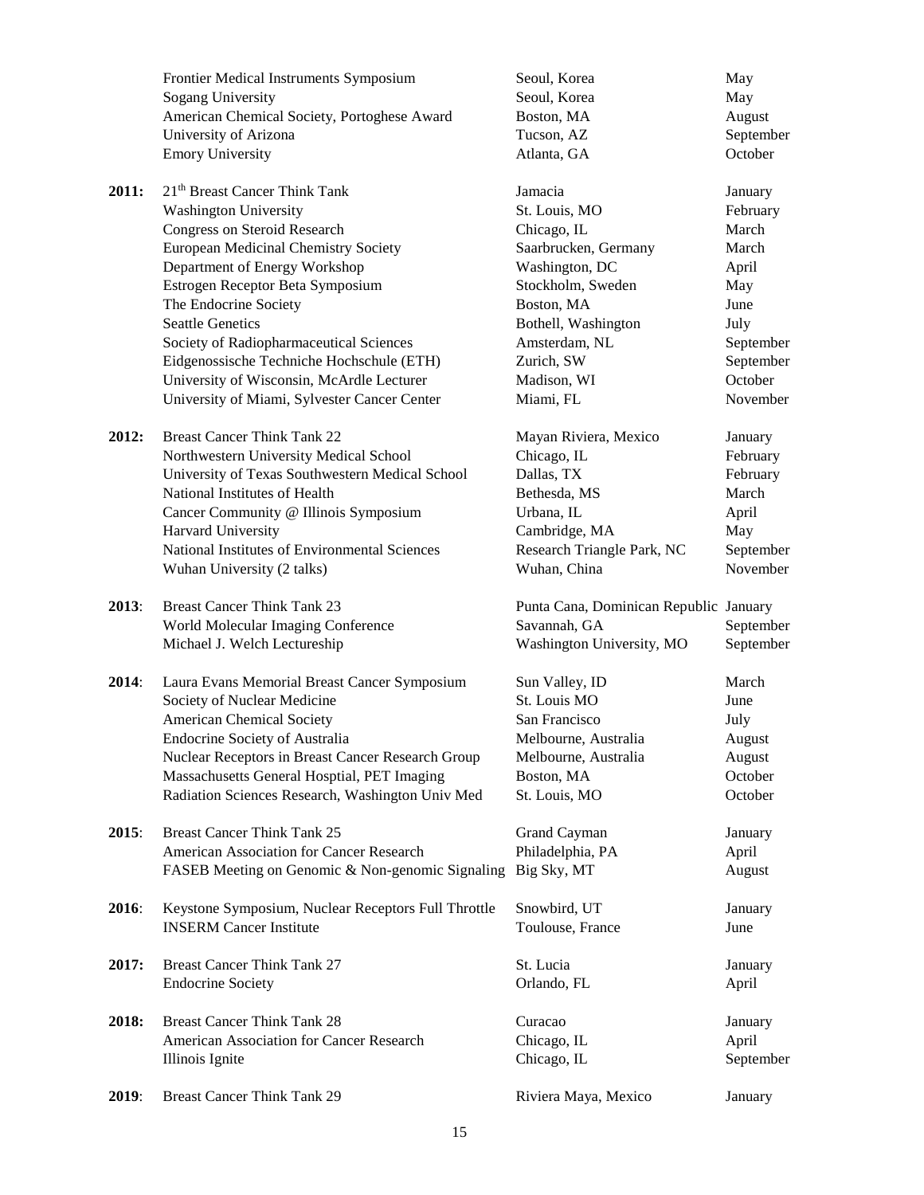| | | | |
|---|---|---|---|
| | Frontier Medical Instruments Symposium | Seoul, Korea | May |
| | Sogang University | Seoul, Korea | May |
| | American Chemical Society, Portoghese Award | Boston, MA | August |
| | University of Arizona | Tucson, AZ | September |
| | Emory University | Atlanta, GA | October |
| **2011:** | 21th Breast Cancer Think Tank | Jamacia | January |
| | Washington University | St. Louis, MO | February |
| | Congress on Steroid Research | Chicago, IL | March |
| | European Medicinal Chemistry Society | Saarbrucken, Germany | March |
| | Department of Energy Workshop | Washington, DC | April |
| | Estrogen Receptor Beta Symposium | Stockholm, Sweden | May |
| | The Endocrine Society | Boston, MA | June |
| | Seattle Genetics | Bothell, Washington | July |
| | Society of Radiopharmaceutical Sciences | Amsterdam, NL | September |
| | Eidgenossische Techniche Hochschule (ETH) | Zurich, SW | September |
| | University of Wisconsin, McArdle Lecturer | Madison, WI | October |
| | University of Miami, Sylvester Cancer Center | Miami, FL | November |
| **2012:** | Breast Cancer Think Tank 22 | Mayan Riviera, Mexico | January |
| | Northwestern University Medical School | Chicago, IL | February |
| | University of Texas Southwestern Medical School | Dallas, TX | February |
| | National Institutes of Health | Bethesda, MS | March |
| | Cancer Community @ Illinois Symposium | Urbana, IL | April |
| | Harvard University | Cambridge, MA | May |
| | National Institutes of Environmental Sciences | Research Triangle Park, NC | September |
| | Wuhan University (2 talks) | Wuhan, China | November |
| **2013**: | Breast Cancer Think Tank 23 | Punta Cana, Dominican Republic | January |
| | World Molecular Imaging Conference | Savannah, GA | September |
| | Michael J. Welch Lectureship | Washington University, MO | September |
| **2014**: | Laura Evans Memorial Breast Cancer Symposium | Sun Valley, ID | March |
| | Society of Nuclear Medicine | St. Louis MO | June |
| | American Chemical Society | San Francisco | July |
| | Endocrine Society of Australia | Melbourne, Australia | August |
| | Nuclear Receptors in Breast Cancer Research Group | Melbourne, Australia | August |
| | Massachusetts General Hosptial, PET Imaging | Boston, MA | October |
| | Radiation Sciences Research, Washington Univ Med | St. Louis, MO | October |
| **2015**: | Breast Cancer Think Tank 25 | Grand Cayman | January |
| | American Association for Cancer Research | Philadelphia, PA | April |
| | FASEB Meeting on Genomic & Non-genomic Signaling | Big Sky, MT | August |
| **2016**: | Keystone Symposium, Nuclear Receptors Full Throttle | Snowbird, UT | January |
| | INSERM Cancer Institute | Toulouse, France | June |
| **2017:** | Breast Cancer Think Tank 27 | St. Lucia | January |
| | Endocrine Society | Orlando, FL | April |
| **2018:** | Breast Cancer Think Tank 28 | Curacao | January |
| | American Association for Cancer Research | Chicago, IL | April |
| | Illinois Ignite | Chicago, IL | September |
| **2019**: | Breast Cancer Think Tank 29 | Riviera Maya, Mexico | January |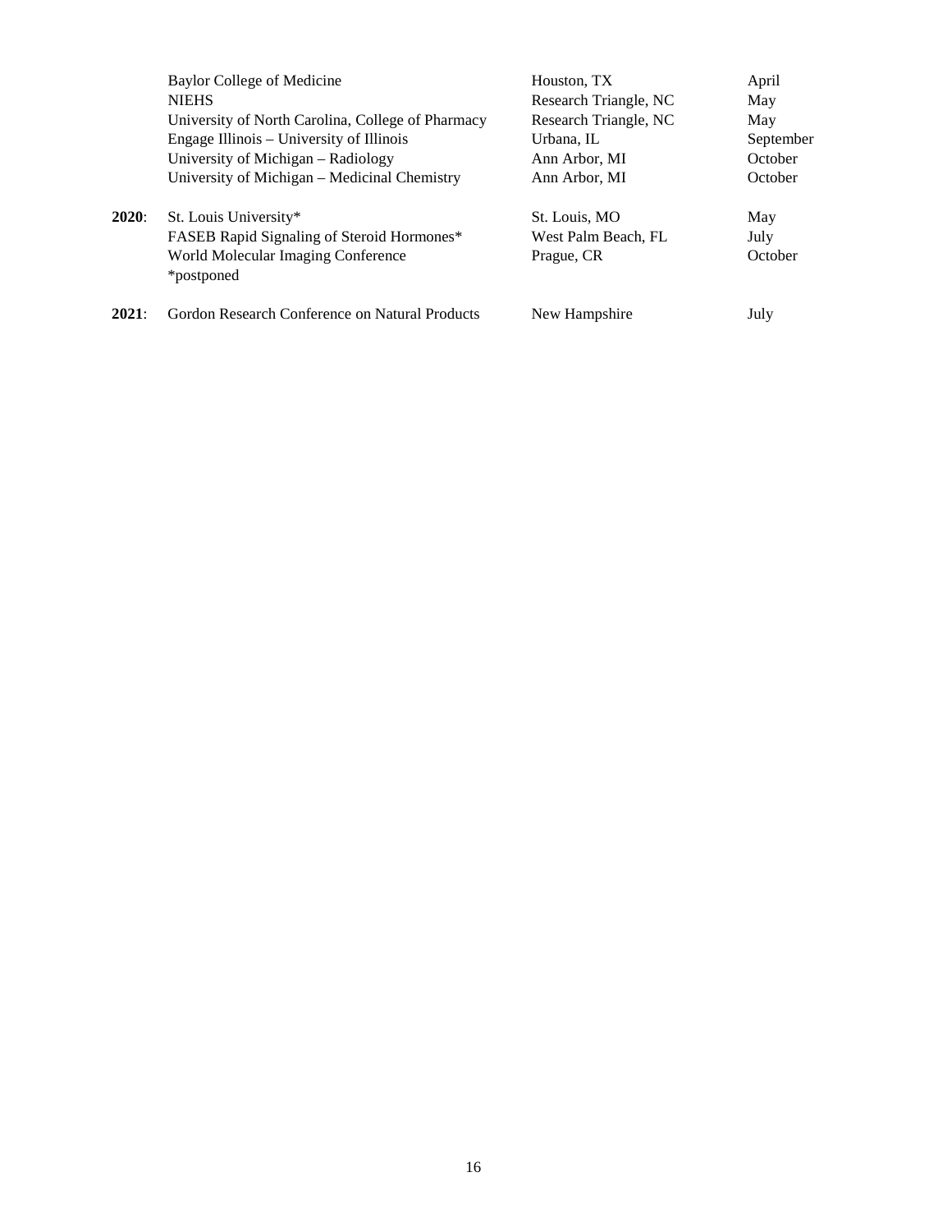| | | | |
|---|---|---|---|
| | Baylor College of Medicine | Houston, TX | April |
| | NIEHS | Research Triangle, NC | May |
| | University of North Carolina, College of Pharmacy | Research Triangle, NC | May |
| | Engage Illinois – University of Illinois | Urbana, IL | September |
| | University of Michigan – Radiology | Ann Arbor, MI | October |
| | University of Michigan – Medicinal Chemistry | Ann Arbor, MI | October |
| **2020**: | St. Louis University* | St. Louis, MO | May |
| | FASEB Rapid Signaling of Steroid Hormones* | West Palm Beach, FL | July |
| | World Molecular Imaging Conference | Prague, CR | October |
| | *postponed | | |
| **2021**: | Gordon Research Conference on Natural Products | New Hampshire | July |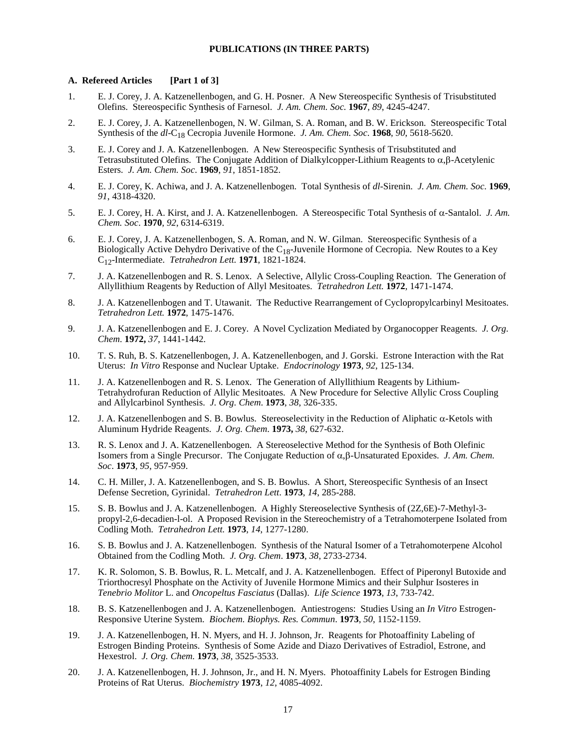**PUBLICATIONS (IN THREE PARTS)**

**A. Refereed Articles [Part 1 of 3]**

1. E. J. Corey, J. A. Katzenellenbogen, and G. H. Posner. A New Stereospecific Synthesis of Trisubstituted Olefins. Stereospecific Synthesis of Farnesol. *J. Am. Chem. Soc.* **1967**, *89*, 4245-4247.

2. E. J. Corey, J. A. Katzenellenbogen, N. W. Gilman, S. A. Roman, and B. W. Erickson. Stereospecific Total Synthesis of the *dl*-$C_{18}$ Cecropia Juvenile Hormone. *J. Am. Chem. Soc*. **1968**, *90*, 5618-5620.

3. E. J. Corey and J. A. Katzenellenbogen. A New Stereospecific Synthesis of Trisubstituted and Tetrasubstituted Olefins. The Conjugate Addition of Dialkylcopper-Lithium Reagents to $\alpha,\beta$-Acetylenic Esters. *J. Am. Chem. Soc*. **1969**, *91*, 1851-1852.

4. E. J. Corey, K. Achiwa, and J. A. Katzenellenbogen. Total Synthesis of *dl*-Sirenin. *J. Am. Chem. Soc.* **1969**, *91*, 4318-4320.

5. E. J. Corey, H. A. Kirst, and J. A. Katzenellenbogen. A Stereospecific Total Synthesis of $\alpha$-Santalol. *J. Am. Chem. Soc*. **1970**, *92*, 6314-6319.

6. E. J. Corey, J. A. Katzenellenbogen, S. A. Roman, and N. W. Gilman. Stereospecific Synthesis of a Biologically Active Dehydro Derivative of the $C_{18}$-Juvenile Hormone of Cecropia. New Routes to a Key $C_{12}$-Intermediate. *Tetrahedron Lett.* **1971**, 1821-1824.

7. J. A. Katzenellenbogen and R. S. Lenox. A Selective, Allylic Cross-Coupling Reaction. The Generation of Allyllithium Reagents by Reduction of Allyl Mesitoates. *Tetrahedron Lett.* **1972**, 1471-1474.

8. J. A. Katzenellenbogen and T. Utawanit. The Reductive Rearrangement of Cyclopropylcarbinyl Mesitoates. *Tetrahedron Lett.* **1972**, 1475-1476.

9. J. A. Katzenellenbogen and E. J. Corey. A Novel Cyclization Mediated by Organocopper Reagents. *J. Org. Chem.* **1972,** *37*, 1441-1442.

10. T. S. Ruh, B. S. Katzenellenbogen, J. A. Katzenellenbogen, and J. Gorski. Estrone Interaction with the Rat Uterus: *In Vitro* Response and Nuclear Uptake. *Endocrinology* **1973**, *92*, 125-134.

11. J. A. Katzenellenbogen and R. S. Lenox. The Generation of Allyllithium Reagents by Lithium-Tetrahydrofuran Reduction of Allylic Mesitoates. A New Procedure for Selective Allylic Cross Coupling and Allylcarbinol Synthesis. *J. Org. Chem.* **1973**, *38*, 326-335.

12. J. A. Katzenellenbogen and S. B. Bowlus. Stereoselectivity in the Reduction of Aliphatic $\alpha$-Ketols with Aluminum Hydride Reagents. *J. Org. Chem.* **1973,** *38*, 627-632.

13. R. S. Lenox and J. A. Katzenellenbogen. A Stereoselective Method for the Synthesis of Both Olefinic Isomers from a Single Precursor. The Conjugate Reduction of $\alpha,\beta$-Unsaturated Epoxides. *J. Am. Chem. Soc*. **1973**, *95*, 957-959.

14. C. H. Miller, J. A. Katzenellenbogen, and S. B. Bowlus. A Short, Stereospecific Synthesis of an Insect Defense Secretion, Gyrinidal. *Tetrahedron Lett*. **1973**, *14*, 285-288.

15. S. B. Bowlus and J. A. Katzenellenbogen. A Highly Stereoselective Synthesis of (2Z,6E)-7-Methyl-3-propyl-2,6-decadien-l-ol. A Proposed Revision in the Stereochemistry of a Tetrahomoterpene Isolated from Codling Moth. *Tetrahedron Lett.* **1973**, *14*, 1277-1280.

16. S. B. Bowlus and J. A. Katzenellenbogen. Synthesis of the Natural Isomer of a Tetrahomoterpene Alcohol Obtained from the Codling Moth. *J. Org. Chem*. **1973**, *38*, 2733-2734.

17. K. R. Solomon, S. B. Bowlus, R. L. Metcalf, and J. A. Katzenellenbogen. Effect of Piperonyl Butoxide and Triorthocresyl Phosphate on the Activity of Juvenile Hormone Mimics and their Sulphur Isosteres in *Tenebrio Molitor* L. and *Oncopeltus Fasciatus* (Dallas). *Life Science* **1973**, *13*, 733-742.

18. B. S. Katzenellenbogen and J. A. Katzenellenbogen. Antiestrogens: Studies Using an *In Vitro* Estrogen-Responsive Uterine System. *Biochem. Biophys. Res. Commun*. **1973**, *50*, 1152-1159.

19. J. A. Katzenellenbogen, H. N. Myers, and H. J. Johnson, Jr. Reagents for Photoaffinity Labeling of Estrogen Binding Proteins. Synthesis of Some Azide and Diazo Derivatives of Estradiol, Estrone, and Hexestrol. *J. Org. Chem.* **1973**, *38*, 3525-3533.

20. J. A. Katzenellenbogen, H. J. Johnson, Jr., and H. N. Myers. Photoaffinity Labels for Estrogen Binding Proteins of Rat Uterus. *Biochemistry* **1973**, *12*, 4085-4092.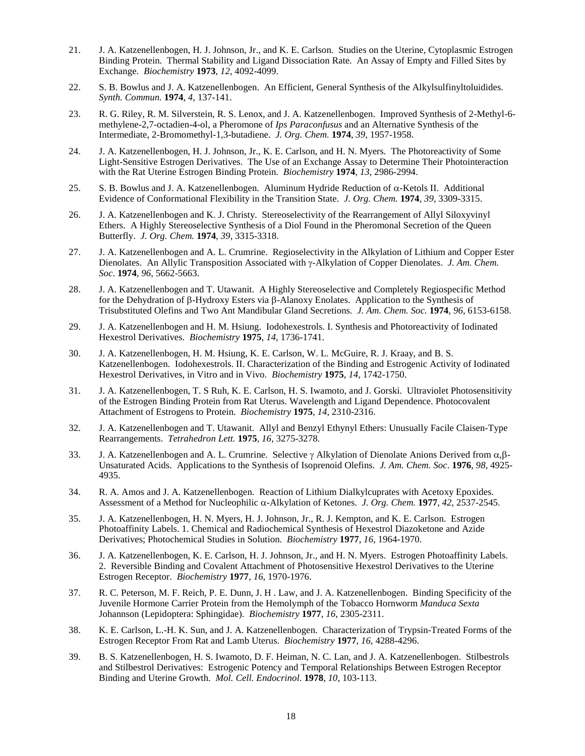21. J. A. Katzenellenbogen, H. J. Johnson, Jr., and K. E. Carlson. Studies on the Uterine, Cytoplasmic Estrogen Binding Protein. Thermal Stability and Ligand Dissociation Rate. An Assay of Empty and Filled Sites by Exchange. *Biochemistry* **1973**, *12*, 4092-4099.

22. S. B. Bowlus and J. A. Katzenellenbogen. An Efficient, General Synthesis of the Alkylsulfinyltoluidides. *Synth. Commun.* **1974**, *4*, 137-141.

23. R. G. Riley, R. M. Silverstein, R. S. Lenox, and J. A. Katzenellenbogen. Improved Synthesis of 2-Methyl-6-methylene-2,7-octadien-4-ol, a Pheromone of *Ips Paraconfusus* and an Alternative Synthesis of the Intermediate, 2-Bromomethyl-1,3-butadiene. *J. Org. Chem.* **1974**, *39*, 1957-1958.

24. J. A. Katzenellenbogen, H. J. Johnson, Jr., K. E. Carlson, and H. N. Myers. The Photoreactivity of Some Light-Sensitive Estrogen Derivatives. The Use of an Exchange Assay to Determine Their Photointeraction with the Rat Uterine Estrogen Binding Protein. *Biochemistry* **1974**, *13*, 2986-2994.

25. S. B. Bowlus and J. A. Katzenellenbogen. Aluminum Hydride Reduction of α-Ketols II. Additional Evidence of Conformational Flexibility in the Transition State. *J. Org. Chem.* **1974**, *39*, 3309-3315.

26. J. A. Katzenellenbogen and K. J. Christy. Stereoselectivity of the Rearrangement of Allyl Siloxyvinyl Ethers. A Highly Stereoselective Synthesis of a Diol Found in the Pheromonal Secretion of the Queen Butterfly. *J. Org. Chem.* **1974**, *39*, 3315-3318.

27. J. A. Katzenellenbogen and A. L. Crumrine. Regioselectivity in the Alkylation of Lithium and Copper Ester Dienolates. An Allylic Transposition Associated with γ-Alkylation of Copper Dienolates. *J. Am. Chem. Soc.* **1974**, *96*, 5662-5663.

28. J. A. Katzenellenbogen and T. Utawanit. A Highly Stereoselective and Completely Regiospecific Method for the Dehydration of β-Hydroxy Esters via β-Alanoxy Enolates. Application to the Synthesis of Trisubstituted Olefins and Two Ant Mandibular Gland Secretions. *J. Am. Chem. Soc.* **1974**, *96*, 6153-6158.

29. J. A. Katzenellenbogen and H. M. Hsiung. Iodohexestrols. I. Synthesis and Photoreactivity of Iodinated Hexestrol Derivatives. *Biochemistry* **1975**, *14*, 1736-1741.

30. J. A. Katzenellenbogen, H. M. Hsiung, K. E. Carlson, W. L. McGuire, R. J. Kraay, and B. S. Katzenellenbogen. Iodohexestrols. II. Characterization of the Binding and Estrogenic Activity of Iodinated Hexestrol Derivatives, in Vitro and in Vivo. *Biochemistry* **1975**, *14*, 1742-1750.

31. J. A. Katzenellenbogen, T. S Ruh, K. E. Carlson, H. S. Iwamoto, and J. Gorski. Ultraviolet Photosensitivity of the Estrogen Binding Protein from Rat Uterus. Wavelength and Ligand Dependence. Photocovalent Attachment of Estrogens to Protein. *Biochemistry* **1975**, *14*, 2310-2316.

32. J. A. Katzenellenbogen and T. Utawanit. Allyl and Benzyl Ethynyl Ethers: Unusually Facile Claisen-Type Rearrangements. *Tetrahedron Lett.* **1975**, *16*, 3275-3278.

33. J. A. Katzenellenbogen and A. L. Crumrine. Selective γ Alkylation of Dienolate Anions Derived from α,β-Unsaturated Acids. Applications to the Synthesis of Isoprenoid Olefins. *J. Am. Chem. Soc*. **1976**, *98*, 4925-4935.

34. R. A. Amos and J. A. Katzenellenbogen. Reaction of Lithium Dialkylcuprates with Acetoxy Epoxides. Assessment of a Method for Nucleophilic α-Alkylation of Ketones. *J. Org. Chem.* **1977**, *42*, 2537-2545.

35. J. A. Katzenellenbogen, H. N. Myers, H. J. Johnson, Jr., R. J. Kempton, and K. E. Carlson. Estrogen Photoaffinity Labels. 1. Chemical and Radiochemical Synthesis of Hexestrol Diazoketone and Azide Derivatives; Photochemical Studies in Solution. *Biochemistry* **1977**, *16*, 1964-1970.

36. J. A. Katzenellenbogen, K. E. Carlson, H. J. Johnson, Jr., and H. N. Myers. Estrogen Photoaffinity Labels. 2. Reversible Binding and Covalent Attachment of Photosensitive Hexestrol Derivatives to the Uterine Estrogen Receptor. *Biochemistry* **1977**, *16*, 1970-1976.

37. R. C. Peterson, M. F. Reich, P. E. Dunn, J. H . Law, and J. A. Katzenellenbogen. Binding Specificity of the Juvenile Hormone Carrier Protein from the Hemolymph of the Tobacco Hornworm *Manduca Sexta* Johannson (Lepidoptera: Sphingidae). *Biochemistry* **1977**, *16*, 2305-2311.

38. K. E. Carlson, L.-H. K. Sun, and J. A. Katzenellenbogen. Characterization of Trypsin-Treated Forms of the Estrogen Receptor From Rat and Lamb Uterus. *Biochemistry* **1977**, *16*, 4288-4296.

39. B. S. Katzenellenbogen, H. S. Iwamoto, D. F. Heiman, N. C. Lan, and J. A. Katzenellenbogen. Stilbestrols and Stilbestrol Derivatives: Estrogenic Potency and Temporal Relationships Between Estrogen Receptor Binding and Uterine Growth. *Mol. Cell. Endocrinol*. **1978**, *10*, 103-113.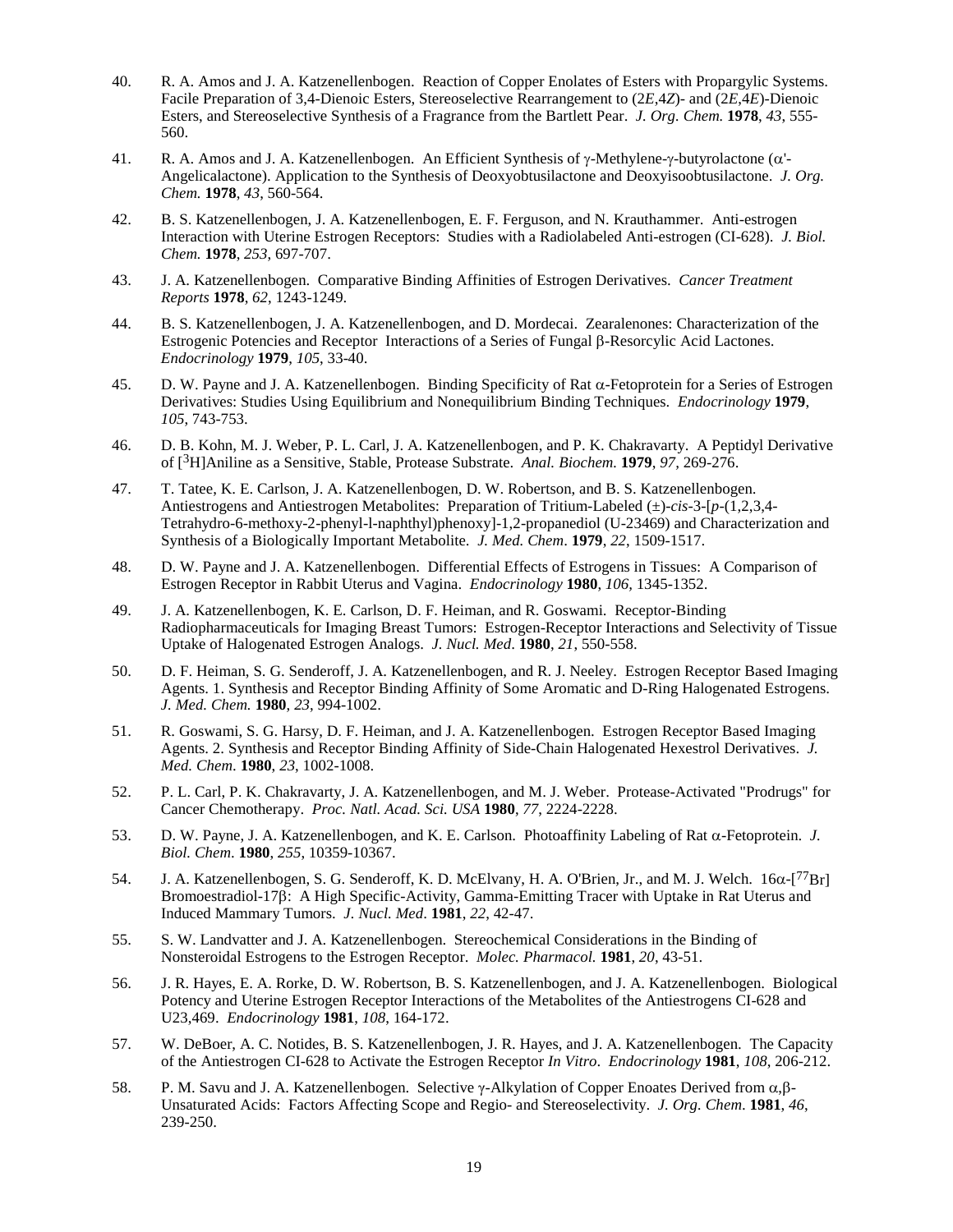40. R. A. Amos and J. A. Katzenellenbogen. Reaction of Copper Enolates of Esters with Propargylic Systems. Facile Preparation of 3,4-Dienoic Esters, Stereoselective Rearrangement to (2*E*,4*Z*)- and (2*E*,4*E*)-Dienoic Esters, and Stereoselective Synthesis of a Fragrance from the Bartlett Pear. *J. Org. Chem.* **1978**, *43*, 555-560.

41. R. A. Amos and J. A. Katzenellenbogen. An Efficient Synthesis of γ-Methylene-γ-butyrolactone (α'-Angelicalactone). Application to the Synthesis of Deoxyobtusilactone and Deoxyisoobtusilactone. *J. Org. Chem.* **1978**, *43*, 560-564.

42. B. S. Katzenellenbogen, J. A. Katzenellenbogen, E. F. Ferguson, and N. Krauthammer. Anti-estrogen Interaction with Uterine Estrogen Receptors: Studies with a Radiolabeled Anti-estrogen (CI-628). *J. Biol. Chem.* **1978**, *253*, 697-707.

43. J. A. Katzenellenbogen. Comparative Binding Affinities of Estrogen Derivatives. *Cancer Treatment Reports* **1978**, *62*, 1243-1249.

44. B. S. Katzenellenbogen, J. A. Katzenellenbogen, and D. Mordecai. Zearalenones: Characterization of the Estrogenic Potencies and Receptor Interactions of a Series of Fungal β-Resorcylic Acid Lactones. *Endocrinology* **1979**, *105*, 33-40.

45. D. W. Payne and J. A. Katzenellenbogen. Binding Specificity of Rat α-Fetoprotein for a Series of Estrogen Derivatives: Studies Using Equilibrium and Nonequilibrium Binding Techniques. *Endocrinology* **1979**, *105*, 743-753.

46. D. B. Kohn, M. J. Weber, P. L. Carl, J. A. Katzenellenbogen, and P. K. Chakravarty. A Peptidyl Derivative of [$^{3}$H]Aniline as a Sensitive, Stable, Protease Substrate. *Anal. Biochem.* **1979**, *97*, 269-276.

47. T. Tatee, K. E. Carlson, J. A. Katzenellenbogen, D. W. Robertson, and B. S. Katzenellenbogen. Antiestrogens and Antiestrogen Metabolites: Preparation of Tritium-Labeled (±)-*cis*-3-[*p*-(1,2,3,4-Tetrahydro-6-methoxy-2-phenyl-l-naphthyl)phenoxy]-1,2-propanediol (U-23469) and Characterization and Synthesis of a Biologically Important Metabolite. *J. Med. Chem*. **1979**, *22*, 1509-1517.

48. D. W. Payne and J. A. Katzenellenbogen. Differential Effects of Estrogens in Tissues: A Comparison of Estrogen Receptor in Rabbit Uterus and Vagina. *Endocrinology* **1980**, *106*, 1345-1352.

49. J. A. Katzenellenbogen, K. E. Carlson, D. F. Heiman, and R. Goswami. Receptor-Binding Radiopharmaceuticals for Imaging Breast Tumors: Estrogen-Receptor Interactions and Selectivity of Tissue Uptake of Halogenated Estrogen Analogs. *J. Nucl. Med*. **1980**, *21*, 550-558.

50. D. F. Heiman, S. G. Senderoff, J. A. Katzenellenbogen, and R. J. Neeley. Estrogen Receptor Based Imaging Agents. 1. Synthesis and Receptor Binding Affinity of Some Aromatic and D-Ring Halogenated Estrogens. *J. Med. Chem.* **1980**, *23*, 994-1002.

51. R. Goswami, S. G. Harsy, D. F. Heiman, and J. A. Katzenellenbogen. Estrogen Receptor Based Imaging Agents. 2. Synthesis and Receptor Binding Affinity of Side-Chain Halogenated Hexestrol Derivatives. *J. Med. Chem*. **1980**, *23*, 1002-1008.

52. P. L. Carl, P. K. Chakravarty, J. A. Katzenellenbogen, and M. J. Weber. Protease-Activated "Prodrugs" for Cancer Chemotherapy. *Proc. Natl. Acad. Sci. USA* **1980**, *77*, 2224-2228.

53. D. W. Payne, J. A. Katzenellenbogen, and K. E. Carlson. Photoaffinity Labeling of Rat α-Fetoprotein. *J. Biol. Chem*. **1980**, *255*, 10359-10367.

54. J. A. Katzenellenbogen, S. G. Senderoff, K. D. McElvany, H. A. O'Brien, Jr., and M. J. Welch. 16α-[$^{77}$Br] Bromoestradiol-17β: A High Specific-Activity, Gamma-Emitting Tracer with Uptake in Rat Uterus and Induced Mammary Tumors. *J. Nucl. Med*. **1981**, *22*, 42-47.

55. S. W. Landvatter and J. A. Katzenellenbogen. Stereochemical Considerations in the Binding of Nonsteroidal Estrogens to the Estrogen Receptor. *Molec. Pharmacol.* **1981**, *20*, 43-51.

56. J. R. Hayes, E. A. Rorke, D. W. Robertson, B. S. Katzenellenbogen, and J. A. Katzenellenbogen. Biological Potency and Uterine Estrogen Receptor Interactions of the Metabolites of the Antiestrogens CI-628 and U23,469. *Endocrinology* **1981**, *108*, 164-172.

57. W. DeBoer, A. C. Notides, B. S. Katzenellenbogen, J. R. Hayes, and J. A. Katzenellenbogen. The Capacity of the Antiestrogen CI-628 to Activate the Estrogen Receptor *In Vitro*. *Endocrinology* **1981**, *108*, 206-212.

58. P. M. Savu and J. A. Katzenellenbogen. Selective γ-Alkylation of Copper Enoates Derived from α,β-Unsaturated Acids: Factors Affecting Scope and Regio- and Stereoselectivity. *J. Org. Chem*. **1981**, *46*, 239-250.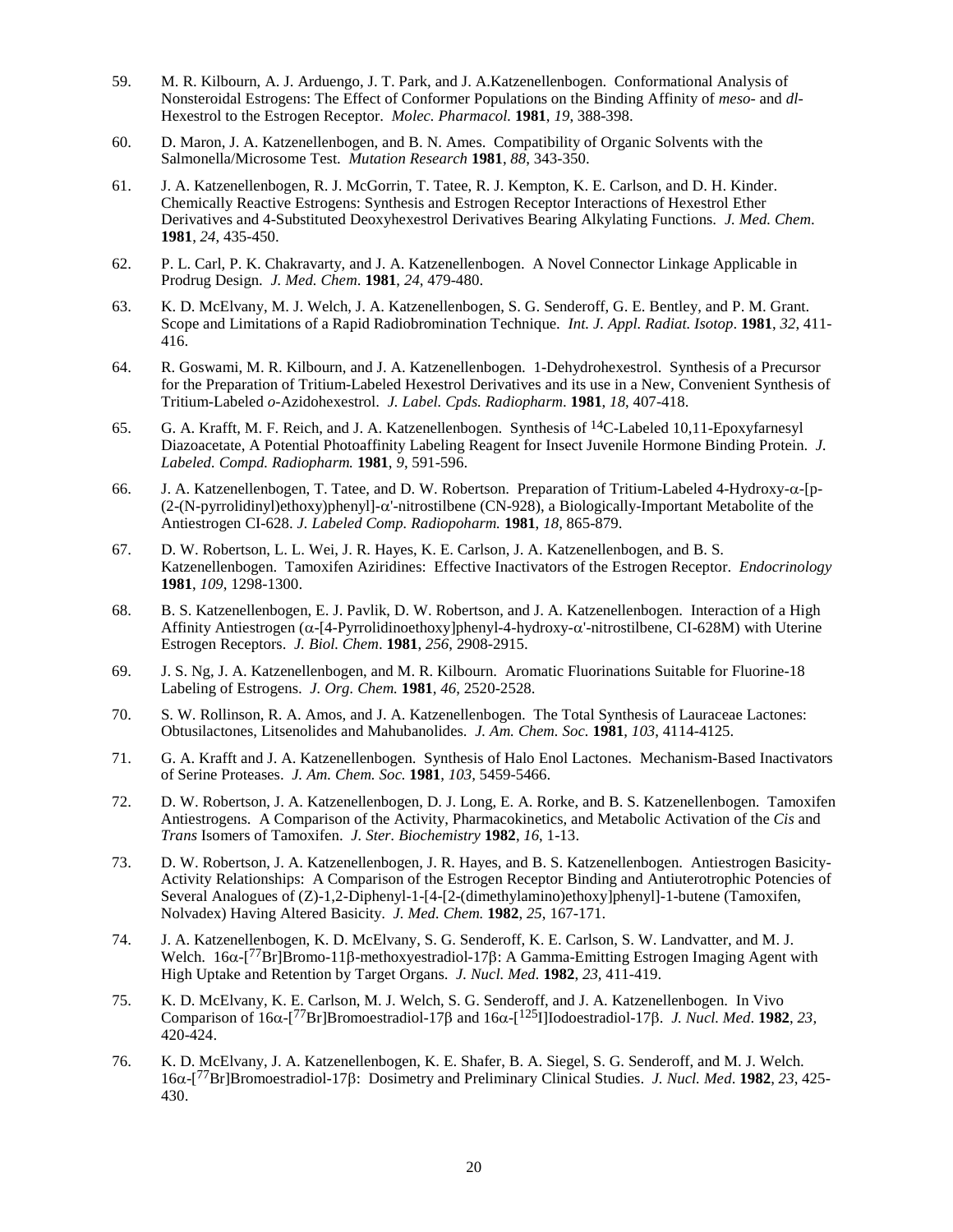59. M. R. Kilbourn, A. J. Arduengo, J. T. Park, and J. A.Katzenellenbogen. Conformational Analysis of Nonsteroidal Estrogens: The Effect of Conformer Populations on the Binding Affinity of *meso-* and *dl-* Hexestrol to the Estrogen Receptor. *Molec. Pharmacol.* **1981**, *19*, 388-398.

60. D. Maron, J. A. Katzenellenbogen, and B. N. Ames. Compatibility of Organic Solvents with the Salmonella/Microsome Test. *Mutation Research* **1981**, *88*, 343-350.

61. J. A. Katzenellenbogen, R. J. McGorrin, T. Tatee, R. J. Kempton, K. E. Carlson, and D. H. Kinder. Chemically Reactive Estrogens: Synthesis and Estrogen Receptor Interactions of Hexestrol Ether Derivatives and 4-Substituted Deoxyhexestrol Derivatives Bearing Alkylating Functions. *J. Med. Chem.* **1981**, *24*, 435-450.

62. P. L. Carl, P. K. Chakravarty, and J. A. Katzenellenbogen. A Novel Connector Linkage Applicable in Prodrug Design. *J. Med. Chem.* **1981**, *24*, 479-480.

63. K. D. McElvany, M. J. Welch, J. A. Katzenellenbogen, S. G. Senderoff, G. E. Bentley, and P. M. Grant. Scope and Limitations of a Rapid Radiobromination Technique. *Int. J. Appl. Radiat. Isotop*. **1981**, *32*, 411-416.

64. R. Goswami, M. R. Kilbourn, and J. A. Katzenellenbogen. 1-Dehydrohexestrol. Synthesis of a Precursor for the Preparation of Tritium-Labeled Hexestrol Derivatives and its use in a New, Convenient Synthesis of Tritium-Labeled *o*-Azidohexestrol. *J. Label. Cpds. Radiopharm*. **1981**, *18*, 407-418.

65. G. A. Krafft, M. F. Reich, and J. A. Katzenellenbogen. Synthesis of $^{14}$C-Labeled 10,11-Epoxyfarnesyl Diazoacetate, A Potential Photoaffinity Labeling Reagent for Insect Juvenile Hormone Binding Protein. *J. Labeled. Compd. Radiopharm.* **1981**, *9*, 591-596.

66. J. A. Katzenellenbogen, T. Tatee, and D. W. Robertson. Preparation of Tritium-Labeled 4-Hydroxy-α-[p-(2-(N-pyrrolidinyl)ethoxy)phenyl]-α'-nitrostilbene (CN-928), a Biologically-Important Metabolite of the Antiestrogen CI-628. *J. Labeled Comp. Radiopoharm.* **1981**, *18*, 865-879.

67. D. W. Robertson, L. L. Wei, J. R. Hayes, K. E. Carlson, J. A. Katzenellenbogen, and B. S. Katzenellenbogen. Tamoxifen Aziridines: Effective Inactivators of the Estrogen Receptor. *Endocrinology* **1981**, *109*, 1298-1300.

68. B. S. Katzenellenbogen, E. J. Pavlik, D. W. Robertson, and J. A. Katzenellenbogen. Interaction of a High Affinity Antiestrogen (α-[4-Pyrrolidinoethoxy]phenyl-4-hydroxy-α'-nitrostilbene, CI-628M) with Uterine Estrogen Receptors. *J. Biol. Chem*. **1981**, *256*, 2908-2915.

69. J. S. Ng, J. A. Katzenellenbogen, and M. R. Kilbourn. Aromatic Fluorinations Suitable for Fluorine-18 Labeling of Estrogens. *J. Org. Chem.* **1981**, *46*, 2520-2528.

70. S. W. Rollinson, R. A. Amos, and J. A. Katzenellenbogen. The Total Synthesis of Lauraceae Lactones: Obtusilactones, Litsenolides and Mahubanolides. *J. Am. Chem. Soc.* **1981**, *103*, 4114-4125.

71. G. A. Krafft and J. A. Katzenellenbogen. Synthesis of Halo Enol Lactones. Mechanism-Based Inactivators of Serine Proteases. *J. Am. Chem. Soc.* **1981**, *103*, 5459-5466.

72. D. W. Robertson, J. A. Katzenellenbogen, D. J. Long, E. A. Rorke, and B. S. Katzenellenbogen. Tamoxifen Antiestrogens. A Comparison of the Activity, Pharmacokinetics, and Metabolic Activation of the *Cis* and *Trans* Isomers of Tamoxifen. *J. Ster. Biochemistry* **1982**, *16*, 1-13.

73. D. W. Robertson, J. A. Katzenellenbogen, J. R. Hayes, and B. S. Katzenellenbogen. Antiestrogen Basicity-Activity Relationships: A Comparison of the Estrogen Receptor Binding and Antiuterotrophic Potencies of Several Analogues of (Z)-1,2-Diphenyl-1-[4-[2-(dimethylamino)ethoxy]phenyl]-1-butene (Tamoxifen, Nolvadex) Having Altered Basicity. *J. Med. Chem.* **1982**, *25*, 167-171.

74. J. A. Katzenellenbogen, K. D. McElvany, S. G. Senderoff, K. E. Carlson, S. W. Landvatter, and M. J. Welch. 16α-[$^{77}$Br]Bromo-11β-methoxyestradiol-17β: A Gamma-Emitting Estrogen Imaging Agent with High Uptake and Retention by Target Organs. *J. Nucl. Med.* **1982**, *23,* 411-419.

75. K. D. McElvany, K. E. Carlson, M. J. Welch, S. G. Senderoff, and J. A. Katzenellenbogen. In Vivo Comparison of 16α-[$^{77}$Br]Bromoestradiol-17β and 16α-[$^{125}$I]Iodoestradiol-17β. *J. Nucl. Med*. **1982**, *23,* 420-424.

76. K. D. McElvany, J. A. Katzenellenbogen, K. E. Shafer, B. A. Siegel, S. G. Senderoff, and M. J. Welch. 16α-[$^{77}$Br]Bromoestradiol-17β: Dosimetry and Preliminary Clinical Studies. *J. Nucl. Med*. **1982**, *23*, 425-430.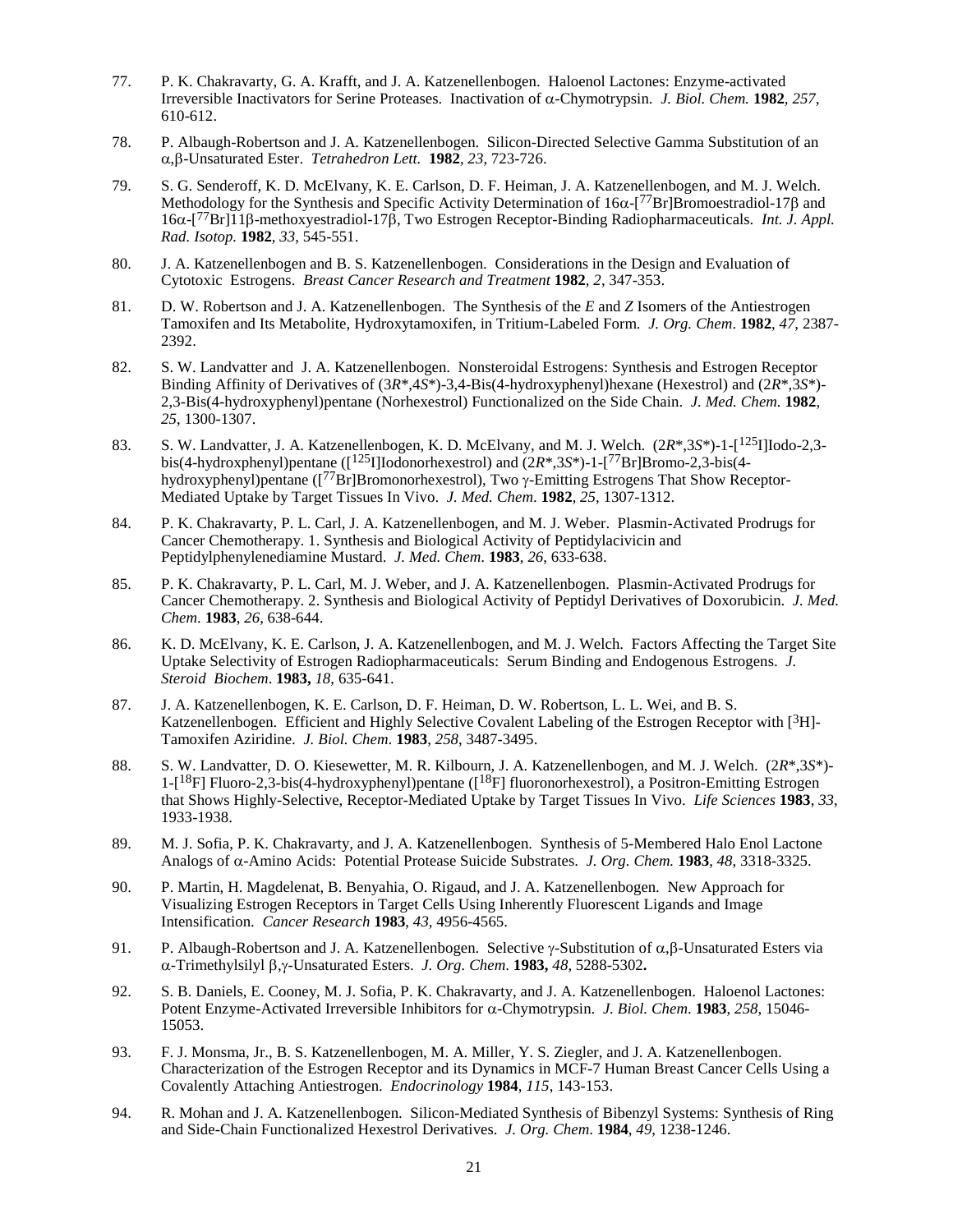77. P. K. Chakravarty, G. A. Krafft, and J. A. Katzenellenbogen. Haloenol Lactones: Enzyme-activated Irreversible Inactivators for Serine Proteases. Inactivation of α-Chymotrypsin. *J. Biol. Chem.* **1982**, *257*, 610-612.

78. P. Albaugh-Robertson and J. A. Katzenellenbogen. Silicon-Directed Selective Gamma Substitution of an α,β-Unsaturated Ester. *Tetrahedron Lett.* **1982**, *23*, 723-726.

79. S. G. Senderoff, K. D. McElvany, K. E. Carlson, D. F. Heiman, J. A. Katzenellenbogen, and M. J. Welch. Methodology for the Synthesis and Specific Activity Determination of 16α-[$^{77}$Br]Bromoestradiol-17β and 16α-[$^{77}$Br]11β-methoxyestradiol-17β, Two Estrogen Receptor-Binding Radiopharmaceuticals. *Int. J. Appl. Rad. Isotop.* **1982**, *33*, 545-551.

80. J. A. Katzenellenbogen and B. S. Katzenellenbogen. Considerations in the Design and Evaluation of Cytotoxic Estrogens. *Breast Cancer Research and Treatment* **1982**, *2*, 347-353.

81. D. W. Robertson and J. A. Katzenellenbogen. The Synthesis of the *E* and *Z* Isomers of the Antiestrogen Tamoxifen and Its Metabolite, Hydroxytamoxifen, in Tritium-Labeled Form. *J. Org. Chem*. **1982**, *47*, 2387-2392.

82. S. W. Landvatter and J. A. Katzenellenbogen. Nonsteroidal Estrogens: Synthesis and Estrogen Receptor Binding Affinity of Derivatives of (3*R*\*,4*S*\*)-3,4-Bis(4-hydroxyphenyl)hexane (Hexestrol) and (2*R*\*,3*S*\*)-2,3-Bis(4-hydroxyphenyl)pentane (Norhexestrol) Functionalized on the Side Chain. *J. Med. Chem.* **1982**, *25*, 1300-1307.

83. S. W. Landvatter, J. A. Katzenellenbogen, K. D. McElvany, and M. J. Welch. (2*R*\*,3*S*\*)-1-[$^{125}$I]Iodo-2,3-bis(4-hydroxphenyl)pentane ([$^{125}$I]Iodonorhexestrol) and (2*R*\*,3*S*\*)-1-[$^{77}$Br]Bromo-2,3-bis(4-hydroxyphenyl)pentane ([$^{77}$Br]Bromonorhexestrol), Two γ-Emitting Estrogens That Show Receptor-Mediated Uptake by Target Tissues In Vivo. *J. Med. Chem*. **1982**, *25*, 1307-1312.

84. P. K. Chakravarty, P. L. Carl, J. A. Katzenellenbogen, and M. J. Weber. Plasmin-Activated Prodrugs for Cancer Chemotherapy. 1. Synthesis and Biological Activity of Peptidylacivicin and Peptidylphenylenediamine Mustard. *J. Med. Chem*. **1983**, *26*, 633-638.

85. P. K. Chakravarty, P. L. Carl, M. J. Weber, and J. A. Katzenellenbogen. Plasmin-Activated Prodrugs for Cancer Chemotherapy. 2. Synthesis and Biological Activity of Peptidyl Derivatives of Doxorubicin. *J. Med. Chem*. **1983**, *26*, 638-644.

86. K. D. McElvany, K. E. Carlson, J. A. Katzenellenbogen, and M. J. Welch. Factors Affecting the Target Site Uptake Selectivity of Estrogen Radiopharmaceuticals: Serum Binding and Endogenous Estrogens. *J. Steroid Biochem*. **1983,** *18*, 635-641.

87. J. A. Katzenellenbogen, K. E. Carlson, D. F. Heiman, D. W. Robertson, L. L. Wei, and B. S. Katzenellenbogen. Efficient and Highly Selective Covalent Labeling of the Estrogen Receptor with [$^{3}$H]-Tamoxifen Aziridine. *J. Biol. Chem*. **1983**, *258*, 3487-3495.

88. S. W. Landvatter, D. O. Kiesewetter, M. R. Kilbourn, J. A. Katzenellenbogen, and M. J. Welch. (2*R*\*,3*S*\*)-1-[$^{18}$F] Fluoro-2,3-bis(4-hydroxyphenyl)pentane ([$^{18}$F] fluoronorhexestrol), a Positron-Emitting Estrogen that Shows Highly-Selective, Receptor-Mediated Uptake by Target Tissues In Vivo. *Life Sciences* **1983**, *33*, 1933-1938.

89. M. J. Sofia, P. K. Chakravarty, and J. A. Katzenellenbogen. Synthesis of 5-Membered Halo Enol Lactone Analogs of α-Amino Acids: Potential Protease Suicide Substrates. *J. Org. Chem.* **1983**, *48*, 3318-3325.

90. P. Martin, H. Magdelenat, B. Benyahia, O. Rigaud, and J. A. Katzenellenbogen. New Approach for Visualizing Estrogen Receptors in Target Cells Using Inherently Fluorescent Ligands and Image Intensification. *Cancer Research* **1983**, *43*, 4956-4565.

91. P. Albaugh-Robertson and J. A. Katzenellenbogen. Selective γ-Substitution of α,β-Unsaturated Esters via α-Trimethylsilyl β,γ-Unsaturated Esters. *J. Org. Chem*. **1983,** *48*, 5288-5302**.**

92. S. B. Daniels, E. Cooney, M. J. Sofia, P. K. Chakravarty, and J. A. Katzenellenbogen. Haloenol Lactones: Potent Enzyme-Activated Irreversible Inhibitors for α-Chymotrypsin. *J. Biol. Chem*. **1983**, *258*, 15046-15053.

93. F. J. Monsma, Jr., B. S. Katzenellenbogen, M. A. Miller, Y. S. Ziegler, and J. A. Katzenellenbogen. Characterization of the Estrogen Receptor and its Dynamics in MCF-7 Human Breast Cancer Cells Using a Covalently Attaching Antiestrogen. *Endocrinology* **1984**, *115*, 143-153.

94. R. Mohan and J. A. Katzenellenbogen. Silicon-Mediated Synthesis of Bibenzyl Systems: Synthesis of Ring and Side-Chain Functionalized Hexestrol Derivatives. *J. Org. Chem*. **1984**, *49*, 1238-1246.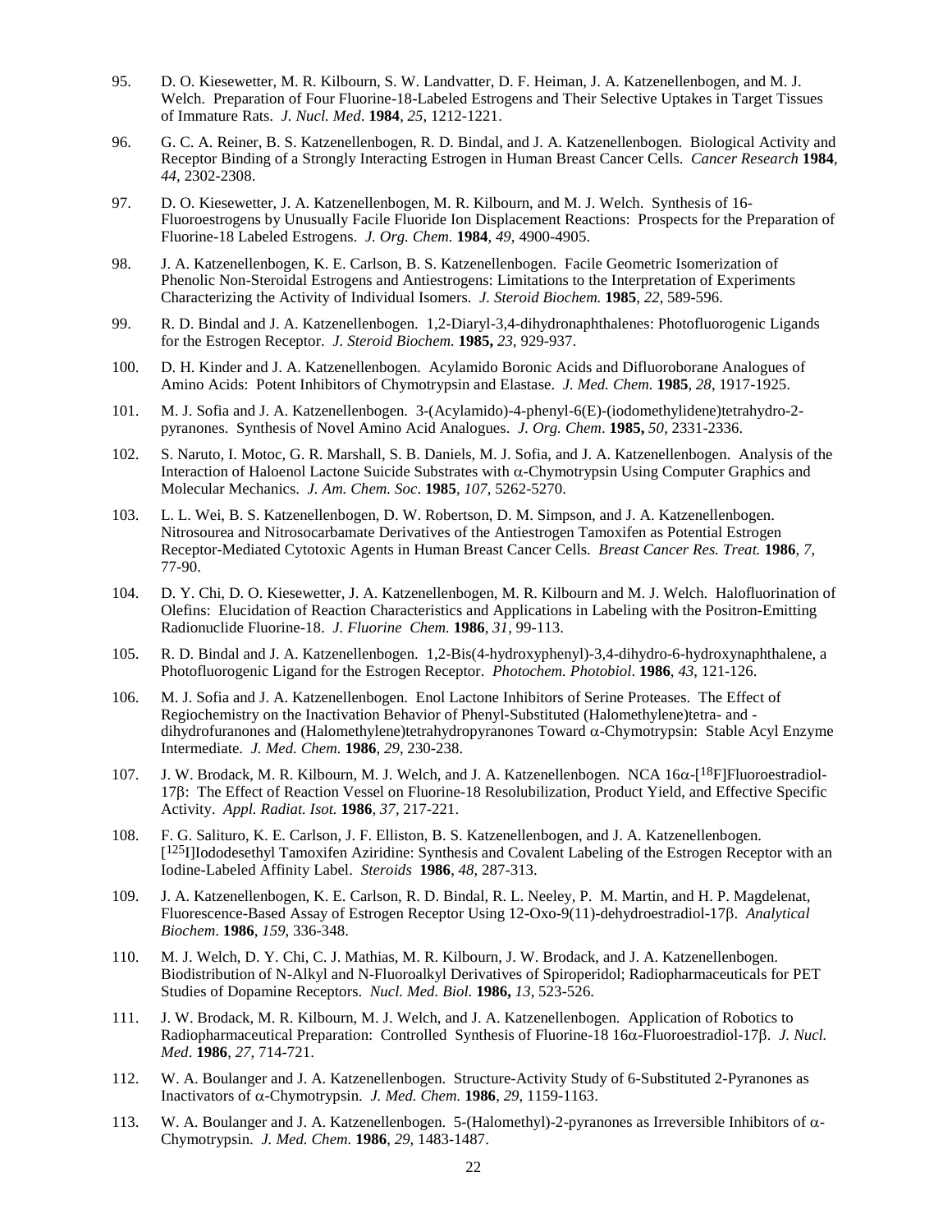95. D. O. Kiesewetter, M. R. Kilbourn, S. W. Landvatter, D. F. Heiman, J. A. Katzenellenbogen, and M. J. Welch. Preparation of Four Fluorine-18-Labeled Estrogens and Their Selective Uptakes in Target Tissues of Immature Rats. *J. Nucl. Med*. **1984**, *25*, 1212-1221.

96. G. C. A. Reiner, B. S. Katzenellenbogen, R. D. Bindal, and J. A. Katzenellenbogen. Biological Activity and Receptor Binding of a Strongly Interacting Estrogen in Human Breast Cancer Cells. *Cancer Research* **1984**, *44*, 2302-2308.

97. D. O. Kiesewetter, J. A. Katzenellenbogen, M. R. Kilbourn, and M. J. Welch. Synthesis of 16-Fluoroestrogens by Unusually Facile Fluoride Ion Displacement Reactions: Prospects for the Preparation of Fluorine-18 Labeled Estrogens. *J. Org. Chem.* **1984**, *49*, 4900-4905.

98. J. A. Katzenellenbogen, K. E. Carlson, B. S. Katzenellenbogen. Facile Geometric Isomerization of Phenolic Non-Steroidal Estrogens and Antiestrogens: Limitations to the Interpretation of Experiments Characterizing the Activity of Individual Isomers. *J. Steroid Biochem.* **1985**, *22*, 589-596.

99. R. D. Bindal and J. A. Katzenellenbogen. 1,2-Diaryl-3,4-dihydronaphthalenes: Photofluorogenic Ligands for the Estrogen Receptor. *J. Steroid Biochem.* **1985,** *23*, 929-937.

100. D. H. Kinder and J. A. Katzenellenbogen. Acylamido Boronic Acids and Difluoroborane Analogues of Amino Acids: Potent Inhibitors of Chymotrypsin and Elastase. *J. Med. Chem.* **1985**, *28*, 1917-1925.

101. M. J. Sofia and J. A. Katzenellenbogen. 3-(Acylamido)-4-phenyl-6(E)-(iodomethylidene)tetrahydro-2-pyranones. Synthesis of Novel Amino Acid Analogues. *J. Org. Chem*. **1985,** *50*, 2331-2336.

102. S. Naruto, I. Motoc, G. R. Marshall, S. B. Daniels, M. J. Sofia, and J. A. Katzenellenbogen. Analysis of the Interaction of Haloenol Lactone Suicide Substrates with $\alpha$-Chymotrypsin Using Computer Graphics and Molecular Mechanics. *J. Am. Chem. Soc*. **1985**, *107*, 5262-5270.

103. L. L. Wei, B. S. Katzenellenbogen, D. W. Robertson, D. M. Simpson, and J. A. Katzenellenbogen. Nitrosourea and Nitrosocarbamate Derivatives of the Antiestrogen Tamoxifen as Potential Estrogen Receptor-Mediated Cytotoxic Agents in Human Breast Cancer Cells. *Breast Cancer Res. Treat.* **1986**, *7*, 77-90.

104. D. Y. Chi, D. O. Kiesewetter, J. A. Katzenellenbogen, M. R. Kilbourn and M. J. Welch. Halofluorination of Olefins: Elucidation of Reaction Characteristics and Applications in Labeling with the Positron-Emitting Radionuclide Fluorine-18. *J. Fluorine Chem.* **1986**, *31*, 99-113.

105. R. D. Bindal and J. A. Katzenellenbogen. 1,2-Bis(4-hydroxyphenyl)-3,4-dihydro-6-hydroxynaphthalene, a Photofluorogenic Ligand for the Estrogen Receptor. *Photochem. Photobiol*. **1986**, *43*, 121-126.

106. M. J. Sofia and J. A. Katzenellenbogen. Enol Lactone Inhibitors of Serine Proteases. The Effect of Regiochemistry on the Inactivation Behavior of Phenyl-Substituted (Halomethylene)tetra- and -dihydrofuranones and (Halomethylene)tetrahydropyranones Toward $\alpha$-Chymotrypsin: Stable Acyl Enzyme Intermediate. *J. Med. Chem.* **1986**, *29*, 230-238.

107. J. W. Brodack, M. R. Kilbourn, M. J. Welch, and J. A. Katzenellenbogen. NCA 16$\alpha$-[$^{18}$F]Fluoroestradiol-17$\beta$: The Effect of Reaction Vessel on Fluorine-18 Resolubilization, Product Yield, and Effective Specific Activity. *Appl. Radiat. Isot.* **1986**, *37*, 217-221.

108. F. G. Salituro, K. E. Carlson, J. F. Elliston, B. S. Katzenellenbogen, and J. A. Katzenellenbogen. [$^{125}$I]Iododesethyl Tamoxifen Aziridine: Synthesis and Covalent Labeling of the Estrogen Receptor with an Iodine-Labeled Affinity Label. *Steroids* **1986**, *48*, 287-313.

109. J. A. Katzenellenbogen, K. E. Carlson, R. D. Bindal, R. L. Neeley, P. M. Martin, and H. P. Magdelenat, Fluorescence-Based Assay of Estrogen Receptor Using 12-Oxo-9(11)-dehydroestradiol-17$\beta$. *Analytical Biochem.* **1986**, *159*, 336-348.

110. M. J. Welch, D. Y. Chi, C. J. Mathias, M. R. Kilbourn, J. W. Brodack, and J. A. Katzenellenbogen. Biodistribution of N-Alkyl and N-Fluoroalkyl Derivatives of Spiroperidol; Radiopharmaceuticals for PET Studies of Dopamine Receptors. *Nucl. Med. Biol.* **1986,** *13*, 523-526.

111. J. W. Brodack, M. R. Kilbourn, M. J. Welch, and J. A. Katzenellenbogen. Application of Robotics to Radiopharmaceutical Preparation: Controlled Synthesis of Fluorine-18 16$\alpha$-Fluoroestradiol-17$\beta$. *J. Nucl. Med*. **1986**, *27*, 714-721.

112. W. A. Boulanger and J. A. Katzenellenbogen. Structure-Activity Study of 6-Substituted 2-Pyranones as Inactivators of $\alpha$-Chymotrypsin. *J. Med. Chem.* **1986**, *29*, 1159-1163.

113. W. A. Boulanger and J. A. Katzenellenbogen. 5-(Halomethyl)-2-pyranones as Irreversible Inhibitors of $\alpha$-Chymotrypsin. *J. Med. Chem.* **1986**, *29*, 1483-1487.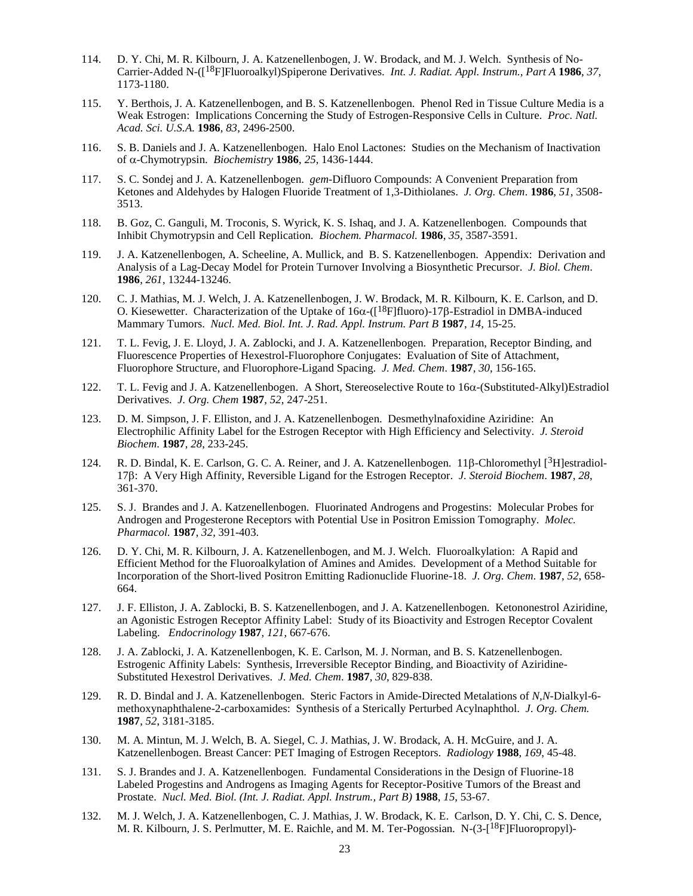114. D. Y. Chi, M. R. Kilbourn, J. A. Katzenellenbogen, J. W. Brodack, and M. J. Welch. Synthesis of No-Carrier-Added N-([$^{18}$F]Fluoroalkyl)Spiperone Derivatives. *Int. J. Radiat. Appl. Instrum., Part A* **1986**, *37*, 1173-1180.

115. Y. Berthois, J. A. Katzenellenbogen, and B. S. Katzenellenbogen. Phenol Red in Tissue Culture Media is a Weak Estrogen: Implications Concerning the Study of Estrogen-Responsive Cells in Culture. *Proc. Natl. Acad. Sci. U.S.A.* **1986**, *83*, 2496-2500.

116. S. B. Daniels and J. A. Katzenellenbogen. Halo Enol Lactones: Studies on the Mechanism of Inactivation of α-Chymotrypsin. *Biochemistry* **1986**, *25*, 1436-1444.

117. S. C. Sondej and J. A. Katzenellenbogen. *gem*-Difluoro Compounds: A Convenient Preparation from Ketones and Aldehydes by Halogen Fluoride Treatment of 1,3-Dithiolanes. *J. Org. Chem*. **1986**, *51*, 3508-3513.

118. B. Goz, C. Ganguli, M. Troconis, S. Wyrick, K. S. Ishaq, and J. A. Katzenellenbogen. Compounds that Inhibit Chymotrypsin and Cell Replication. *Biochem. Pharmacol.* **1986**, *35*, 3587-3591.

119. J. A. Katzenellenbogen, A. Scheeline, A. Mullick, and B. S. Katzenellenbogen. Appendix: Derivation and Analysis of a Lag-Decay Model for Protein Turnover Involving a Biosynthetic Precursor. *J. Biol. Chem*. **1986**, *261*, 13244-13246.

120. C. J. Mathias, M. J. Welch, J. A. Katzenellenbogen, J. W. Brodack, M. R. Kilbourn, K. E. Carlson, and D. O. Kiesewetter. Characterization of the Uptake of 16α-([$^{18}$F]fluoro)-17β-Estradiol in DMBA-induced Mammary Tumors. *Nucl. Med. Biol. Int. J. Rad. Appl. Instrum. Part B* **1987**, *14*, 15-25.

121. T. L. Fevig, J. E. Lloyd, J. A. Zablocki, and J. A. Katzenellenbogen. Preparation, Receptor Binding, and Fluorescence Properties of Hexestrol-Fluorophore Conjugates: Evaluation of Site of Attachment, Fluorophore Structure, and Fluorophore-Ligand Spacing. *J. Med. Chem*. **1987**, *30*, 156-165.

122. T. L. Fevig and J. A. Katzenellenbogen. A Short, Stereoselective Route to 16α-(Substituted-Alkyl)Estradiol Derivatives. *J. Org. Chem* **1987**, *52*, 247-251.

123. D. M. Simpson, J. F. Elliston, and J. A. Katzenellenbogen. Desmethylnafoxidine Aziridine: An Electrophilic Affinity Label for the Estrogen Receptor with High Efficiency and Selectivity. *J. Steroid Biochem.* **1987**, *28*, 233-245.

124. R. D. Bindal, K. E. Carlson, G. C. A. Reiner, and J. A. Katzenellenbogen. 11β-Chloromethyl [$^{3}$H]estradiol-17β: A Very High Affinity, Reversible Ligand for the Estrogen Receptor. *J. Steroid Biochem*. **1987**, *28*, 361-370.

125. S. J. Brandes and J. A. Katzenellenbogen. Fluorinated Androgens and Progestins: Molecular Probes for Androgen and Progesterone Receptors with Potential Use in Positron Emission Tomography. *Molec. Pharmacol.* **1987**, *32*, 391-403.

126. D. Y. Chi, M. R. Kilbourn, J. A. Katzenellenbogen, and M. J. Welch. Fluoroalkylation: A Rapid and Efficient Method for the Fluoroalkylation of Amines and Amides. Development of a Method Suitable for Incorporation of the Short-lived Positron Emitting Radionuclide Fluorine-18. *J. Org. Chem*. **1987**, *52*, 658-664.

127. J. F. Elliston, J. A. Zablocki, B. S. Katzenellenbogen, and J. A. Katzenellenbogen. Ketononestrol Aziridine, an Agonistic Estrogen Receptor Affinity Label: Study of its Bioactivity and Estrogen Receptor Covalent Labeling. *Endocrinology* **1987**, *121*, 667-676.

128. J. A. Zablocki, J. A. Katzenellenbogen, K. E. Carlson, M. J. Norman, and B. S. Katzenellenbogen. Estrogenic Affinity Labels: Synthesis, Irreversible Receptor Binding, and Bioactivity of Aziridine-Substituted Hexestrol Derivatives. *J. Med. Chem*. **1987**, *30*, 829-838.

129. R. D. Bindal and J. A. Katzenellenbogen. Steric Factors in Amide-Directed Metalations of *N,N*-Dialkyl-6-methoxynaphthalene-2-carboxamides: Synthesis of a Sterically Perturbed Acylnaphthol. *J. Org. Chem.* **1987**, *52*, 3181-3185.

130. M. A. Mintun, M. J. Welch, B. A. Siegel, C. J. Mathias, J. W. Brodack, A. H. McGuire, and J. A. Katzenellenbogen. Breast Cancer: PET Imaging of Estrogen Receptors. *Radiology* **1988**, *169*, 45-48.

131. S. J. Brandes and J. A. Katzenellenbogen. Fundamental Considerations in the Design of Fluorine-18 Labeled Progestins and Androgens as Imaging Agents for Receptor-Positive Tumors of the Breast and Prostate. *Nucl. Med. Biol. (Int. J. Radiat. Appl. Instrum., Part B)* **1988**, *15*, 53-67.

132. M. J. Welch, J. A. Katzenellenbogen, C. J. Mathias, J. W. Brodack, K. E. Carlson, D. Y. Chi, C. S. Dence, M. R. Kilbourn, J. S. Perlmutter, M. E. Raichle, and M. M. Ter-Pogossian. N-(3-[$^{18}$F]Fluoropropyl)-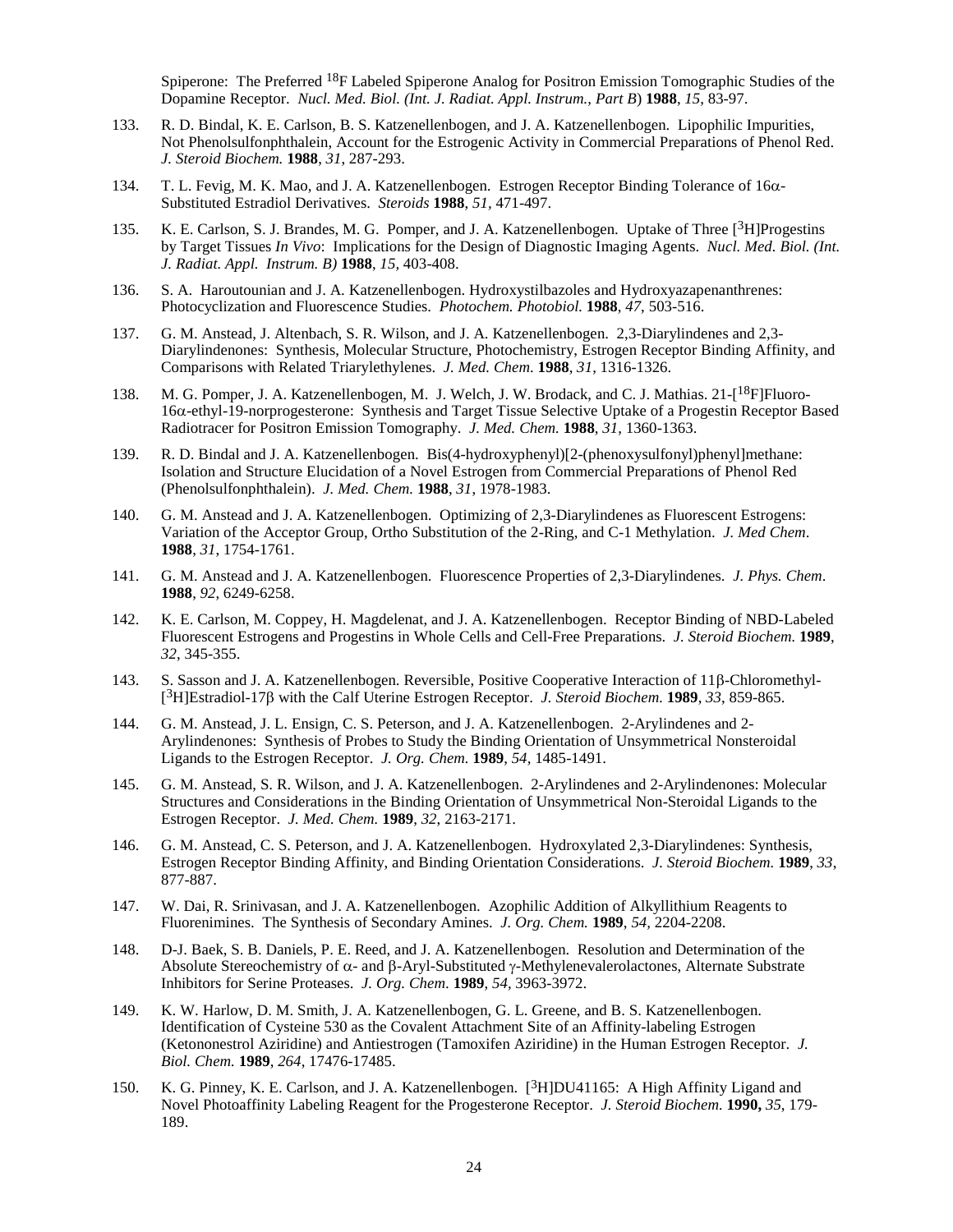Spiperone: The Preferred $^{18}$F Labeled Spiperone Analog for Positron Emission Tomographic Studies of the Dopamine Receptor. *Nucl. Med. Biol. (Int. J. Radiat. Appl. Instrum., Part B)* **1988**, *15*, 83-97.

133. R. D. Bindal, K. E. Carlson, B. S. Katzenellenbogen, and J. A. Katzenellenbogen. Lipophilic Impurities, Not Phenolsulfonphthalein, Account for the Estrogenic Activity in Commercial Preparations of Phenol Red. *J. Steroid Biochem.* **1988**, *31*, 287-293.

134. T. L. Fevig, M. K. Mao, and J. A. Katzenellenbogen. Estrogen Receptor Binding Tolerance of 16α-Substituted Estradiol Derivatives. *Steroids* **1988**, *51*, 471-497.

135. K. E. Carlson, S. J. Brandes, M. G. Pomper, and J. A. Katzenellenbogen. Uptake of Three [$^{3}$H]Progestins by Target Tissues *In Vivo*: Implications for the Design of Diagnostic Imaging Agents. *Nucl. Med. Biol. (Int. J. Radiat. Appl. Instrum. B)* **1988**, *15,* 403-408.

136. S. A. Haroutounian and J. A. Katzenellenbogen. Hydroxystilbazoles and Hydroxyazapenanthrenes: Photocyclization and Fluorescence Studies. *Photochem. Photobiol.* **1988**, *47*, 503-516.

137. G. M. Anstead, J. Altenbach, S. R. Wilson, and J. A. Katzenellenbogen. 2,3-Diarylindenes and 2,3-Diarylindenones: Synthesis, Molecular Structure, Photochemistry, Estrogen Receptor Binding Affinity, and Comparisons with Related Triarylethylenes. *J. Med. Chem.* **1988**, *31*, 1316-1326.

138. M. G. Pomper, J. A. Katzenellenbogen, M. J. Welch, J. W. Brodack, and C. J. Mathias. 21-[$^{18}$F]Fluoro-16α-ethyl-19-norprogesterone: Synthesis and Target Tissue Selective Uptake of a Progestin Receptor Based Radiotracer for Positron Emission Tomography. *J. Med. Chem.* **1988**, *31*, 1360-1363.

139. R. D. Bindal and J. A. Katzenellenbogen. Bis(4-hydroxyphenyl)[2-(phenoxysulfonyl)phenyl]methane: Isolation and Structure Elucidation of a Novel Estrogen from Commercial Preparations of Phenol Red (Phenolsulfonphthalein). *J. Med. Chem.* **1988**, *31*, 1978-1983.

140. G. M. Anstead and J. A. Katzenellenbogen. Optimizing of 2,3-Diarylindenes as Fluorescent Estrogens: Variation of the Acceptor Group, Ortho Substitution of the 2-Ring, and C-1 Methylation. *J. Med Chem.* **1988**, *31*, 1754-1761.

141. G. M. Anstead and J. A. Katzenellenbogen. Fluorescence Properties of 2,3-Diarylindenes. *J. Phys. Chem.* **1988**, *92,* 6249-6258.

142. K. E. Carlson, M. Coppey, H. Magdelenat, and J. A. Katzenellenbogen. Receptor Binding of NBD-Labeled Fluorescent Estrogens and Progestins in Whole Cells and Cell-Free Preparations. *J. Steroid Biochem.* **1989**, *32*, 345-355.

143. S. Sasson and J. A. Katzenellenbogen. Reversible, Positive Cooperative Interaction of 11β-Chloromethyl-[$^{3}$H]Estradiol-17β with the Calf Uterine Estrogen Receptor. *J. Steroid Biochem.* **1989**, *33*, 859-865.

144. G. M. Anstead, J. L. Ensign, C. S. Peterson, and J. A. Katzenellenbogen. 2-Arylindenes and 2-Arylindenones: Synthesis of Probes to Study the Binding Orientation of Unsymmetrical Nonsteroidal Ligands to the Estrogen Receptor. *J. Org. Chem.* **1989**, *54*, 1485-1491.

145. G. M. Anstead, S. R. Wilson, and J. A. Katzenellenbogen. 2-Arylindenes and 2-Arylindenones: Molecular Structures and Considerations in the Binding Orientation of Unsymmetrical Non-Steroidal Ligands to the Estrogen Receptor. *J. Med. Chem.* **1989**, *32*, 2163-2171.

146. G. M. Anstead, C. S. Peterson, and J. A. Katzenellenbogen. Hydroxylated 2,3-Diarylindenes: Synthesis, Estrogen Receptor Binding Affinity, and Binding Orientation Considerations. *J. Steroid Biochem.* **1989**, *33*, 877-887.

147. W. Dai, R. Srinivasan, and J. A. Katzenellenbogen. Azophilic Addition of Alkyllithium Reagents to Fluorenimines. The Synthesis of Secondary Amines. *J. Org. Chem.* **1989**, *54,* 2204-2208.

148. D-J. Baek, S. B. Daniels, P. E. Reed, and J. A. Katzenellenbogen. Resolution and Determination of the Absolute Stereochemistry of α- and β-Aryl-Substituted γ-Methylenevalerolactones, Alternate Substrate Inhibitors for Serine Proteases. *J. Org. Chem.* **1989**, *54*, 3963-3972.

149. K. W. Harlow, D. M. Smith, J. A. Katzenellenbogen, G. L. Greene, and B. S. Katzenellenbogen. Identification of Cysteine 530 as the Covalent Attachment Site of an Affinity-labeling Estrogen (Ketononestrol Aziridine) and Antiestrogen (Tamoxifen Aziridine) in the Human Estrogen Receptor. *J. Biol. Chem.* **1989**, *264*, 17476-17485.

150. K. G. Pinney, K. E. Carlson, and J. A. Katzenellenbogen. [$^{3}$H]DU41165: A High Affinity Ligand and Novel Photoaffinity Labeling Reagent for the Progesterone Receptor. *J. Steroid Biochem.* **1990,** *35*, 179-189.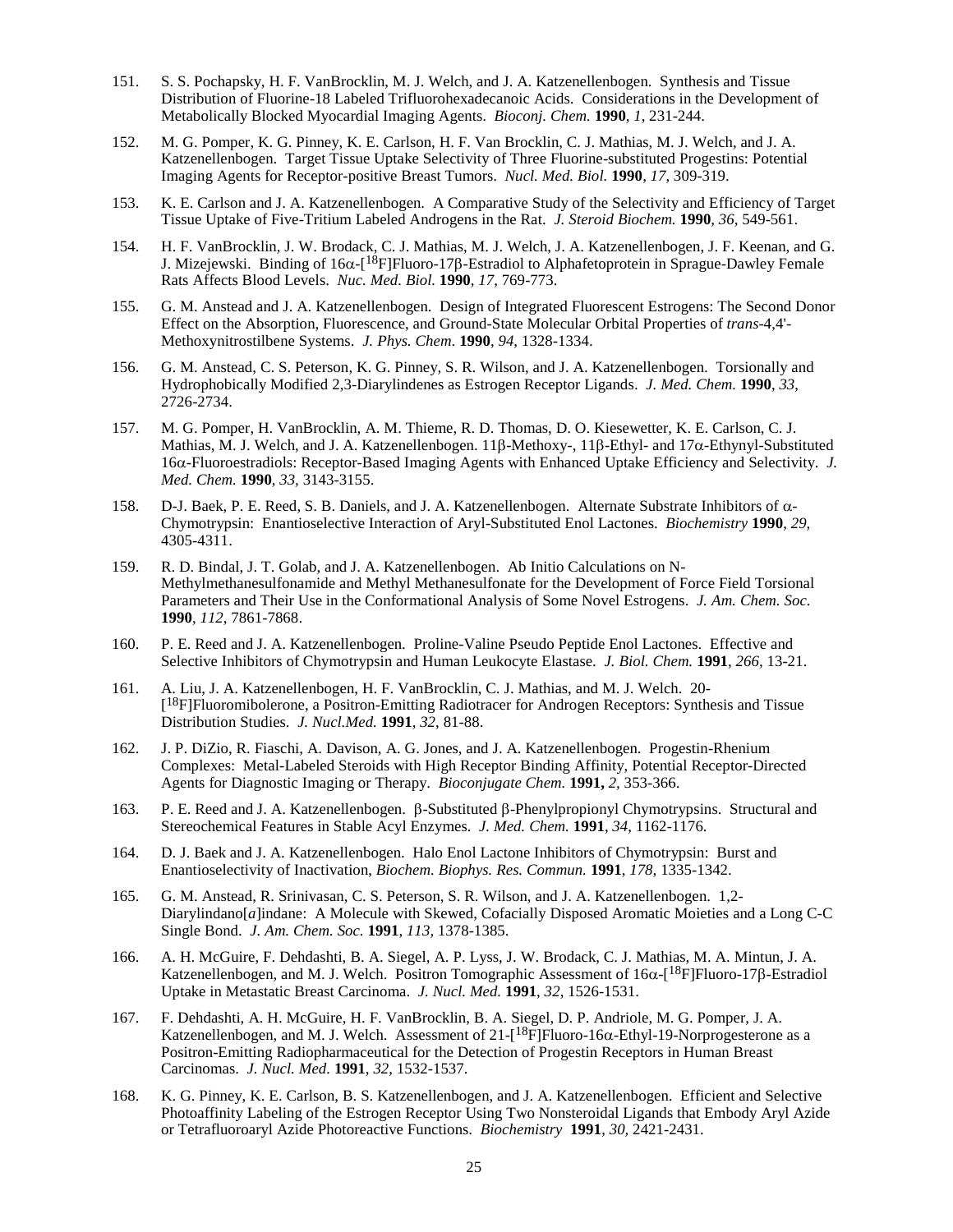151. S. S. Pochapsky, H. F. VanBrocklin, M. J. Welch, and J. A. Katzenellenbogen. Synthesis and Tissue Distribution of Fluorine-18 Labeled Trifluorohexadecanoic Acids. Considerations in the Development of Metabolically Blocked Myocardial Imaging Agents. *Bioconj. Chem.* **1990**, *1*, 231-244.

152. M. G. Pomper, K. G. Pinney, K. E. Carlson, H. F. Van Brocklin, C. J. Mathias, M. J. Welch, and J. A. Katzenellenbogen. Target Tissue Uptake Selectivity of Three Fluorine-substituted Progestins: Potential Imaging Agents for Receptor-positive Breast Tumors. *Nucl. Med. Biol.* **1990**, *17*, 309-319.

153. K. E. Carlson and J. A. Katzenellenbogen. A Comparative Study of the Selectivity and Efficiency of Target Tissue Uptake of Five-Tritium Labeled Androgens in the Rat. *J. Steroid Biochem.* **1990**, *36*, 549-561.

154. H. F. VanBrocklin, J. W. Brodack, C. J. Mathias, M. J. Welch, J. A. Katzenellenbogen, J. F. Keenan, and G. J. Mizejewski. Binding of 16α-[$^{18}$F]Fluoro-17β-Estradiol to Alphafetoprotein in Sprague-Dawley Female Rats Affects Blood Levels. *Nuc. Med. Biol.* **1990**, *17*, 769-773.

155. G. M. Anstead and J. A. Katzenellenbogen. Design of Integrated Fluorescent Estrogens: The Second Donor Effect on the Absorption, Fluorescence, and Ground-State Molecular Orbital Properties of *trans*-4,4'-Methoxynitrostilbene Systems. *J. Phys. Chem.* **1990**, *94*, 1328-1334.

156. G. M. Anstead, C. S. Peterson, K. G. Pinney, S. R. Wilson, and J. A. Katzenellenbogen. Torsionally and Hydrophobically Modified 2,3-Diarylindenes as Estrogen Receptor Ligands. *J. Med. Chem.* **1990**, *33*, 2726-2734.

157. M. G. Pomper, H. VanBrocklin, A. M. Thieme, R. D. Thomas, D. O. Kiesewetter, K. E. Carlson, C. J. Mathias, M. J. Welch, and J. A. Katzenellenbogen. 11β-Methoxy-, 11β-Ethyl- and 17α-Ethynyl-Substituted 16α-Fluoroestradiols: Receptor-Based Imaging Agents with Enhanced Uptake Efficiency and Selectivity. *J. Med. Chem.* **1990**, *33*, 3143-3155.

158. D-J. Baek, P. E. Reed, S. B. Daniels, and J. A. Katzenellenbogen. Alternate Substrate Inhibitors of α-Chymotrypsin: Enantioselective Interaction of Aryl-Substituted Enol Lactones. *Biochemistry* **1990**, *29*, 4305-4311.

159. R. D. Bindal, J. T. Golab, and J. A. Katzenellenbogen. Ab Initio Calculations on N-Methylmethanesulfonamide and Methyl Methanesulfonate for the Development of Force Field Torsional Parameters and Their Use in the Conformational Analysis of Some Novel Estrogens. *J. Am. Chem. Soc.* **1990**, *112*, 7861-7868.

160. P. E. Reed and J. A. Katzenellenbogen. Proline-Valine Pseudo Peptide Enol Lactones. Effective and Selective Inhibitors of Chymotrypsin and Human Leukocyte Elastase. *J. Biol. Chem.* **1991**, *266*, 13-21.

161. A. Liu, J. A. Katzenellenbogen, H. F. VanBrocklin, C. J. Mathias, and M. J. Welch. 20-[$^{18}$F]Fluoromibolerone, a Positron-Emitting Radiotracer for Androgen Receptors: Synthesis and Tissue Distribution Studies. *J. Nucl.Med.* **1991**, *32*, 81-88.

162. J. P. DiZio, R. Fiaschi, A. Davison, A. G. Jones, and J. A. Katzenellenbogen. Progestin-Rhenium Complexes: Metal-Labeled Steroids with High Receptor Binding Affinity, Potential Receptor-Directed Agents for Diagnostic Imaging or Therapy. *Bioconjugate Chem.* **1991,** *2*, 353-366.

163. P. E. Reed and J. A. Katzenellenbogen. β-Substituted β-Phenylpropionyl Chymotrypsins. Structural and Stereochemical Features in Stable Acyl Enzymes. *J. Med. Chem.* **1991**, *34*, 1162-1176.

164. D. J. Baek and J. A. Katzenellenbogen. Halo Enol Lactone Inhibitors of Chymotrypsin: Burst and Enantioselectivity of Inactivation, *Biochem. Biophys. Res. Commun.* **1991**, *178*, 1335-1342.

165. G. M. Anstead, R. Srinivasan, C. S. Peterson, S. R. Wilson, and J. A. Katzenellenbogen. 1,2-Diarylindano[*a*]indane: A Molecule with Skewed, Cofacially Disposed Aromatic Moieties and a Long C-C Single Bond. *J. Am. Chem. Soc.* **1991**, *113*, 1378-1385.

166. A. H. McGuire, F. Dehdashti, B. A. Siegel, A. P. Lyss, J. W. Brodack, C. J. Mathias, M. A. Mintun, J. A. Katzenellenbogen, and M. J. Welch. Positron Tomographic Assessment of 16α-[$^{18}$F]Fluoro-17β-Estradiol Uptake in Metastatic Breast Carcinoma. *J. Nucl. Med.* **1991**, *32*, 1526-1531.

167. F. Dehdashti, A. H. McGuire, H. F. VanBrocklin, B. A. Siegel, D. P. Andriole, M. G. Pomper, J. A. Katzenellenbogen, and M. J. Welch. Assessment of 21-[$^{18}$F]Fluoro-16α-Ethyl-19-Norprogesterone as a Positron-Emitting Radiopharmaceutical for the Detection of Progestin Receptors in Human Breast Carcinomas. *J. Nucl. Med.* **1991**, *32*, 1532-1537.

168. K. G. Pinney, K. E. Carlson, B. S. Katzenellenbogen, and J. A. Katzenellenbogen. Efficient and Selective Photoaffinity Labeling of the Estrogen Receptor Using Two Nonsteroidal Ligands that Embody Aryl Azide or Tetrafluoroaryl Azide Photoreactive Functions. *Biochemistry* **1991**, *30*, 2421-2431.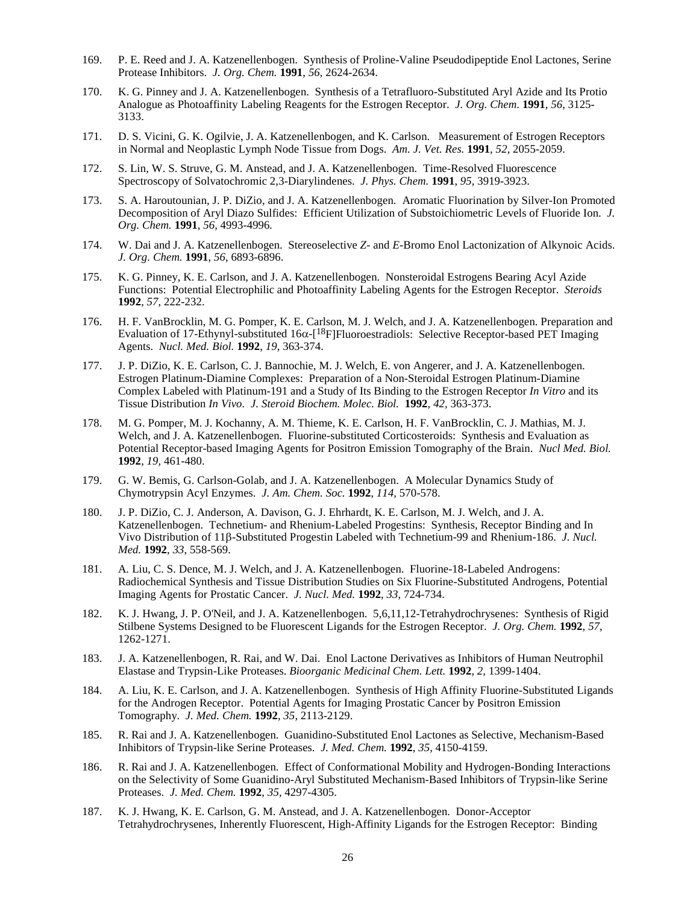169. P. E. Reed and J. A. Katzenellenbogen. Synthesis of Proline-Valine Pseudodipeptide Enol Lactones, Serine Protease Inhibitors. *J. Org. Chem.* **1991**, *56*, 2624-2634.

170. K. G. Pinney and J. A. Katzenellenbogen. Synthesis of a Tetrafluoro-Substituted Aryl Azide and Its Protio Analogue as Photoaffinity Labeling Reagents for the Estrogen Receptor. *J. Org. Chem.* **1991**, *56*, 3125-3133.

171. D. S. Vicini, G. K. Ogilvie, J. A. Katzenellenbogen, and K. Carlson. Measurement of Estrogen Receptors in Normal and Neoplastic Lymph Node Tissue from Dogs. *Am. J. Vet. Res.* **1991**, *52*, 2055-2059.

172. S. Lin, W. S. Struve, G. M. Anstead, and J. A. Katzenellenbogen. Time-Resolved Fluorescence Spectroscopy of Solvatochromic 2,3-Diarylindenes. *J. Phys. Chem.* **1991**, *95*, 3919-3923.

173. S. A. Haroutounian, J. P. DiZio, and J. A. Katzenellenbogen. Aromatic Fluorination by Silver-Ion Promoted Decomposition of Aryl Diazo Sulfides: Efficient Utilization of Substoichiometric Levels of Fluoride Ion. *J. Org. Chem.* **1991**, *56*, 4993-4996.

174. W. Dai and J. A. Katzenellenbogen. Stereoselective *Z*- and *E*-Bromo Enol Lactonization of Alkynoic Acids. *J. Org. Chem.* **1991**, *56*, 6893-6896.

175. K. G. Pinney, K. E. Carlson, and J. A. Katzenellenbogen. Nonsteroidal Estrogens Bearing Acyl Azide Functions: Potential Electrophilic and Photoaffinity Labeling Agents for the Estrogen Receptor. *Steroids* **1992**, *57*, 222-232.

176. H. F. VanBrocklin, M. G. Pomper, K. E. Carlson, M. J. Welch, and J. A. Katzenellenbogen. Preparation and Evaluation of 17-Ethynyl-substituted 16α-[$^{18}$F]Fluoroestradiols: Selective Receptor-based PET Imaging Agents. *Nucl. Med. Biol.* **1992**, *19*, 363-374.

177. J. P. DiZio, K. E. Carlson, C. J. Bannochie, M. J. Welch, E. von Angerer, and J. A. Katzenellenbogen. Estrogen Platinum-Diamine Complexes: Preparation of a Non-Steroidal Estrogen Platinum-Diamine Complex Labeled with Platinum-191 and a Study of Its Binding to the Estrogen Receptor *In Vitro* and its Tissue Distribution *In Vivo*. *J. Steroid Biochem. Molec. Biol.* **1992**, *42*, 363-373.

178. M. G. Pomper, M. J. Kochanny, A. M. Thieme, K. E. Carlson, H. F. VanBrocklin, C. J. Mathias, M. J. Welch, and J. A. Katzenellenbogen. Fluorine-substituted Corticosteroids: Synthesis and Evaluation as Potential Receptor-based Imaging Agents for Positron Emission Tomography of the Brain. *Nucl Med. Biol.* **1992**, *19*, 461-480.

179. G. W. Bemis, G. Carlson-Golab, and J. A. Katzenellenbogen. A Molecular Dynamics Study of Chymotrypsin Acyl Enzymes. *J. Am. Chem. Soc.* **1992**, *114*, 570-578.

180. J. P. DiZio, C. J. Anderson, A. Davison, G. J. Ehrhardt, K. E. Carlson, M. J. Welch, and J. A. Katzenellenbogen. Technetium- and Rhenium-Labeled Progestins: Synthesis, Receptor Binding and In Vivo Distribution of 11β-Substituted Progestin Labeled with Technetium-99 and Rhenium-186. *J. Nucl. Med.* **1992**, *33*, 558-569.

181. A. Liu, C. S. Dence, M. J. Welch, and J. A. Katzenellenbogen. Fluorine-18-Labeled Androgens: Radiochemical Synthesis and Tissue Distribution Studies on Six Fluorine-Substituted Androgens, Potential Imaging Agents for Prostatic Cancer. *J. Nucl. Med.* **1992**, *33*, 724-734.

182. K. J. Hwang, J. P. O'Neil, and J. A. Katzenellenbogen. 5,6,11,12-Tetrahydrochrysenes: Synthesis of Rigid Stilbene Systems Designed to be Fluorescent Ligands for the Estrogen Receptor. *J. Org. Chem.* **1992**, *57*, 1262-1271.

183. J. A. Katzenellenbogen, R. Rai, and W. Dai. Enol Lactone Derivatives as Inhibitors of Human Neutrophil Elastase and Trypsin-Like Proteases. *Bioorganic Medicinal Chem. Lett.* **1992**, *2*, 1399-1404.

184. A. Liu, K. E. Carlson, and J. A. Katzenellenbogen. Synthesis of High Affinity Fluorine-Substituted Ligands for the Androgen Receptor. Potential Agents for Imaging Prostatic Cancer by Positron Emission Tomography. *J. Med. Chem.* **1992**, *35*, 2113-2129.

185. R. Rai and J. A. Katzenellenbogen. Guanidino-Substituted Enol Lactones as Selective, Mechanism-Based Inhibitors of Trypsin-like Serine Proteases. *J. Med. Chem.* **1992**, *35*, 4150-4159.

186. R. Rai and J. A. Katzenellenbogen. Effect of Conformational Mobility and Hydrogen-Bonding Interactions on the Selectivity of Some Guanidino-Aryl Substituted Mechanism-Based Inhibitors of Trypsin-like Serine Proteases. *J. Med. Chem.* **1992**, *35*, 4297-4305.

187. K. J. Hwang, K. E. Carlson, G. M. Anstead, and J. A. Katzenellenbogen. Donor-Acceptor Tetrahydrochrysenes, Inherently Fluorescent, High-Affinity Ligands for the Estrogen Receptor: Binding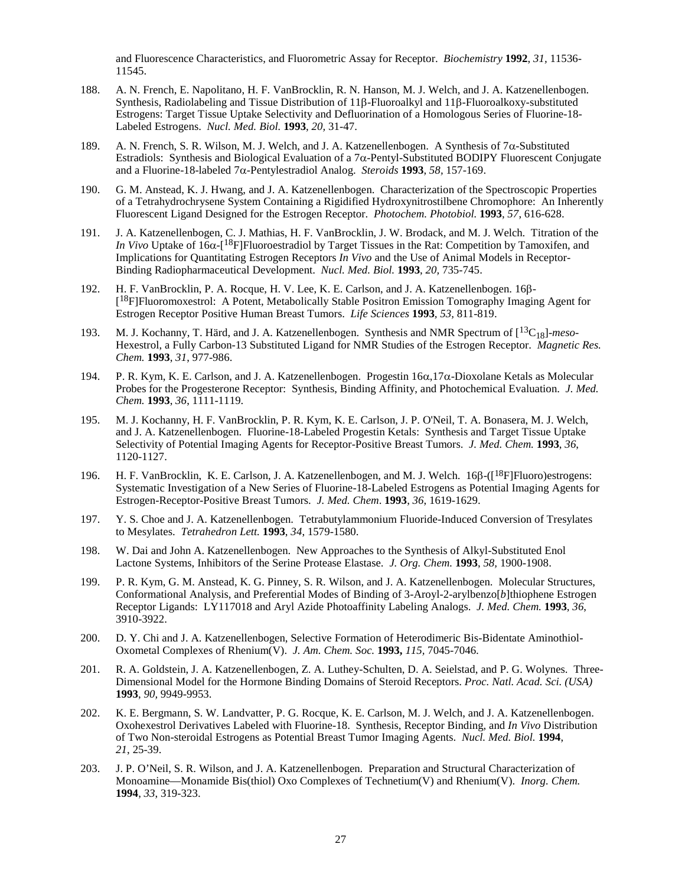and Fluorescence Characteristics, and Fluorometric Assay for Receptor. *Biochemistry* **1992**, *31*, 11536-11545.

188. A. N. French, E. Napolitano, H. F. VanBrocklin, R. N. Hanson, M. J. Welch, and J. A. Katzenellenbogen. Synthesis, Radiolabeling and Tissue Distribution of 11β-Fluoroalkyl and 11β-Fluoroalkoxy-substituted Estrogens: Target Tissue Uptake Selectivity and Defluorination of a Homologous Series of Fluorine-18-Labeled Estrogens. *Nucl. Med. Biol.* **1993**, *20*, 31-47.

189. A. N. French, S. R. Wilson, M. J. Welch, and J. A. Katzenellenbogen. A Synthesis of 7α-Substituted Estradiols: Synthesis and Biological Evaluation of a 7α-Pentyl-Substituted BODIPY Fluorescent Conjugate and a Fluorine-18-labeled 7α-Pentylestradiol Analog. *Steroids* **1993**, *58*, 157-169.

190. G. M. Anstead, K. J. Hwang, and J. A. Katzenellenbogen. Characterization of the Spectroscopic Properties of a Tetrahydrochrysene System Containing a Rigidified Hydroxynitrostilbene Chromophore: An Inherently Fluorescent Ligand Designed for the Estrogen Receptor. *Photochem. Photobiol.* **1993**, *57*, 616-628.

191. J. A. Katzenellenbogen, C. J. Mathias, H. F. VanBrocklin, J. W. Brodack, and M. J. Welch. Titration of the *In Vivo* Uptake of 16α-[$^{18}$F]Fluoroestradiol by Target Tissues in the Rat: Competition by Tamoxifen, and Implications for Quantitating Estrogen Receptors *In Vivo* and the Use of Animal Models in Receptor-Binding Radiopharmaceutical Development. *Nucl. Med. Biol.* **1993**, *20*, 735-745.

192. H. F. VanBrocklin, P. A. Rocque, H. V. Lee, K. E. Carlson, and J. A. Katzenellenbogen. 16β-[$^{18}$F]Fluoromoxestrol: A Potent, Metabolically Stable Positron Emission Tomography Imaging Agent for Estrogen Receptor Positive Human Breast Tumors. *Life Sciences* **1993**, *53*, 811-819.

193. M. J. Kochanny, T. Härd, and J. A. Katzenellenbogen. Synthesis and NMR Spectrum of [$^{13}C_{18}$]-*meso*-Hexestrol, a Fully Carbon-13 Substituted Ligand for NMR Studies of the Estrogen Receptor. *Magnetic Res. Chem.* **1993**, *31*, 977-986.

194. P. R. Kym, K. E. Carlson, and J. A. Katzenellenbogen. Progestin 16α,17α-Dioxolane Ketals as Molecular Probes for the Progesterone Receptor: Synthesis, Binding Affinity, and Photochemical Evaluation. *J. Med. Chem.* **1993**, *36*, 1111-1119.

195. M. J. Kochanny, H. F. VanBrocklin, P. R. Kym, K. E. Carlson, J. P. O'Neil, T. A. Bonasera, M. J. Welch, and J. A. Katzenellenbogen. Fluorine-18-Labeled Progestin Ketals: Synthesis and Target Tissue Uptake Selectivity of Potential Imaging Agents for Receptor-Positive Breast Tumors. *J. Med. Chem.* **1993**, *36*, 1120-1127.

196. H. F. VanBrocklin, K. E. Carlson, J. A. Katzenellenbogen, and M. J. Welch. 16β-([$^{18}$F]Fluoro)estrogens: Systematic Investigation of a New Series of Fluorine-18-Labeled Estrogens as Potential Imaging Agents for Estrogen-Receptor-Positive Breast Tumors. *J. Med. Chem*. **1993**, *36*, 1619-1629.

197. Y. S. Choe and J. A. Katzenellenbogen. Tetrabutylammonium Fluoride-Induced Conversion of Tresylates to Mesylates. *Tetrahedron Lett.* **1993**, *34*, 1579-1580.

198. W. Dai and John A. Katzenellenbogen. New Approaches to the Synthesis of Alkyl-Substituted Enol Lactone Systems, Inhibitors of the Serine Protease Elastase. *J. Org. Chem.* **1993**, *58*, 1900-1908.

199. P. R. Kym, G. M. Anstead, K. G. Pinney, S. R. Wilson, and J. A. Katzenellenbogen. Molecular Structures, Conformational Analysis, and Preferential Modes of Binding of 3-Aroyl-2-arylbenzo[*b*]thiophene Estrogen Receptor Ligands: LY117018 and Aryl Azide Photoaffinity Labeling Analogs. *J. Med. Chem.* **1993**, *36*, 3910-3922.

200. D. Y. Chi and J. A. Katzenellenbogen, Selective Formation of Heterodimeric Bis-Bidentate Aminothiol-Oxometal Complexes of Rhenium(V). *J. Am. Chem. Soc.* **1993,** *115*, 7045-7046.

201. R. A. Goldstein, J. A. Katzenellenbogen, Z. A. Luthey-Schulten, D. A. Seielstad, and P. G. Wolynes. Three-Dimensional Model for the Hormone Binding Domains of Steroid Receptors. *Proc. Natl. Acad. Sci. (USA)* **1993**, *90*, 9949-9953.

202. K. E. Bergmann, S. W. Landvatter, P. G. Rocque, K. E. Carlson, M. J. Welch, and J. A. Katzenellenbogen. Oxohexestrol Derivatives Labeled with Fluorine-18. Synthesis, Receptor Binding, and *In Vivo* Distribution of Two Non-steroidal Estrogens as Potential Breast Tumor Imaging Agents. *Nucl. Med. Biol.* **1994**, *21*, 25-39.

203. J. P. O'Neil, S. R. Wilson, and J. A. Katzenellenbogen. Preparation and Structural Characterization of Monoamine—Monamide Bis(thiol) Oxo Complexes of Technetium(V) and Rhenium(V). *Inorg. Chem.* **1994**, *33*, 319-323.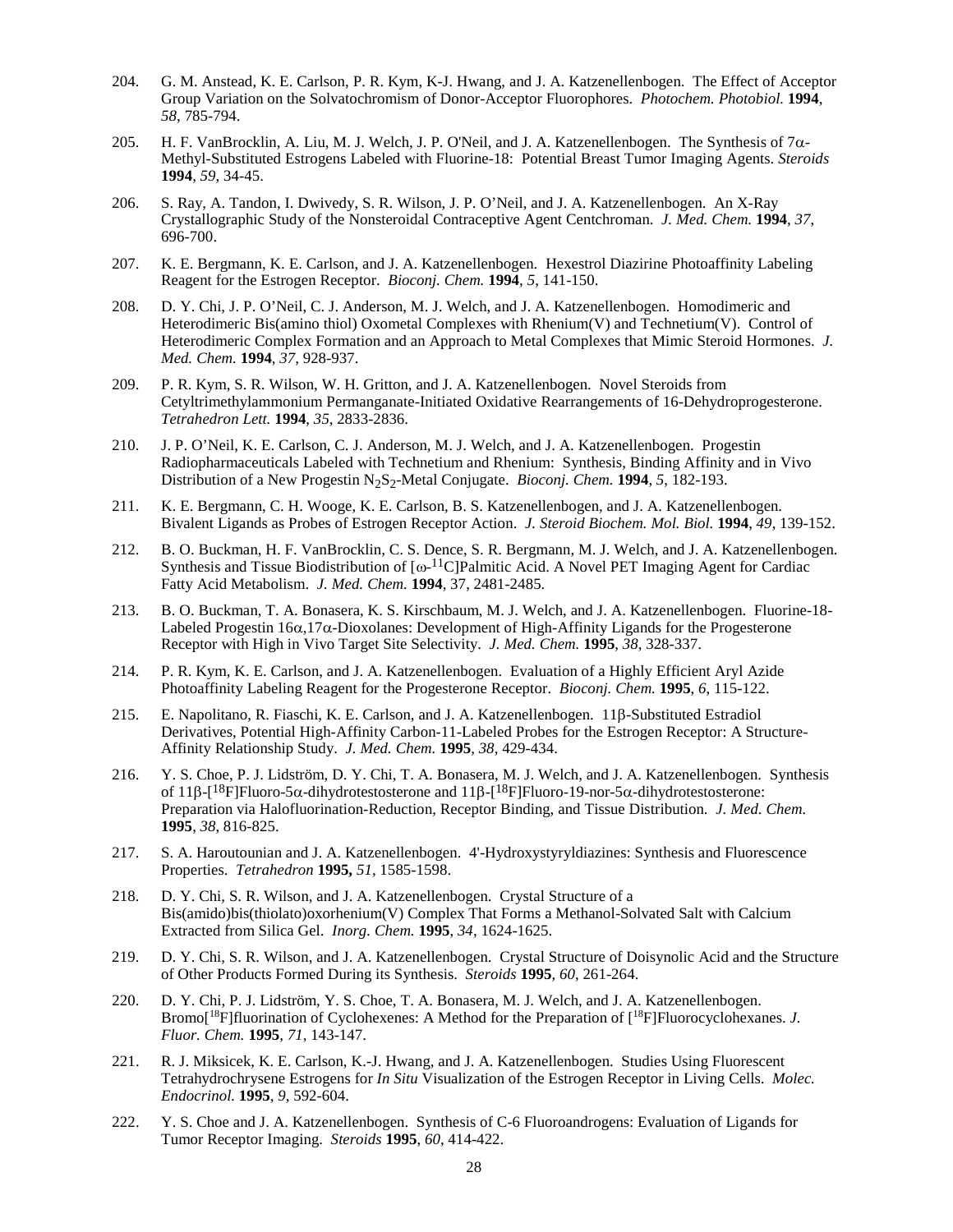204. G. M. Anstead, K. E. Carlson, P. R. Kym, K-J. Hwang, and J. A. Katzenellenbogen. The Effect of Acceptor Group Variation on the Solvatochromism of Donor-Acceptor Fluorophores. *Photochem. Photobiol.* **1994**, *58*, 785-794.

205. H. F. VanBrocklin, A. Liu, M. J. Welch, J. P. O'Neil, and J. A. Katzenellenbogen. The Synthesis of 7α-Methyl-Substituted Estrogens Labeled with Fluorine-18: Potential Breast Tumor Imaging Agents. *Steroids* **1994**, *59*, 34-45.

206. S. Ray, A. Tandon, I. Dwivedy, S. R. Wilson, J. P. O'Neil, and J. A. Katzenellenbogen. An X-Ray Crystallographic Study of the Nonsteroidal Contraceptive Agent Centchroman. *J. Med. Chem.* **1994**, *37*, 696-700.

207. K. E. Bergmann, K. E. Carlson, and J. A. Katzenellenbogen. Hexestrol Diazirine Photoaffinity Labeling Reagent for the Estrogen Receptor. *Bioconj. Chem.* **1994**, *5*, 141-150.

208. D. Y. Chi, J. P. O'Neil, C. J. Anderson, M. J. Welch, and J. A. Katzenellenbogen. Homodimeric and Heterodimeric Bis(amino thiol) Oxometal Complexes with Rhenium(V) and Technetium(V). Control of Heterodimeric Complex Formation and an Approach to Metal Complexes that Mimic Steroid Hormones. *J. Med. Chem.* **1994**, *37*, 928-937.

209. P. R. Kym, S. R. Wilson, W. H. Gritton, and J. A. Katzenellenbogen. Novel Steroids from Cetyltrimethylammonium Permanganate-Initiated Oxidative Rearrangements of 16-Dehydroprogesterone. *Tetrahedron Lett.* **1994**, *35*, 2833-2836.

210. J. P. O'Neil, K. E. Carlson, C. J. Anderson, M. J. Welch, and J. A. Katzenellenbogen. Progestin Radiopharmaceuticals Labeled with Technetium and Rhenium: Synthesis, Binding Affinity and in Vivo Distribution of a New Progestin $N_2S_2$-Metal Conjugate. *Bioconj. Chem.* **1994**, *5*, 182-193.

211. K. E. Bergmann, C. H. Wooge, K. E. Carlson, B. S. Katzenellenbogen, and J. A. Katzenellenbogen. Bivalent Ligands as Probes of Estrogen Receptor Action. *J. Steroid Biochem. Mol. Biol.* **1994**, *49*, 139-152.

212. B. O. Buckman, H. F. VanBrocklin, C. S. Dence, S. R. Bergmann, M. J. Welch, and J. A. Katzenellenbogen. Synthesis and Tissue Biodistribution of [ω-$^{11}$C]Palmitic Acid. A Novel PET Imaging Agent for Cardiac Fatty Acid Metabolism. *J. Med. Chem.* **1994**, 37, 2481-2485.

213. B. O. Buckman, T. A. Bonasera, K. S. Kirschbaum, M. J. Welch, and J. A. Katzenellenbogen. Fluorine-18-Labeled Progestin 16α,17α-Dioxolanes: Development of High-Affinity Ligands for the Progesterone Receptor with High in Vivo Target Site Selectivity. *J. Med. Chem.* **1995**, *38*, 328-337.

214. P. R. Kym, K. E. Carlson, and J. A. Katzenellenbogen. Evaluation of a Highly Efficient Aryl Azide Photoaffinity Labeling Reagent for the Progesterone Receptor. *Bioconj. Chem.* **1995**, *6*, 115-122.

215. E. Napolitano, R. Fiaschi, K. E. Carlson, and J. A. Katzenellenbogen. 11β-Substituted Estradiol Derivatives, Potential High-Affinity Carbon-11-Labeled Probes for the Estrogen Receptor: A Structure-Affinity Relationship Study. *J. Med. Chem.* **1995**, *38*, 429-434.

216. Y. S. Choe, P. J. Lidström, D. Y. Chi, T. A. Bonasera, M. J. Welch, and J. A. Katzenellenbogen. Synthesis of 11β-[$^{18}$F]Fluoro-5α-dihydrotestosterone and 11β-[$^{18}$F]Fluoro-19-nor-5α-dihydrotestosterone: Preparation via Halofluorination-Reduction, Receptor Binding, and Tissue Distribution. *J. Med. Chem.* **1995**, *38*, 816-825.

217. S. A. Haroutounian and J. A. Katzenellenbogen. 4'-Hydroxystyryldiazines: Synthesis and Fluorescence Properties. *Tetrahedron* **1995,** *51*, 1585-1598.

218. D. Y. Chi, S. R. Wilson, and J. A. Katzenellenbogen. Crystal Structure of a Bis(amido)bis(thiolato)oxorhenium(V) Complex That Forms a Methanol-Solvated Salt with Calcium Extracted from Silica Gel. *Inorg. Chem.* **1995**, *34*, 1624-1625.

219. D. Y. Chi, S. R. Wilson, and J. A. Katzenellenbogen. Crystal Structure of Doisynolic Acid and the Structure of Other Products Formed During its Synthesis. *Steroids* **1995**, *60*, 261-264.

220. D. Y. Chi, P. J. Lidström, Y. S. Choe, T. A. Bonasera, M. J. Welch, and J. A. Katzenellenbogen. Bromo[$^{18}$F]fluorination of Cyclohexenes: A Method for the Preparation of [$^{18}$F]Fluorocyclohexanes. *J. Fluor. Chem.* **1995**, *71*, 143-147.

221. R. J. Miksicek, K. E. Carlson, K.-J. Hwang, and J. A. Katzenellenbogen. Studies Using Fluorescent Tetrahydrochrysene Estrogens for *In Situ* Visualization of the Estrogen Receptor in Living Cells. *Molec. Endocrinol.* **1995**, *9*, 592-604.

222. Y. S. Choe and J. A. Katzenellenbogen. Synthesis of C-6 Fluoroandrogens: Evaluation of Ligands for Tumor Receptor Imaging. *Steroids* **1995**, *60*, 414-422.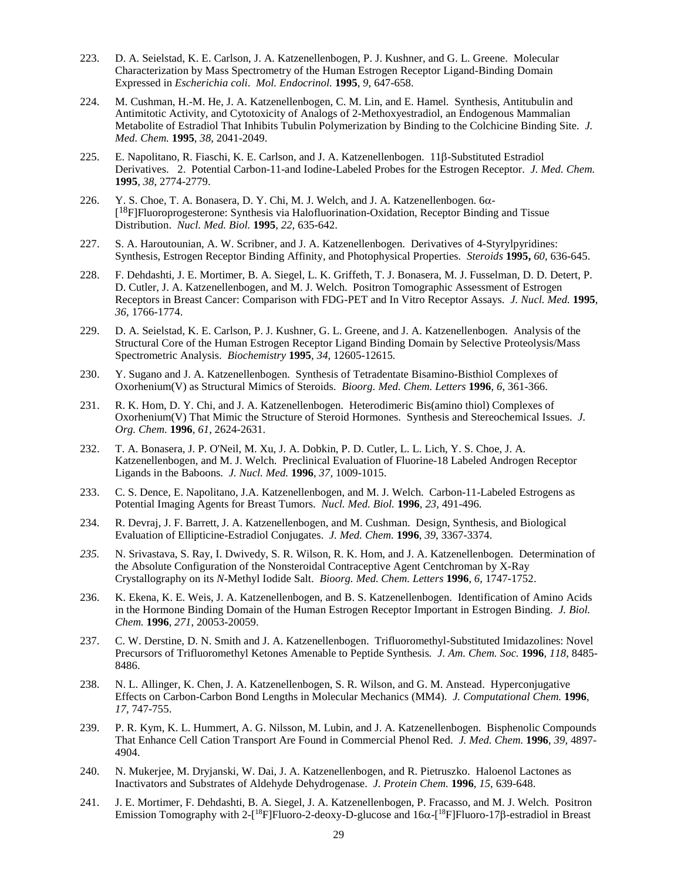223. D. A. Seielstad, K. E. Carlson, J. A. Katzenellenbogen, P. J. Kushner, and G. L. Greene. Molecular Characterization by Mass Spectrometry of the Human Estrogen Receptor Ligand-Binding Domain Expressed in *Escherichia coli*. *Mol. Endocrinol.* **1995**, *9*, 647-658.

224. M. Cushman, H.-M. He, J. A. Katzenellenbogen, C. M. Lin, and E. Hamel. Synthesis, Antitubulin and Antimitotic Activity, and Cytotoxicity of Analogs of 2-Methoxyestradiol, an Endogenous Mammalian Metabolite of Estradiol That Inhibits Tubulin Polymerization by Binding to the Colchicine Binding Site. *J. Med. Chem.* **1995**, *38*, 2041-2049.

225. E. Napolitano, R. Fiaschi, K. E. Carlson, and J. A. Katzenellenbogen. 11β-Substituted Estradiol Derivatives. 2. Potential Carbon-11-and Iodine-Labeled Probes for the Estrogen Receptor. *J. Med. Chem.* **1995**, *38*, 2774-2779.

226. Y. S. Choe, T. A. Bonasera, D. Y. Chi, M. J. Welch, and J. A. Katzenellenbogen. 6α-[$^{18}$F]Fluoroprogesterone: Synthesis via Halofluorination-Oxidation, Receptor Binding and Tissue Distribution. *Nucl. Med. Biol.* **1995**, *22*, 635-642.

227. S. A. Haroutounian, A. W. Scribner, and J. A. Katzenellenbogen. Derivatives of 4-Styrylpyridines: Synthesis, Estrogen Receptor Binding Affinity, and Photophysical Properties. *Steroids* **1995,** *60*, 636-645.

228. F. Dehdashti, J. E. Mortimer, B. A. Siegel, L. K. Griffeth, T. J. Bonasera, M. J. Fusselman, D. D. Detert, P. D. Cutler, J. A. Katzenellenbogen, and M. J. Welch. Positron Tomographic Assessment of Estrogen Receptors in Breast Cancer: Comparison with FDG-PET and In Vitro Receptor Assays. *J. Nucl. Med.* **1995**, *36*, 1766-1774.

229. D. A. Seielstad, K. E. Carlson, P. J. Kushner, G. L. Greene, and J. A. Katzenellenbogen. Analysis of the Structural Core of the Human Estrogen Receptor Ligand Binding Domain by Selective Proteolysis/Mass Spectrometric Analysis. *Biochemistry* **1995**, *34*, 12605-12615.

230. Y. Sugano and J. A. Katzenellenbogen. Synthesis of Tetradentate Bisamino-Bisthiol Complexes of Oxorhenium(V) as Structural Mimics of Steroids. *Bioorg. Med. Chem. Letters* **1996**, *6*, 361-366.

231. R. K. Hom, D. Y. Chi, and J. A. Katzenellenbogen. Heterodimeric Bis(amino thiol) Complexes of Oxorhenium(V) That Mimic the Structure of Steroid Hormones. Synthesis and Stereochemical Issues. *J. Org. Chem.* **1996**, *61*, 2624-2631.

232. T. A. Bonasera, J. P. O'Neil, M. Xu, J. A. Dobkin, P. D. Cutler, L. L. Lich, Y. S. Choe, J. A. Katzenellenbogen, and M. J. Welch. Preclinical Evaluation of Fluorine-18 Labeled Androgen Receptor Ligands in the Baboons. *J. Nucl. Med.* **1996**, *37*, 1009-1015.

233. C. S. Dence, E. Napolitano, J.A. Katzenellenbogen, and M. J. Welch. Carbon-11-Labeled Estrogens as Potential Imaging Agents for Breast Tumors. *Nucl. Med. Biol.* **1996**, *23*, 491-496.

234. R. Devraj, J. F. Barrett, J. A. Katzenellenbogen, and M. Cushman. Design, Synthesis, and Biological Evaluation of Ellipticine-Estradiol Conjugates. *J. Med. Chem.* **1996**, *39*, 3367-3374.

235. N. Srivastava, S. Ray, I. Dwivedy, S. R. Wilson, R. K. Hom, and J. A. Katzenellenbogen. Determination of the Absolute Configuration of the Nonsteroidal Contraceptive Agent Centchroman by X-Ray Crystallography on its *N*-Methyl Iodide Salt. *Bioorg. Med. Chem. Letters* **1996**, *6*, 1747-1752.

236. K. Ekena, K. E. Weis, J. A. Katzenellenbogen, and B. S. Katzenellenbogen. Identification of Amino Acids in the Hormone Binding Domain of the Human Estrogen Receptor Important in Estrogen Binding. *J. Biol. Chem.* **1996**, *271*, 20053-20059.

237. C. W. Derstine, D. N. Smith and J. A. Katzenellenbogen. Trifluoromethyl-Substituted Imidazolines: Novel Precursors of Trifluoromethyl Ketones Amenable to Peptide Synthesis. *J. Am. Chem. Soc.* **1996**, *118*, 8485-8486.

238. N. L. Allinger, K. Chen, J. A. Katzenellenbogen, S. R. Wilson, and G. M. Anstead. Hyperconjugative Effects on Carbon-Carbon Bond Lengths in Molecular Mechanics (MM4). *J. Computational Chem.* **1996**, *17*, 747-755.

239. P. R. Kym, K. L. Hummert, A. G. Nilsson, M. Lubin, and J. A. Katzenellenbogen. Bisphenolic Compounds That Enhance Cell Cation Transport Are Found in Commercial Phenol Red. *J. Med. Chem.* **1996**, *39*, 4897-4904.

240. N. Mukerjee, M. Dryjanski, W. Dai, J. A. Katzenellenbogen, and R. Pietruszko. Haloenol Lactones as Inactivators and Substrates of Aldehyde Dehydrogenase. *J. Protein Chem.* **1996**, *15*, 639-648.

241. J. E. Mortimer, F. Dehdashti, B. A. Siegel, J. A. Katzenellenbogen, P. Fracasso, and M. J. Welch. Positron Emission Tomography with 2-[$^{18}$F]Fluoro-2-deoxy-D-glucose and 16α-[$^{18}$F]Fluoro-17β-estradiol in Breast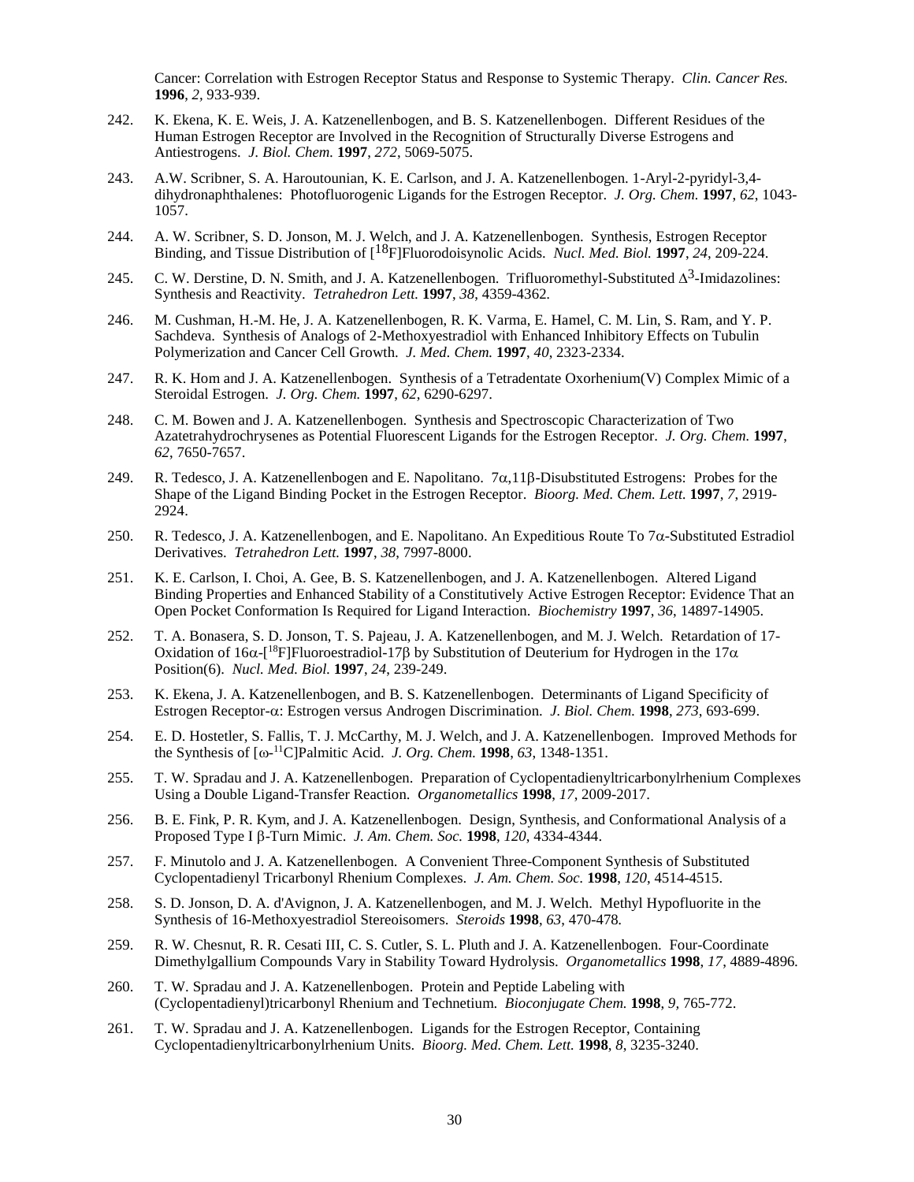Cancer: Correlation with Estrogen Receptor Status and Response to Systemic Therapy. *Clin. Cancer Res.* **1996**, *2*, 933-939.

242. K. Ekena, K. E. Weis, J. A. Katzenellenbogen, and B. S. Katzenellenbogen. Different Residues of the Human Estrogen Receptor are Involved in the Recognition of Structurally Diverse Estrogens and Antiestrogens. *J. Biol. Chem.* **1997**, *272*, 5069-5075.

243. A.W. Scribner, S. A. Haroutounian, K. E. Carlson, and J. A. Katzenellenbogen. 1-Aryl-2-pyridyl-3,4-dihydronaphthalenes: Photofluorogenic Ligands for the Estrogen Receptor. *J. Org. Chem.* **1997**, *62*, 1043-1057.

244. A. W. Scribner, S. D. Jonson, M. J. Welch, and J. A. Katzenellenbogen. Synthesis, Estrogen Receptor Binding, and Tissue Distribution of [$^{18}$F]Fluorodoisynolic Acids. *Nucl. Med. Biol.* **1997**, *24*, 209-224.

245. C. W. Derstine, D. N. Smith, and J. A. Katzenellenbogen. Trifluoromethyl-Substituted $\Delta^3$-Imidazolines: Synthesis and Reactivity. *Tetrahedron Lett.* **1997**, *38*, 4359-4362.

246. M. Cushman, H.-M. He, J. A. Katzenellenbogen, R. K. Varma, E. Hamel, C. M. Lin, S. Ram, and Y. P. Sachdeva. Synthesis of Analogs of 2-Methoxyestradiol with Enhanced Inhibitory Effects on Tubulin Polymerization and Cancer Cell Growth. *J. Med. Chem.* **1997**, *40*, 2323-2334.

247. R. K. Hom and J. A. Katzenellenbogen. Synthesis of a Tetradentate Oxorhenium(V) Complex Mimic of a Steroidal Estrogen. *J. Org. Chem.* **1997**, *62*, 6290-6297.

248. C. M. Bowen and J. A. Katzenellenbogen. Synthesis and Spectroscopic Characterization of Two Azatetrahydrochrysenes as Potential Fluorescent Ligands for the Estrogen Receptor. *J. Org. Chem.* **1997**, *62*, 7650-7657.

249. R. Tedesco, J. A. Katzenellenbogen and E. Napolitano. 7$\alpha$,11$\beta$-Disubstituted Estrogens: Probes for the Shape of the Ligand Binding Pocket in the Estrogen Receptor. *Bioorg. Med. Chem. Lett.* **1997**, *7*, 2919-2924.

250. R. Tedesco, J. A. Katzenellenbogen, and E. Napolitano. An Expeditious Route To 7$\alpha$-Substituted Estradiol Derivatives. *Tetrahedron Lett.* **1997**, *38*, 7997-8000.

251. K. E. Carlson, I. Choi, A. Gee, B. S. Katzenellenbogen, and J. A. Katzenellenbogen. Altered Ligand Binding Properties and Enhanced Stability of a Constitutively Active Estrogen Receptor: Evidence That an Open Pocket Conformation Is Required for Ligand Interaction. *Biochemistry* **1997**, *36*, 14897-14905.

252. T. A. Bonasera, S. D. Jonson, T. S. Pajeau, J. A. Katzenellenbogen, and M. J. Welch. Retardation of 17-Oxidation of 16$\alpha$-[$^{18}$F]Fluoroestradiol-17$\beta$ by Substitution of Deuterium for Hydrogen in the 17$\alpha$ Position(6). *Nucl. Med. Biol.* **1997**, *24*, 239-249.

253. K. Ekena, J. A. Katzenellenbogen, and B. S. Katzenellenbogen. Determinants of Ligand Specificity of Estrogen Receptor-$\alpha$: Estrogen versus Androgen Discrimination. *J. Biol. Chem.* **1998**, *273*, 693-699.

254. E. D. Hostetler, S. Fallis, T. J. McCarthy, M. J. Welch, and J. A. Katzenellenbogen. Improved Methods for the Synthesis of [$\omega$-$^{11}$C]Palmitic Acid. *J. Org. Chem.* **1998**, *63*, 1348-1351.

255. T. W. Spradau and J. A. Katzenellenbogen. Preparation of Cyclopentadienyltricarbonylrhenium Complexes Using a Double Ligand-Transfer Reaction. *Organometallics* **1998**, *17*, 2009-2017.

256. B. E. Fink, P. R. Kym, and J. A. Katzenellenbogen. Design, Synthesis, and Conformational Analysis of a Proposed Type I $\beta$-Turn Mimic. *J. Am. Chem. Soc.* **1998**, *120*, 4334-4344.

257. F. Minutolo and J. A. Katzenellenbogen. A Convenient Three-Component Synthesis of Substituted Cyclopentadienyl Tricarbonyl Rhenium Complexes. *J. Am. Chem. Soc.* **1998**, *120*, 4514-4515.

258. S. D. Jonson, D. A. d'Avignon, J. A. Katzenellenbogen, and M. J. Welch. Methyl Hypofluorite in the Synthesis of 16-Methoxyestradiol Stereoisomers. *Steroids* **1998**, *63*, 470-478.

259. R. W. Chesnut, R. R. Cesati III, C. S. Cutler, S. L. Pluth and J. A. Katzenellenbogen. Four-Coordinate Dimethylgallium Compounds Vary in Stability Toward Hydrolysis. *Organometallics* **1998**, *17*, 4889-4896.

260. T. W. Spradau and J. A. Katzenellenbogen. Protein and Peptide Labeling with (Cyclopentadienyl)tricarbonyl Rhenium and Technetium. *Bioconjugate Chem.* **1998**, *9*, 765-772.

261. T. W. Spradau and J. A. Katzenellenbogen. Ligands for the Estrogen Receptor, Containing Cyclopentadienyltricarbonylrhenium Units. *Bioorg. Med. Chem. Lett.* **1998**, *8*, 3235-3240.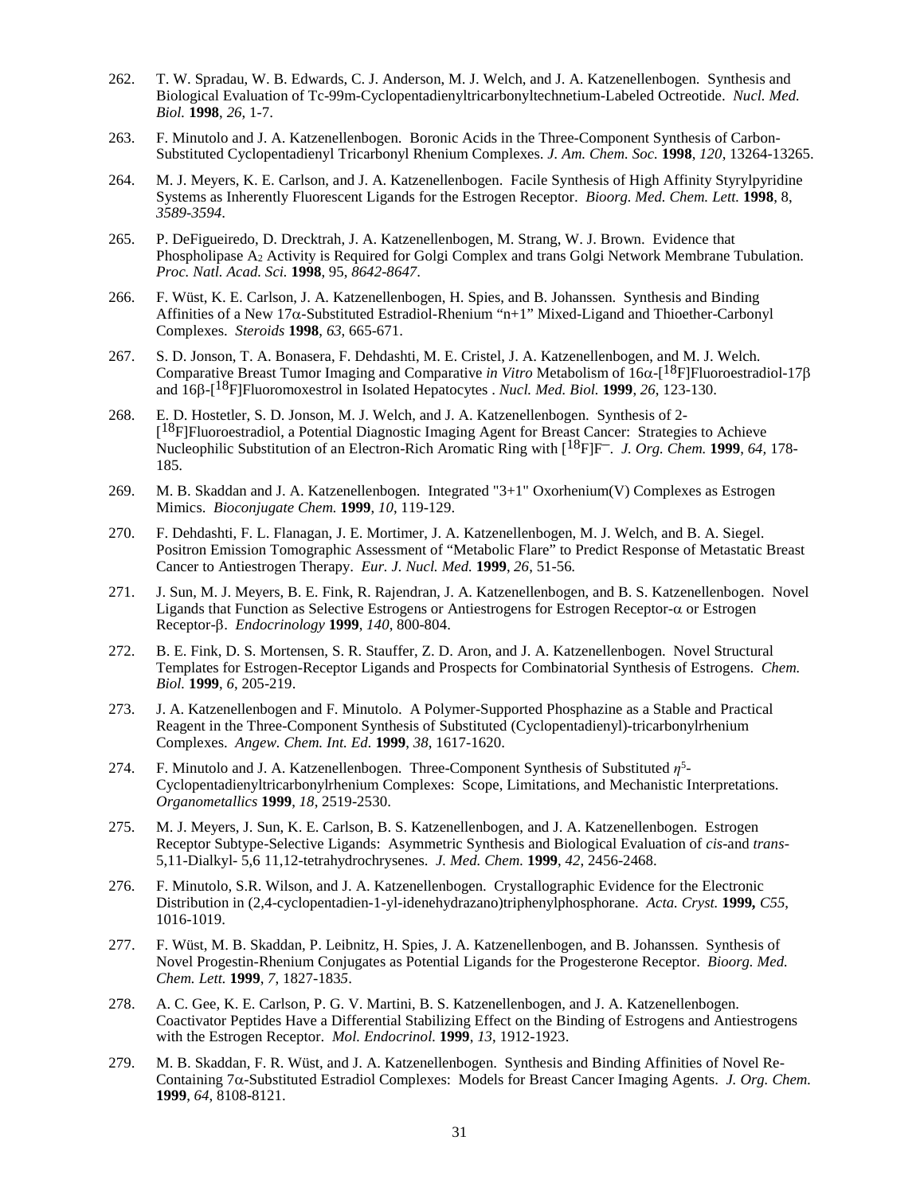262. T. W. Spradau, W. B. Edwards, C. J. Anderson, M. J. Welch, and J. A. Katzenellenbogen. Synthesis and Biological Evaluation of Tc-99m-Cyclopentadienyltricarbonyltechnetium-Labeled Octreotide. *Nucl. Med. Biol.* **1998**, *26*, 1-7.

263. F. Minutolo and J. A. Katzenellenbogen. Boronic Acids in the Three-Component Synthesis of Carbon-Substituted Cyclopentadienyl Tricarbonyl Rhenium Complexes. *J. Am. Chem. Soc.* **1998**, *120*, 13264-13265.

264. M. J. Meyers, K. E. Carlson, and J. A. Katzenellenbogen. Facile Synthesis of High Affinity Styrylpyridine Systems as Inherently Fluorescent Ligands for the Estrogen Receptor. *Bioorg. Med. Chem. Lett.* **1998**, 8, *3589-3594*.

265. P. DeFigueiredo, D. Drecktrah, J. A. Katzenellenbogen, M. Strang, W. J. Brown. Evidence that Phospholipase $A_2$ Activity is Required for Golgi Complex and trans Golgi Network Membrane Tubulation. *Proc. Natl. Acad. Sci.* **1998**, 95, *8642-8647*.

266. F. Wüst, K. E. Carlson, J. A. Katzenellenbogen, H. Spies, and B. Johanssen. Synthesis and Binding Affinities of a New 17α-Substituted Estradiol-Rhenium "n+1" Mixed-Ligand and Thioether-Carbonyl Complexes. *Steroids* **1998**, *63*, 665-671.

267. S. D. Jonson, T. A. Bonasera, F. Dehdashti, M. E. Cristel, J. A. Katzenellenbogen, and M. J. Welch. Comparative Breast Tumor Imaging and Comparative *in Vitro* Metabolism of 16α-[$^{18}$F]Fluoroestradiol-17β and 16β-[$^{18}$F]Fluoromoxestrol in Isolated Hepatocytes . *Nucl. Med. Biol.* **1999**, *26*, 123-130.

268. E. D. Hostetler, S. D. Jonson, M. J. Welch, and J. A. Katzenellenbogen. Synthesis of 2-[$^{18}$F]Fluoroestradiol, a Potential Diagnostic Imaging Agent for Breast Cancer: Strategies to Achieve Nucleophilic Substitution of an Electron-Rich Aromatic Ring with [$^{18}$F]F$^{-}$. *J. Org. Chem.* **1999**, *64*, 178-185.

269. M. B. Skaddan and J. A. Katzenellenbogen. Integrated "3+1" Oxorhenium(V) Complexes as Estrogen Mimics. *Bioconjugate Chem.* **1999**, *10*, 119-129.

270. F. Dehdashti, F. L. Flanagan, J. E. Mortimer, J. A. Katzenellenbogen, M. J. Welch, and B. A. Siegel. Positron Emission Tomographic Assessment of "Metabolic Flare" to Predict Response of Metastatic Breast Cancer to Antiestrogen Therapy. *Eur. J. Nucl. Med.* **1999**, *26*, 51-56*.*

271. J. Sun, M. J. Meyers, B. E. Fink, R. Rajendran, J. A. Katzenellenbogen, and B. S. Katzenellenbogen. Novel Ligands that Function as Selective Estrogens or Antiestrogens for Estrogen Receptor-α or Estrogen Receptor-β. *Endocrinology* **1999**, *140*, 800-804.

272. B. E. Fink, D. S. Mortensen, S. R. Stauffer, Z. D. Aron, and J. A. Katzenellenbogen. Novel Structural Templates for Estrogen-Receptor Ligands and Prospects for Combinatorial Synthesis of Estrogens. *Chem. Biol.* **1999**, *6*, 205-219.

273. J. A. Katzenellenbogen and F. Minutolo. A Polymer-Supported Phosphazine as a Stable and Practical Reagent in the Three-Component Synthesis of Substituted (Cyclopentadienyl)-tricarbonylrhenium Complexes. *Angew. Chem. Int. Ed.* **1999**, *38*, 1617-1620.

274. F. Minutolo and J. A. Katzenellenbogen. Three-Component Synthesis of Substituted $\eta^5$-Cyclopentadienyltricarbonylrhenium Complexes: Scope, Limitations, and Mechanistic Interpretations. *Organometallics* **1999**, *18*, 2519-2530.

275. M. J. Meyers, J. Sun, K. E. Carlson, B. S. Katzenellenbogen, and J. A. Katzenellenbogen. Estrogen Receptor Subtype-Selective Ligands: Asymmetric Synthesis and Biological Evaluation of *cis*-and *trans*-5,11-Dialkyl- 5,6 11,12-tetrahydrochrysenes. *J. Med. Chem.* **1999**, *42*, 2456-2468.

276. F. Minutolo, S.R. Wilson, and J. A. Katzenellenbogen. Crystallographic Evidence for the Electronic Distribution in (2,4-cyclopentadien-1-yl-idenehydrazano)triphenylphosphorane. *Acta. Cryst.* **1999,** *C55*, 1016-1019.

277. F. Wüst, M. B. Skaddan, P. Leibnitz, H. Spies, J. A. Katzenellenbogen, and B. Johanssen. Synthesis of Novel Progestin-Rhenium Conjugates as Potential Ligands for the Progesterone Receptor. *Bioorg. Med. Chem. Lett.* **1999**, *7*, 1827-1835.

278. A. C. Gee, K. E. Carlson, P. G. V. Martini, B. S. Katzenellenbogen, and J. A. Katzenellenbogen. Coactivator Peptides Have a Differential Stabilizing Effect on the Binding of Estrogens and Antiestrogens with the Estrogen Receptor. *Mol. Endocrinol.* **1999**, *13*, 1912-1923.

279. M. B. Skaddan, F. R. Wüst, and J. A. Katzenellenbogen. Synthesis and Binding Affinities of Novel Re-Containing 7α-Substituted Estradiol Complexes: Models for Breast Cancer Imaging Agents. *J. Org. Chem.* **1999**, *64*, 8108-8121.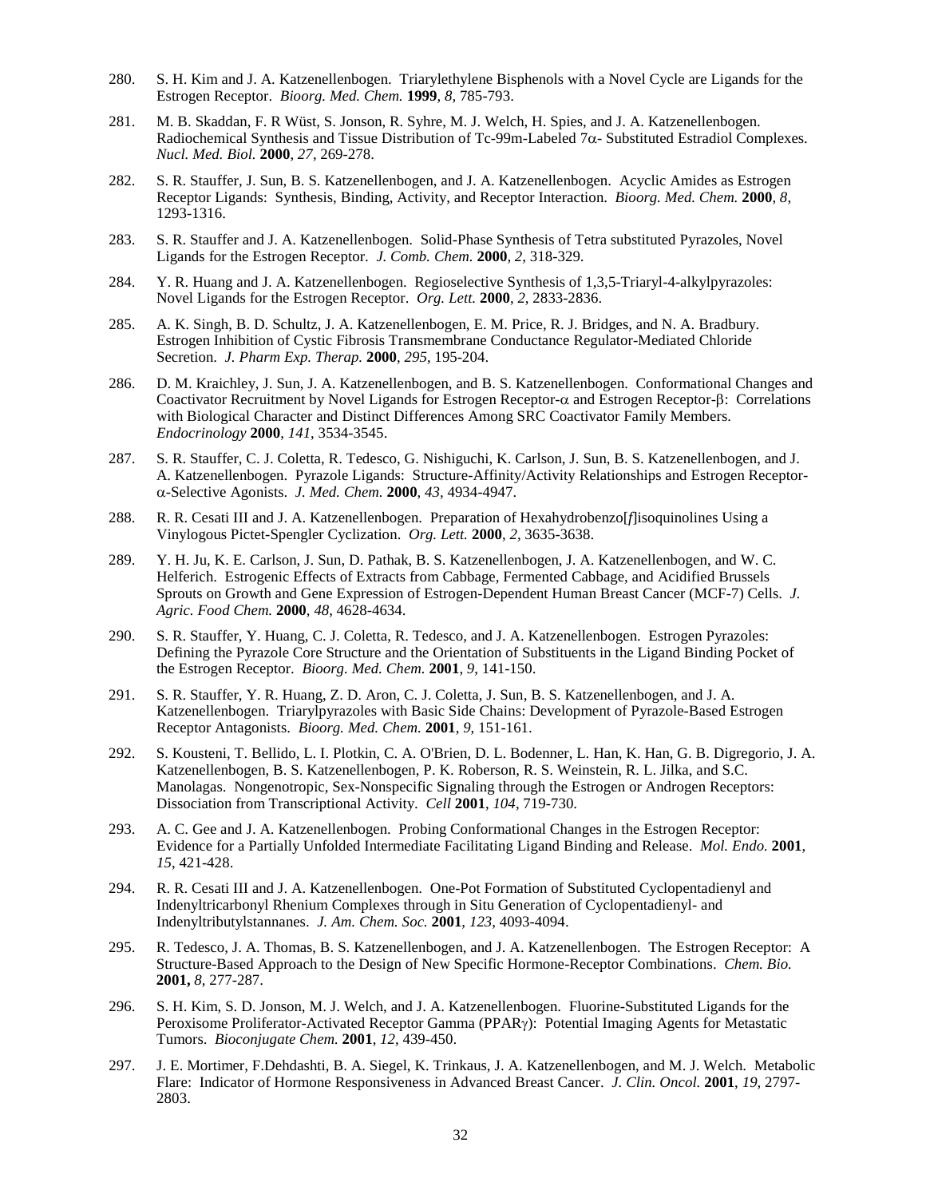280. S. H. Kim and J. A. Katzenellenbogen. Triarylethylene Bisphenols with a Novel Cycle are Ligands for the Estrogen Receptor. *Bioorg. Med. Chem.* **1999**, *8*, 785-793.

281. M. B. Skaddan, F. R Wüst, S. Jonson, R. Syhre, M. J. Welch, H. Spies, and J. A. Katzenellenbogen. Radiochemical Synthesis and Tissue Distribution of Tc-99m-Labeled 7α- Substituted Estradiol Complexes. *Nucl. Med. Biol.* **2000**, *27*, 269-278.

282. S. R. Stauffer, J. Sun, B. S. Katzenellenbogen, and J. A. Katzenellenbogen. Acyclic Amides as Estrogen Receptor Ligands: Synthesis, Binding, Activity, and Receptor Interaction. *Bioorg. Med. Chem.* **2000**, *8*, 1293-1316.

283. S. R. Stauffer and J. A. Katzenellenbogen. Solid-Phase Synthesis of Tetra substituted Pyrazoles, Novel Ligands for the Estrogen Receptor. *J. Comb. Chem.* **2000**, *2*, 318-329.

284. Y. R. Huang and J. A. Katzenellenbogen. Regioselective Synthesis of 1,3,5-Triaryl-4-alkylpyrazoles: Novel Ligands for the Estrogen Receptor. *Org. Lett.* **2000**, *2*, 2833-2836.

285. A. K. Singh, B. D. Schultz, J. A. Katzenellenbogen, E. M. Price, R. J. Bridges, and N. A. Bradbury. Estrogen Inhibition of Cystic Fibrosis Transmembrane Conductance Regulator-Mediated Chloride Secretion. *J. Pharm Exp. Therap.* **2000**, *295*, 195-204.

286. D. M. Kraichley, J. Sun, J. A. Katzenellenbogen, and B. S. Katzenellenbogen. Conformational Changes and Coactivator Recruitment by Novel Ligands for Estrogen Receptor-α and Estrogen Receptor-β: Correlations with Biological Character and Distinct Differences Among SRC Coactivator Family Members. *Endocrinology* **2000**, *141*, 3534-3545.

287. S. R. Stauffer, C. J. Coletta, R. Tedesco, G. Nishiguchi, K. Carlson, J. Sun, B. S. Katzenellenbogen, and J. A. Katzenellenbogen. Pyrazole Ligands: Structure-Affinity/Activity Relationships and Estrogen Receptor-α-Selective Agonists. *J. Med. Chem.* **2000**, *43*, 4934-4947.

288. R. R. Cesati III and J. A. Katzenellenbogen. Preparation of Hexahydrobenzo[*f*]isoquinolines Using a Vinylogous Pictet-Spengler Cyclization. *Org. Lett.* **2000**, *2*, 3635-3638.

289. Y. H. Ju, K. E. Carlson, J. Sun, D. Pathak, B. S. Katzenellenbogen, J. A. Katzenellenbogen, and W. C. Helferich. Estrogenic Effects of Extracts from Cabbage, Fermented Cabbage, and Acidified Brussels Sprouts on Growth and Gene Expression of Estrogen-Dependent Human Breast Cancer (MCF-7) Cells. *J. Agric. Food Chem.* **2000**, *48*, 4628-4634.

290. S. R. Stauffer, Y. Huang, C. J. Coletta, R. Tedesco, and J. A. Katzenellenbogen. Estrogen Pyrazoles: Defining the Pyrazole Core Structure and the Orientation of Substituents in the Ligand Binding Pocket of the Estrogen Receptor. *Bioorg. Med. Chem.* **2001**, *9*, 141-150.

291. S. R. Stauffer, Y. R. Huang, Z. D. Aron, C. J. Coletta, J. Sun, B. S. Katzenellenbogen, and J. A. Katzenellenbogen. Triarylpyrazoles with Basic Side Chains: Development of Pyrazole-Based Estrogen Receptor Antagonists. *Bioorg. Med. Chem.* **2001**, *9*, 151-161.

292. S. Kousteni, T. Bellido, L. I. Plotkin, C. A. O'Brien, D. L. Bodenner, L. Han, K. Han, G. B. Digregorio, J. A. Katzenellenbogen, B. S. Katzenellenbogen, P. K. Roberson, R. S. Weinstein, R. L. Jilka, and S.C. Manolagas. Nongenotropic, Sex-Nonspecific Signaling through the Estrogen or Androgen Receptors: Dissociation from Transcriptional Activity. *Cell* **2001**, *104*, 719-730.

293. A. C. Gee and J. A. Katzenellenbogen. Probing Conformational Changes in the Estrogen Receptor: Evidence for a Partially Unfolded Intermediate Facilitating Ligand Binding and Release. *Mol. Endo.* **2001**, *15*, 421-428.

294. R. R. Cesati III and J. A. Katzenellenbogen. One-Pot Formation of Substituted Cyclopentadienyl and Indenyltricarbonyl Rhenium Complexes through in Situ Generation of Cyclopentadienyl- and Indenyltributylstannanes. *J. Am. Chem. Soc.* **2001**, *123*, 4093-4094.

295. R. Tedesco, J. A. Thomas, B. S. Katzenellenbogen, and J. A. Katzenellenbogen. The Estrogen Receptor: A Structure-Based Approach to the Design of New Specific Hormone-Receptor Combinations. *Chem. Bio.* **2001,** *8*, 277-287.

296. S. H. Kim, S. D. Jonson, M. J. Welch, and J. A. Katzenellenbogen. Fluorine-Substituted Ligands for the Peroxisome Proliferator-Activated Receptor Gamma (PPARγ): Potential Imaging Agents for Metastatic Tumors. *Bioconjugate Chem.* **2001**, *12*, 439-450.

297. J. E. Mortimer, F.Dehdashti, B. A. Siegel, K. Trinkaus, J. A. Katzenellenbogen, and M. J. Welch. Metabolic Flare: Indicator of Hormone Responsiveness in Advanced Breast Cancer. *J. Clin. Oncol.* **2001**, *19*, 2797-2803.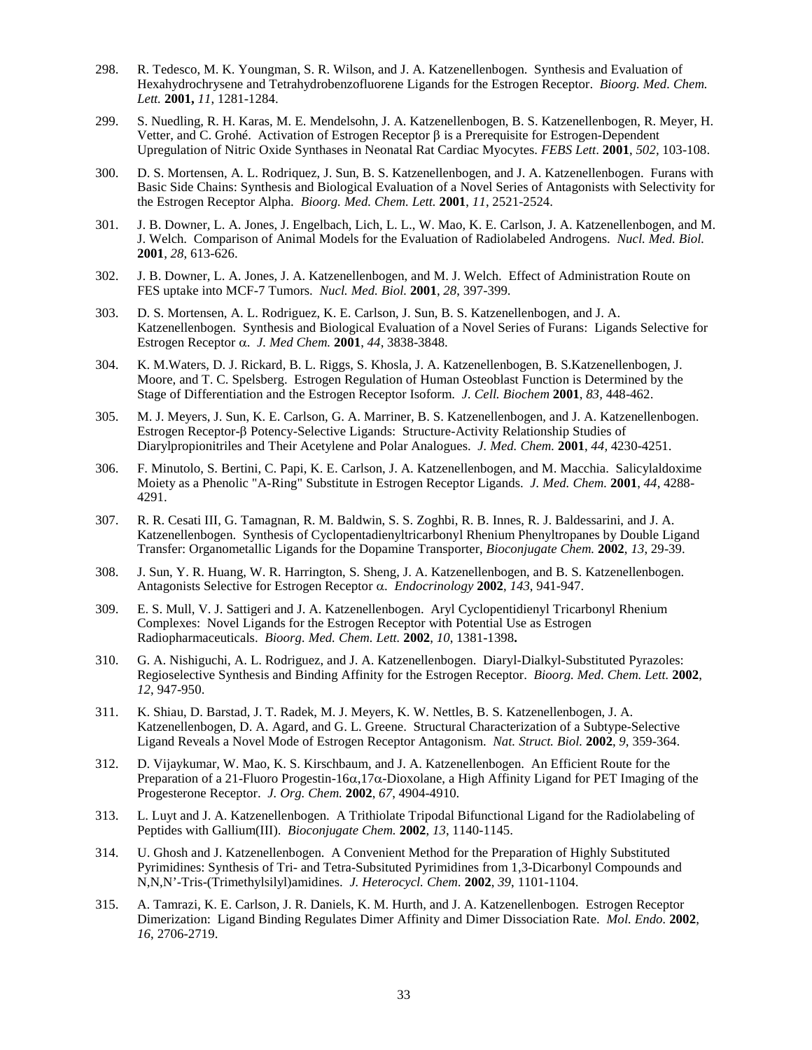298. R. Tedesco, M. K. Youngman, S. R. Wilson, and J. A. Katzenellenbogen. Synthesis and Evaluation of Hexahydrochrysene and Tetrahydrobenzofluorene Ligands for the Estrogen Receptor. *Bioorg. Med. Chem. Lett.* **2001,** *11*, 1281-1284.

299. S. Nuedling, R. H. Karas, M. E. Mendelsohn, J. A. Katzenellenbogen, B. S. Katzenellenbogen, R. Meyer, H. Vetter, and C. Grohé. Activation of Estrogen Receptor β is a Prerequisite for Estrogen-Dependent Upregulation of Nitric Oxide Synthases in Neonatal Rat Cardiac Myocytes. *FEBS Lett*. **2001**, *502*, 103-108.

300. D. S. Mortensen, A. L. Rodriquez, J. Sun, B. S. Katzenellenbogen, and J. A. Katzenellenbogen. Furans with Basic Side Chains: Synthesis and Biological Evaluation of a Novel Series of Antagonists with Selectivity for the Estrogen Receptor Alpha. *Bioorg. Med. Chem. Lett.* **2001**, *11*, 2521-2524.

301. J. B. Downer, L. A. Jones, J. Engelbach, Lich, L. L., W. Mao, K. E. Carlson, J. A. Katzenellenbogen, and M. J. Welch. Comparison of Animal Models for the Evaluation of Radiolabeled Androgens. *Nucl. Med. Biol.* **2001**, *28*, 613-626.

302. J. B. Downer, L. A. Jones, J. A. Katzenellenbogen, and M. J. Welch. Effect of Administration Route on FES uptake into MCF-7 Tumors. *Nucl. Med. Biol.* **2001**, *28*, 397-399.

303. D. S. Mortensen, A. L. Rodriguez, K. E. Carlson, J. Sun, B. S. Katzenellenbogen, and J. A. Katzenellenbogen. Synthesis and Biological Evaluation of a Novel Series of Furans: Ligands Selective for Estrogen Receptor α. *J. Med Chem.* **2001**, *44*, 3838-3848.

304. K. M.Waters, D. J. Rickard, B. L. Riggs, S. Khosla, J. A. Katzenellenbogen, B. S.Katzenellenbogen, J. Moore, and T. C. Spelsberg. Estrogen Regulation of Human Osteoblast Function is Determined by the Stage of Differentiation and the Estrogen Receptor Isoform. *J. Cell. Biochem* **2001**, *83*, 448-462.

305. M. J. Meyers, J. Sun, K. E. Carlson, G. A. Marriner, B. S. Katzenellenbogen, and J. A. Katzenellenbogen. Estrogen Receptor-β Potency-Selective Ligands: Structure-Activity Relationship Studies of Diarylpropionitriles and Their Acetylene and Polar Analogues. *J. Med. Chem.* **2001**, *44*, 4230-4251.

306. F. Minutolo, S. Bertini, C. Papi, K. E. Carlson, J. A. Katzenellenbogen, and M. Macchia. Salicylaldoxime Moiety as a Phenolic "A-Ring" Substitute in Estrogen Receptor Ligands. *J. Med. Chem.* **2001**, *44*, 4288-4291.

307. R. R. Cesati III, G. Tamagnan, R. M. Baldwin, S. S. Zoghbi, R. B. Innes, R. J. Baldessarini, and J. A. Katzenellenbogen. Synthesis of Cyclopentadienyltricarbonyl Rhenium Phenyltropanes by Double Ligand Transfer: Organometallic Ligands for the Dopamine Transporter, *Bioconjugate Chem.* **2002**, *13*, 29-39.

308. J. Sun, Y. R. Huang, W. R. Harrington, S. Sheng, J. A. Katzenellenbogen, and B. S. Katzenellenbogen. Antagonists Selective for Estrogen Receptor α. *Endocrinology* **2002**, *143*, 941-947.

309. E. S. Mull, V. J. Sattigeri and J. A. Katzenellenbogen. Aryl Cyclopentidienyl Tricarbonyl Rhenium Complexes: Novel Ligands for the Estrogen Receptor with Potential Use as Estrogen Radiopharmaceuticals. *Bioorg. Med. Chem. Lett.* **2002**, *10*, 1381-1398**.**

310. G. A. Nishiguchi, A. L. Rodriguez, and J. A. Katzenellenbogen. Diaryl-Dialkyl-Substituted Pyrazoles: Regioselective Synthesis and Binding Affinity for the Estrogen Receptor. *Bioorg. Med. Chem. Lett.* **2002**, *12*, 947-950.

311. K. Shiau, D. Barstad, J. T. Radek, M. J. Meyers, K. W. Nettles, B. S. Katzenellenbogen, J. A. Katzenellenbogen, D. A. Agard, and G. L. Greene. Structural Characterization of a Subtype-Selective Ligand Reveals a Novel Mode of Estrogen Receptor Antagonism. *Nat. Struct. Biol.* **2002**, *9*, 359-364.

312. D. Vijaykumar, W. Mao, K. S. Kirschbaum, and J. A. Katzenellenbogen. An Efficient Route for the Preparation of a 21-Fluoro Progestin-16α,17α-Dioxolane, a High Affinity Ligand for PET Imaging of the Progesterone Receptor. *J. Org. Chem.* **2002**, *67*, 4904-4910.

313. L. Luyt and J. A. Katzenellenbogen. A Trithiolate Tripodal Bifunctional Ligand for the Radiolabeling of Peptides with Gallium(III). *Bioconjugate Chem.* **2002**, *13*, 1140-1145.

314. U. Ghosh and J. Katzenellenbogen. A Convenient Method for the Preparation of Highly Substituted Pyrimidines: Synthesis of Tri- and Tetra-Subsituted Pyrimidines from 1,3-Dicarbonyl Compounds and N,N,N'-Tris-(Trimethylsilyl)amidines. *J. Heterocycl. Chem.* **2002**, *39*, 1101-1104.

315. A. Tamrazi, K. E. Carlson, J. R. Daniels, K. M. Hurth, and J. A. Katzenellenbogen. Estrogen Receptor Dimerization: Ligand Binding Regulates Dimer Affinity and Dimer Dissociation Rate. *Mol. Endo.* **2002**, *16*, 2706-2719.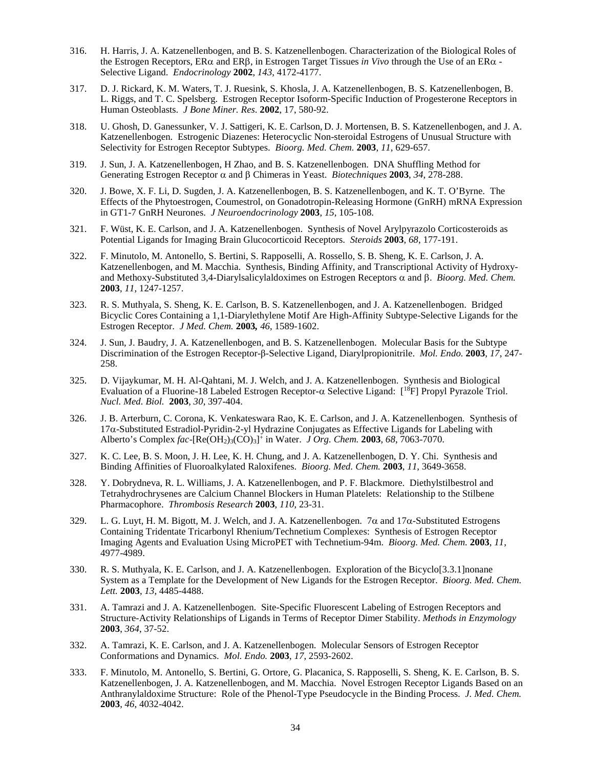316. H. Harris, J. A. Katzenellenbogen, and B. S. Katzenellenbogen. Characterization of the Biological Roles of the Estrogen Receptors, ERα and ERβ, in Estrogen Target Tissues *in Vivo* through the Use of an ERα - Selective Ligand. *Endocrinology* **2002**, *143*, 4172-4177.

317. D. J. Rickard, K. M. Waters, T. J. Ruesink, S. Khosla, J. A. Katzenellenbogen, B. S. Katzenellenbogen, B. L. Riggs, and T. C. Spelsberg. Estrogen Receptor Isoform-Specific Induction of Progesterone Receptors in Human Osteoblasts. *J Bone Miner. Res*. **2002**, 17, 580-92.

318. U. Ghosh, D. Ganessunker, V. J. Sattigeri, K. E. Carlson, D. J. Mortensen, B. S. Katzenellenbogen, and J. A. Katzenellenbogen. Estrogenic Diazenes: Heterocyclic Non-steroidal Estrogens of Unusual Structure with Selectivity for Estrogen Receptor Subtypes. *Bioorg. Med. Chem.* **2003**, *11*, 629-657.

319. J. Sun, J. A. Katzenellenbogen, H Zhao, and B. S. Katzenellenbogen. DNA Shuffling Method for Generating Estrogen Receptor α and β Chimeras in Yeast. *Biotechniques* **2003**, *34*, 278-288.

320. J. Bowe, X. F. Li, D. Sugden, J. A. Katzenellenbogen, B. S. Katzenellenbogen, and K. T. O'Byrne. The Effects of the Phytoestrogen, Coumestrol, on Gonadotropin-Releasing Hormone (GnRH) mRNA Expression in GT1-7 GnRH Neurones. *J Neuroendocrinology* **2003**, *15*, 105-108.

321. F. Wüst, K. E. Carlson, and J. A. Katzenellenbogen. Synthesis of Novel Arylpyrazolo Corticosteroids as Potential Ligands for Imaging Brain Glucocorticoid Receptors. *Steroids* **2003**, *68*, 177-191.

322. F. Minutolo, M. Antonello, S. Bertini, S. Rapposelli, A. Rossello, S. B. Sheng, K. E. Carlson, J. A. Katzenellenbogen, and M. Macchia. Synthesis, Binding Affinity, and Transcriptional Activity of Hydroxy- and Methoxy-Substituted 3,4-Diarylsalicylaldoximes on Estrogen Receptors α and β. *Bioorg. Med. Chem.* **2003**, *11*, 1247-1257.

323. R. S. Muthyala, S. Sheng, K. E. Carlson, B. S. Katzenellenbogen, and J. A. Katzenellenbogen. Bridged Bicyclic Cores Containing a 1,1-Diarylethylene Motif Are High-Affinity Subtype-Selective Ligands for the Estrogen Receptor. *J Med. Chem.* **2003,** *46*, 1589-1602.

324. J. Sun, J. Baudry, J. A. Katzenellenbogen, and B. S. Katzenellenbogen. Molecular Basis for the Subtype Discrimination of the Estrogen Receptor-β-Selective Ligand, Diarylpropionitrile. *Mol. Endo.* **2003**, *17*, 247-258.

325. D. Vijaykumar, M. H. Al-Qahtani, M. J. Welch, and J. A. Katzenellenbogen. Synthesis and Biological Evaluation of a Fluorine-18 Labeled Estrogen Receptor-α Selective Ligand: [$^{18}$F] Propyl Pyrazole Triol. *Nucl. Med. Biol.* **2003**, *30*, 397-404.

326. J. B. Arterburn, C. Corona, K. Venkateswara Rao, K. E. Carlson, and J. A. Katzenellenbogen. Synthesis of 17α-Substituted Estradiol-Pyridin-2-yl Hydrazine Conjugates as Effective Ligands for Labeling with Alberto's Complex *fac*-$[Re(OH_2)_3(CO)_3]^+$ in Water. *J Org. Chem.* **2003**, *68*, 7063-7070.

327. K. C. Lee, B. S. Moon, J. H. Lee, K. H. Chung, and J. A. Katzenellenbogen, D. Y. Chi. Synthesis and Binding Affinities of Fluoroalkylated Raloxifenes. *Bioorg. Med. Chem.* **2003**, *11*, 3649-3658.

328. Y. Dobrydneva, R. L. Williams, J. A. Katzenellenbogen, and P. F. Blackmore. Diethylstilbestrol and Tetrahydrochrysenes are Calcium Channel Blockers in Human Platelets: Relationship to the Stilbene Pharmacophore. *Thrombosis Research* **2003**, *110*, 23-31.

329. L. G. Luyt, H. M. Bigott, M. J. Welch, and J. A. Katzenellenbogen. 7α and 17α-Substituted Estrogens Containing Tridentate Tricarbonyl Rhenium/Technetium Complexes: Synthesis of Estrogen Receptor Imaging Agents and Evaluation Using MicroPET with Technetium-94m. *Bioorg. Med. Chem.* **2003**, *11*, 4977-4989.

330. R. S. Muthyala, K. E. Carlson, and J. A. Katzenellenbogen. Exploration of the Bicyclo[3.3.1]nonane System as a Template for the Development of New Ligands for the Estrogen Receptor. *Bioorg. Med. Chem. Lett.* **2003**, *13*, 4485-4488.

331. A. Tamrazi and J. A. Katzenellenbogen. Site-Specific Fluorescent Labeling of Estrogen Receptors and Structure-Activity Relationships of Ligands in Terms of Receptor Dimer Stability. *Methods in Enzymology* **2003**, *364*, 37-52.

332. A. Tamrazi, K. E. Carlson, and J. A. Katzenellenbogen. Molecular Sensors of Estrogen Receptor Conformations and Dynamics. *Mol. Endo.* **2003**, *17*, 2593-2602.

333. F. Minutolo, M. Antonello, S. Bertini, G. Ortore, G. Placanica, S. Rapposelli, S. Sheng, K. E. Carlson, B. S. Katzenellenbogen, J. A. Katzenellenbogen, and M. Macchia. Novel Estrogen Receptor Ligands Based on an Anthranylaldoxime Structure: Role of the Phenol-Type Pseudocycle in the Binding Process. *J. Med. Chem.* **2003**, *46*, 4032-4042.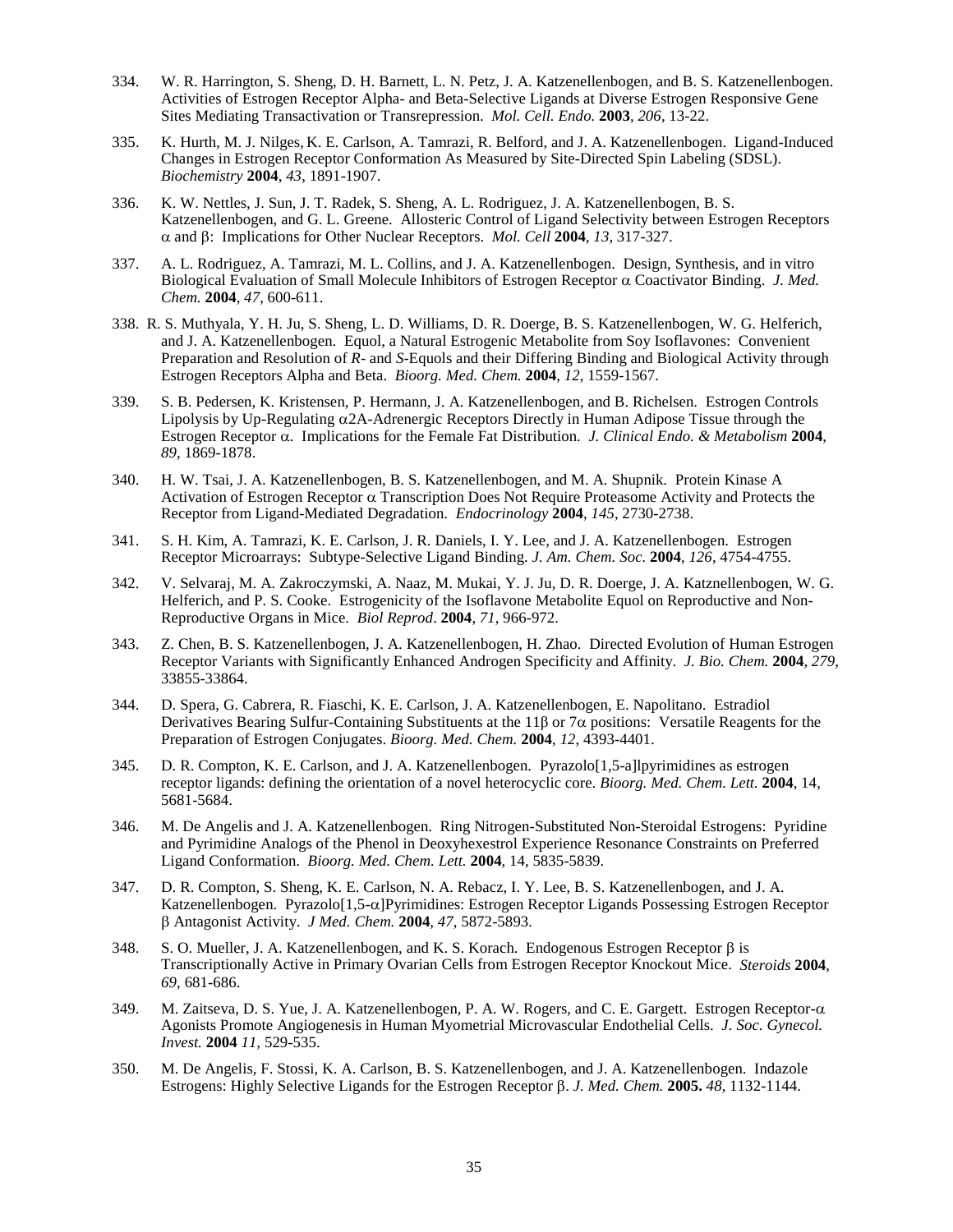334. W. R. Harrington, S. Sheng, D. H. Barnett, L. N. Petz, J. A. Katzenellenbogen, and B. S. Katzenellenbogen. Activities of Estrogen Receptor Alpha- and Beta-Selective Ligands at Diverse Estrogen Responsive Gene Sites Mediating Transactivation or Transrepression. *Mol. Cell. Endo.* **2003**, *206*, 13-22.

335. K. Hurth, M. J. Nilges, K. E. Carlson, A. Tamrazi, R. Belford, and J. A. Katzenellenbogen. Ligand-Induced Changes in Estrogen Receptor Conformation As Measured by Site-Directed Spin Labeling (SDSL). *Biochemistry* **2004**, *43*, 1891-1907.

336. K. W. Nettles, J. Sun, J. T. Radek, S. Sheng, A. L. Rodriguez, J. A. Katzenellenbogen, B. S. Katzenellenbogen, and G. L. Greene. Allosteric Control of Ligand Selectivity between Estrogen Receptors α and β: Implications for Other Nuclear Receptors. *Mol. Cell* **2004**, *13*, 317-327.

337. A. L. Rodriguez, A. Tamrazi, M. L. Collins, and J. A. Katzenellenbogen. Design, Synthesis, and in vitro Biological Evaluation of Small Molecule Inhibitors of Estrogen Receptor α Coactivator Binding. *J. Med. Chem.* **2004**, *47*, 600-611.

338. R. S. Muthyala, Y. H. Ju, S. Sheng, L. D. Williams, D. R. Doerge, B. S. Katzenellenbogen, W. G. Helferich, and J. A. Katzenellenbogen. Equol, a Natural Estrogenic Metabolite from Soy Isoflavones: Convenient Preparation and Resolution of *R*- and *S*-Equols and their Differing Binding and Biological Activity through Estrogen Receptors Alpha and Beta. *Bioorg. Med. Chem.* **2004**, *12*, 1559-1567.

339. S. B. Pedersen, K. Kristensen, P. Hermann, J. A. Katzenellenbogen, and B. Richelsen. Estrogen Controls Lipolysis by Up-Regulating α2A-Adrenergic Receptors Directly in Human Adipose Tissue through the Estrogen Receptor α. Implications for the Female Fat Distribution. *J. Clinical Endo. & Metabolism* **2004**, *89*, 1869-1878.

340. H. W. Tsai, J. A. Katzenellenbogen, B. S. Katzenellenbogen, and M. A. Shupnik. Protein Kinase A Activation of Estrogen Receptor α Transcription Does Not Require Proteasome Activity and Protects the Receptor from Ligand-Mediated Degradation. *Endocrinology* **2004**, *145*, 2730-2738.

341. S. H. Kim, A. Tamrazi, K. E. Carlson, J. R. Daniels, I. Y. Lee, and J. A. Katzenellenbogen. Estrogen Receptor Microarrays: Subtype-Selective Ligand Binding. *J. Am. Chem. Soc.* **2004**, *126*, 4754-4755.

342. V. Selvaraj, M. A. Zakroczymski, A. Naaz, M. Mukai, Y. J. Ju, D. R. Doerge, J. A. Katznellenbogen, W. G. Helferich, and P. S. Cooke. Estrogenicity of the Isoflavone Metabolite Equol on Reproductive and Non-Reproductive Organs in Mice. *Biol Reprod*. **2004**, *71*, 966-972.

343. Z. Chen, B. S. Katzenellenbogen, J. A. Katzenellenbogen, H. Zhao. Directed Evolution of Human Estrogen Receptor Variants with Significantly Enhanced Androgen Specificity and Affinity. *J. Bio. Chem.* **2004**, *279*, 33855-33864.

344. D. Spera, G. Cabrera, R. Fiaschi, K. E. Carlson, J. A. Katzenellenbogen, E. Napolitano. Estradiol Derivatives Bearing Sulfur-Containing Substituents at the 11β or 7α positions: Versatile Reagents for the Preparation of Estrogen Conjugates. *Bioorg. Med. Chem.* **2004**, *12*, 4393-4401.

345. D. R. Compton, K. E. Carlson, and J. A. Katzenellenbogen. Pyrazolo[1,5-a]lpyrimidines as estrogen receptor ligands: defining the orientation of a novel heterocyclic core. *Bioorg. Med. Chem. Lett.* **2004**, 14, 5681-5684.

346. M. De Angelis and J. A. Katzenellenbogen. Ring Nitrogen-Substituted Non-Steroidal Estrogens: Pyridine and Pyrimidine Analogs of the Phenol in Deoxyhexestrol Experience Resonance Constraints on Preferred Ligand Conformation. *Bioorg. Med. Chem. Lett.* **2004**, 14, 5835-5839.

347. D. R. Compton, S. Sheng, K. E. Carlson, N. A. Rebacz, I. Y. Lee, B. S. Katzenellenbogen, and J. A. Katzenellenbogen. Pyrazolo[1,5-α]Pyrimidines: Estrogen Receptor Ligands Possessing Estrogen Receptor β Antagonist Activity. *J Med. Chem.* **2004**, *47*, 5872-5893.

348. S. O. Mueller, J. A. Katzenellenbogen, and K. S. Korach. Endogenous Estrogen Receptor β is Transcriptionally Active in Primary Ovarian Cells from Estrogen Receptor Knockout Mice. *Steroids* **2004**, *69*, 681-686.

349. M. Zaitseva, D. S. Yue, J. A. Katzenellenbogen, P. A. W. Rogers, and C. E. Gargett. Estrogen Receptor-α Agonists Promote Angiogenesis in Human Myometrial Microvascular Endothelial Cells. *J. Soc. Gynecol. Invest.* **2004** *11*, 529-535.

350. M. De Angelis, F. Stossi, K. A. Carlson, B. S. Katzenellenbogen, and J. A. Katzenellenbogen. Indazole Estrogens: Highly Selective Ligands for the Estrogen Receptor β. *J. Med. Chem.* **2005.** *48*, 1132-1144.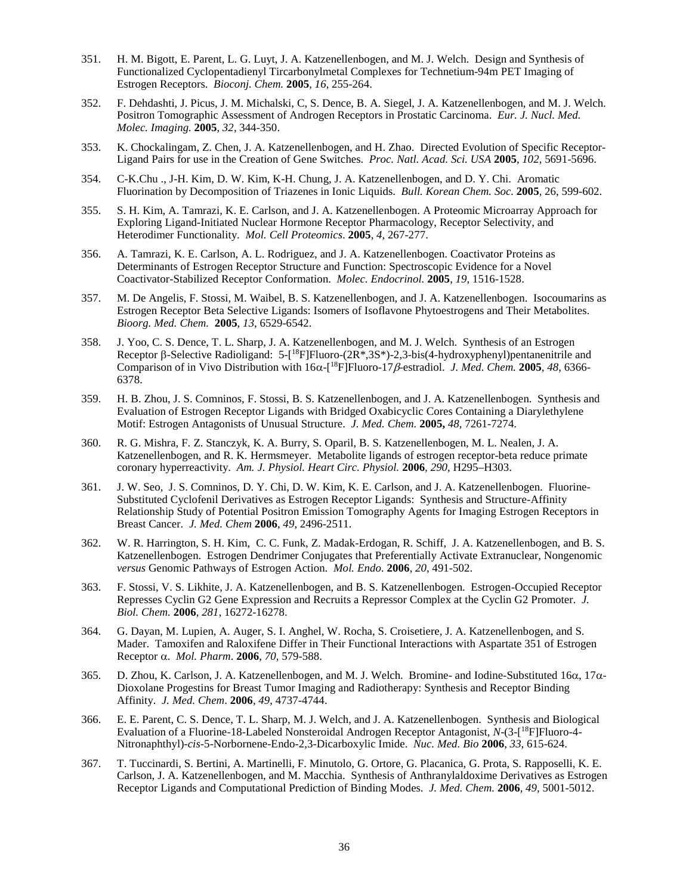351. H. M. Bigott, E. Parent, L. G. Luyt, J. A. Katzenellenbogen, and M. J. Welch. Design and Synthesis of Functionalized Cyclopentadienyl Tircarbonylmetal Complexes for Technetium-94m PET Imaging of Estrogen Receptors. *Bioconj. Chem.* **2005**, *16*, 255-264.

352. F. Dehdashti, J. Picus, J. M. Michalski, C, S. Dence, B. A. Siegel, J. A. Katzenellenbogen, and M. J. Welch. Positron Tomographic Assessment of Androgen Receptors in Prostatic Carcinoma. *Eur. J. Nucl. Med. Molec. Imaging.* **2005**, *32*, 344-350.

353. K. Chockalingam, Z. Chen, J. A. Katzenellenbogen, and H. Zhao. Directed Evolution of Specific Receptor-Ligand Pairs for use in the Creation of Gene Switches. *Proc. Natl. Acad. Sci. USA* **2005**, *102*, 5691-5696.

354. C-K.Chu ., J-H. Kim, D. W. Kim, K-H. Chung, J. A. Katzenellenbogen, and D. Y. Chi. Aromatic Fluorination by Decomposition of Triazenes in Ionic Liquids. *Bull. Korean Chem. Soc.* **2005**, 26, 599-602.

355. S. H. Kim, A. Tamrazi, K. E. Carlson, and J. A. Katzenellenbogen. A Proteomic Microarray Approach for Exploring Ligand-Initiated Nuclear Hormone Receptor Pharmacology, Receptor Selectivity, and Heterodimer Functionality. *Mol. Cell Proteomics*. **2005**, *4*, 267-277.

356. A. Tamrazi, K. E. Carlson, A. L. Rodriguez, and J. A. Katzenellenbogen. Coactivator Proteins as Determinants of Estrogen Receptor Structure and Function: Spectroscopic Evidence for a Novel Coactivator-Stabilized Receptor Conformation. *Molec. Endocrinol.* **2005**, *19*, 1516-1528.

357. M. De Angelis, F. Stossi, M. Waibel, B. S. Katzenellenbogen, and J. A. Katzenellenbogen. Isocoumarins as Estrogen Receptor Beta Selective Ligands: Isomers of Isoflavone Phytoestrogens and Their Metabolites. *Bioorg. Med. Chem.* **2005**, *13*, 6529-6542.

358. J. Yoo, C. S. Dence, T. L. Sharp, J. A. Katzenellenbogen, and M. J. Welch. Synthesis of an Estrogen Receptor β-Selective Radioligand: 5-[$^{18}$F]Fluoro-(2R*,3S*)-2,3-bis(4-hydroxyphenyl)pentanenitrile and Comparison of in Vivo Distribution with 16α-[$^{18}$F]Fluoro-17*β*-estradiol. *J. Med. Chem.* **2005**, *48*, 6366-6378.

359. H. B. Zhou, J. S. Comninos, F. Stossi, B. S. Katzenellenbogen, and J. A. Katzenellenbogen. Synthesis and Evaluation of Estrogen Receptor Ligands with Bridged Oxabicyclic Cores Containing a Diarylethylene Motif: Estrogen Antagonists of Unusual Structure. *J. Med. Chem.* **2005,** *48*, 7261-7274.

360. R. G. Mishra, F. Z. Stanczyk, K. A. Burry, S. Oparil, B. S. Katzenellenbogen, M. L. Nealen, J. A. Katzenellenbogen, and R. K. Hermsmeyer. Metabolite ligands of estrogen receptor-beta reduce primate coronary hyperreactivity. *Am. J. Physiol. Heart Circ. Physiol.* **2006**, *290*, H295–H303.

361. J. W. Seo, J. S. Comninos, D. Y. Chi, D. W. Kim, K. E. Carlson, and J. A. Katzenellenbogen. Fluorine-Substituted Cyclofenil Derivatives as Estrogen Receptor Ligands: Synthesis and Structure-Affinity Relationship Study of Potential Positron Emission Tomography Agents for Imaging Estrogen Receptors in Breast Cancer. *J. Med. Chem* **2006**, *49*, 2496-2511.

362. W. R. Harrington, S. H. Kim, C. C. Funk, Z. Madak-Erdogan, R. Schiff, J. A. Katzenellenbogen, and B. S. Katzenellenbogen. Estrogen Dendrimer Conjugates that Preferentially Activate Extranuclear, Nongenomic *versus* Genomic Pathways of Estrogen Action. *Mol. Endo.* **2006**, *20*, 491-502.

363. F. Stossi, V. S. Likhite, J. A. Katzenellenbogen, and B. S. Katzenellenbogen. Estrogen-Occupied Receptor Represses Cyclin G2 Gene Expression and Recruits a Repressor Complex at the Cyclin G2 Promoter. *J. Biol. Chem.* **2006**, *281*, 16272-16278.

364. G. Dayan, M. Lupien, A. Auger, S. I. Anghel, W. Rocha, S. Croisetiere, J. A. Katzenellenbogen, and S. Mader. Tamoxifen and Raloxifene Differ in Their Functional Interactions with Aspartate 351 of Estrogen Receptor α. *Mol. Pharm*. **2006**, *70*, 579-588.

365. D. Zhou, K. Carlson, J. A. Katzenellenbogen, and M. J. Welch. Bromine- and Iodine-Substituted 16α, 17α-Dioxolane Progestins for Breast Tumor Imaging and Radiotherapy: Synthesis and Receptor Binding Affinity. *J. Med. Chem*. **2006**, *49*, 4737-4744.

366. E. E. Parent, C. S. Dence, T. L. Sharp, M. J. Welch, and J. A. Katzenellenbogen. Synthesis and Biological Evaluation of a Fluorine-18-Labeled Nonsteroidal Androgen Receptor Antagonist, *N*-(3-[$^{18}$F]Fluoro-4-Nitronaphthyl)-*cis*-5-Norbornene-Endo-2,3-Dicarboxylic Imide. *Nuc. Med. Bio* **2006**, *33*, 615-624.

367. T. Tuccinardi, S. Bertini, A. Martinelli, F. Minutolo, G. Ortore, G. Placanica, G. Prota, S. Rapposelli, K. E. Carlson, J. A. Katzenellenbogen, and M. Macchia. Synthesis of Anthranylaldoxime Derivatives as Estrogen Receptor Ligands and Computational Prediction of Binding Modes. *J. Med. Chem.* **2006**, *49*, 5001-5012.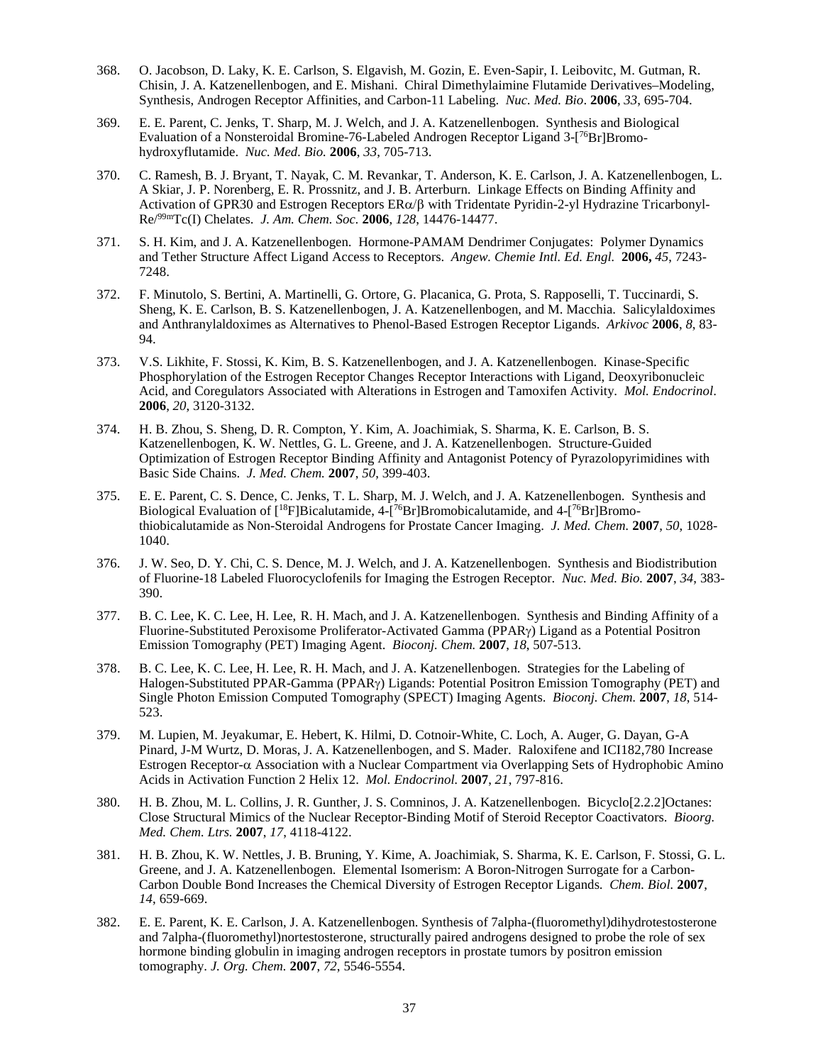368. O. Jacobson, D. Laky, K. E. Carlson, S. Elgavish, M. Gozin, E. Even-Sapir, I. Leibovitc, M. Gutman, R. Chisin, J. A. Katzenellenbogen, and E. Mishani. Chiral Dimethylaimine Flutamide Derivatives–Modeling, Synthesis, Androgen Receptor Affinities, and Carbon-11 Labeling. *Nuc. Med. Bio*. **2006**, *33*, 695-704.

369. E. E. Parent, C. Jenks, T. Sharp, M. J. Welch, and J. A. Katzenellenbogen. Synthesis and Biological Evaluation of a Nonsteroidal Bromine-76-Labeled Androgen Receptor Ligand 3-[$^{76}$Br]Bromo-hydroxyflutamide. *Nuc. Med. Bio.* **2006**, *33*, 705-713.

370. C. Ramesh, B. J. Bryant, T. Nayak, C. M. Revankar, T. Anderson, K. E. Carlson, J. A. Katzenellenbogen, L. A Skiar, J. P. Norenberg, E. R. Prossnitz, and J. B. Arterburn. Linkage Effects on Binding Affinity and Activation of GPR30 and Estrogen Receptors ER$\alpha$/$\beta$ with Tridentate Pyridin-2-yl Hydrazine Tricarbonyl-Re/$^{99m}$Tc(I) Chelates. *J. Am. Chem. Soc.* **2006**, *128*, 14476-14477.

371. S. H. Kim, and J. A. Katzenellenbogen. Hormone-PAMAM Dendrimer Conjugates: Polymer Dynamics and Tether Structure Affect Ligand Access to Receptors. *Angew. Chemie Intl. Ed. Engl.* **2006,** *45*, 7243-7248.

372. F. Minutolo, S. Bertini, A. Martinelli, G. Ortore, G. Placanica, G. Prota, S. Rapposelli, T. Tuccinardi, S. Sheng, K. E. Carlson, B. S. Katzenellenbogen, J. A. Katzenellenbogen, and M. Macchia. Salicylaldoximes and Anthranylaldoximes as Alternatives to Phenol-Based Estrogen Receptor Ligands. *Arkivoc* **2006**, *8*, 83-94.

373. V.S. Likhite, F. Stossi, K. Kim, B. S. Katzenellenbogen, and J. A. Katzenellenbogen. Kinase-Specific Phosphorylation of the Estrogen Receptor Changes Receptor Interactions with Ligand, Deoxyribonucleic Acid, and Coregulators Associated with Alterations in Estrogen and Tamoxifen Activity. *Mol. Endocrinol*. **2006**, *20*, 3120-3132.

374. H. B. Zhou, S. Sheng, D. R. Compton, Y. Kim, A. Joachimiak, S. Sharma, K. E. Carlson, B. S. Katzenellenbogen, K. W. Nettles, G. L. Greene, and J. A. Katzenellenbogen. Structure-Guided Optimization of Estrogen Receptor Binding Affinity and Antagonist Potency of Pyrazolopyrimidines with Basic Side Chains. *J. Med. Chem.* **2007**, *50*, 399-403.

375. E. E. Parent, C. S. Dence, C. Jenks, T. L. Sharp, M. J. Welch, and J. A. Katzenellenbogen. Synthesis and Biological Evaluation of [$^{18}$F]Bicalutamide, 4-[$^{76}$Br]Bromobicalutamide, and 4-[$^{76}$Br]Bromo-thiobicalutamide as Non-Steroidal Androgens for Prostate Cancer Imaging. *J. Med. Chem.* **2007**, *50*, 1028-1040.

376. J. W. Seo, D. Y. Chi, C. S. Dence, M. J. Welch, and J. A. Katzenellenbogen. Synthesis and Biodistribution of Fluorine-18 Labeled Fluorocyclofenils for Imaging the Estrogen Receptor. *Nuc. Med. Bio.* **2007**, *34*, 383-390.

377. B. C. Lee, K. C. Lee, H. Lee, R. H. Mach, and J. A. Katzenellenbogen. Synthesis and Binding Affinity of a Fluorine-Substituted Peroxisome Proliferator-Activated Gamma (PPAR$\gamma$) Ligand as a Potential Positron Emission Tomography (PET) Imaging Agent. *Bioconj. Chem.* **2007**, *18*, 507-513.

378. B. C. Lee, K. C. Lee, H. Lee, R. H. Mach, and J. A. Katzenellenbogen. Strategies for the Labeling of Halogen-Substituted PPAR-Gamma (PPAR$\gamma$) Ligands: Potential Positron Emission Tomography (PET) and Single Photon Emission Computed Tomography (SPECT) Imaging Agents. *Bioconj. Chem.* **2007**, *18*, 514-523.

379. M. Lupien, M. Jeyakumar, E. Hebert, K. Hilmi, D. Cotnoir-White, C. Loch, A. Auger, G. Dayan, G-A Pinard, J-M Wurtz, D. Moras, J. A. Katzenellenbogen, and S. Mader. Raloxifene and ICI182,780 Increase Estrogen Receptor-$\alpha$ Association with a Nuclear Compartment via Overlapping Sets of Hydrophobic Amino Acids in Activation Function 2 Helix 12. *Mol. Endocrinol.* **2007**, *21*, 797-816.

380. H. B. Zhou, M. L. Collins, J. R. Gunther, J. S. Comninos, J. A. Katzenellenbogen. Bicyclo[2.2.2]Octanes: Close Structural Mimics of the Nuclear Receptor-Binding Motif of Steroid Receptor Coactivators. *Bioorg. Med. Chem. Ltrs.* **2007**, *17*, 4118-4122.

381. H. B. Zhou, K. W. Nettles, J. B. Bruning, Y. Kime, A. Joachimiak, S. Sharma, K. E. Carlson, F. Stossi, G. L. Greene, and J. A. Katzenellenbogen. Elemental Isomerism: A Boron-Nitrogen Surrogate for a Carbon-Carbon Double Bond Increases the Chemical Diversity of Estrogen Receptor Ligands. *Chem. Biol.* **2007**, *14*, 659-669.

382. E. E. Parent, K. E. Carlson, J. A. Katzenellenbogen. Synthesis of 7alpha-(fluoromethyl)dihydrotestosterone and 7alpha-(fluoromethyl)nortestosterone, structurally paired androgens designed to probe the role of sex hormone binding globulin in imaging androgen receptors in prostate tumors by positron emission tomography. *J. Org. Chem.* **2007**, *72*, 5546-5554.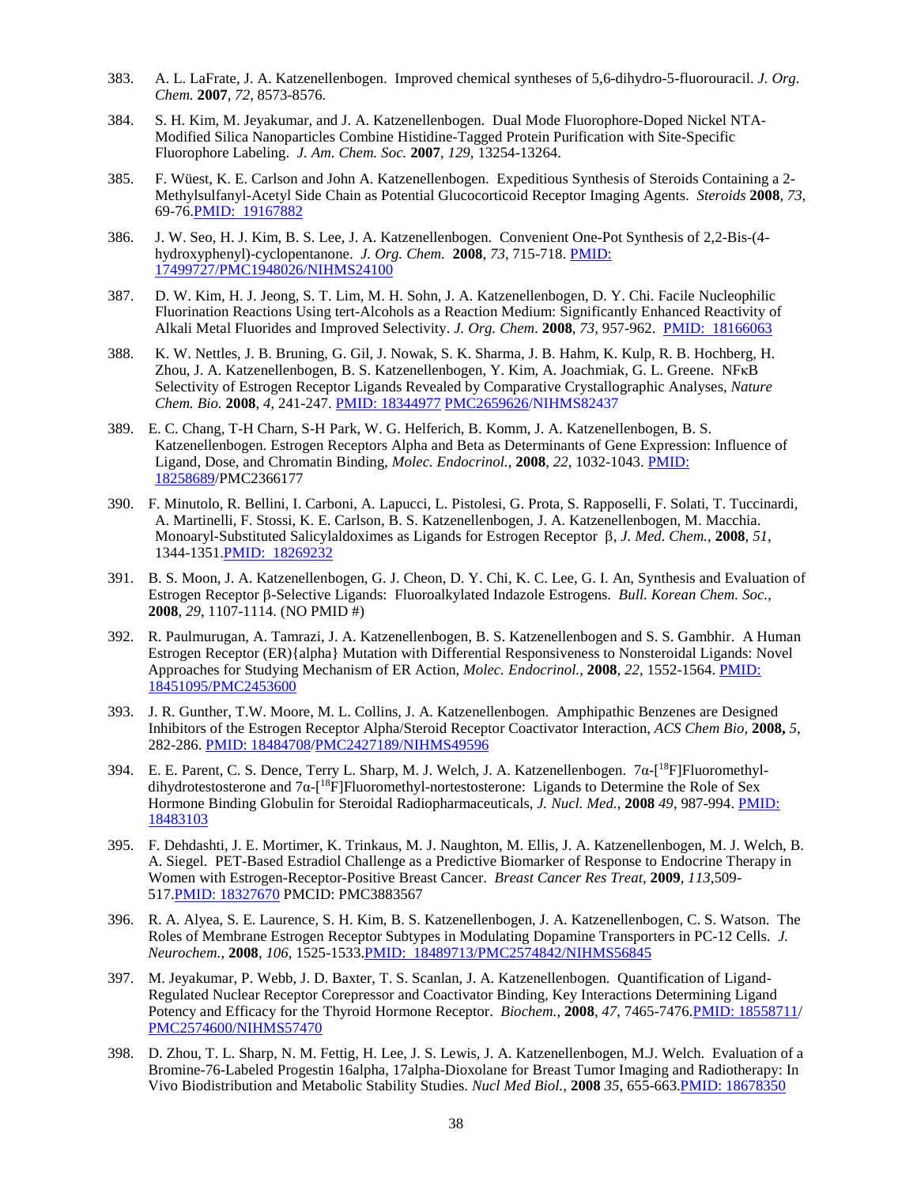383. A. L. LaFrate, J. A. Katzenellenbogen. Improved chemical syntheses of 5,6-dihydro-5-fluorouracil. *J. Org. Chem.* **2007**, *72*, 8573-8576.

384. S. H. Kim, M. Jeyakumar, and J. A. Katzenellenbogen. Dual Mode Fluorophore-Doped Nickel NTA-Modified Silica Nanoparticles Combine Histidine-Tagged Protein Purification with Site-Specific Fluorophore Labeling. *J. Am. Chem. Soc.* **2007**, *129*, 13254-13264.

385. F. Wüest, K. E. Carlson and John A. Katzenellenbogen. Expeditious Synthesis of Steroids Containing a 2-Methylsulfanyl-Acetyl Side Chain as Potential Glucocorticoid Receptor Imaging Agents. *Steroids* **2008**, *73*, 69-76.PMID: 19167882

386. J. W. Seo, H. J. Kim, B. S. Lee, J. A. Katzenellenbogen. Convenient One-Pot Synthesis of 2,2-Bis-(4-hydroxyphenyl)-cyclopentanone. *J. Org. Chem.* **2008**, *73*, 715-718. PMID: 17499727/PMC1948026/NIHMS24100

387. D. W. Kim, H. J. Jeong, S. T. Lim, M. H. Sohn, J. A. Katzenellenbogen, D. Y. Chi. Facile Nucleophilic Fluorination Reactions Using tert-Alcohols as a Reaction Medium: Significantly Enhanced Reactivity of Alkali Metal Fluorides and Improved Selectivity. *J. Org. Chem*. **2008**, *73*, 957-962. PMID: 18166063

388. K. W. Nettles, J. B. Bruning, G. Gil, J. Nowak, S. K. Sharma, J. B. Hahm, K. Kulp, R. B. Hochberg, H. Zhou, J. A. Katzenellenbogen, B. S. Katzenellenbogen, Y. Kim, A. Joachmiak, G. L. Greene. NFκB Selectivity of Estrogen Receptor Ligands Revealed by Comparative Crystallographic Analyses, *Nature Chem. Bio.* **2008**, *4*, 241-247. PMID: 18344977 PMC2659626/NIHMS82437

389. E. C. Chang, T-H Charn, S-H Park, W. G. Helferich, B. Komm, J. A. Katzenellenbogen, B. S. Katzenellenbogen. Estrogen Receptors Alpha and Beta as Determinants of Gene Expression: Influence of Ligand, Dose, and Chromatin Binding, *Molec. Endocrinol.*, **2008**, *22*, 1032-1043. PMID: 18258689/PMC2366177

390. F. Minutolo, R. Bellini, I. Carboni, A. Lapucci, L. Pistolesi, G. Prota, S. Rapposelli, F. Solati, T. Tuccinardi, A. Martinelli, F. Stossi, K. E. Carlson, B. S. Katzenellenbogen, J. A. Katzenellenbogen, M. Macchia. Monoaryl-Substituted Salicylaldoximes as Ligands for Estrogen Receptor β, *J. Med. Chem.*, **2008**, *51*, 1344-1351.PMID: 18269232

391. B. S. Moon, J. A. Katzenellenbogen, G. J. Cheon, D. Y. Chi, K. C. Lee, G. I. An, Synthesis and Evaluation of Estrogen Receptor β-Selective Ligands: Fluoroalkylated Indazole Estrogens. *Bull. Korean Chem. Soc.*, **2008**, *29*, 1107-1114. (NO PMID #)

392. R. Paulmurugan, A. Tamrazi, J. A. Katzenellenbogen, B. S. Katzenellenbogen and S. S. Gambhir. A Human Estrogen Receptor (ER){alpha} Mutation with Differential Responsiveness to Nonsteroidal Ligands: Novel Approaches for Studying Mechanism of ER Action, *Molec. Endocrinol.*, **2008**, *22*, 1552-1564. PMID: 18451095/PMC2453600

393. J. R. Gunther, T.W. Moore, M. L. Collins, J. A. Katzenellenbogen. Amphipathic Benzenes are Designed Inhibitors of the Estrogen Receptor Alpha/Steroid Receptor Coactivator Interaction, *ACS Chem Bio*, **2008,** *5*, 282-286. PMID: 18484708/PMC2427189/NIHMS49596

394. E. E. Parent, C. S. Dence, Terry L. Sharp, M. J. Welch, J. A. Katzenellenbogen. 7α-[$^{18}$F]Fluoromethyl-dihydrotestosterone and 7α-[$^{18}$F]Fluoromethyl-nortestosterone: Ligands to Determine the Role of Sex Hormone Binding Globulin for Steroidal Radiopharmaceuticals, *J. Nucl. Med.*, **2008** *49*, 987-994. PMID: 18483103

395. F. Dehdashti, J. E. Mortimer, K. Trinkaus, M. J. Naughton, M. Ellis, J. A. Katzenellenbogen, M. J. Welch, B. A. Siegel. PET-Based Estradiol Challenge as a Predictive Biomarker of Response to Endocrine Therapy in Women with Estrogen-Receptor-Positive Breast Cancer. *Breast Cancer Res Treat*, **2009**, *113*,509-517.PMID: 18327670 PMCID: PMC3883567

396. R. A. Alyea, S. E. Laurence, S. H. Kim, B. S. Katzenellenbogen, J. A. Katzenellenbogen, C. S. Watson. The Roles of Membrane Estrogen Receptor Subtypes in Modulating Dopamine Transporters in PC-12 Cells. *J. Neurochem.*, **2008**, *106*, 1525-1533.PMID: 18489713/PMC2574842/NIHMS56845

397. M. Jeyakumar, P. Webb, J. D. Baxter, T. S. Scanlan, J. A. Katzenellenbogen. Quantification of Ligand-Regulated Nuclear Receptor Corepressor and Coactivator Binding, Key Interactions Determining Ligand Potency and Efficacy for the Thyroid Hormone Receptor. *Biochem.*, **2008**, *47*, 7465-7476.PMID: 18558711/PMC2574600/NIHMS57470

398. D. Zhou, T. L. Sharp, N. M. Fettig, H. Lee, J. S. Lewis, J. A. Katzenellenbogen, M.J. Welch. Evaluation of a Bromine-76-Labeled Progestin 16alpha, 17alpha-Dioxolane for Breast Tumor Imaging and Radiotherapy: In Vivo Biodistribution and Metabolic Stability Studies. *Nucl Med Biol.*, **2008** *35*, 655-663.PMID: 18678350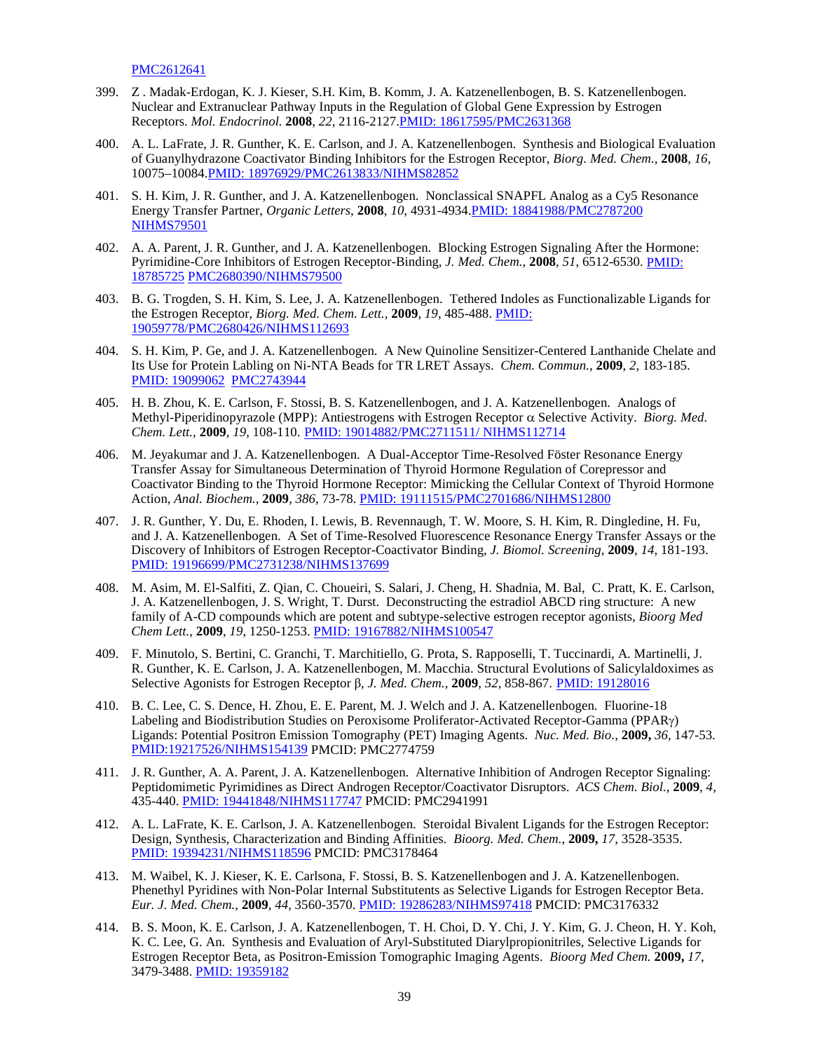PMC2612641

399. Z . Madak-Erdogan, K. J. Kieser, S.H. Kim, B. Komm, J. A. Katzenellenbogen, B. S. Katzenellenbogen. Nuclear and Extranuclear Pathway Inputs in the Regulation of Global Gene Expression by Estrogen Receptors. *Mol. Endocrinol.* **2008**, *22*, 2116-2127.PMID: 18617595/PMC2631368

400. A. L. LaFrate, J. R. Gunther, K. E. Carlson, and J. A. Katzenellenbogen. Synthesis and Biological Evaluation of Guanylhydrazone Coactivator Binding Inhibitors for the Estrogen Receptor, *Biorg. Med. Chem.,* **2008**, *16*, 10075–10084.PMID: 18976929/PMC2613833/NIHMS82852

401. S. H. Kim, J. R. Gunther, and J. A. Katzenellenbogen. Nonclassical SNAPFL Analog as a Cy5 Resonance Energy Transfer Partner, *Organic Letters,* **2008**, *10*, 4931-4934.PMID: 18841988/PMC2787200 NIHMS79501

402. A. A. Parent, J. R. Gunther, and J. A. Katzenellenbogen. Blocking Estrogen Signaling After the Hormone: Pyrimidine-Core Inhibitors of Estrogen Receptor-Binding, *J. Med. Chem.,* **2008**, *51*, 6512-6530. PMID: 18785725 PMC2680390/NIHMS79500

403. B. G. Trogden, S. H. Kim, S. Lee, J. A. Katzenellenbogen. Tethered Indoles as Functionalizable Ligands for the Estrogen Receptor, *Biorg. Med. Chem. Lett.*, **2009**, *19*, 485-488. PMID: 19059778/PMC2680426/NIHMS112693

404. S. H. Kim, P. Ge, and J. A. Katzenellenbogen. A New Quinoline Sensitizer-Centered Lanthanide Chelate and Its Use for Protein Labling on Ni-NTA Beads for TR LRET Assays. *Chem. Commun.*, **2009**, *2*, 183-185. PMID: 19099062 PMC2743944

405. H. B. Zhou, K. E. Carlson, F. Stossi, B. S. Katzenellenbogen, and J. A. Katzenellenbogen. Analogs of Methyl-Piperidinopyrazole (MPP): Antiestrogens with Estrogen Receptor α Selective Activity. *Biorg. Med. Chem. Lett.*, **2009**, *19*, 108-110. PMID: 19014882/PMC2711511/ NIHMS112714

406. M. Jeyakumar and J. A. Katzenellenbogen. A Dual-Acceptor Time-Resolved Föster Resonance Energy Transfer Assay for Simultaneous Determination of Thyroid Hormone Regulation of Corepressor and Coactivator Binding to the Thyroid Hormone Receptor: Mimicking the Cellular Context of Thyroid Hormone Action, *Anal. Biochem.*, **2009**, *386*, 73-78. PMID: 19111515/PMC2701686/NIHMS12800

407. J. R. Gunther, Y. Du, E. Rhoden, I. Lewis, B. Revennaugh, T. W. Moore, S. H. Kim, R. Dingledine, H. Fu, and J. A. Katzenellenbogen. A Set of Time-Resolved Fluorescence Resonance Energy Transfer Assays or the Discovery of Inhibitors of Estrogen Receptor-Coactivator Binding, *J. Biomol. Screening*, **2009**, *14*, 181-193. PMID: 19196699/PMC2731238/NIHMS137699

408. M. Asim, M. El-Salfiti, Z. Qian, C. Choueiri, S. Salari, J. Cheng, H. Shadnia, M. Bal, C. Pratt, K. E. Carlson, J. A. Katzenellenbogen, J. S. Wright, T. Durst. Deconstructing the estradiol ABCD ring structure: A new family of A-CD compounds which are potent and subtype-selective estrogen receptor agonists, *Bioorg Med Chem Lett.*, **2009**, *19*, 1250-1253. PMID: 19167882/NIHMS100547

409. F. Minutolo, S. Bertini, C. Granchi, T. Marchitiello, G. Prota, S. Rapposelli, T. Tuccinardi, A. Martinelli, J. R. Gunther, K. E. Carlson, J. A. Katzenellenbogen, M. Macchia. Structural Evolutions of Salicylaldoximes as Selective Agonists for Estrogen Receptor β, *J. Med. Chem.*, **2009**, *52*, 858-867. PMID: 19128016

410. B. C. Lee, C. S. Dence, H. Zhou, E. E. Parent, M. J. Welch and J. A. Katzenellenbogen. Fluorine-18 Labeling and Biodistribution Studies on Peroxisome Proliferator-Activated Receptor-Gamma (PPARγ) Ligands: Potential Positron Emission Tomography (PET) Imaging Agents. *Nuc. Med. Bio.*, **2009,** *36*, 147-53. PMID:19217526/NIHMS154139 PMCID: PMC2774759

411. J. R. Gunther, A. A. Parent, J. A. Katzenellenbogen. Alternative Inhibition of Androgen Receptor Signaling: Peptidomimetic Pyrimidines as Direct Androgen Receptor/Coactivator Disruptors. *ACS Chem. Biol.*, **2009**, *4*, 435-440. PMID: 19441848/NIHMS117747 PMCID: PMC2941991

412. A. L. LaFrate, K. E. Carlson, J. A. Katzenellenbogen. Steroidal Bivalent Ligands for the Estrogen Receptor: Design, Synthesis, Characterization and Binding Affinities. *Bioorg. Med. Chem.*, **2009,** *17*, 3528-3535. PMID: 19394231/NIHMS118596 PMCID: PMC3178464

413. M. Waibel, K. J. Kieser, K. E. Carlsona, F. Stossi, B. S. Katzenellenbogen and J. A. Katzenellenbogen. Phenethyl Pyridines with Non-Polar Internal Substitutents as Selective Ligands for Estrogen Receptor Beta. *Eur. J. Med. Chem.*, **2009**, *44*, 3560-3570. PMID: 19286283/NIHMS97418 PMCID: PMC3176332

414. B. S. Moon, K. E. Carlson, J. A. Katzenellenbogen, T. H. Choi, D. Y. Chi, J. Y. Kim, G. J. Cheon, H. Y. Koh, K. C. Lee, G. An. Synthesis and Evaluation of Aryl-Substituted Diarylpropionitriles, Selective Ligands for Estrogen Receptor Beta, as Positron-Emission Tomographic Imaging Agents. *Bioorg Med Chem.* **2009,** *17*, 3479-3488. PMID: 19359182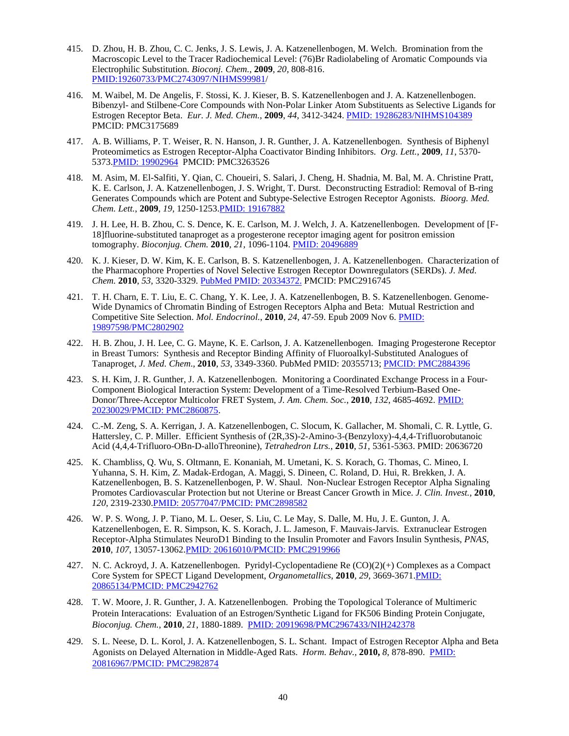415. D. Zhou, H. B. Zhou, C. C. Jenks, J. S. Lewis, J. A. Katzenellenbogen, M. Welch. Bromination from the Macroscopic Level to the Tracer Radiochemical Level: (76)Br Radiolabeling of Aromatic Compounds via Electrophilic Substitution. *Bioconj. Chem.*, **2009**, *20*, 808-816. PMID:19260733/PMC2743097/NIHMS99981/

416. M. Waibel, M. De Angelis, F. Stossi, K. J. Kieser, B. S. Katzenellenbogen and J. A. Katzenellenbogen. Bibenzyl- and Stilbene-Core Compounds with Non-Polar Linker Atom Substituents as Selective Ligands for Estrogen Receptor Beta. *Eur. J. Med. Chem.*, **2009**, *44*, 3412-3424. PMID: 19286283/NIHMS104389 PMCID: PMC3175689

417. A. B. Williams, P. T. Weiser, R. N. Hanson, J. R. Gunther, J. A. Katzenellenbogen. Synthesis of Biphenyl Proteomimetics as Estrogen Receptor-Alpha Coactivator Binding Inhibitors. *Org. Lett.*, **2009**, *11*, 5370-5373. PMID: 19902964 PMCID: PMC3263526

418. M. Asim, M. El-Salfiti, Y. Qian, C. Choueiri, S. Salari, J. Cheng, H. Shadnia, M. Bal, M. A. Christine Pratt, K. E. Carlson, J. A. Katzenellenbogen, J. S. Wright, T. Durst. Deconstructing Estradiol: Removal of B-ring Generates Compounds which are Potent and Subtype-Selective Estrogen Receptor Agonists. *Bioorg. Med. Chem. Lett.*, **2009**, *19*, 1250-1253. PMID: 19167882

419. J. H. Lee, H. B. Zhou, C. S. Dence, K. E. Carlson, M. J. Welch, J. A. Katzenellenbogen. Development of [F-18]fluorine-substituted tanaproget as a progesterone receptor imaging agent for positron emission tomography. *Bioconjug. Chem.* **2010**, *21*, 1096-1104. PMID: 20496889

420. K. J. Kieser, D. W. Kim, K. E. Carlson, B. S. Katzenellenbogen, J. A. Katzenellenbogen. Characterization of the Pharmacophore Properties of Novel Selective Estrogen Receptor Downregulators (SERDs). *J. Med. Chem.* **2010**, *53*, 3320-3329. PubMed PMID: 20334372. PMCID: PMC2916745

421. T. H. Charn, E. T. Liu, E. C. Chang, Y. K. Lee, J. A. Katzenellenbogen, B. S. Katzenellenbogen. Genome-Wide Dynamics of Chromatin Binding of Estrogen Receptors Alpha and Beta: Mutual Restriction and Competitive Site Selection. *Mol. Endocrinol.*, **2010**, *24*, 47-59. Epub 2009 Nov 6. PMID: 19897598/PMC2802902

422. H. B. Zhou, J. H. Lee, C. G. Mayne, K. E. Carlson, J. A. Katzenellenbogen. Imaging Progesterone Receptor in Breast Tumors: Synthesis and Receptor Binding Affinity of Fluoroalkyl-Substituted Analogues of Tanaproget, *J. Med. Chem.*, **2010**, *53*, 3349-3360. PubMed PMID: 20355713; PMCID: PMC2884396

423. S. H. Kim, J. R. Gunther, J. A. Katzenellenbogen. Monitoring a Coordinated Exchange Process in a Four-Component Biological Interaction System: Development of a Time-Resolved Terbium-Based One-Donor/Three-Acceptor Multicolor FRET System, *J. Am. Chem. Soc.*, **2010**, *132*, 4685-4692. PMID: 20230029/PMCID: PMC2860875.

424. C.-M. Zeng, S. A. Kerrigan, J. A. Katzenellenbogen, C. Slocum, K. Gallacher, M. Shomali, C. R. Lyttle, G. Hattersley, C. P. Miller. Efficient Synthesis of (2R,3S)-2-Amino-3-(Benzyloxy)-4,4,4-Trifluorobutanoic Acid (4,4,4-Trifluoro-OBn-D-alloThreonine), *Tetrahedron Ltrs.*, **2010**, *51*, 5361-5363. PMID: 20636720

425. K. Chambliss, Q. Wu, S. Oltmann, E. Konaniah, M. Umetani, K. S. Korach, G. Thomas, C. Mineo, I. Yuhanna, S. H. Kim, Z. Madak-Erdogan, A. Maggi, S. Dineen, C. Roland, D. Hui, R. Brekken, J. A. Katzenellenbogen, B. S. Katzenellenbogen, P. W. Shaul. Non-Nuclear Estrogen Receptor Alpha Signaling Promotes Cardiovascular Protection but not Uterine or Breast Cancer Growth in Mice. *J. Clin. Invest.*, **2010**, *120*, 2319-2330. PMID: 20577047/PMCID: PMC2898582

426. W. P. S. Wong, J. P. Tiano, M. L. Oeser, S. Liu, C. Le May, S. Dalle, M. Hu, J. E. Gunton, J. A. Katzenellenbogen, E. R. Simpson, K. S. Korach, J. L. Jameson, F. Mauvais-Jarvis. Extranuclear Estrogen Receptor-Alpha Stimulates NeuroD1 Binding to the Insulin Promoter and Favors Insulin Synthesis, *PNAS*, **2010**, *107*, 13057-13062. PMID: 20616010/PMCID: PMC2919966

427. N. C. Ackroyd, J. A. Katzenellenbogen. Pyridyl-Cyclopentadiene Re (CO)(2)(+) Complexes as a Compact Core System for SPECT Ligand Development, *Organometallics*, **2010**, *29*, 3669-3671. PMID: 20865134/PMCID: PMC2942762

428. T. W. Moore, J. R. Gunther, J. A. Katzenellenbogen. Probing the Topological Tolerance of Multimeric Protein Interacations: Evaluation of an Estrogen/Synthetic Ligand for FK506 Binding Protein Conjugate, *Bioconjug. Chem.*, **2010**, *21*, 1880-1889. PMID: 20919698/PMC2967433/NIH242378

429. S. L. Neese, D. L. Korol, J. A. Katzenellenbogen, S. L. Schant. Impact of Estrogen Receptor Alpha and Beta Agonists on Delayed Alternation in Middle-Aged Rats. *Horm. Behav.*, **2010,** *8*, 878-890. PMID: 20816967/PMCID: PMC2982874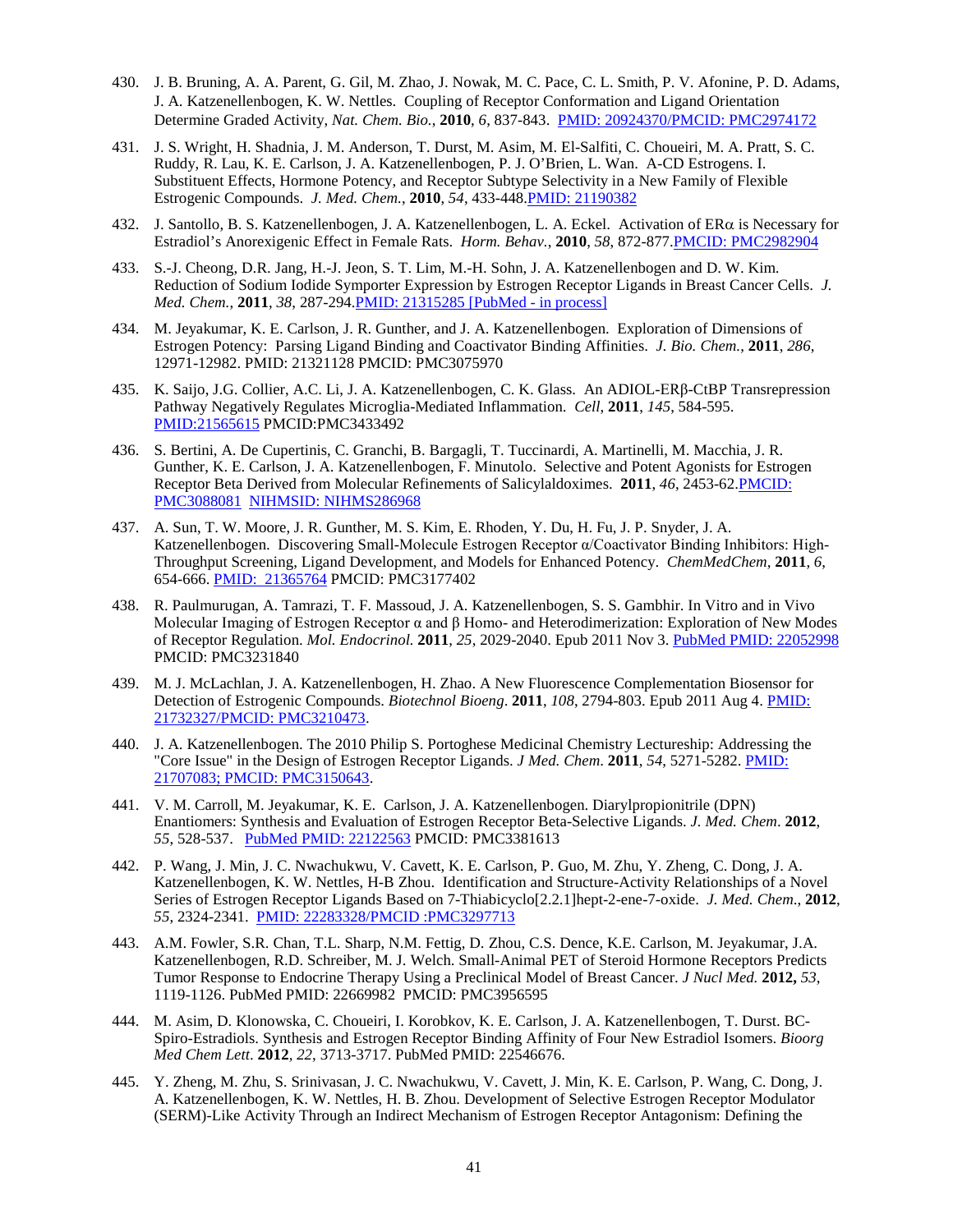430. J. B. Bruning, A. A. Parent, G. Gil, M. Zhao, J. Nowak, M. C. Pace, C. L. Smith, P. V. Afonine, P. D. Adams, J. A. Katzenellenbogen, K. W. Nettles. Coupling of Receptor Conformation and Ligand Orientation Determine Graded Activity, *Nat. Chem. Bio.*, **2010**, *6*, 837-843. PMID: 20924370/PMCID: PMC2974172

431. J. S. Wright, H. Shadnia, J. M. Anderson, T. Durst, M. Asim, M. El-Salfiti, C. Choueiri, M. A. Pratt, S. C. Ruddy, R. Lau, K. E. Carlson, J. A. Katzenellenbogen, P. J. O'Brien, L. Wan. A-CD Estrogens. I. Substituent Effects, Hormone Potency, and Receptor Subtype Selectivity in a New Family of Flexible Estrogenic Compounds. *J. Med. Chem.*, **2010**, *54*, 433-448. PMID: 21190382

432. J. Santollo, B. S. Katzenellenbogen, J. A. Katzenellenbogen, L. A. Eckel. Activation of ERα is Necessary for Estradiol's Anorexigenic Effect in Female Rats. *Horm. Behav.*, **2010**, *58*, 872-877. PMCID: PMC2982904

433. S.-J. Cheong, D.R. Jang, H.-J. Jeon, S. T. Lim, M.-H. Sohn, J. A. Katzenellenbogen and D. W. Kim. Reduction of Sodium Iodide Symporter Expression by Estrogen Receptor Ligands in Breast Cancer Cells. *J. Med. Chem.*, **2011**, *38*, 287-294. PMID: 21315285 [PubMed - in process]

434. M. Jeyakumar, K. E. Carlson, J. R. Gunther, and J. A. Katzenellenbogen. Exploration of Dimensions of Estrogen Potency: Parsing Ligand Binding and Coactivator Binding Affinities. *J. Bio. Chem.*, **2011**, *286*, 12971-12982. PMID: 21321128 PMCID: PMC3075970

435. K. Saijo, J.G. Collier, A.C. Li, J. A. Katzenellenbogen, C. K. Glass. An ADIOL-ERβ-CtBP Transrepression Pathway Negatively Regulates Microglia-Mediated Inflammation. *Cell*, **2011**, *145*, 584-595. PMID:21565615 PMCID:PMC3433492

436. S. Bertini, A. De Cupertinis, C. Granchi, B. Bargagli, T. Tuccinardi, A. Martinelli, M. Macchia, J. R. Gunther, K. E. Carlson, J. A. Katzenellenbogen, F. Minutolo. Selective and Potent Agonists for Estrogen Receptor Beta Derived from Molecular Refinements of Salicylaldoximes. **2011**, *46*, 2453-62. PMCID: PMC3088081 NIHMSID: NIHMS286968

437. A. Sun, T. W. Moore, J. R. Gunther, M. S. Kim, E. Rhoden, Y. Du, H. Fu, J. P. Snyder, J. A. Katzenellenbogen. Discovering Small-Molecule Estrogen Receptor α/Coactivator Binding Inhibitors: High-Throughput Screening, Ligand Development, and Models for Enhanced Potency. *ChemMedChem*, **2011**, *6*, 654-666. PMID: 21365764 PMCID: PMC3177402

438. R. Paulmurugan, A. Tamrazi, T. F. Massoud, J. A. Katzenellenbogen, S. S. Gambhir. In Vitro and in Vivo Molecular Imaging of Estrogen Receptor α and β Homo- and Heterodimerization: Exploration of New Modes of Receptor Regulation. *Mol. Endocrinol.* **2011**, *25*, 2029-2040. Epub 2011 Nov 3. PubMed PMID: 22052998 PMCID: PMC3231840

439. M. J. McLachlan, J. A. Katzenellenbogen, H. Zhao. A New Fluorescence Complementation Biosensor for Detection of Estrogenic Compounds. *Biotechnol Bioeng*. **2011**, *108*, 2794-803. Epub 2011 Aug 4. PMID: 21732327/PMCID: PMC3210473.

440. J. A. Katzenellenbogen. The 2010 Philip S. Portoghese Medicinal Chemistry Lectureship: Addressing the "Core Issue" in the Design of Estrogen Receptor Ligands. *J Med. Chem*. **2011**, *54*, 5271-5282. PMID: 21707083; PMCID: PMC3150643.

441. V. M. Carroll, M. Jeyakumar, K. E. Carlson, J. A. Katzenellenbogen. Diarylpropionitrile (DPN) Enantiomers: Synthesis and Evaluation of Estrogen Receptor Beta-Selective Ligands. *J. Med. Chem*. **2012**, *55*, 528-537. PubMed PMID: 22122563 PMCID: PMC3381613

442. P. Wang, J. Min, J. C. Nwachukwu, V. Cavett, K. E. Carlson, P. Guo, M. Zhu, Y. Zheng, C. Dong, J. A. Katzenellenbogen, K. W. Nettles, H-B Zhou. Identification and Structure-Activity Relationships of a Novel Series of Estrogen Receptor Ligands Based on 7-Thiabicyclo[2.2.1]hept-2-ene-7-oxide. *J. Med. Chem.*, **2012**, *55*, 2324-2341. PMID: 22283328/PMCID :PMC3297713

443. A.M. Fowler, S.R. Chan, T.L. Sharp, N.M. Fettig, D. Zhou, C.S. Dence, K.E. Carlson, M. Jeyakumar, J.A. Katzenellenbogen, R.D. Schreiber, M. J. Welch. Small-Animal PET of Steroid Hormone Receptors Predicts Tumor Response to Endocrine Therapy Using a Preclinical Model of Breast Cancer. *J Nucl Med.* **2012,** *53*, 1119-1126. PubMed PMID: 22669982 PMCID: PMC3956595

444. M. Asim, D. Klonowska, C. Choueiri, I. Korobkov, K. E. Carlson, J. A. Katzenellenbogen, T. Durst. BC-Spiro-Estradiols. Synthesis and Estrogen Receptor Binding Affinity of Four New Estradiol Isomers. *Bioorg Med Chem Lett*. **2012**, *22*, 3713-3717. PubMed PMID: 22546676.

445. Y. Zheng, M. Zhu, S. Srinivasan, J. C. Nwachukwu, V. Cavett, J. Min, K. E. Carlson, P. Wang, C. Dong, J. A. Katzenellenbogen, K. W. Nettles, H. B. Zhou. Development of Selective Estrogen Receptor Modulator (SERM)-Like Activity Through an Indirect Mechanism of Estrogen Receptor Antagonism: Defining the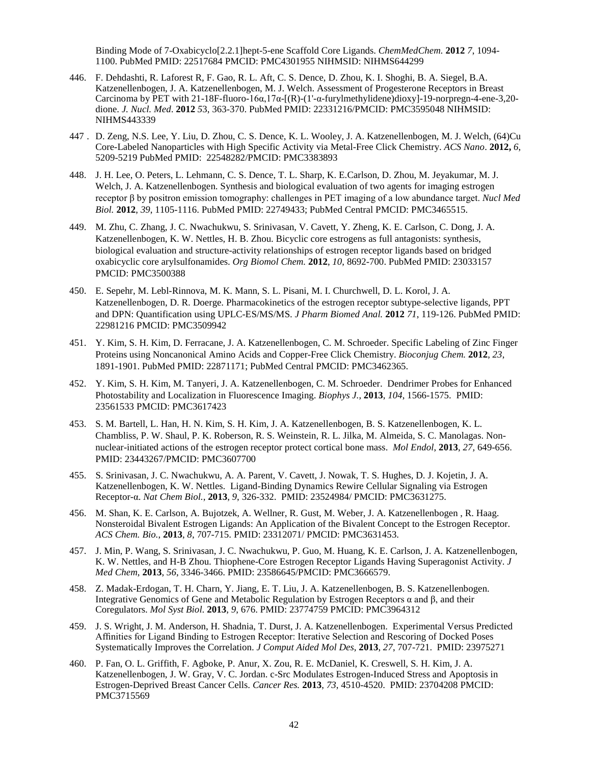Binding Mode of 7-Oxabicyclo[2.2.1]hept-5-ene Scaffold Core Ligands. *ChemMedChem.* **2012** *7*, 1094-1100. PubMed PMID: 22517684 PMCID: PMC4301955 NIHMSID: NIHMS644299

446. F. Dehdashti, R. Laforest R, F. Gao, R. L. Aft, C. S. Dence, D. Zhou, K. I. Shoghi, B. A. Siegel, B.A. Katzenellenbogen, J. A. Katzenellenbogen, M. J. Welch. Assessment of Progesterone Receptors in Breast Carcinoma by PET with 21-18F-fluoro-16α,17α-[(R)-(1'-α-furylmethylidene)dioxy]-19-norpregn-4-ene-3,20-dione. *J. Nucl. Med.* **2012** *53*, 363-370. PubMed PMID: 22331216/PMCID: PMC3595048 NIHMSID: NIHMS443339

447 . D. Zeng, N.S. Lee, Y. Liu, D. Zhou, C. S. Dence, K. L. Wooley, J. A. Katzenellenbogen, M. J. Welch, (64)Cu Core-Labeled Nanoparticles with High Specific Activity via Metal-Free Click Chemistry. *ACS Nano*. **2012,** *6*, 5209-5219 PubMed PMID: 22548282/PMCID: PMC3383893

448. J. H. Lee, O. Peters, L. Lehmann, C. S. Dence, T. L. Sharp, K. E.Carlson, D. Zhou, M. Jeyakumar, M. J. Welch, J. A. Katzenellenbogen. Synthesis and biological evaluation of two agents for imaging estrogen receptor β by positron emission tomography: challenges in PET imaging of a low abundance target. *Nucl Med Biol.* **2012**, *39*, 1105-1116. PubMed PMID: 22749433; PubMed Central PMCID: PMC3465515.

449. M. Zhu, C. Zhang, J. C. Nwachukwu, S. Srinivasan, V. Cavett, Y. Zheng, K. E. Carlson, C. Dong, J. A. Katzenellenbogen, K. W. Nettles, H. B. Zhou. Bicyclic core estrogens as full antagonists: synthesis, biological evaluation and structure-activity relationships of estrogen receptor ligands based on bridged oxabicyclic core arylsulfonamides. *Org Biomol Chem.* **2012**, *10*, 8692-700. PubMed PMID: 23033157 PMCID: PMC3500388

450. E. Sepehr, M. Lebl-Rinnova, M. K. Mann, S. L. Pisani, M. I. Churchwell, D. L. Korol, J. A. Katzenellenbogen, D. R. Doerge. Pharmacokinetics of the estrogen receptor subtype-selective ligands, PPT and DPN: Quantification using UPLC-ES/MS/MS. *J Pharm Biomed Anal.* **2012** *71*, 119-126. PubMed PMID: 22981216 PMCID: PMC3509942

451. Y. Kim, S. H. Kim, D. Ferracane, J. A. Katzenellenbogen, C. M. Schroeder. Specific Labeling of Zinc Finger Proteins using Noncanonical Amino Acids and Copper-Free Click Chemistry. *Bioconjug Chem.* **2012**, *23*, 1891-1901. PubMed PMID: 22871171; PubMed Central PMCID: PMC3462365.

452. Y. Kim, S. H. Kim, M. Tanyeri, J. A. Katzenellenbogen, C. M. Schroeder. Dendrimer Probes for Enhanced Photostability and Localization in Fluorescence Imaging. *Biophys J.*, **2013**, *104*, 1566-1575. PMID: 23561533 PMCID: PMC3617423

453. S. M. Bartell, L. Han, H. N. Kim, S. H. Kim, J. A. Katzenellenbogen, B. S. Katzenellenbogen, K. L. Chambliss, P. W. Shaul, P. K. Roberson, R. S. Weinstein, R. L. Jilka, M. Almeida, S. C. Manolagas. Non-nuclear-initiated actions of the estrogen receptor protect cortical bone mass. *Mol Endol*, **2013**, *27*, 649-656. PMID: 23443267/PMCID: PMC3607700

455. S. Srinivasan, J. C. Nwachukwu, A. A. Parent, V. Cavett, J. Nowak, T. S. Hughes, D. J. Kojetin, J. A. Katzenellenbogen, K. W. Nettles. Ligand-Binding Dynamics Rewire Cellular Signaling via Estrogen Receptor-α. *Nat Chem Biol.*, **2013**, *9*, 326-332. PMID: 23524984/ PMCID: PMC3631275.

456. M. Shan, K. E. Carlson, A. Bujotzek, A. Wellner, R. Gust, M. Weber, J. A. Katzenellenbogen , R. Haag. Nonsteroidal Bivalent Estrogen Ligands: An Application of the Bivalent Concept to the Estrogen Receptor. *ACS Chem. Bio.*, **2013**, *8*, 707-715. PMID: 23312071/ PMCID: PMC3631453.

457. J. Min, P. Wang, S. Srinivasan, J. C. Nwachukwu, P. Guo, M. Huang, K. E. Carlson, J. A. Katzenellenbogen, K. W. Nettles, and H-B Zhou. Thiophene-Core Estrogen Receptor Ligands Having Superagonist Activity. *J Med Chem*, **2013**, *56*, 3346-3466. PMID: 23586645/PMCID: PMC3666579.

458. Z. Madak-Erdogan, T. H. Charn, Y. Jiang, E. T. Liu, J. A. Katzenellenbogen, B. S. Katzenellenbogen. Integrative Genomics of Gene and Metabolic Regulation by Estrogen Receptors α and β, and their Coregulators. *Mol Syst Biol.* **2013**, *9*, 676. PMID: 23774759 PMCID: PMC3964312

459. J. S. Wright, J. M. Anderson, H. Shadnia, T. Durst, J. A. Katzenellenbogen. Experimental Versus Predicted Affinities for Ligand Binding to Estrogen Receptor: Iterative Selection and Rescoring of Docked Poses Systematically Improves the Correlation. *J Comput Aided Mol Des*, **2013**, *27*, 707-721. PMID: 23975271

460. P. Fan, O. L. Griffith, F. Agboke, P. Anur, X. Zou, R. E. McDaniel, K. Creswell, S. H. Kim, J. A. Katzenellenbogen, J. W. Gray, V. C. Jordan. c-Src Modulates Estrogen-Induced Stress and Apoptosis in Estrogen-Deprived Breast Cancer Cells. *Cancer Res.* **2013**, *73*, 4510-4520. PMID: 23704208 PMCID: PMC3715569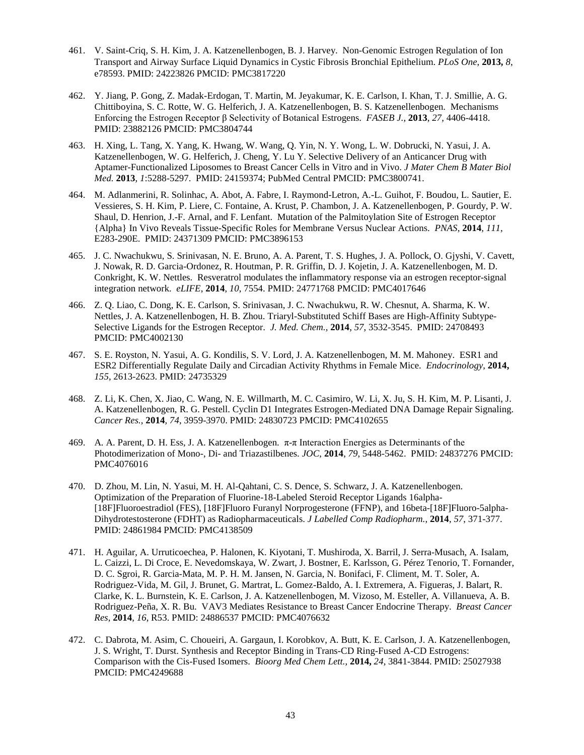461. V. Saint-Criq, S. H. Kim, J. A. Katzenellenbogen, B. J. Harvey. Non-Genomic Estrogen Regulation of Ion Transport and Airway Surface Liquid Dynamics in Cystic Fibrosis Bronchial Epithelium. *PLoS One*, **2013,** *8*, e78593. PMID: 24223826 PMCID: PMC3817220

462. Y. Jiang, P. Gong, Z. Madak-Erdogan, T. Martin, M. Jeyakumar, K. E. Carlson, I. Khan, T. J. Smillie, A. G. Chittiboyina, S. C. Rotte, W. G. Helferich, J. A. Katzenellenbogen, B. S. Katzenellenbogen. Mechanisms Enforcing the Estrogen Receptor β Selectivity of Botanical Estrogens. *FASEB J.*, **2013**, *27*, 4406-4418. PMID: 23882126 PMCID: PMC3804744

463. H. Xing, L. Tang, X. Yang, K. Hwang, W. Wang, Q. Yin, N. Y. Wong, L. W. Dobrucki, N. Yasui, J. A. Katzenellenbogen, W. G. Helferich, J. Cheng, Y. Lu Y. Selective Delivery of an Anticancer Drug with Aptamer-Functionalized Liposomes to Breast Cancer Cells in Vitro and in Vivo. *J Mater Chem B Mater Biol Med.* **2013**, *1*:5288-5297. PMID: 24159374; PubMed Central PMCID: PMC3800741.

464. M. Adlanmerini, R. Solinhac, A. Abot, A. Fabre, I. Raymond-Letron, A.-L. Guihot, F. Boudou, L. Sautier, E. Vessieres, S. H. Kim, P. Liere, C. Fontaine, A. Krust, P. Chambon, J. A. Katzenellenbogen, P. Gourdy, P. W. Shaul, D. Henrion, J.-F. Arnal, and F. Lenfant. Mutation of the Palmitoylation Site of Estrogen Receptor {Alpha} In Vivo Reveals Tissue-Specific Roles for Membrane Versus Nuclear Actions. *PNAS*, **2014**, *111*, E283-290E. PMID: 24371309 PMCID: PMC3896153

465. J. C. Nwachukwu, S. Srinivasan, N. E. Bruno, A. A. Parent, T. S. Hughes, J. A. Pollock, O. Gjyshi, V. Cavett, J. Nowak, R. D. Garcia-Ordonez, R. Houtman, P. R. Griffin, D. J. Kojetin, J. A. Katzenellenbogen, M. D. Conkright, K. W. Nettles. Resveratrol modulates the inflammatory response via an estrogen receptor-signal integration network. *eLIFE*, **2014**, *10*, 7554. PMID: 24771768 PMCID: PMC4017646

466. Z. Q. Liao, C. Dong, K. E. Carlson, S. Srinivasan, J. C. Nwachukwu, R. W. Chesnut, A. Sharma, K. W. Nettles, J. A. Katzenellenbogen, H. B. Zhou. Triaryl-Substituted Schiff Bases are High-Affinity Subtype-Selective Ligands for the Estrogen Receptor. *J. Med. Chem.*, **2014**, *57*, 3532-3545. PMID: 24708493 PMCID: PMC4002130

467. S. E. Royston, N. Yasui, A. G. Kondilis, S. V. Lord, J. A. Katzenellenbogen, M. M. Mahoney. ESR1 and ESR2 Differentially Regulate Daily and Circadian Activity Rhythms in Female Mice. *Endocrinology*, **2014,** *155*, 2613-2623. PMID: 24735329

468. Z. Li, K. Chen, X. Jiao, C. Wang, N. E. Willmarth, M. C. Casimiro, W. Li, X. Ju, S. H. Kim, M. P. Lisanti, J. A. Katzenellenbogen, R. G. Pestell. Cyclin D1 Integrates Estrogen-Mediated DNA Damage Repair Signaling. *Cancer Res.*, **2014**, *74*, 3959-3970. PMID: 24830723 PMCID: PMC4102655

469. A. A. Parent, D. H. Ess, J. A. Katzenellenbogen. π-π Interaction Energies as Determinants of the Photodimerization of Mono-, Di- and Triazastilbenes. *JOC*, **2014**, *79*, 5448-5462. PMID: 24837276 PMCID: PMC4076016

470. D. Zhou, M. Lin, N. Yasui, M. H. Al-Qahtani, C. S. Dence, S. Schwarz, J. A. Katzenellenbogen. Optimization of the Preparation of Fluorine-18-Labeled Steroid Receptor Ligands 16alpha-[18F]Fluoroestradiol (FES), [18F]Fluoro Furanyl Norprogesterone (FFNP), and 16beta-[18F]Fluoro-5alpha-Dihydrotestosterone (FDHT) as Radiopharmaceuticals. *J Labelled Comp Radiopharm.*, **2014**, *57*, 371-377. PMID: 24861984 PMCID: PMC4138509

471. H. Aguilar, A. Urruticoechea, P. Halonen, K. Kiyotani, T. Mushiroda, X. Barril, J. Serra-Musach, A. Isalam, L. Caizzi, L. Di Croce, E. Nevedomskaya, W. Zwart, J. Bostner, E. Karlsson, G. Pérez Tenorio, T. Fornander, D. C. Sgroi, R. Garcia-Mata, M. P. H. M. Jansen, N. Garcia, N. Bonifaci, F. Climent, M. T. Soler, A. Rodriguez-Vida, M. Gil, J. Brunet, G. Martrat, L. Gomez-Baldo, A. I. Extremera, A. Figueras, J. Balart, R. Clarke, K. L. Burnstein, K. E. Carlson, J. A. Katzenellenbogen, M. Vizoso, M. Esteller, A. Villanueva, A. B. Rodriguez-Peña, X. R. Bu. VAV3 Mediates Resistance to Breast Cancer Endocrine Therapy. *Breast Cancer Res*, **2014**, *16*, R53. PMID: 24886537 PMCID: PMC4076632

472. C. Dabrota, M. Asim, C. Choueiri, A. Gargaun, I. Korobkov, A. Butt, K. E. Carlson, J. A. Katzenellenbogen, J. S. Wright, T. Durst. Synthesis and Receptor Binding in Trans-CD Ring-Fused A-CD Estrogens: Comparison with the Cis-Fused Isomers. *Bioorg Med Chem Lett.*, **2014,** *24*, 3841-3844. PMID: 25027938 PMCID: PMC4249688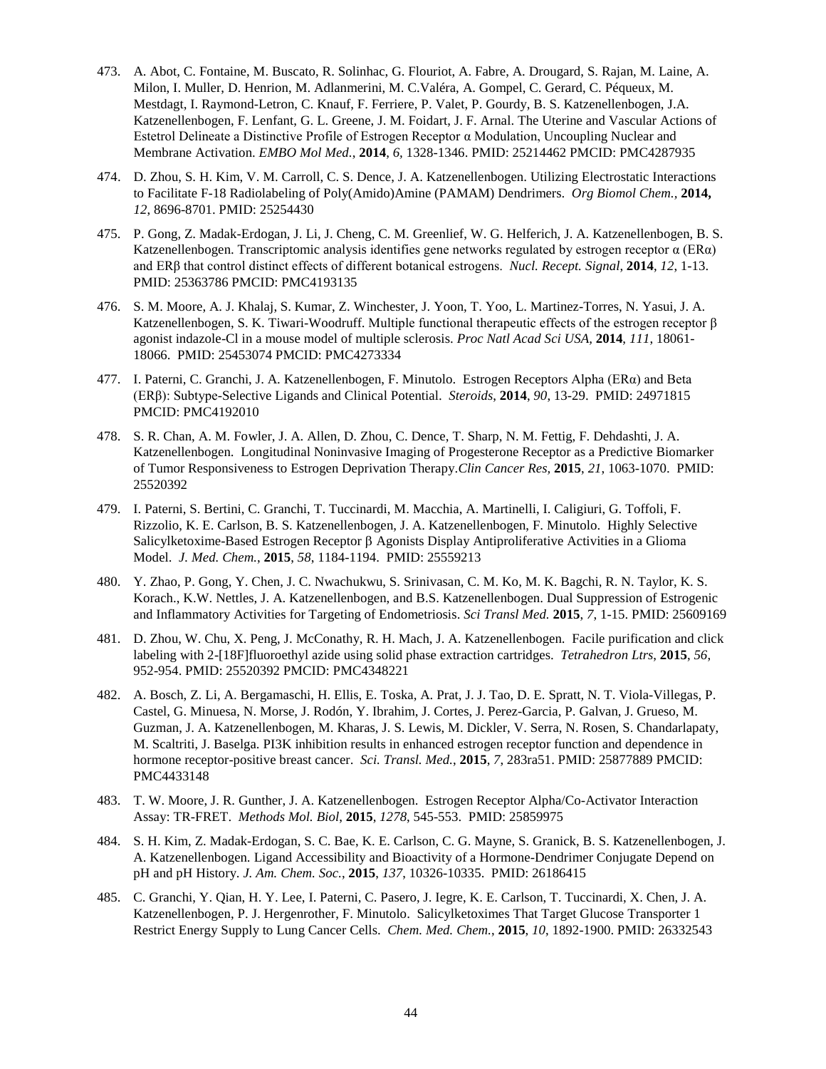473. A. Abot, C. Fontaine, M. Buscato, R. Solinhac, G. Flouriot, A. Fabre, A. Drougard, S. Rajan, M. Laine, A. Milon, I. Muller, D. Henrion, M. Adlanmerini, M. C.Valéra, A. Gompel, C. Gerard, C. Péqueux, M. Mestdagt, I. Raymond-Letron, C. Knauf, F. Ferriere, P. Valet, P. Gourdy, B. S. Katzenellenbogen, J.A. Katzenellenbogen, F. Lenfant, G. L. Greene, J. M. Foidart, J. F. Arnal. The Uterine and Vascular Actions of Estetrol Delineate a Distinctive Profile of Estrogen Receptor α Modulation, Uncoupling Nuclear and Membrane Activation. *EMBO Mol Med.*, **2014**, *6*, 1328-1346. PMID: 25214462 PMCID: PMC4287935

474. D. Zhou, S. H. Kim, V. M. Carroll, C. S. Dence, J. A. Katzenellenbogen. Utilizing Electrostatic Interactions to Facilitate F-18 Radiolabeling of Poly(Amido)Amine (PAMAM) Dendrimers. *Org Biomol Chem.*, **2014,** *12*, 8696-8701. PMID: 25254430

475. P. Gong, Z. Madak-Erdogan, J. Li, J. Cheng, C. M. Greenlief, W. G. Helferich, J. A. Katzenellenbogen, B. S. Katzenellenbogen. Transcriptomic analysis identifies gene networks regulated by estrogen receptor α (ERα) and ERβ that control distinct effects of different botanical estrogens. *Nucl. Recept. Signal*, **2014**, *12*, 1-13. PMID: 25363786 PMCID: PMC4193135

476. S. M. Moore, A. J. Khalaj, S. Kumar, Z. Winchester, J. Yoon, T. Yoo, L. Martinez-Torres, N. Yasui, J. A. Katzenellenbogen, S. K. Tiwari-Woodruff. Multiple functional therapeutic effects of the estrogen receptor β agonist indazole-Cl in a mouse model of multiple sclerosis. *Proc Natl Acad Sci USA*, **2014**, *111*, 18061-18066. PMID: 25453074 PMCID: PMC4273334

477. I. Paterni, C. Granchi, J. A. Katzenellenbogen, F. Minutolo. Estrogen Receptors Alpha (ERα) and Beta (ERβ): Subtype-Selective Ligands and Clinical Potential. *Steroids*, **2014**, *90*, 13-29. PMID: 24971815 PMCID: PMC4192010

478. S. R. Chan, A. M. Fowler, J. A. Allen, D. Zhou, C. Dence, T. Sharp, N. M. Fettig, F. Dehdashti, J. A. Katzenellenbogen. Longitudinal Noninvasive Imaging of Progesterone Receptor as a Predictive Biomarker of Tumor Responsiveness to Estrogen Deprivation Therapy.*Clin Cancer Res*, **2015**, *21*, 1063-1070. PMID: 25520392

479. I. Paterni, S. Bertini, C. Granchi, T. Tuccinardi, M. Macchia, A. Martinelli, I. Caligiuri, G. Toffoli, F. Rizzolio, K. E. Carlson, B. S. Katzenellenbogen, J. A. Katzenellenbogen, F. Minutolo. Highly Selective Salicylketoxime-Based Estrogen Receptor β Agonists Display Antiproliferative Activities in a Glioma Model. *J. Med. Chem.*, **2015**, *58*, 1184-1194. PMID: 25559213

480. Y. Zhao, P. Gong, Y. Chen, J. C. Nwachukwu, S. Srinivasan, C. M. Ko, M. K. Bagchi, R. N. Taylor, K. S. Korach., K.W. Nettles, J. A. Katzenellenbogen, and B.S. Katzenellenbogen. Dual Suppression of Estrogenic and Inflammatory Activities for Targeting of Endometriosis. *Sci Transl Med.* **2015**, *7*, 1-15. PMID: 25609169

481. D. Zhou, W. Chu, X. Peng, J. McConathy, R. H. Mach, J. A. Katzenellenbogen. Facile purification and click labeling with 2-[18F]fluoroethyl azide using solid phase extraction cartridges. *Tetrahedron Ltrs*, **2015**, *56*, 952-954. PMID: 25520392 PMCID: PMC4348221

482. A. Bosch, Z. Li, A. Bergamaschi, H. Ellis, E. Toska, A. Prat, J. J. Tao, D. E. Spratt, N. T. Viola-Villegas, P. Castel, G. Minuesa, N. Morse, J. Rodón, Y. Ibrahim, J. Cortes, J. Perez-Garcia, P. Galvan, J. Grueso, M. Guzman, J. A. Katzenellenbogen, M. Kharas, J. S. Lewis, M. Dickler, V. Serra, N. Rosen, S. Chandarlapaty, M. Scaltriti, J. Baselga. PI3K inhibition results in enhanced estrogen receptor function and dependence in hormone receptor-positive breast cancer. *Sci. Transl. Med.*, **2015**, *7*, 283ra51. PMID: 25877889 PMCID: PMC4433148

483. T. W. Moore, J. R. Gunther, J. A. Katzenellenbogen. Estrogen Receptor Alpha/Co-Activator Interaction Assay: TR-FRET. *Methods Mol. Biol*, **2015**, *1278*, 545-553. PMID: 25859975

484. S. H. Kim, Z. Madak-Erdogan, S. C. Bae, K. E. Carlson, C. G. Mayne, S. Granick, B. S. Katzenellenbogen, J. A. Katzenellenbogen. Ligand Accessibility and Bioactivity of a Hormone-Dendrimer Conjugate Depend on pH and pH History. *J. Am. Chem. Soc.*, **2015**, *137*, 10326-10335. PMID: 26186415

485. C. Granchi, Y. Qian, H. Y. Lee, I. Paterni, C. Pasero, J. Iegre, K. E. Carlson, T. Tuccinardi, X. Chen, J. A. Katzenellenbogen, P. J. Hergenrother, F. Minutolo. Salicylketoximes That Target Glucose Transporter 1 Restrict Energy Supply to Lung Cancer Cells. *Chem. Med. Chem.*, **2015**, *10*, 1892-1900. PMID: 26332543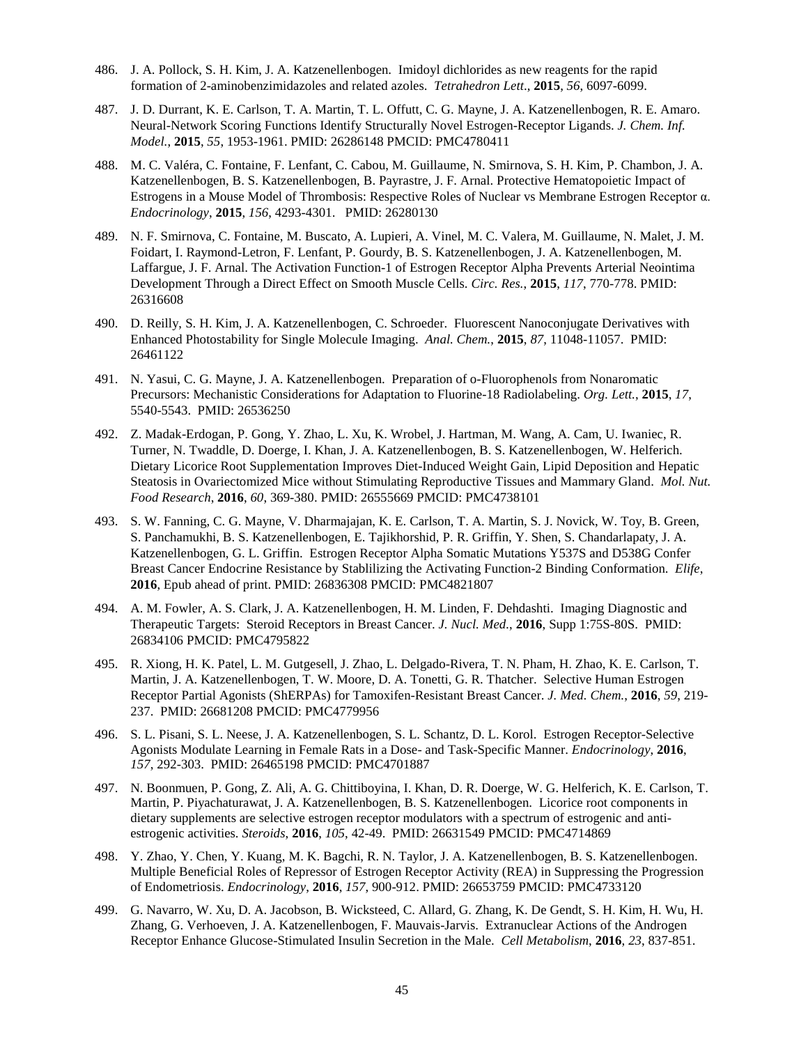486. J. A. Pollock, S. H. Kim, J. A. Katzenellenbogen. Imidoyl dichlorides as new reagents for the rapid formation of 2-aminobenzimidazoles and related azoles. *Tetrahedron Lett*., **2015**, *56*, 6097-6099.

487. J. D. Durrant, K. E. Carlson, T. A. Martin, T. L. Offutt, C. G. Mayne, J. A. Katzenellenbogen, R. E. Amaro. Neural-Network Scoring Functions Identify Structurally Novel Estrogen-Receptor Ligands. *J. Chem. Inf. Model.*, **2015**, *55*, 1953-1961. PMID: 26286148 PMCID: PMC4780411

488. M. C. Valéra, C. Fontaine, F. Lenfant, C. Cabou, M. Guillaume, N. Smirnova, S. H. Kim, P. Chambon, J. A. Katzenellenbogen, B. S. Katzenellenbogen, B. Payrastre, J. F. Arnal. Protective Hematopoietic Impact of Estrogens in a Mouse Model of Thrombosis: Respective Roles of Nuclear vs Membrane Estrogen Receptor α. *Endocrinology*, **2015**, *156*, 4293-4301. PMID: 26280130

489. N. F. Smirnova, C. Fontaine, M. Buscato, A. Lupieri, A. Vinel, M. C. Valera, M. Guillaume, N. Malet, J. M. Foidart, I. Raymond-Letron, F. Lenfant, P. Gourdy, B. S. Katzenellenbogen, J. A. Katzenellenbogen, M. Laffargue, J. F. Arnal. The Activation Function-1 of Estrogen Receptor Alpha Prevents Arterial Neointima Development Through a Direct Effect on Smooth Muscle Cells. *Circ. Res.*, **2015**, *117*, 770-778. PMID: 26316608

490. D. Reilly, S. H. Kim, J. A. Katzenellenbogen, C. Schroeder. Fluorescent Nanoconjugate Derivatives with Enhanced Photostability for Single Molecule Imaging. *Anal. Chem.*, **2015**, *87*, 11048-11057. PMID: 26461122

491. N. Yasui, C. G. Mayne, J. A. Katzenellenbogen. Preparation of o-Fluorophenols from Nonaromatic Precursors: Mechanistic Considerations for Adaptation to Fluorine-18 Radiolabeling. *Org. Lett.*, **2015**, *17*, 5540-5543. PMID: 26536250

492. Z. Madak-Erdogan, P. Gong, Y. Zhao, L. Xu, K. Wrobel, J. Hartman, M. Wang, A. Cam, U. Iwaniec, R. Turner, N. Twaddle, D. Doerge, I. Khan, J. A. Katzenellenbogen, B. S. Katzenellenbogen, W. Helferich. Dietary Licorice Root Supplementation Improves Diet-Induced Weight Gain, Lipid Deposition and Hepatic Steatosis in Ovariectomized Mice without Stimulating Reproductive Tissues and Mammary Gland. *Mol. Nut. Food Research*, **2016**, *60*, 369-380. PMID: 26555669 PMCID: PMC4738101

493. S. W. Fanning, C. G. Mayne, V. Dharmajajan, K. E. Carlson, T. A. Martin, S. J. Novick, W. Toy, B. Green, S. Panchamukhi, B. S. Katzenellenbogen, E. Tajikhorshid, P. R. Griffin, Y. Shen, S. Chandarlapaty, J. A. Katzenellenbogen, G. L. Griffin. Estrogen Receptor Alpha Somatic Mutations Y537S and D538G Confer Breast Cancer Endocrine Resistance by Stablilizing the Activating Function-2 Binding Conformation. *Elife*, **2016**, Epub ahead of print. PMID: 26836308 PMCID: PMC4821807

494. A. M. Fowler, A. S. Clark, J. A. Katzenellenbogen, H. M. Linden, F. Dehdashti. Imaging Diagnostic and Therapeutic Targets: Steroid Receptors in Breast Cancer. *J. Nucl. Med.*, **2016**, Supp 1:75S-80S. PMID: 26834106 PMCID: PMC4795822

495. R. Xiong, H. K. Patel, L. M. Gutgesell, J. Zhao, L. Delgado-Rivera, T. N. Pham, H. Zhao, K. E. Carlson, T. Martin, J. A. Katzenellenbogen, T. W. Moore, D. A. Tonetti, G. R. Thatcher. Selective Human Estrogen Receptor Partial Agonists (ShERPAs) for Tamoxifen-Resistant Breast Cancer. *J. Med. Chem.*, **2016**, *59*, 219-237. PMID: 26681208 PMCID: PMC4779956

496. S. L. Pisani, S. L. Neese, J. A. Katzenellenbogen, S. L. Schantz, D. L. Korol. Estrogen Receptor-Selective Agonists Modulate Learning in Female Rats in a Dose- and Task-Specific Manner. *Endocrinology*, **2016**, *157*, 292-303. PMID: 26465198 PMCID: PMC4701887

497. N. Boonmuen, P. Gong, Z. Ali, A. G. Chittiboyina, I. Khan, D. R. Doerge, W. G. Helferich, K. E. Carlson, T. Martin, P. Piyachaturawat, J. A. Katzenellenbogen, B. S. Katzenellenbogen. Licorice root components in dietary supplements are selective estrogen receptor modulators with a spectrum of estrogenic and anti-estrogenic activities. *Steroids*, **2016**, *105*, 42-49. PMID: 26631549 PMCID: PMC4714869

498. Y. Zhao, Y. Chen, Y. Kuang, M. K. Bagchi, R. N. Taylor, J. A. Katzenellenbogen, B. S. Katzenellenbogen. Multiple Beneficial Roles of Repressor of Estrogen Receptor Activity (REA) in Suppressing the Progression of Endometriosis. *Endocrinology*, **2016**, *157*, 900-912. PMID: 26653759 PMCID: PMC4733120

499. G. Navarro, W. Xu, D. A. Jacobson, B. Wicksteed, C. Allard, G. Zhang, K. De Gendt, S. H. Kim, H. Wu, H. Zhang, G. Verhoeven, J. A. Katzenellenbogen, F. Mauvais-Jarvis. Extranuclear Actions of the Androgen Receptor Enhance Glucose-Stimulated Insulin Secretion in the Male. *Cell Metabolism*, **2016**, *23*, 837-851.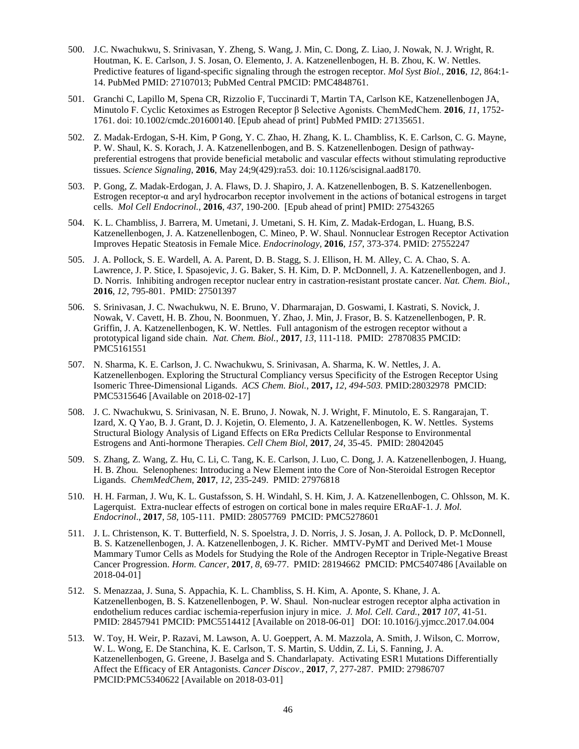500. J.C. Nwachukwu, S. Srinivasan, Y. Zheng, S. Wang, J. Min, C. Dong, Z. Liao, J. Nowak, N. J. Wright, R. Houtman, K. E. Carlson, J. S. Josan, O. Elemento, J. A. Katzenellenbogen, H. B. Zhou, K. W. Nettles. Predictive features of ligand-specific signaling through the estrogen receptor. *Mol Syst Biol.*, **2016**, *12*, 864:1-14. PubMed PMID: 27107013; PubMed Central PMCID: PMC4848761.

501. Granchi C, Lapillo M, Spena CR, Rizzolio F, Tuccinardi T, Martin TA, Carlson KE, Katzenellenbogen JA, Minutolo F. Cyclic Ketoximes as Estrogen Receptor β Selective Agonists. ChemMedChem. **2016**, *11*, 1752-1761. doi: 10.1002/cmdc.201600140. [Epub ahead of print] PubMed PMID: 27135651.

502. Z. Madak-Erdogan, S-H. Kim, P Gong, Y. C. Zhao, H. Zhang, K. L. Chambliss, K. E. Carlson, C. G. Mayne, P. W. Shaul, K. S. Korach, J. A. Katzenellenbogen, and B. S. Katzenellenbogen. Design of pathway-preferential estrogens that provide beneficial metabolic and vascular effects without stimulating reproductive tissues. *Science Signaling*, **2016**, May 24;9(429):ra53. doi: 10.1126/scisignal.aad8170.

503. P. Gong, Z. Madak-Erdogan, J. A. Flaws, D. J. Shapiro, J. A. Katzenellenbogen, B. S. Katzenellenbogen. Estrogen receptor-α and aryl hydrocarbon receptor involvement in the actions of botanical estrogens in target cells. *Mol Cell Endocrinol.*, **2016**, *437*, 190-200. [Epub ahead of print] PMID: 27543265

504. K. L. Chambliss, J. Barrera, M. Umetani, J. Umetani, S. H. Kim, Z. Madak-Erdogan, L. Huang, B.S. Katzenellenbogen, J. A. Katzenellenbogen, C. Mineo, P. W. Shaul. Nonnuclear Estrogen Receptor Activation Improves Hepatic Steatosis in Female Mice. *Endocrinology*, **2016**, *157*, 373-374. PMID: 27552247

505. J. A. Pollock, S. E. Wardell, A. A. Parent, D. B. Stagg, S. J. Ellison, H. M. Alley, C. A. Chao, S. A. Lawrence, J. P. Stice, I. Spasojevic, J. G. Baker, S. H. Kim, D. P. McDonnell, J. A. Katzenellenbogen, and J. D. Norris. Inhibiting androgen receptor nuclear entry in castration-resistant prostate cancer. *Nat. Chem. Biol.*, **2016**, *12*, 795-801. PMID: 27501397

506. S. Srinivasan, J. C. Nwachukwu, N. E. Bruno, V. Dharmarajan, D. Goswami, I. Kastrati, S. Novick, J. Nowak, V. Cavett, H. B. Zhou, N. Boonmuen, Y. Zhao, J. Min, J. Frasor, B. S. Katzenellenbogen, P. R. Griffin, J. A. Katzenellenbogen, K. W. Nettles. Full antagonism of the estrogen receptor without a prototypical ligand side chain. *Nat. Chem. Biol.*, **2017**, *13*, 111-118. PMID: 27870835 PMCID: PMC5161551

507. N. Sharma, K. E. Carlson, J. C. Nwachukwu, S. Srinivasan, A. Sharma, K. W. Nettles, J. A. Katzenellenbogen. Exploring the Structural Compliancy versus Specificity of the Estrogen Receptor Using Isomeric Three-Dimensional Ligands. *ACS Chem. Biol.*, **2017,** *12, 494-503.* PMID:28032978 PMCID: PMC5315646 [Available on 2018-02-17]

508. J. C. Nwachukwu, S. Srinivasan, N. E. Bruno, J. Nowak, N. J. Wright, F. Minutolo, E. S. Rangarajan, T. Izard, X. Q Yao, B. J. Grant, D. J. Kojetin, O. Elemento, J. A. Katzenellenbogen, K. W. Nettles. Systems Structural Biology Analysis of Ligand Effects on ERα Predicts Cellular Response to Environmental Estrogens and Anti-hormone Therapies. *Cell Chem Biol*, **2017**, *24*, 35-45. PMID: 28042045

509. S. Zhang, Z. Wang, Z. Hu, C. Li, C. Tang, K. E. Carlson, J. Luo, C. Dong, J. A. Katzenellenbogen, J. Huang, H. B. Zhou. Selenophenes: Introducing a New Element into the Core of Non-Steroidal Estrogen Receptor Ligands. *ChemMedChem*, **2017**, *12*, 235-249. PMID: 27976818

510. H. H. Farman, J. Wu, K. L. Gustafsson, S. H. Windahl, S. H. Kim, J. A. Katzenellenbogen, C. Ohlsson, M. K. Lagerquist. Extra-nuclear effects of estrogen on cortical bone in males require ERαAF-1. *J. Mol. Endocrinol*., **2017**, *58*, 105-111. PMID: 28057769 PMCID: PMC5278601

511. J. L. Christenson, K. T. Butterfield, N. S. Spoelstra, J. D. Norris, J. S. Josan, J. A. Pollock, D. P. McDonnell, B. S. Katzenellenbogen, J. A. Katzenellenbogen, J. K. Richer. MMTV-PyMT and Derived Met-1 Mouse Mammary Tumor Cells as Models for Studying the Role of the Androgen Receptor in Triple-Negative Breast Cancer Progression. *Horm. Cancer,* **2017**, *8*, 69-77. PMID: 28194662 PMCID: PMC5407486 [Available on 2018-04-01]

512. S. Menazzaa, J. Suna, S. Appachia, K. L. Chambliss, S. H. Kim, A. Aponte, S. Khane, J. A. Katzenellenbogen, B. S. Katzenellenbogen, P. W. Shaul. Non-nuclear estrogen receptor alpha activation in endothelium reduces cardiac ischemia-reperfusion injury in mice. *J. Mol. Cell. Card.*, **2017** *107*, 41-51. PMID: 28457941 PMCID: PMC5514412 [Available on 2018-06-01] DOI: 10.1016/j.yjmcc.2017.04.004

513. W. Toy, H. Weir, P. Razavi, M. Lawson, A. U. Goeppert, A. M. Mazzola, A. Smith, J. Wilson, C. Morrow, W. L. Wong, E. De Stanchina, K. E. Carlson, T. S. Martin, S. Uddin, Z. Li, S. Fanning, J. A. Katzenellenbogen, G. Greene, J. Baselga and S. Chandarlapaty. Activating ESR1 Mutations Differentially Affect the Efficacy of ER Antagonists. *Cancer Discov.*, **2017**, *7*, 277-287. PMID: 27986707 PMCID:PMC5340622 [Available on 2018-03-01]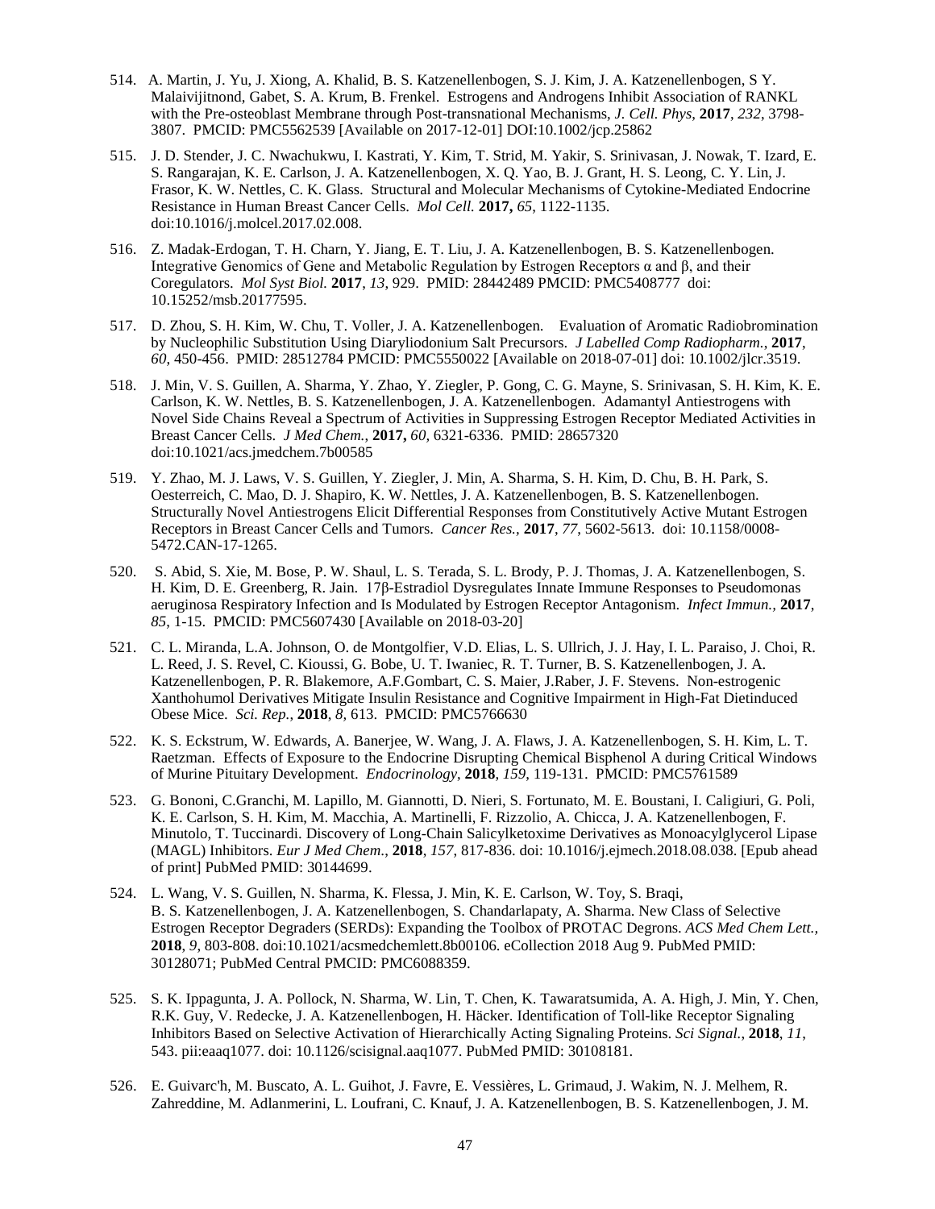514. A. Martin, J. Yu, J. Xiong, A. Khalid, B. S. Katzenellenbogen, S. J. Kim, J. A. Katzenellenbogen, S Y. Malaivijitnond, Gabet, S. A. Krum, B. Frenkel. Estrogens and Androgens Inhibit Association of RANKL with the Pre-osteoblast Membrane through Post-transnational Mechanisms, *J. Cell. Phys*, **2017**, *232*, 3798-3807. PMCID: PMC5562539 [Available on 2017-12-01] DOI:10.1002/jcp.25862

515. J. D. Stender, J. C. Nwachukwu, I. Kastrati, Y. Kim, T. Strid, M. Yakir, S. Srinivasan, J. Nowak, T. Izard, E. S. Rangarajan, K. E. Carlson, J. A. Katzenellenbogen, X. Q. Yao, B. J. Grant, H. S. Leong, C. Y. Lin, J. Frasor, K. W. Nettles, C. K. Glass. Structural and Molecular Mechanisms of Cytokine-Mediated Endocrine Resistance in Human Breast Cancer Cells. *Mol Cell.* **2017,** *65*, 1122-1135. doi:10.1016/j.molcel.2017.02.008.

516. Z. Madak-Erdogan, T. H. Charn, Y. Jiang, E. T. Liu, J. A. Katzenellenbogen, B. S. Katzenellenbogen. Integrative Genomics of Gene and Metabolic Regulation by Estrogen Receptors α and β, and their Coregulators. *Mol Syst Biol.* **2017**, *13*, 929. PMID: 28442489 PMCID: PMC5408777 doi: 10.15252/msb.20177595.

517. D. Zhou, S. H. Kim, W. Chu, T. Voller, J. A. Katzenellenbogen. Evaluation of Aromatic Radiobromination by Nucleophilic Substitution Using Diaryliodonium Salt Precursors. *J Labelled Comp Radiopharm.*, **2017**, *60*, 450-456. PMID: 28512784 PMCID: PMC5550022 [Available on 2018-07-01] doi: 10.1002/jlcr.3519.

518. J. Min, V. S. Guillen, A. Sharma, Y. Zhao, Y. Ziegler, P. Gong, C. G. Mayne, S. Srinivasan, S. H. Kim, K. E. Carlson, K. W. Nettles, B. S. Katzenellenbogen, J. A. Katzenellenbogen. Adamantyl Antiestrogens with Novel Side Chains Reveal a Spectrum of Activities in Suppressing Estrogen Receptor Mediated Activities in Breast Cancer Cells. *J Med Chem.*, **2017,** *60*, 6321-6336. PMID: 28657320 doi:10.1021/acs.jmedchem.7b00585

519. Y. Zhao, M. J. Laws, V. S. Guillen, Y. Ziegler, J. Min, A. Sharma, S. H. Kim, D. Chu, B. H. Park, S. Oesterreich, C. Mao, D. J. Shapiro, K. W. Nettles, J. A. Katzenellenbogen, B. S. Katzenellenbogen. Structurally Novel Antiestrogens Elicit Differential Responses from Constitutively Active Mutant Estrogen Receptors in Breast Cancer Cells and Tumors. *Cancer Res.*, **2017**, *77*, 5602-5613. doi: 10.1158/0008-5472.CAN-17-1265.

520. S. Abid, S. Xie, M. Bose, P. W. Shaul, L. S. Terada, S. L. Brody, P. J. Thomas, J. A. Katzenellenbogen, S. H. Kim, D. E. Greenberg, R. Jain. 17β-Estradiol Dysregulates Innate Immune Responses to Pseudomonas aeruginosa Respiratory Infection and Is Modulated by Estrogen Receptor Antagonism. *Infect Immun.,* **2017**, *85*, 1-15. PMCID: PMC5607430 [Available on 2018-03-20]

521. C. L. Miranda, L.A. Johnson, O. de Montgolfier, V.D. Elias, L. S. Ullrich, J. J. Hay, I. L. Paraiso, J. Choi, R. L. Reed, J. S. Revel, C. Kioussi, G. Bobe, U. T. Iwaniec, R. T. Turner, B. S. Katzenellenbogen, J. A. Katzenellenbogen, P. R. Blakemore, A.F.Gombart, C. S. Maier, J.Raber, J. F. Stevens. Non-estrogenic Xanthohumol Derivatives Mitigate Insulin Resistance and Cognitive Impairment in High-Fat Dietinduced Obese Mice. *Sci. Rep.*, **2018**, *8*, 613. PMCID: PMC5766630

522. K. S. Eckstrum, W. Edwards, A. Banerjee, W. Wang, J. A. Flaws, J. A. Katzenellenbogen, S. H. Kim, L. T. Raetzman. Effects of Exposure to the Endocrine Disrupting Chemical Bisphenol A during Critical Windows of Murine Pituitary Development. *Endocrinology*, **2018**, *159*, 119-131. PMCID: PMC5761589

523. G. Bononi, C.Granchi, M. Lapillo, M. Giannotti, D. Nieri, S. Fortunato, M. E. Boustani, I. Caligiuri, G. Poli, K. E. Carlson, S. H. Kim, M. Macchia, A. Martinelli, F. Rizzolio, A. Chicca, J. A. Katzenellenbogen, F. Minutolo, T. Tuccinardi. Discovery of Long-Chain Salicylketoxime Derivatives as Monoacylglycerol Lipase (MAGL) Inhibitors. *Eur J Med Chem*., **2018**, *157*, 817-836. doi: 10.1016/j.ejmech.2018.08.038. [Epub ahead of print] PubMed PMID: 30144699.

524. L. Wang, V. S. Guillen, N. Sharma, K. Flessa, J. Min, K. E. Carlson, W. Toy, S. Braqi, B. S. Katzenellenbogen, J. A. Katzenellenbogen, S. Chandarlapaty, A. Sharma. New Class of Selective Estrogen Receptor Degraders (SERDs): Expanding the Toolbox of PROTAC Degrons. *ACS Med Chem Lett.*, **2018**, *9*, 803-808. doi:10.1021/acsmedchemlett.8b00106. eCollection 2018 Aug 9. PubMed PMID: 30128071; PubMed Central PMCID: PMC6088359.

525. S. K. Ippagunta, J. A. Pollock, N. Sharma, W. Lin, T. Chen, K. Tawaratsumida, A. A. High, J. Min, Y. Chen, R.K. Guy, V. Redecke, J. A. Katzenellenbogen, H. Häcker. Identification of Toll-like Receptor Signaling Inhibitors Based on Selective Activation of Hierarchically Acting Signaling Proteins. *Sci Signal.*, **2018**, *11*, 543. pii:eaaq1077. doi: 10.1126/scisignal.aaq1077. PubMed PMID: 30108181.

526. E. Guivarc'h, M. Buscato, A. L. Guihot, J. Favre, E. Vessières, L. Grimaud, J. Wakim, N. J. Melhem, R. Zahreddine, M. Adlanmerini, L. Loufrani, C. Knauf, J. A. Katzenellenbogen, B. S. Katzenellenbogen, J. M.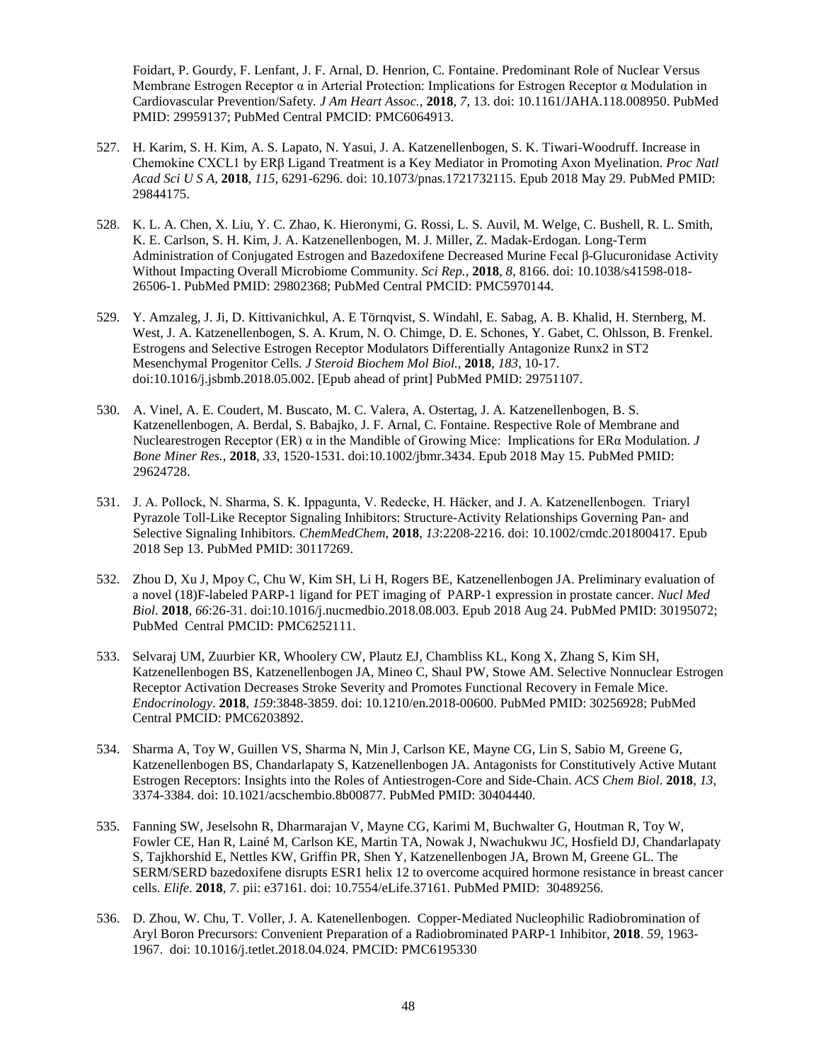Foidart, P. Gourdy, F. Lenfant, J. F. Arnal, D. Henrion, C. Fontaine. Predominant Role of Nuclear Versus Membrane Estrogen Receptor α in Arterial Protection: Implications for Estrogen Receptor α Modulation in Cardiovascular Prevention/Safety. *J Am Heart Assoc.*, **2018**, *7*, 13. doi: 10.1161/JAHA.118.008950. PubMed PMID: 29959137; PubMed Central PMCID: PMC6064913.

527. H. Karim, S. H. Kim, A. S. Lapato, N. Yasui, J. A. Katzenellenbogen, S. K. Tiwari-Woodruff. Increase in Chemokine CXCL1 by ERβ Ligand Treatment is a Key Mediator in Promoting Axon Myelination. *Proc Natl Acad Sci U S A*, **2018**, *115*, 6291-6296. doi: 10.1073/pnas.1721732115. Epub 2018 May 29. PubMed PMID: 29844175.

528. K. L. A. Chen, X. Liu, Y. C. Zhao, K. Hieronymi, G. Rossi, L. S. Auvil, M. Welge, C. Bushell, R. L. Smith, K. E. Carlson, S. H. Kim, J. A. Katzenellenbogen, M. J. Miller, Z. Madak-Erdogan. Long-Term Administration of Conjugated Estrogen and Bazedoxifene Decreased Murine Fecal β-Glucuronidase Activity Without Impacting Overall Microbiome Community. *Sci Rep.*, **2018**, *8*, 8166. doi: 10.1038/s41598-018-26506-1. PubMed PMID: 29802368; PubMed Central PMCID: PMC5970144.

529. Y. Amzaleg, J. Ji, D. Kittivanichkul, A. E Törnqvist, S. Windahl, E. Sabag, A. B. Khalid, H. Sternberg, M. West, J. A. Katzenellenbogen, S. A. Krum, N. O. Chimge, D. E. Schones, Y. Gabet, C. Ohlsson, B. Frenkel. Estrogens and Selective Estrogen Receptor Modulators Differentially Antagonize Runx2 in ST2 Mesenchymal Progenitor Cells. *J Steroid Biochem Mol Biol.*, **2018**, *183*, 10-17. doi:10.1016/j.jsbmb.2018.05.002. [Epub ahead of print] PubMed PMID: 29751107.

530. A. Vinel, A. E. Coudert, M. Buscato, M. C. Valera, A. Ostertag, J. A. Katzenellenbogen, B. S. Katzenellenbogen, A. Berdal, S. Babajko, J. F. Arnal, C. Fontaine. Respective Role of Membrane and Nuclearestrogen Receptor (ER) α in the Mandible of Growing Mice: Implications for ERα Modulation. *J Bone Miner Res.*, **2018**, *33*, 1520-1531. doi:10.1002/jbmr.3434. Epub 2018 May 15. PubMed PMID: 29624728.

531. J. A. Pollock, N. Sharma, S. K. Ippagunta, V. Redecke, H. Häcker, and J. A. Katzenellenbogen. Triaryl Pyrazole Toll-Like Receptor Signaling Inhibitors: Structure-Activity Relationships Governing Pan- and Selective Signaling Inhibitors. *ChemMedChem*, **2018**, *13*:2208-2216. doi: 10.1002/cmdc.201800417. Epub 2018 Sep 13. PubMed PMID: 30117269.

532. Zhou D, Xu J, Mpoy C, Chu W, Kim SH, Li H, Rogers BE, Katzenellenbogen JA. Preliminary evaluation of a novel (18)F-labeled PARP-1 ligand for PET imaging of PARP-1 expression in prostate cancer. *Nucl Med Biol*. **2018**, *66*:26-31. doi:10.1016/j.nucmedbio.2018.08.003. Epub 2018 Aug 24. PubMed PMID: 30195072; PubMed Central PMCID: PMC6252111.

533. Selvaraj UM, Zuurbier KR, Whoolery CW, Plautz EJ, Chambliss KL, Kong X, Zhang S, Kim SH, Katzenellenbogen BS, Katzenellenbogen JA, Mineo C, Shaul PW, Stowe AM. Selective Nonnuclear Estrogen Receptor Activation Decreases Stroke Severity and Promotes Functional Recovery in Female Mice. *Endocrinology*. **2018**, *159*:3848-3859. doi: 10.1210/en.2018-00600. PubMed PMID: 30256928; PubMed Central PMCID: PMC6203892.

534. Sharma A, Toy W, Guillen VS, Sharma N, Min J, Carlson KE, Mayne CG, Lin S, Sabio M, Greene G, Katzenellenbogen BS, Chandarlapaty S, Katzenellenbogen JA. Antagonists for Constitutively Active Mutant Estrogen Receptors: Insights into the Roles of Antiestrogen-Core and Side-Chain. *ACS Chem Biol*. **2018**, *13*, 3374-3384. doi: 10.1021/acschembio.8b00877. PubMed PMID: 30404440.

535. Fanning SW, Jeselsohn R, Dharmarajan V, Mayne CG, Karimi M, Buchwalter G, Houtman R, Toy W, Fowler CE, Han R, Lainé M, Carlson KE, Martin TA, Nowak J, Nwachukwu JC, Hosfield DJ, Chandarlapaty S, Tajkhorshid E, Nettles KW, Griffin PR, Shen Y, Katzenellenbogen JA, Brown M, Greene GL. The SERM/SERD bazedoxifene disrupts ESR1 helix 12 to overcome acquired hormone resistance in breast cancer cells. *Elife*. **2018**, *7*. pii: e37161. doi: 10.7554/eLife.37161. PubMed PMID: 30489256.

536. D. Zhou, W. Chu, T. Voller, J. A. Katenellenbogen. Copper-Mediated Nucleophilic Radiobromination of Aryl Boron Precursors: Convenient Preparation of a Radiobrominated PARP-1 Inhibitor, **2018**. *59*, 1963-1967. doi: 10.1016/j.tetlet.2018.04.024. PMCID: PMC6195330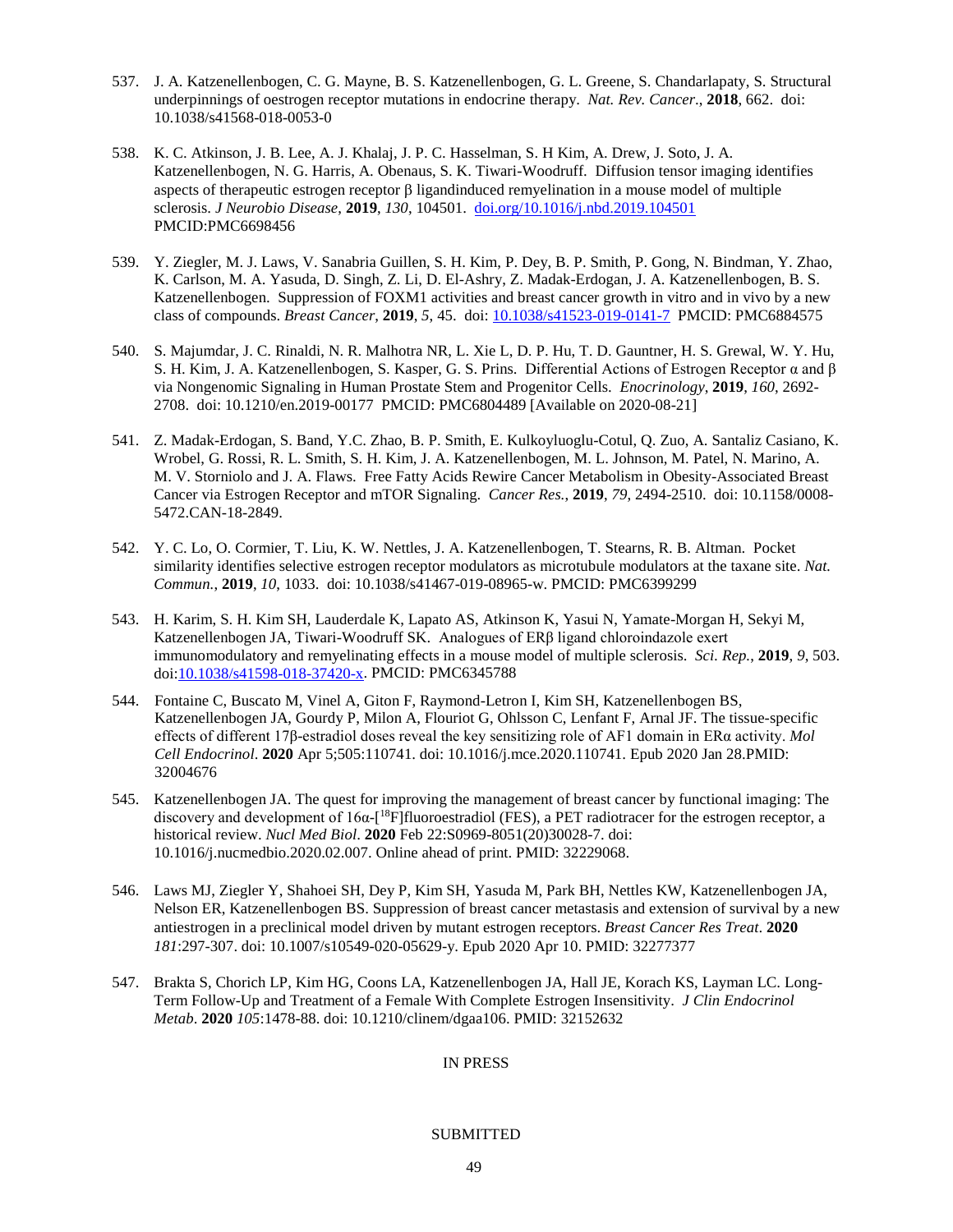537. J. A. Katzenellenbogen, C. G. Mayne, B. S. Katzenellenbogen, G. L. Greene, S. Chandarlapaty, S. Structural underpinnings of oestrogen receptor mutations in endocrine therapy. *Nat. Rev. Cancer.*, **2018**, 662. doi: 10.1038/s41568-018-0053-0

538. K. C. Atkinson, J. B. Lee, A. J. Khalaj, J. P. C. Hasselman, S. H Kim, A. Drew, J. Soto, J. A. Katzenellenbogen, N. G. Harris, A. Obenaus, S. K. Tiwari-Woodruff. Diffusion tensor imaging identifies aspects of therapeutic estrogen receptor β ligandinduced remyelination in a mouse model of multiple sclerosis. *J Neurobio Disease*, **2019**, *130*, 104501. doi.org/10.1016/j.nbd.2019.104501 PMCID:PMC6698456

539. Y. Ziegler, M. J. Laws, V. Sanabria Guillen, S. H. Kim, P. Dey, B. P. Smith, P. Gong, N. Bindman, Y. Zhao, K. Carlson, M. A. Yasuda, D. Singh, Z. Li, D. El-Ashry, Z. Madak-Erdogan, J. A. Katzenellenbogen, B. S. Katzenellenbogen. Suppression of FOXM1 activities and breast cancer growth in vitro and in vivo by a new class of compounds. *Breast Cancer*, **2019**, *5*, 45. doi: 10.1038/s41523-019-0141-7 PMCID: PMC6884575

540. S. Majumdar, J. C. Rinaldi, N. R. Malhotra NR, L. Xie L, D. P. Hu, T. D. Gauntner, H. S. Grewal, W. Y. Hu, S. H. Kim, J. A. Katzenellenbogen, S. Kasper, G. S. Prins. Differential Actions of Estrogen Receptor α and β via Nongenomic Signaling in Human Prostate Stem and Progenitor Cells. *Enocrinology*, **2019**, *160*, 2692-2708. doi: 10.1210/en.2019-00177 PMCID: PMC6804489 [Available on 2020-08-21]

541. Z. Madak-Erdogan, S. Band, Y.C. Zhao, B. P. Smith, E. Kulkoyluoglu-Cotul, Q. Zuo, A. Santaliz Casiano, K. Wrobel, G. Rossi, R. L. Smith, S. H. Kim, J. A. Katzenellenbogen, M. L. Johnson, M. Patel, N. Marino, A. M. V. Storniolo and J. A. Flaws. Free Fatty Acids Rewire Cancer Metabolism in Obesity-Associated Breast Cancer via Estrogen Receptor and mTOR Signaling. *Cancer Res.*, **2019**, *79*, 2494-2510. doi: 10.1158/0008-5472.CAN-18-2849.

542. Y. C. Lo, O. Cormier, T. Liu, K. W. Nettles, J. A. Katzenellenbogen, T. Stearns, R. B. Altman. Pocket similarity identifies selective estrogen receptor modulators as microtubule modulators at the taxane site. *Nat. Commun.*, **2019**, *10*, 1033. doi: 10.1038/s41467-019-08965-w. PMCID: PMC6399299

543. H. Karim, S. H. Kim SH, Lauderdale K, Lapato AS, Atkinson K, Yasui N, Yamate-Morgan H, Sekyi M, Katzenellenbogen JA, Tiwari-Woodruff SK. Analogues of ERβ ligand chloroindazole exert immunomodulatory and remyelinating effects in a mouse model of multiple sclerosis. *Sci. Rep.*, **2019**, *9*, 503. doi:10.1038/s41598-018-37420-x. PMCID: PMC6345788

544. Fontaine C, Buscato M, Vinel A, Giton F, Raymond-Letron I, Kim SH, Katzenellenbogen BS, Katzenellenbogen JA, Gourdy P, Milon A, Flouriot G, Ohlsson C, Lenfant F, Arnal JF. The tissue-specific effects of different 17β-estradiol doses reveal the key sensitizing role of AF1 domain in ERα activity. *Mol Cell Endocrinol*. **2020** Apr 5;505:110741. doi: 10.1016/j.mce.2020.110741. Epub 2020 Jan 28.PMID: 32004676

545. Katzenellenbogen JA. The quest for improving the management of breast cancer by functional imaging: The discovery and development of 16α-[$^{18}$F]fluoroestradiol (FES), a PET radiotracer for the estrogen receptor, a historical review. *Nucl Med Biol*. **2020** Feb 22:S0969-8051(20)30028-7. doi: 10.1016/j.nucmedbio.2020.02.007. Online ahead of print. PMID: 32229068.

546. Laws MJ, Ziegler Y, Shahoei SH, Dey P, Kim SH, Yasuda M, Park BH, Nettles KW, Katzenellenbogen JA, Nelson ER, Katzenellenbogen BS. Suppression of breast cancer metastasis and extension of survival by a new antiestrogen in a preclinical model driven by mutant estrogen receptors. *Breast Cancer Res Treat*. **2020** *181*:297-307. doi: 10.1007/s10549-020-05629-y. Epub 2020 Apr 10. PMID: 32277377

547. Brakta S, Chorich LP, Kim HG, Coons LA, Katzenellenbogen JA, Hall JE, Korach KS, Layman LC. Long-Term Follow-Up and Treatment of a Female With Complete Estrogen Insensitivity. *J Clin Endocrinol Metab*. **2020** *105*:1478-88. doi: 10.1210/clinem/dgaa106. PMID: 32152632

IN PRESS

SUBMITTED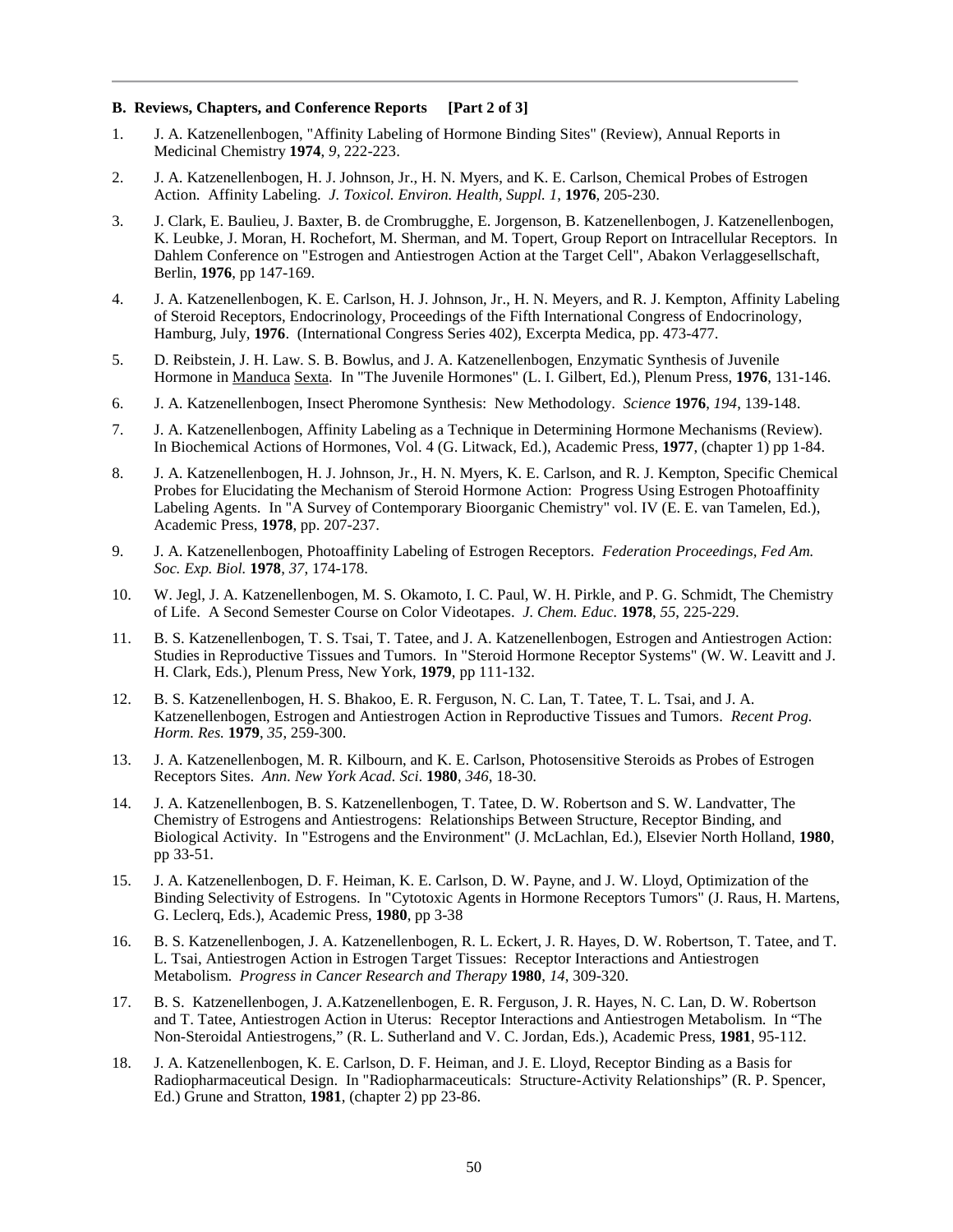### B. Reviews, Chapters, and Conference Reports [Part 2 of 3]

1. J. A. Katzenellenbogen, "Affinity Labeling of Hormone Binding Sites" (Review), Annual Reports in Medicinal Chemistry **1974**, *9*, 222-223.

2. J. A. Katzenellenbogen, H. J. Johnson, Jr., H. N. Myers, and K. E. Carlson, Chemical Probes of Estrogen Action. Affinity Labeling. *J. Toxicol. Environ. Health, Suppl. 1*, **1976**, 205-230.

3. J. Clark, E. Baulieu, J. Baxter, B. de Crombrugghe, E. Jorgenson, B. Katzenellenbogen, J. Katzenellenbogen, K. Leubke, J. Moran, H. Rochefort, M. Sherman, and M. Topert, Group Report on Intracellular Receptors. In Dahlem Conference on "Estrogen and Antiestrogen Action at the Target Cell", Abakon Verlaggesellschaft, Berlin, **1976**, pp 147-169.

4. J. A. Katzenellenbogen, K. E. Carlson, H. J. Johnson, Jr., H. N. Meyers, and R. J. Kempton, Affinity Labeling of Steroid Receptors, Endocrinology, Proceedings of the Fifth International Congress of Endocrinology, Hamburg, July, **1976**. (International Congress Series 402), Excerpta Medica, pp. 473-477.

5. D. Reibstein, J. H. Law. S. B. Bowlus, and J. A. Katzenellenbogen, Enzymatic Synthesis of Juvenile Hormone in Manduca Sexta. In "The Juvenile Hormones" (L. I. Gilbert, Ed.), Plenum Press, **1976**, 131-146.

6. J. A. Katzenellenbogen, Insect Pheromone Synthesis: New Methodology. *Science* **1976**, *194*, 139-148.

7. J. A. Katzenellenbogen, Affinity Labeling as a Technique in Determining Hormone Mechanisms (Review). In Biochemical Actions of Hormones, Vol. 4 (G. Litwack, Ed.), Academic Press, **1977**, (chapter 1) pp 1-84.

8. J. A. Katzenellenbogen, H. J. Johnson, Jr., H. N. Myers, K. E. Carlson, and R. J. Kempton, Specific Chemical Probes for Elucidating the Mechanism of Steroid Hormone Action: Progress Using Estrogen Photoaffinity Labeling Agents. In "A Survey of Contemporary Bioorganic Chemistry" vol. IV (E. E. van Tamelen, Ed.), Academic Press, **1978**, pp. 207-237.

9. J. A. Katzenellenbogen, Photoaffinity Labeling of Estrogen Receptors. *Federation Proceedings, Fed Am. Soc. Exp. Biol.* **1978**, *37*, 174-178.

10. W. Jegl, J. A. Katzenellenbogen, M. S. Okamoto, I. C. Paul, W. H. Pirkle, and P. G. Schmidt, The Chemistry of Life. A Second Semester Course on Color Videotapes. *J. Chem. Educ.* **1978**, *55*, 225-229.

11. B. S. Katzenellenbogen, T. S. Tsai, T. Tatee, and J. A. Katzenellenbogen, Estrogen and Antiestrogen Action: Studies in Reproductive Tissues and Tumors. In "Steroid Hormone Receptor Systems" (W. W. Leavitt and J. H. Clark, Eds.), Plenum Press, New York, **1979**, pp 111-132.

12. B. S. Katzenellenbogen, H. S. Bhakoo, E. R. Ferguson, N. C. Lan, T. Tatee, T. L. Tsai, and J. A. Katzenellenbogen, Estrogen and Antiestrogen Action in Reproductive Tissues and Tumors. *Recent Prog. Horm. Res.* **1979**, *35*, 259-300.

13. J. A. Katzenellenbogen, M. R. Kilbourn, and K. E. Carlson, Photosensitive Steroids as Probes of Estrogen Receptors Sites. *Ann. New York Acad. Sci.* **1980**, *346*, 18-30.

14. J. A. Katzenellenbogen, B. S. Katzenellenbogen, T. Tatee, D. W. Robertson and S. W. Landvatter, The Chemistry of Estrogens and Antiestrogens: Relationships Between Structure, Receptor Binding, and Biological Activity. In "Estrogens and the Environment" (J. McLachlan, Ed.), Elsevier North Holland, **1980**, pp 33-51.

15. J. A. Katzenellenbogen, D. F. Heiman, K. E. Carlson, D. W. Payne, and J. W. Lloyd, Optimization of the Binding Selectivity of Estrogens. In "Cytotoxic Agents in Hormone Receptors Tumors" (J. Raus, H. Martens, G. Leclerq, Eds.), Academic Press, **1980**, pp 3-38

16. B. S. Katzenellenbogen, J. A. Katzenellenbogen, R. L. Eckert, J. R. Hayes, D. W. Robertson, T. Tatee, and T. L. Tsai, Antiestrogen Action in Estrogen Target Tissues: Receptor Interactions and Antiestrogen Metabolism. *Progress in Cancer Research and Therapy* **1980**, *14*, 309-320.

17. B. S. Katzenellenbogen, J. A.Katzenellenbogen, E. R. Ferguson, J. R. Hayes, N. C. Lan, D. W. Robertson and T. Tatee, Antiestrogen Action in Uterus: Receptor Interactions and Antiestrogen Metabolism. In "The Non-Steroidal Antiestrogens," (R. L. Sutherland and V. C. Jordan, Eds.), Academic Press, **1981**, 95-112.

18. J. A. Katzenellenbogen, K. E. Carlson, D. F. Heiman, and J. E. Lloyd, Receptor Binding as a Basis for Radiopharmaceutical Design. In "Radiopharmaceuticals: Structure-Activity Relationships" (R. P. Spencer, Ed.) Grune and Stratton, **1981**, (chapter 2) pp 23-86.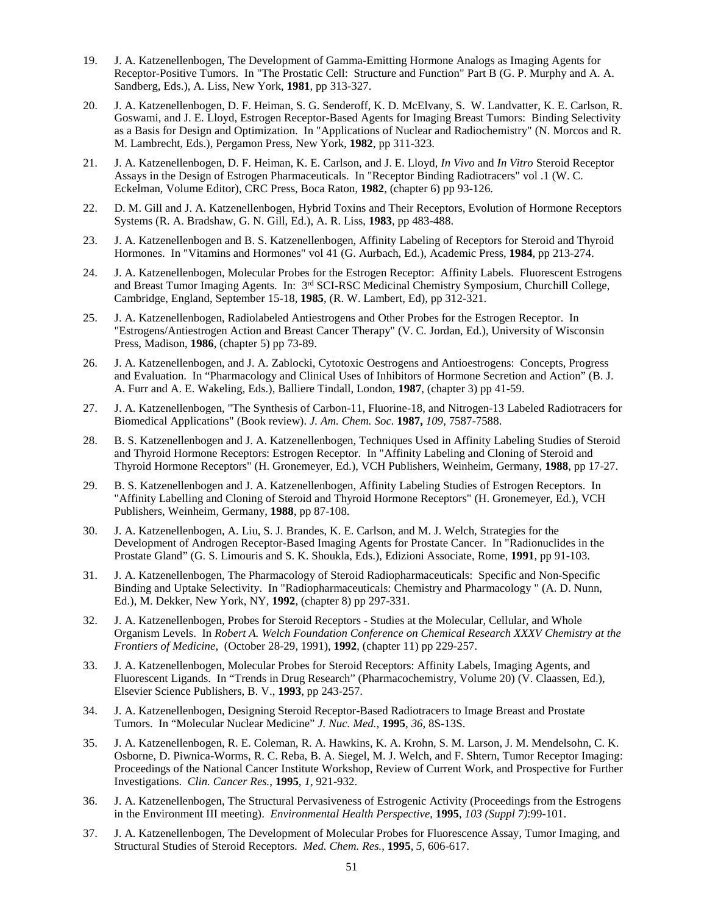19. J. A. Katzenellenbogen, The Development of Gamma-Emitting Hormone Analogs as Imaging Agents for Receptor-Positive Tumors. In "The Prostatic Cell: Structure and Function" Part B (G. P. Murphy and A. A. Sandberg, Eds.), A. Liss, New York, **1981**, pp 313-327.

20. J. A. Katzenellenbogen, D. F. Heiman, S. G. Senderoff, K. D. McElvany, S. W. Landvatter, K. E. Carlson, R. Goswami, and J. E. Lloyd, Estrogen Receptor-Based Agents for Imaging Breast Tumors: Binding Selectivity as a Basis for Design and Optimization. In "Applications of Nuclear and Radiochemistry" (N. Morcos and R. M. Lambrecht, Eds.), Pergamon Press, New York, **1982**, pp 311-323.

21. J. A. Katzenellenbogen, D. F. Heiman, K. E. Carlson, and J. E. Lloyd, *In Vivo* and *In Vitro* Steroid Receptor Assays in the Design of Estrogen Pharmaceuticals. In "Receptor Binding Radiotracers" vol .1 (W. C. Eckelman, Volume Editor), CRC Press, Boca Raton, **1982**, (chapter 6) pp 93-126.

22. D. M. Gill and J. A. Katzenellenbogen, Hybrid Toxins and Their Receptors, Evolution of Hormone Receptors Systems (R. A. Bradshaw, G. N. Gill, Ed.), A. R. Liss, **1983**, pp 483-488.

23. J. A. Katzenellenbogen and B. S. Katzenellenbogen, Affinity Labeling of Receptors for Steroid and Thyroid Hormones. In "Vitamins and Hormones" vol 41 (G. Aurbach, Ed.), Academic Press, **1984**, pp 213-274.

24. J. A. Katzenellenbogen, Molecular Probes for the Estrogen Receptor: Affinity Labels. Fluorescent Estrogens and Breast Tumor Imaging Agents. In: 3rd SCI-RSC Medicinal Chemistry Symposium, Churchill College, Cambridge, England, September 15-18, **1985**, (R. W. Lambert, Ed), pp 312-321.

25. J. A. Katzenellenbogen, Radiolabeled Antiestrogens and Other Probes for the Estrogen Receptor. In "Estrogens/Antiestrogen Action and Breast Cancer Therapy" (V. C. Jordan, Ed.), University of Wisconsin Press, Madison, **1986**, (chapter 5) pp 73-89.

26. J. A. Katzenellenbogen, and J. A. Zablocki, Cytotoxic Oestrogens and Antioestrogens: Concepts, Progress and Evaluation. In "Pharmacology and Clinical Uses of Inhibitors of Hormone Secretion and Action" (B. J. A. Furr and A. E. Wakeling, Eds.), Balliere Tindall, London, **1987**, (chapter 3) pp 41-59.

27. J. A. Katzenellenbogen, "The Synthesis of Carbon-11, Fluorine-18, and Nitrogen-13 Labeled Radiotracers for Biomedical Applications" (Book review). *J. Am. Chem. Soc.* **1987,** *109*, 7587-7588.

28. B. S. Katzenellenbogen and J. A. Katzenellenbogen, Techniques Used in Affinity Labeling Studies of Steroid and Thyroid Hormone Receptors: Estrogen Receptor. In "Affinity Labeling and Cloning of Steroid and Thyroid Hormone Receptors" (H. Gronemeyer, Ed.), VCH Publishers, Weinheim, Germany, **1988**, pp 17-27.

29. B. S. Katzenellenbogen and J. A. Katzenellenbogen, Affinity Labeling Studies of Estrogen Receptors. In "Affinity Labelling and Cloning of Steroid and Thyroid Hormone Receptors" (H. Gronemeyer, Ed.), VCH Publishers, Weinheim, Germany, **1988**, pp 87-108.

30. J. A. Katzenellenbogen, A. Liu, S. J. Brandes, K. E. Carlson, and M. J. Welch, Strategies for the Development of Androgen Receptor-Based Imaging Agents for Prostate Cancer. In "Radionuclides in the Prostate Gland" (G. S. Limouris and S. K. Shoukla, Eds.), Edizioni Associate, Rome, **1991**, pp 91-103.

31. J. A. Katzenellenbogen, The Pharmacology of Steroid Radiopharmaceuticals: Specific and Non-Specific Binding and Uptake Selectivity. In "Radiopharmaceuticals: Chemistry and Pharmacology " (A. D. Nunn, Ed.), M. Dekker, New York, NY, **1992**, (chapter 8) pp 297-331.

32. J. A. Katzenellenbogen, Probes for Steroid Receptors - Studies at the Molecular, Cellular, and Whole Organism Levels. In *Robert A. Welch Foundation Conference on Chemical Research XXXV Chemistry at the Frontiers of Medicine,* (October 28-29, 1991), **1992**, (chapter 11) pp 229-257.

33. J. A. Katzenellenbogen, Molecular Probes for Steroid Receptors: Affinity Labels, Imaging Agents, and Fluorescent Ligands. In "Trends in Drug Research" (Pharmacochemistry, Volume 20) (V. Claassen, Ed.), Elsevier Science Publishers, B. V., **1993**, pp 243-257.

34. J. A. Katzenellenbogen, Designing Steroid Receptor-Based Radiotracers to Image Breast and Prostate Tumors. In "Molecular Nuclear Medicine" *J. Nuc. Med.,* **1995**, *36*, 8S-13S.

35. J. A. Katzenellenbogen, R. E. Coleman, R. A. Hawkins, K. A. Krohn, S. M. Larson, J. M. Mendelsohn, C. K. Osborne, D. Piwnica-Worms, R. C. Reba, B. A. Siegel, M. J. Welch, and F. Shtern, Tumor Receptor Imaging: Proceedings of the National Cancer Institute Workshop, Review of Current Work, and Prospective for Further Investigations. *Clin. Cancer Res.*, **1995**, *1*, 921-932.

36. J. A. Katzenellenbogen, The Structural Pervasiveness of Estrogenic Activity (Proceedings from the Estrogens in the Environment III meeting). *Environmental Health Perspective*, **1995**, *103 (Suppl 7)*:99-101.

37. J. A. Katzenellenbogen, The Development of Molecular Probes for Fluorescence Assay, Tumor Imaging, and Structural Studies of Steroid Receptors. *Med. Chem. Res.*, **1995**, *5*, 606-617.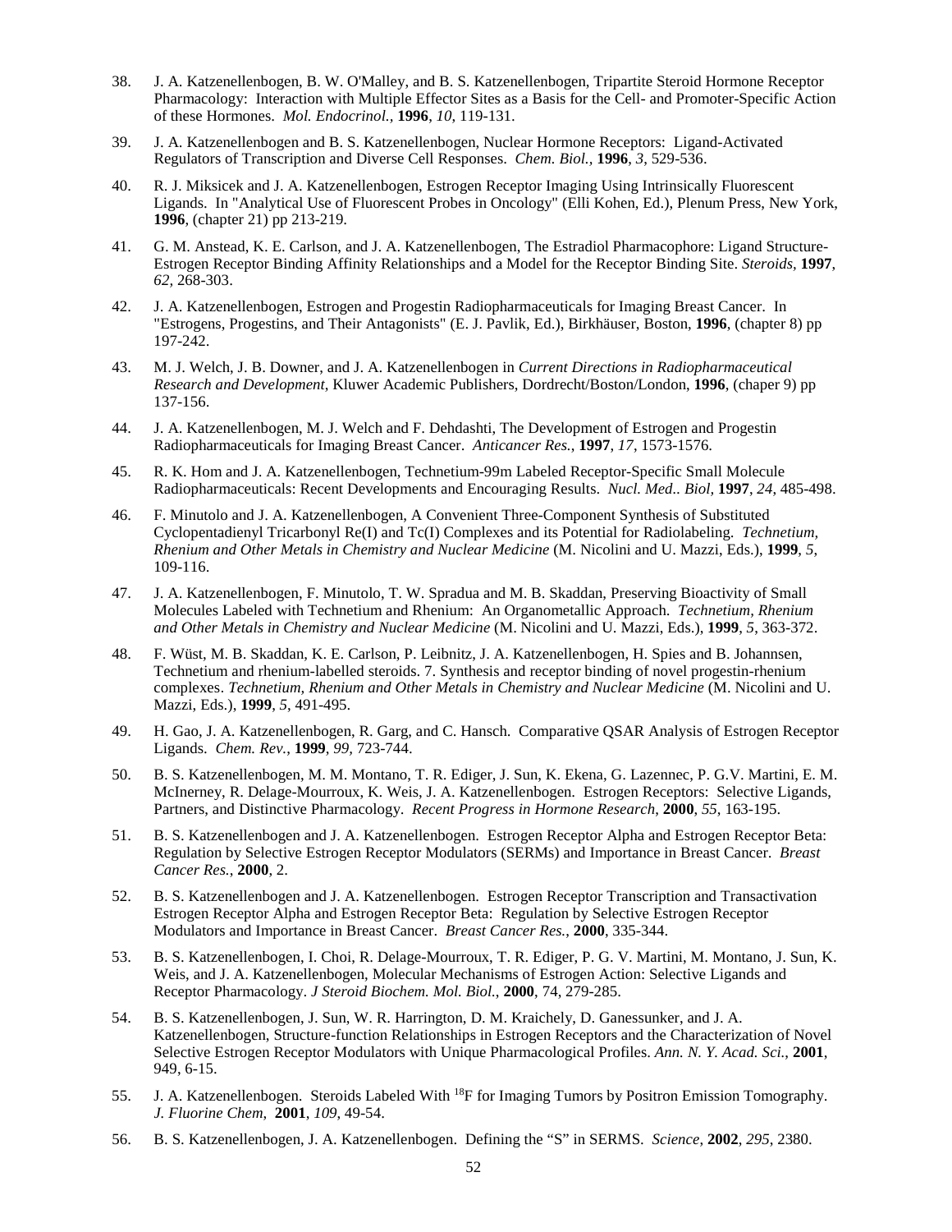38. J. A. Katzenellenbogen, B. W. O'Malley, and B. S. Katzenellenbogen, Tripartite Steroid Hormone Receptor Pharmacology: Interaction with Multiple Effector Sites as a Basis for the Cell- and Promoter-Specific Action of these Hormones. *Mol. Endocrinol.*, **1996**, *10*, 119-131.

39. J. A. Katzenellenbogen and B. S. Katzenellenbogen, Nuclear Hormone Receptors: Ligand-Activated Regulators of Transcription and Diverse Cell Responses. *Chem. Biol.*, **1996**, *3*, 529-536.

40. R. J. Miksicek and J. A. Katzenellenbogen, Estrogen Receptor Imaging Using Intrinsically Fluorescent Ligands. In "Analytical Use of Fluorescent Probes in Oncology" (Elli Kohen, Ed.), Plenum Press, New York, **1996**, (chapter 21) pp 213-219.

41. G. M. Anstead, K. E. Carlson, and J. A. Katzenellenbogen, The Estradiol Pharmacophore: Ligand Structure-Estrogen Receptor Binding Affinity Relationships and a Model for the Receptor Binding Site. *Steroids*, **1997**, *62*, 268-303.

42. J. A. Katzenellenbogen, Estrogen and Progestin Radiopharmaceuticals for Imaging Breast Cancer. In "Estrogens, Progestins, and Their Antagonists" (E. J. Pavlik, Ed.), Birkhäuser, Boston, **1996**, (chapter 8) pp 197-242.

43. M. J. Welch, J. B. Downer, and J. A. Katzenellenbogen in *Current Directions in Radiopharmaceutical Research and Development*, Kluwer Academic Publishers, Dordrecht/Boston/London, **1996**, (chaper 9) pp 137-156.

44. J. A. Katzenellenbogen, M. J. Welch and F. Dehdashti, The Development of Estrogen and Progestin Radiopharmaceuticals for Imaging Breast Cancer. *Anticancer Res.*, **1997**, *17*, 1573-1576.

45. R. K. Hom and J. A. Katzenellenbogen, Technetium-99m Labeled Receptor-Specific Small Molecule Radiopharmaceuticals: Recent Developments and Encouraging Results. *Nucl. Med.. Biol*, **1997**, *24*, 485-498.

46. F. Minutolo and J. A. Katzenellenbogen, A Convenient Three-Component Synthesis of Substituted Cyclopentadienyl Tricarbonyl Re(I) and Tc(I) Complexes and its Potential for Radiolabeling. *Technetium, Rhenium and Other Metals in Chemistry and Nuclear Medicine* (M. Nicolini and U. Mazzi, Eds.), **1999**, *5*, 109-116.

47. J. A. Katzenellenbogen, F. Minutolo, T. W. Spradua and M. B. Skaddan, Preserving Bioactivity of Small Molecules Labeled with Technetium and Rhenium: An Organometallic Approach. *Technetium, Rhenium and Other Metals in Chemistry and Nuclear Medicine* (M. Nicolini and U. Mazzi, Eds.), **1999**, *5*, 363-372.

48. F. Wüst, M. B. Skaddan, K. E. Carlson, P. Leibnitz, J. A. Katzenellenbogen, H. Spies and B. Johannsen, Technetium and rhenium-labelled steroids. 7. Synthesis and receptor binding of novel progestin-rhenium complexes. *Technetium, Rhenium and Other Metals in Chemistry and Nuclear Medicine* (M. Nicolini and U. Mazzi, Eds.), **1999**, *5*, 491-495.

49. H. Gao, J. A. Katzenellenbogen, R. Garg, and C. Hansch. Comparative QSAR Analysis of Estrogen Receptor Ligands. *Chem. Rev.*, **1999**, *99*, 723-744.

50. B. S. Katzenellenbogen, M. M. Montano, T. R. Ediger, J. Sun, K. Ekena, G. Lazennec, P. G.V. Martini, E. M. McInerney, R. Delage-Mourroux, K. Weis, J. A. Katzenellenbogen. Estrogen Receptors: Selective Ligands, Partners, and Distinctive Pharmacology. *Recent Progress in Hormone Research*, **2000**, *55*, 163-195.

51. B. S. Katzenellenbogen and J. A. Katzenellenbogen. Estrogen Receptor Alpha and Estrogen Receptor Beta: Regulation by Selective Estrogen Receptor Modulators (SERMs) and Importance in Breast Cancer. *Breast Cancer Res.*, **2000**, 2.

52. B. S. Katzenellenbogen and J. A. Katzenellenbogen. Estrogen Receptor Transcription and Transactivation Estrogen Receptor Alpha and Estrogen Receptor Beta: Regulation by Selective Estrogen Receptor Modulators and Importance in Breast Cancer. *Breast Cancer Res.*, **2000**, 335-344.

53. B. S. Katzenellenbogen, I. Choi, R. Delage-Mourroux, T. R. Ediger, P. G. V. Martini, M. Montano, J. Sun, K. Weis, and J. A. Katzenellenbogen, Molecular Mechanisms of Estrogen Action: Selective Ligands and Receptor Pharmacology. *J Steroid Biochem. Mol. Biol.*, **2000**, 74, 279-285.

54. B. S. Katzenellenbogen, J. Sun, W. R. Harrington, D. M. Kraichely, D. Ganessunker, and J. A. Katzenellenbogen, Structure-function Relationships in Estrogen Receptors and the Characterization of Novel Selective Estrogen Receptor Modulators with Unique Pharmacological Profiles. *Ann. N. Y. Acad. Sci.*, **2001**, 949, 6-15.

55. J. A. Katzenellenbogen. Steroids Labeled With $^{18}F$ for Imaging Tumors by Positron Emission Tomography. *J. Fluorine Chem,* **2001**, *109*, 49-54.

56. B. S. Katzenellenbogen, J. A. Katzenellenbogen. Defining the "S" in SERMS. *Science*, **2002**, *295*, 2380.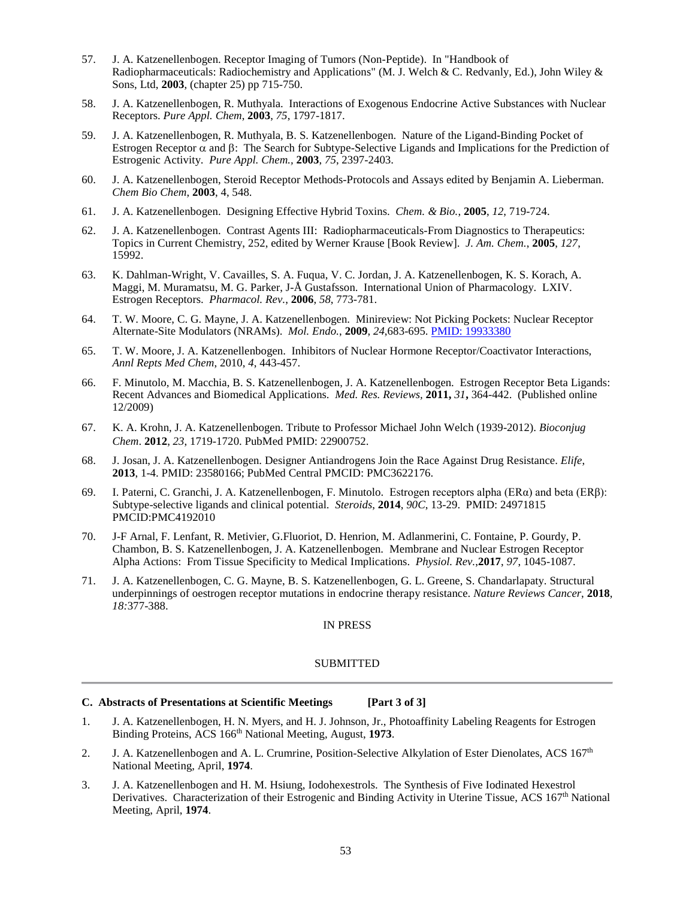57. J. A. Katzenellenbogen. Receptor Imaging of Tumors (Non-Peptide). In "Handbook of Radiopharmaceuticals: Radiochemistry and Applications" (M. J. Welch & C. Redvanly, Ed.), John Wiley & Sons, Ltd, **2003**, (chapter 25) pp 715-750.

58. J. A. Katzenellenbogen, R. Muthyala. Interactions of Exogenous Endocrine Active Substances with Nuclear Receptors. *Pure Appl. Chem*, **2003**, *75*, 1797-1817.

59. J. A. Katzenellenbogen, R. Muthyala, B. S. Katzenellenbogen. Nature of the Ligand-Binding Pocket of Estrogen Receptor $\alpha$ and $\beta$: The Search for Subtype-Selective Ligands and Implications for the Prediction of Estrogenic Activity. *Pure Appl. Chem.*, **2003**, *75*, 2397-2403.

60. J. A. Katzenellenbogen, Steroid Receptor Methods-Protocols and Assays edited by Benjamin A. Lieberman. *Chem Bio Chem*, **2003**, 4, 548.

61. J. A. Katzenellenbogen. Designing Effective Hybrid Toxins. *Chem. & Bio.*, **2005**, *12*, 719-724.

62. J. A. Katzenellenbogen. Contrast Agents III: Radiopharmaceuticals-From Diagnostics to Therapeutics: Topics in Current Chemistry, 252, edited by Werner Krause [Book Review]. *J. Am. Chem.*, **2005**, *127*, 15992.

63. K. Dahlman-Wright, V. Cavailles, S. A. Fuqua, V. C. Jordan, J. A. Katzenellenbogen, K. S. Korach, A. Maggi, M. Muramatsu, M. G. Parker, J-Å Gustafsson. International Union of Pharmacology. LXIV. Estrogen Receptors. *Pharmacol. Rev.*, **2006**, *58*, 773-781.

64. T. W. Moore, C. G. Mayne, J. A. Katzenellenbogen. Minireview: Not Picking Pockets: Nuclear Receptor Alternate-Site Modulators (NRAMs). *Mol. Endo.*, **2009**, *24*,683-695. PMID: 19933380

65. T. W. Moore, J. A. Katzenellenbogen. Inhibitors of Nuclear Hormone Receptor/Coactivator Interactions, *Annl Repts Med Chem*, 2010, *4*, 443-457.

66. F. Minutolo, M. Macchia, B. S. Katzenellenbogen, J. A. Katzenellenbogen. Estrogen Receptor Beta Ligands: Recent Advances and Biomedical Applications. *Med. Res. Reviews*, **2011,** *31***,** 364-442. (Published online 12/2009)

67. K. A. Krohn, J. A. Katzenellenbogen. Tribute to Professor Michael John Welch (1939-2012). *Bioconjug Chem*. **2012**, *23*, 1719-1720. PubMed PMID: 22900752.

68. J. Josan, J. A. Katzenellenbogen. Designer Antiandrogens Join the Race Against Drug Resistance. *Elife*, **2013**, 1-4. PMID: 23580166; PubMed Central PMCID: PMC3622176.

69. I. Paterni, C. Granchi, J. A. Katzenellenbogen, F. Minutolo. Estrogen receptors alpha (ER$\alpha$) and beta (ER$\beta$): Subtype-selective ligands and clinical potential. *Steroids*, **2014**, *90C*, 13-29. PMID: 24971815 PMCID:PMC4192010

70. J-F Arnal, F. Lenfant, R. Metivier, G.Fluoriot, D. Henrion, M. Adlanmerini, C. Fontaine, P. Gourdy, P. Chambon, B. S. Katzenellenbogen, J. A. Katzenellenbogen. Membrane and Nuclear Estrogen Receptor Alpha Actions: From Tissue Specificity to Medical Implications. *Physiol. Rev.*,**2017**, *97*, 1045-1087.

71. J. A. Katzenellenbogen, C. G. Mayne, B. S. Katzenellenbogen, G. L. Greene, S. Chandarlapaty. Structural underpinnings of oestrogen receptor mutations in endocrine therapy resistance. *Nature Reviews Cancer*, **2018**, *18*:377-388.

IN PRESS

SUBMITTED

---

**C. Abstracts of Presentations at Scientific Meetings [Part 3 of 3]**

1. J. A. Katzenellenbogen, H. N. Myers, and H. J. Johnson, Jr., Photoaffinity Labeling Reagents for Estrogen Binding Proteins, ACS 166th National Meeting, August, **1973**.

2. J. A. Katzenellenbogen and A. L. Crumrine, Position-Selective Alkylation of Ester Dienolates, ACS 167th National Meeting, April, **1974**.

3. J. A. Katzenellenbogen and H. M. Hsiung, Iodohexestrols. The Synthesis of Five Iodinated Hexestrol Derivatives. Characterization of their Estrogenic and Binding Activity in Uterine Tissue, ACS 167th National Meeting, April, **1974**.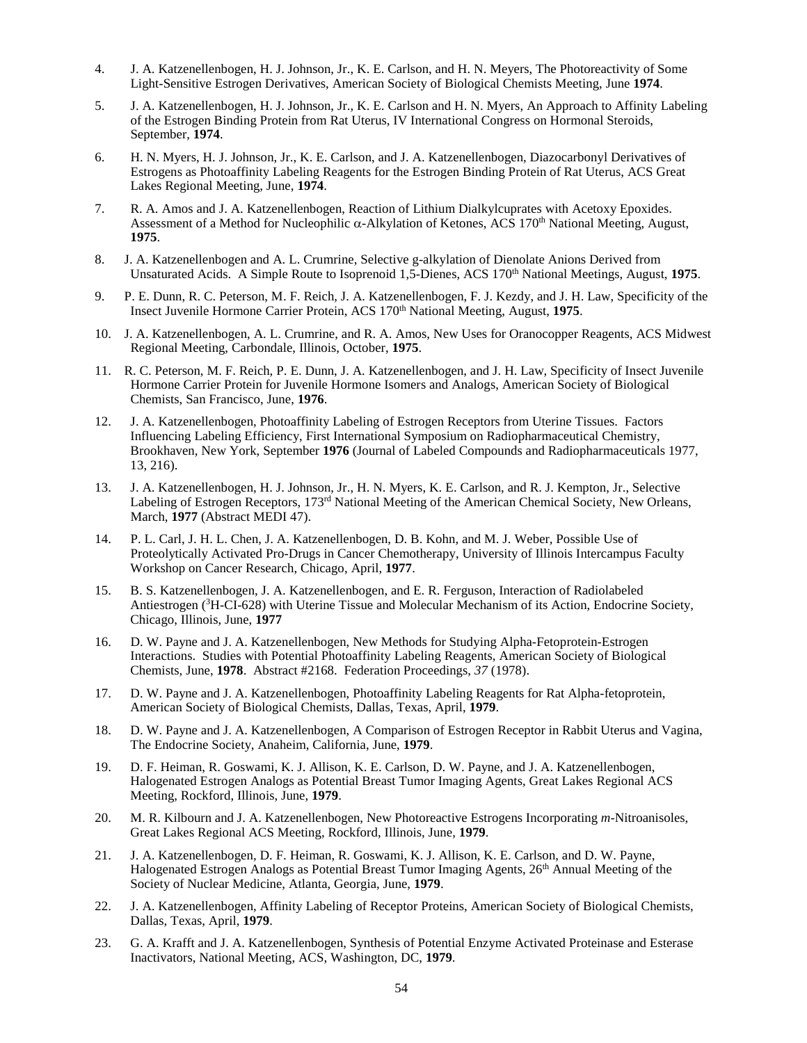4. J. A. Katzenellenbogen, H. J. Johnson, Jr., K. E. Carlson, and H. N. Meyers, The Photoreactivity of Some Light-Sensitive Estrogen Derivatives, American Society of Biological Chemists Meeting, June **1974**.

5. J. A. Katzenellenbogen, H. J. Johnson, Jr., K. E. Carlson and H. N. Myers, An Approach to Affinity Labeling of the Estrogen Binding Protein from Rat Uterus, IV International Congress on Hormonal Steroids, September, **1974**.

6. H. N. Myers, H. J. Johnson, Jr., K. E. Carlson, and J. A. Katzenellenbogen, Diazocarbonyl Derivatives of Estrogens as Photoaffinity Labeling Reagents for the Estrogen Binding Protein of Rat Uterus, ACS Great Lakes Regional Meeting, June, **1974**.

7. R. A. Amos and J. A. Katzenellenbogen, Reaction of Lithium Dialkylcuprates with Acetoxy Epoxides. Assessment of a Method for Nucleophilic $\alpha$-Alkylation of Ketones, ACS 170th National Meeting, August, **1975**.

8. J. A. Katzenellenbogen and A. L. Crumrine, Selective g-alkylation of Dienolate Anions Derived from Unsaturated Acids. A Simple Route to Isoprenoid 1,5-Dienes, ACS 170th National Meetings, August, **1975**.

9. P. E. Dunn, R. C. Peterson, M. F. Reich, J. A. Katzenellenbogen, F. J. Kezdy, and J. H. Law, Specificity of the Insect Juvenile Hormone Carrier Protein, ACS 170th National Meeting, August, **1975**.

10. J. A. Katzenellenbogen, A. L. Crumrine, and R. A. Amos, New Uses for Oranocopper Reagents, ACS Midwest Regional Meeting, Carbondale, Illinois, October, **1975**.

11. R. C. Peterson, M. F. Reich, P. E. Dunn, J. A. Katzenellenbogen, and J. H. Law, Specificity of Insect Juvenile Hormone Carrier Protein for Juvenile Hormone Isomers and Analogs, American Society of Biological Chemists, San Francisco, June, **1976**.

12. J. A. Katzenellenbogen, Photoaffinity Labeling of Estrogen Receptors from Uterine Tissues. Factors Influencing Labeling Efficiency, First International Symposium on Radiopharmaceutical Chemistry, Brookhaven, New York, September **1976** (Journal of Labeled Compounds and Radiopharmaceuticals 1977, 13, 216).

13. J. A. Katzenellenbogen, H. J. Johnson, Jr., H. N. Myers, K. E. Carlson, and R. J. Kempton, Jr., Selective Labeling of Estrogen Receptors, 173rd National Meeting of the American Chemical Society, New Orleans, March, **1977** (Abstract MEDI 47).

14. P. L. Carl, J. H. L. Chen, J. A. Katzenellenbogen, D. B. Kohn, and M. J. Weber, Possible Use of Proteolytically Activated Pro-Drugs in Cancer Chemotherapy, University of Illinois Intercampus Faculty Workshop on Cancer Research, Chicago, April, **1977**.

15. B. S. Katzenellenbogen, J. A. Katzenellenbogen, and E. R. Ferguson, Interaction of Radiolabeled Antiestrogen ($^3$H-CI-628) with Uterine Tissue and Molecular Mechanism of its Action, Endocrine Society, Chicago, Illinois, June, **1977**

16. D. W. Payne and J. A. Katzenellenbogen, New Methods for Studying Alpha-Fetoprotein-Estrogen Interactions. Studies with Potential Photoaffinity Labeling Reagents, American Society of Biological Chemists, June, **1978**. Abstract #2168. Federation Proceedings, *37* (1978).

17. D. W. Payne and J. A. Katzenellenbogen, Photoaffinity Labeling Reagents for Rat Alpha-fetoprotein, American Society of Biological Chemists, Dallas, Texas, April, **1979**.

18. D. W. Payne and J. A. Katzenellenbogen, A Comparison of Estrogen Receptor in Rabbit Uterus and Vagina, The Endocrine Society, Anaheim, California, June, **1979**.

19. D. F. Heiman, R. Goswami, K. J. Allison, K. E. Carlson, D. W. Payne, and J. A. Katzenellenbogen, Halogenated Estrogen Analogs as Potential Breast Tumor Imaging Agents, Great Lakes Regional ACS Meeting, Rockford, Illinois, June, **1979**.

20. M. R. Kilbourn and J. A. Katzenellenbogen, New Photoreactive Estrogens Incorporating *m*-Nitroanisoles, Great Lakes Regional ACS Meeting, Rockford, Illinois, June, **1979**.

21. J. A. Katzenellenbogen, D. F. Heiman, R. Goswami, K. J. Allison, K. E. Carlson, and D. W. Payne, Halogenated Estrogen Analogs as Potential Breast Tumor Imaging Agents, 26th Annual Meeting of the Society of Nuclear Medicine, Atlanta, Georgia, June, **1979**.

22. J. A. Katzenellenbogen, Affinity Labeling of Receptor Proteins, American Society of Biological Chemists, Dallas, Texas, April, **1979**.

23. G. A. Krafft and J. A. Katzenellenbogen, Synthesis of Potential Enzyme Activated Proteinase and Esterase Inactivators, National Meeting, ACS, Washington, DC, **1979**.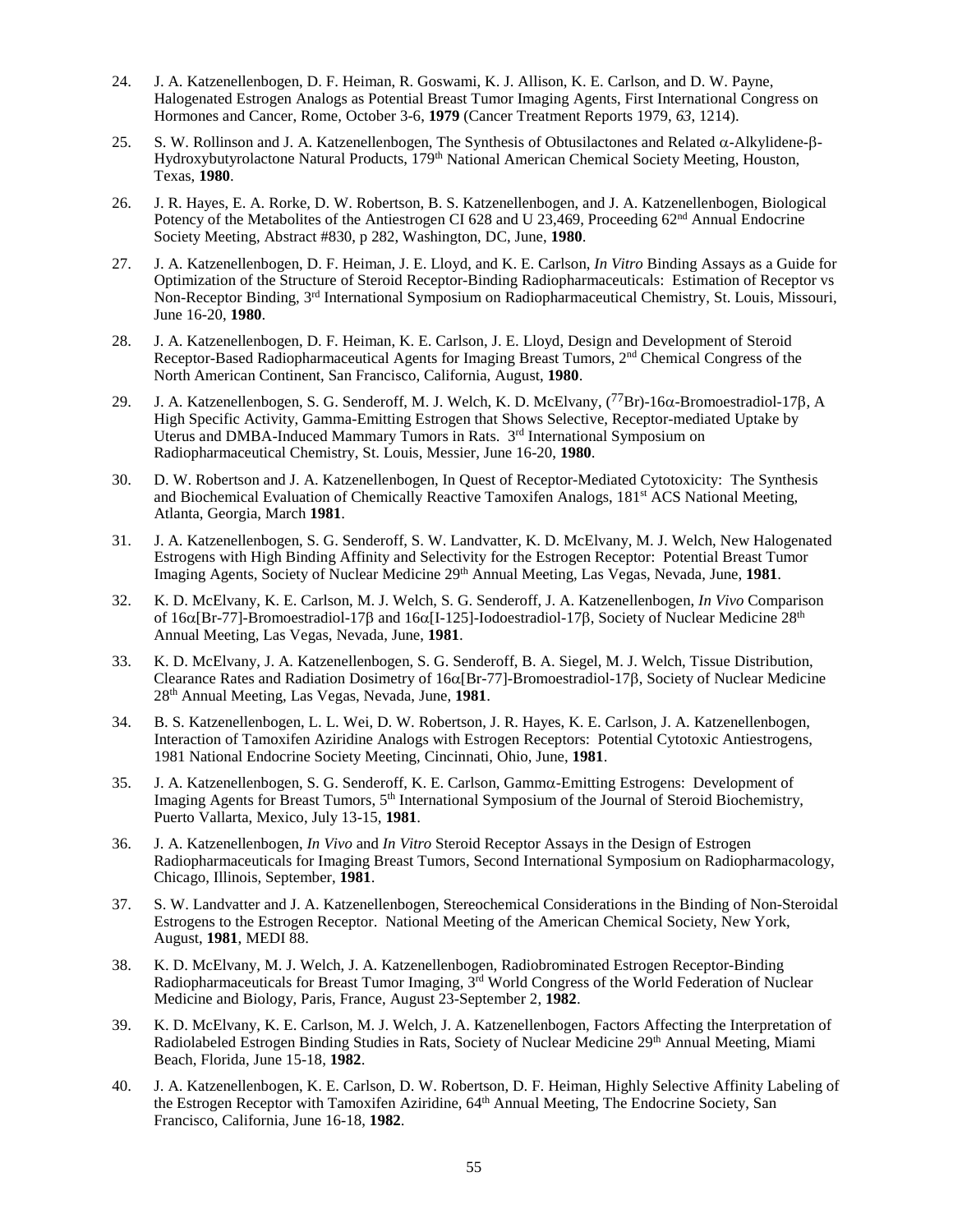24. J. A. Katzenellenbogen, D. F. Heiman, R. Goswami, K. J. Allison, K. E. Carlson, and D. W. Payne, Halogenated Estrogen Analogs as Potential Breast Tumor Imaging Agents, First International Congress on Hormones and Cancer, Rome, October 3-6, **1979** (Cancer Treatment Reports 1979, *63*, 1214).

25. S. W. Rollinson and J. A. Katzenellenbogen, The Synthesis of Obtusilactones and Related $\alpha$-Alkylidene-$\beta$-Hydroxybutyrolactone Natural Products, 179th National American Chemical Society Meeting, Houston, Texas, **1980**.

26. J. R. Hayes, E. A. Rorke, D. W. Robertson, B. S. Katzenellenbogen, and J. A. Katzenellenbogen, Biological Potency of the Metabolites of the Antiestrogen CI 628 and U 23,469, Proceeding 62nd Annual Endocrine Society Meeting, Abstract #830, p 282, Washington, DC, June, **1980**.

27. J. A. Katzenellenbogen, D. F. Heiman, J. E. Lloyd, and K. E. Carlson, *In Vitro* Binding Assays as a Guide for Optimization of the Structure of Steroid Receptor-Binding Radiopharmaceuticals: Estimation of Receptor vs Non-Receptor Binding, 3rd International Symposium on Radiopharmaceutical Chemistry, St. Louis, Missouri, June 16-20, **1980**.

28. J. A. Katzenellenbogen, D. F. Heiman, K. E. Carlson, J. E. Lloyd, Design and Development of Steroid Receptor-Based Radiopharmaceutical Agents for Imaging Breast Tumors, 2nd Chemical Congress of the North American Continent, San Francisco, California, August, **1980**.

29. J. A. Katzenellenbogen, S. G. Senderoff, M. J. Welch, K. D. McElvany, ($^{77}$Br)-16$\alpha$-Bromoestradiol-17$\beta$, A High Specific Activity, Gamma-Emitting Estrogen that Shows Selective, Receptor-mediated Uptake by Uterus and DMBA-Induced Mammary Tumors in Rats. 3rd International Symposium on Radiopharmaceutical Chemistry, St. Louis, Messier, June 16-20, **1980**.

30. D. W. Robertson and J. A. Katzenellenbogen, In Quest of Receptor-Mediated Cytotoxicity: The Synthesis and Biochemical Evaluation of Chemically Reactive Tamoxifen Analogs, 181st ACS National Meeting, Atlanta, Georgia, March **1981**.

31. J. A. Katzenellenbogen, S. G. Senderoff, S. W. Landvatter, K. D. McElvany, M. J. Welch, New Halogenated Estrogens with High Binding Affinity and Selectivity for the Estrogen Receptor: Potential Breast Tumor Imaging Agents, Society of Nuclear Medicine 29th Annual Meeting, Las Vegas, Nevada, June, **1981**.

32. K. D. McElvany, K. E. Carlson, M. J. Welch, S. G. Senderoff, J. A. Katzenellenbogen, *In Vivo* Comparison of 16$\alpha$[Br-77]-Bromoestradiol-17$\beta$ and 16$\alpha$[I-125]-Iodoestradiol-17$\beta$, Society of Nuclear Medicine 28th Annual Meeting, Las Vegas, Nevada, June, **1981**.

33. K. D. McElvany, J. A. Katzenellenbogen, S. G. Senderoff, B. A. Siegel, M. J. Welch, Tissue Distribution, Clearance Rates and Radiation Dosimetry of 16$\alpha$[Br-77]-Bromoestradiol-17$\beta$, Society of Nuclear Medicine 28th Annual Meeting, Las Vegas, Nevada, June, **1981**.

34. B. S. Katzenellenbogen, L. L. Wei, D. W. Robertson, J. R. Hayes, K. E. Carlson, J. A. Katzenellenbogen, Interaction of Tamoxifen Aziridine Analogs with Estrogen Receptors: Potential Cytotoxic Antiestrogens, 1981 National Endocrine Society Meeting, Cincinnati, Ohio, June, **1981**.

35. J. A. Katzenellenbogen, S. G. Senderoff, K. E. Carlson, Gamm$\alpha$-Emitting Estrogens: Development of Imaging Agents for Breast Tumors, 5th International Symposium of the Journal of Steroid Biochemistry, Puerto Vallarta, Mexico, July 13-15, **1981**.

36. J. A. Katzenellenbogen, *In Vivo* and *In Vitro* Steroid Receptor Assays in the Design of Estrogen Radiopharmaceuticals for Imaging Breast Tumors, Second International Symposium on Radiopharmacology, Chicago, Illinois, September, **1981**.

37. S. W. Landvatter and J. A. Katzenellenbogen, Stereochemical Considerations in the Binding of Non-Steroidal Estrogens to the Estrogen Receptor. National Meeting of the American Chemical Society, New York, August, **1981**, MEDI 88.

38. K. D. McElvany, M. J. Welch, J. A. Katzenellenbogen, Radiobrominated Estrogen Receptor-Binding Radiopharmaceuticals for Breast Tumor Imaging, 3rd World Congress of the World Federation of Nuclear Medicine and Biology, Paris, France, August 23-September 2, **1982**.

39. K. D. McElvany, K. E. Carlson, M. J. Welch, J. A. Katzenellenbogen, Factors Affecting the Interpretation of Radiolabeled Estrogen Binding Studies in Rats, Society of Nuclear Medicine 29th Annual Meeting, Miami Beach, Florida, June 15-18, **1982**.

40. J. A. Katzenellenbogen, K. E. Carlson, D. W. Robertson, D. F. Heiman, Highly Selective Affinity Labeling of the Estrogen Receptor with Tamoxifen Aziridine, 64th Annual Meeting, The Endocrine Society, San Francisco, California, June 16-18, **1982**.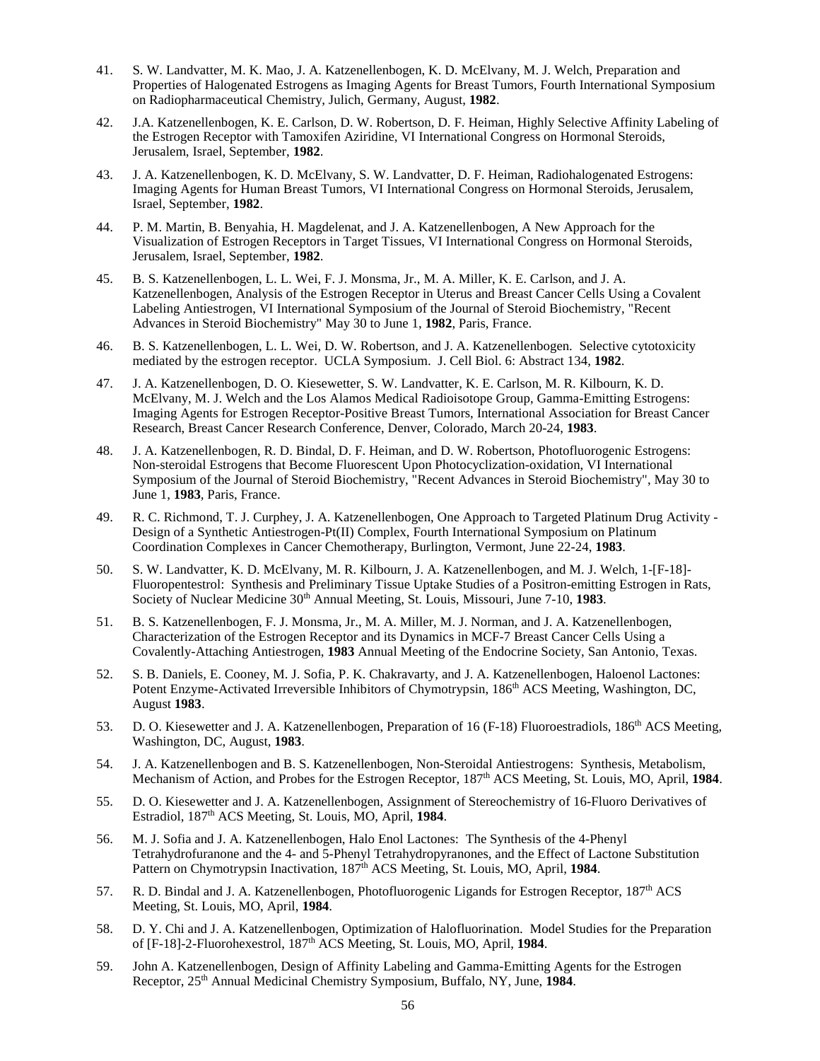41. S. W. Landvatter, M. K. Mao, J. A. Katzenellenbogen, K. D. McElvany, M. J. Welch, Preparation and Properties of Halogenated Estrogens as Imaging Agents for Breast Tumors, Fourth International Symposium on Radiopharmaceutical Chemistry, Julich, Germany, August, **1982**.

42. J.A. Katzenellenbogen, K. E. Carlson, D. W. Robertson, D. F. Heiman, Highly Selective Affinity Labeling of the Estrogen Receptor with Tamoxifen Aziridine, VI International Congress on Hormonal Steroids, Jerusalem, Israel, September, **1982**.

43. J. A. Katzenellenbogen, K. D. McElvany, S. W. Landvatter, D. F. Heiman, Radiohalogenated Estrogens: Imaging Agents for Human Breast Tumors, VI International Congress on Hormonal Steroids, Jerusalem, Israel, September, **1982**.

44. P. M. Martin, B. Benyahia, H. Magdelenat, and J. A. Katzenellenbogen, A New Approach for the Visualization of Estrogen Receptors in Target Tissues, VI International Congress on Hormonal Steroids, Jerusalem, Israel, September, **1982**.

45. B. S. Katzenellenbogen, L. L. Wei, F. J. Monsma, Jr., M. A. Miller, K. E. Carlson, and J. A. Katzenellenbogen, Analysis of the Estrogen Receptor in Uterus and Breast Cancer Cells Using a Covalent Labeling Antiestrogen, VI International Symposium of the Journal of Steroid Biochemistry, "Recent Advances in Steroid Biochemistry" May 30 to June 1, **1982**, Paris, France.

46. B. S. Katzenellenbogen, L. L. Wei, D. W. Robertson, and J. A. Katzenellenbogen. Selective cytotoxicity mediated by the estrogen receptor. UCLA Symposium. J. Cell Biol. 6: Abstract 134, **1982**.

47. J. A. Katzenellenbogen, D. O. Kiesewetter, S. W. Landvatter, K. E. Carlson, M. R. Kilbourn, K. D. McElvany, M. J. Welch and the Los Alamos Medical Radioisotope Group, Gamma-Emitting Estrogens: Imaging Agents for Estrogen Receptor-Positive Breast Tumors, International Association for Breast Cancer Research, Breast Cancer Research Conference, Denver, Colorado, March 20-24, **1983**.

48. J. A. Katzenellenbogen, R. D. Bindal, D. F. Heiman, and D. W. Robertson, Photofluorogenic Estrogens: Non-steroidal Estrogens that Become Fluorescent Upon Photocyclization-oxidation, VI International Symposium of the Journal of Steroid Biochemistry, "Recent Advances in Steroid Biochemistry", May 30 to June 1, **1983**, Paris, France.

49. R. C. Richmond, T. J. Curphey, J. A. Katzenellenbogen, One Approach to Targeted Platinum Drug Activity - Design of a Synthetic Antiestrogen-Pt(II) Complex, Fourth International Symposium on Platinum Coordination Complexes in Cancer Chemotherapy, Burlington, Vermont, June 22-24, **1983**.

50. S. W. Landvatter, K. D. McElvany, M. R. Kilbourn, J. A. Katzenellenbogen, and M. J. Welch, 1-[F-18]-Fluoropentestrol: Synthesis and Preliminary Tissue Uptake Studies of a Positron-emitting Estrogen in Rats, Society of Nuclear Medicine 30th Annual Meeting, St. Louis, Missouri, June 7-10, **1983**.

51. B. S. Katzenellenbogen, F. J. Monsma, Jr., M. A. Miller, M. J. Norman, and J. A. Katzenellenbogen, Characterization of the Estrogen Receptor and its Dynamics in MCF-7 Breast Cancer Cells Using a Covalently-Attaching Antiestrogen, **1983** Annual Meeting of the Endocrine Society, San Antonio, Texas.

52. S. B. Daniels, E. Cooney, M. J. Sofia, P. K. Chakravarty, and J. A. Katzenellenbogen, Haloenol Lactones: Potent Enzyme-Activated Irreversible Inhibitors of Chymotrypsin, 186th ACS Meeting, Washington, DC, August **1983**.

53. D. O. Kiesewetter and J. A. Katzenellenbogen, Preparation of 16 (F-18) Fluoroestradiols, 186th ACS Meeting, Washington, DC, August, **1983**.

54. J. A. Katzenellenbogen and B. S. Katzenellenbogen, Non-Steroidal Antiestrogens: Synthesis, Metabolism, Mechanism of Action, and Probes for the Estrogen Receptor, 187th ACS Meeting, St. Louis, MO, April, **1984**.

55. D. O. Kiesewetter and J. A. Katzenellenbogen, Assignment of Stereochemistry of 16-Fluoro Derivatives of Estradiol, 187th ACS Meeting, St. Louis, MO, April, **1984**.

56. M. J. Sofia and J. A. Katzenellenbogen, Halo Enol Lactones: The Synthesis of the 4-Phenyl Tetrahydrofuranone and the 4- and 5-Phenyl Tetrahydropyranones, and the Effect of Lactone Substitution Pattern on Chymotrypsin Inactivation, 187th ACS Meeting, St. Louis, MO, April, **1984**.

57. R. D. Bindal and J. A. Katzenellenbogen, Photofluorogenic Ligands for Estrogen Receptor, 187th ACS Meeting, St. Louis, MO, April, **1984**.

58. D. Y. Chi and J. A. Katzenellenbogen, Optimization of Halofluorination. Model Studies for the Preparation of [F-18]-2-Fluorohexestrol, 187th ACS Meeting, St. Louis, MO, April, **1984**.

59. John A. Katzenellenbogen, Design of Affinity Labeling and Gamma-Emitting Agents for the Estrogen Receptor, 25th Annual Medicinal Chemistry Symposium, Buffalo, NY, June, **1984**.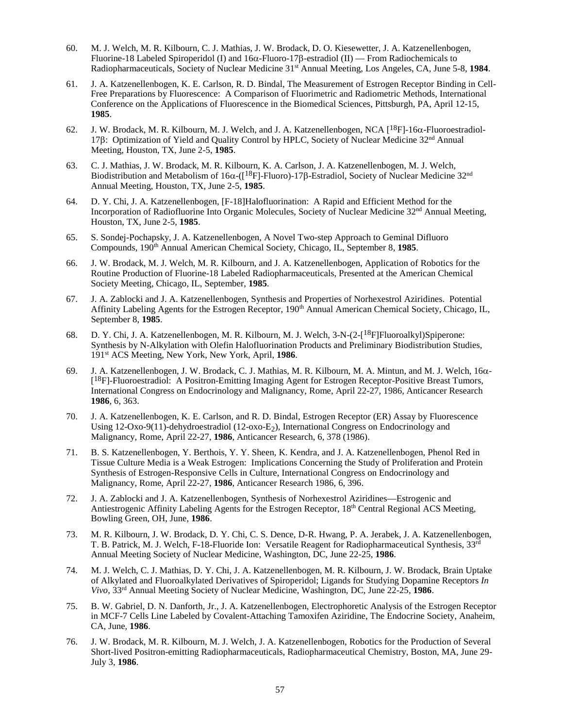60. M. J. Welch, M. R. Kilbourn, C. J. Mathias, J. W. Brodack, D. O. Kiesewetter, J. A. Katzenellenbogen, Fluorine-18 Labeled Spiroperidol (I) and 16α-Fluoro-17β-estradiol (II) — From Radiochemicals to Radiopharmaceuticals, Society of Nuclear Medicine 31st Annual Meeting, Los Angeles, CA, June 5-8, **1984**.

61. J. A. Katzenellenbogen, K. E. Carlson, R. D. Bindal, The Measurement of Estrogen Receptor Binding in Cell-Free Preparations by Fluorescence: A Comparison of Fluorimetric and Radiometric Methods, International Conference on the Applications of Fluorescence in the Biomedical Sciences, Pittsburgh, PA, April 12-15, **1985**.

62. J. W. Brodack, M. R. Kilbourn, M. J. Welch, and J. A. Katzenellenbogen, NCA [$^{18}$F]-16α-Fluoroestradiol-17β: Optimization of Yield and Quality Control by HPLC, Society of Nuclear Medicine 32nd Annual Meeting, Houston, TX, June 2-5, **1985**.

63. C. J. Mathias, J. W. Brodack, M. R. Kilbourn, K. A. Carlson, J. A. Katzenellenbogen, M. J. Welch, Biodistribution and Metabolism of 16α-([$^{18}$F]-Fluoro)-17β-Estradiol, Society of Nuclear Medicine 32nd Annual Meeting, Houston, TX, June 2-5, **1985**.

64. D. Y. Chi, J. A. Katzenellenbogen, [F-18]Halofluorination: A Rapid and Efficient Method for the Incorporation of Radiofluorine Into Organic Molecules, Society of Nuclear Medicine 32nd Annual Meeting, Houston, TX, June 2-5, **1985**.

65. S. Sondej-Pochapsky, J. A. Katzenellenbogen, A Novel Two-step Approach to Geminal Difluoro Compounds, 190th Annual American Chemical Society, Chicago, IL, September 8, **1985**.

66. J. W. Brodack, M. J. Welch, M. R. Kilbourn, and J. A. Katzenellenbogen, Application of Robotics for the Routine Production of Fluorine-18 Labeled Radiopharmaceuticals, Presented at the American Chemical Society Meeting, Chicago, IL, September, **1985**.

67. J. A. Zablocki and J. A. Katzenellenbogen, Synthesis and Properties of Norhexestrol Aziridines. Potential Affinity Labeling Agents for the Estrogen Receptor, 190th Annual American Chemical Society, Chicago, IL, September 8, **1985**.

68. D. Y. Chi, J. A. Katzenellenbogen, M. R. Kilbourn, M. J. Welch, 3-N-(2-[$^{18}$F]Fluoroalkyl)Spiperone: Synthesis by N-Alkylation with Olefin Halofluorination Products and Preliminary Biodistribution Studies, 191st ACS Meeting, New York, New York, April, **1986**.

69. J. A. Katzenellenbogen, J. W. Brodack, C. J. Mathias, M. R. Kilbourn, M. A. Mintun, and M. J. Welch, 16α-[$^{18}$F]-Fluoroestradiol: A Positron-Emitting Imaging Agent for Estrogen Receptor-Positive Breast Tumors, International Congress on Endocrinology and Malignancy, Rome, April 22-27, 1986, Anticancer Research **1986**, 6, 363.

70. J. A. Katzenellenbogen, K. E. Carlson, and R. D. Bindal, Estrogen Receptor (ER) Assay by Fluorescence Using 12-Oxo-9(11)-dehydroestradiol (12-oxo-$E_2$), International Congress on Endocrinology and Malignancy, Rome, April 22-27, **1986**, Anticancer Research, 6, 378 (1986).

71. B. S. Katzenellenbogen, Y. Berthois, Y. Y. Sheen, K. Kendra, and J. A. Katzenellenbogen, Phenol Red in Tissue Culture Media is a Weak Estrogen: Implications Concerning the Study of Proliferation and Protein Synthesis of Estrogen-Responsive Cells in Culture, International Congress on Endocrinology and Malignancy, Rome, April 22-27, **1986**, Anticancer Research 1986, 6, 396.

72. J. A. Zablocki and J. A. Katzenellenbogen, Synthesis of Norhexestrol Aziridines—Estrogenic and Antiestrogenic Affinity Labeling Agents for the Estrogen Receptor, 18th Central Regional ACS Meeting, Bowling Green, OH, June, **1986**.

73. M. R. Kilbourn, J. W. Brodack, D. Y. Chi, C. S. Dence, D-R. Hwang, P. A. Jerabek, J. A. Katzenellenbogen, T. B. Patrick, M. J. Welch, F-18-Fluoride Ion: Versatile Reagent for Radiopharmaceutical Synthesis, 33rd Annual Meeting Society of Nuclear Medicine, Washington, DC, June 22-25, **1986**.

74. M. J. Welch, C. J. Mathias, D. Y. Chi, J. A. Katzenellenbogen, M. R. Kilbourn, J. W. Brodack, Brain Uptake of Alkylated and Fluoroalkylated Derivatives of Spiroperidol; Ligands for Studying Dopamine Receptors *In Vivo*, 33rd Annual Meeting Society of Nuclear Medicine, Washington, DC, June 22-25, **1986**.

75. B. W. Gabriel, D. N. Danforth, Jr., J. A. Katzenellenbogen, Electrophoretic Analysis of the Estrogen Receptor in MCF-7 Cells Line Labeled by Covalent-Attaching Tamoxifen Aziridine, The Endocrine Society, Anaheim, CA, June, **1986**.

76. J. W. Brodack, M. R. Kilbourn, M. J. Welch, J. A. Katzenellenbogen, Robotics for the Production of Several Short-lived Positron-emitting Radiopharmaceuticals, Radiopharmaceutical Chemistry, Boston, MA, June 29-July 3, **1986**.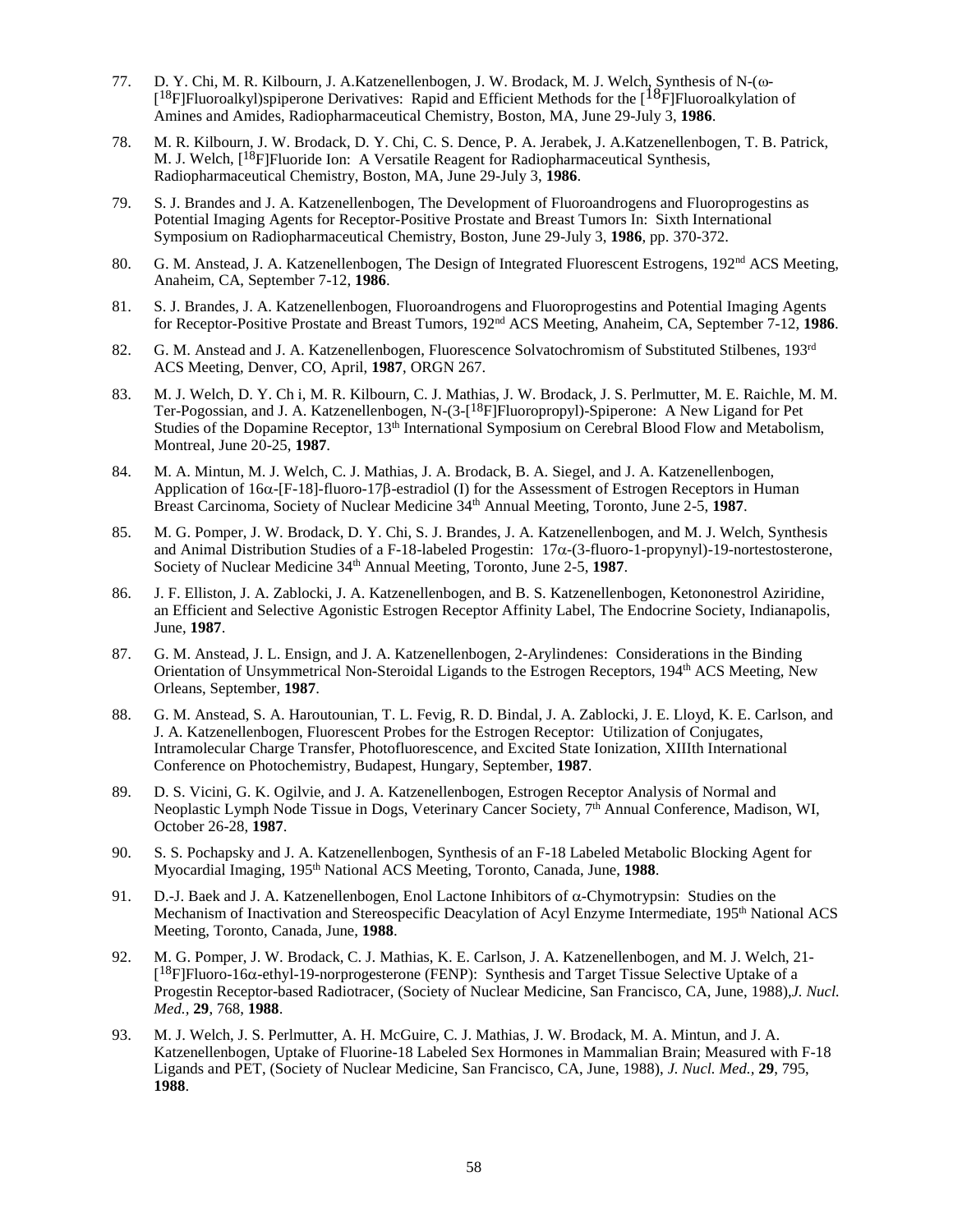77. D. Y. Chi, M. R. Kilbourn, J. A.Katzenellenbogen, J. W. Brodack, M. J. Welch, Synthesis of N-(ω-[$^{18}$F]Fluoroalkyl)spiperone Derivatives: Rapid and Efficient Methods for the [$^{18}$F]Fluoroalkylation of Amines and Amides, Radiopharmaceutical Chemistry, Boston, MA, June 29-July 3, **1986**.

78. M. R. Kilbourn, J. W. Brodack, D. Y. Chi, C. S. Dence, P. A. Jerabek, J. A.Katzenellenbogen, T. B. Patrick, M. J. Welch, [$^{18}$F]Fluoride Ion: A Versatile Reagent for Radiopharmaceutical Synthesis, Radiopharmaceutical Chemistry, Boston, MA, June 29-July 3, **1986**.

79. S. J. Brandes and J. A. Katzenellenbogen, The Development of Fluoroandrogens and Fluoroprogestins as Potential Imaging Agents for Receptor-Positive Prostate and Breast Tumors In: Sixth International Symposium on Radiopharmaceutical Chemistry, Boston, June 29-July 3, **1986**, pp. 370-372.

80. G. M. Anstead, J. A. Katzenellenbogen, The Design of Integrated Fluorescent Estrogens, 192nd ACS Meeting, Anaheim, CA, September 7-12, **1986**.

81. S. J. Brandes, J. A. Katzenellenbogen, Fluoroandrogens and Fluoroprogestins and Potential Imaging Agents for Receptor-Positive Prostate and Breast Tumors, 192nd ACS Meeting, Anaheim, CA, September 7-12, **1986**.

82. G. M. Anstead and J. A. Katzenellenbogen, Fluorescence Solvatochromism of Substituted Stilbenes, 193rd ACS Meeting, Denver, CO, April, **1987**, ORGN 267.

83. M. J. Welch, D. Y. Ch i, M. R. Kilbourn, C. J. Mathias, J. W. Brodack, J. S. Perlmutter, M. E. Raichle, M. M. Ter-Pogossian, and J. A. Katzenellenbogen, N-(3-[$^{18}$F]Fluoropropyl)-Spiperone: A New Ligand for Pet Studies of the Dopamine Receptor, 13th International Symposium on Cerebral Blood Flow and Metabolism, Montreal, June 20-25, **1987**.

84. M. A. Mintun, M. J. Welch, C. J. Mathias, J. A. Brodack, B. A. Siegel, and J. A. Katzenellenbogen, Application of 16α-[F-18]-fluoro-17β-estradiol (I) for the Assessment of Estrogen Receptors in Human Breast Carcinoma, Society of Nuclear Medicine 34th Annual Meeting, Toronto, June 2-5, **1987**.

85. M. G. Pomper, J. W. Brodack, D. Y. Chi, S. J. Brandes, J. A. Katzenellenbogen, and M. J. Welch, Synthesis and Animal Distribution Studies of a F-18-labeled Progestin: 17α-(3-fluoro-1-propynyl)-19-nortestosterone, Society of Nuclear Medicine 34th Annual Meeting, Toronto, June 2-5, **1987**.

86. J. F. Elliston, J. A. Zablocki, J. A. Katzenellenbogen, and B. S. Katzenellenbogen, Ketononestrol Aziridine, an Efficient and Selective Agonistic Estrogen Receptor Affinity Label, The Endocrine Society, Indianapolis, June, **1987**.

87. G. M. Anstead, J. L. Ensign, and J. A. Katzenellenbogen, 2-Arylindenes: Considerations in the Binding Orientation of Unsymmetrical Non-Steroidal Ligands to the Estrogen Receptors, 194th ACS Meeting, New Orleans, September, **1987**.

88. G. M. Anstead, S. A. Haroutounian, T. L. Fevig, R. D. Bindal, J. A. Zablocki, J. E. Lloyd, K. E. Carlson, and J. A. Katzenellenbogen, Fluorescent Probes for the Estrogen Receptor: Utilization of Conjugates, Intramolecular Charge Transfer, Photofluorescence, and Excited State Ionization, XIIIth International Conference on Photochemistry, Budapest, Hungary, September, **1987**.

89. D. S. Vicini, G. K. Ogilvie, and J. A. Katzenellenbogen, Estrogen Receptor Analysis of Normal and Neoplastic Lymph Node Tissue in Dogs, Veterinary Cancer Society, 7th Annual Conference, Madison, WI, October 26-28, **1987**.

90. S. S. Pochapsky and J. A. Katzenellenbogen, Synthesis of an F-18 Labeled Metabolic Blocking Agent for Myocardial Imaging, 195th National ACS Meeting, Toronto, Canada, June, **1988**.

91. D.-J. Baek and J. A. Katzenellenbogen, Enol Lactone Inhibitors of α-Chymotrypsin: Studies on the Mechanism of Inactivation and Stereospecific Deacylation of Acyl Enzyme Intermediate, 195th National ACS Meeting, Toronto, Canada, June, **1988**.

92. M. G. Pomper, J. W. Brodack, C. J. Mathias, K. E. Carlson, J. A. Katzenellenbogen, and M. J. Welch, 21-[$^{18}$F]Fluoro-16α-ethyl-19-norprogesterone (FENP): Synthesis and Target Tissue Selective Uptake of a Progestin Receptor-based Radiotracer, (Society of Nuclear Medicine, San Francisco, CA, June, 1988), *J. Nucl. Med.*, **29**, 768, **1988**.

93. M. J. Welch, J. S. Perlmutter, A. H. McGuire, C. J. Mathias, J. W. Brodack, M. A. Mintun, and J. A. Katzenellenbogen, Uptake of Fluorine-18 Labeled Sex Hormones in Mammalian Brain; Measured with F-18 Ligands and PET, (Society of Nuclear Medicine, San Francisco, CA, June, 1988), *J. Nucl. Med.*, **29**, 795, **1988**.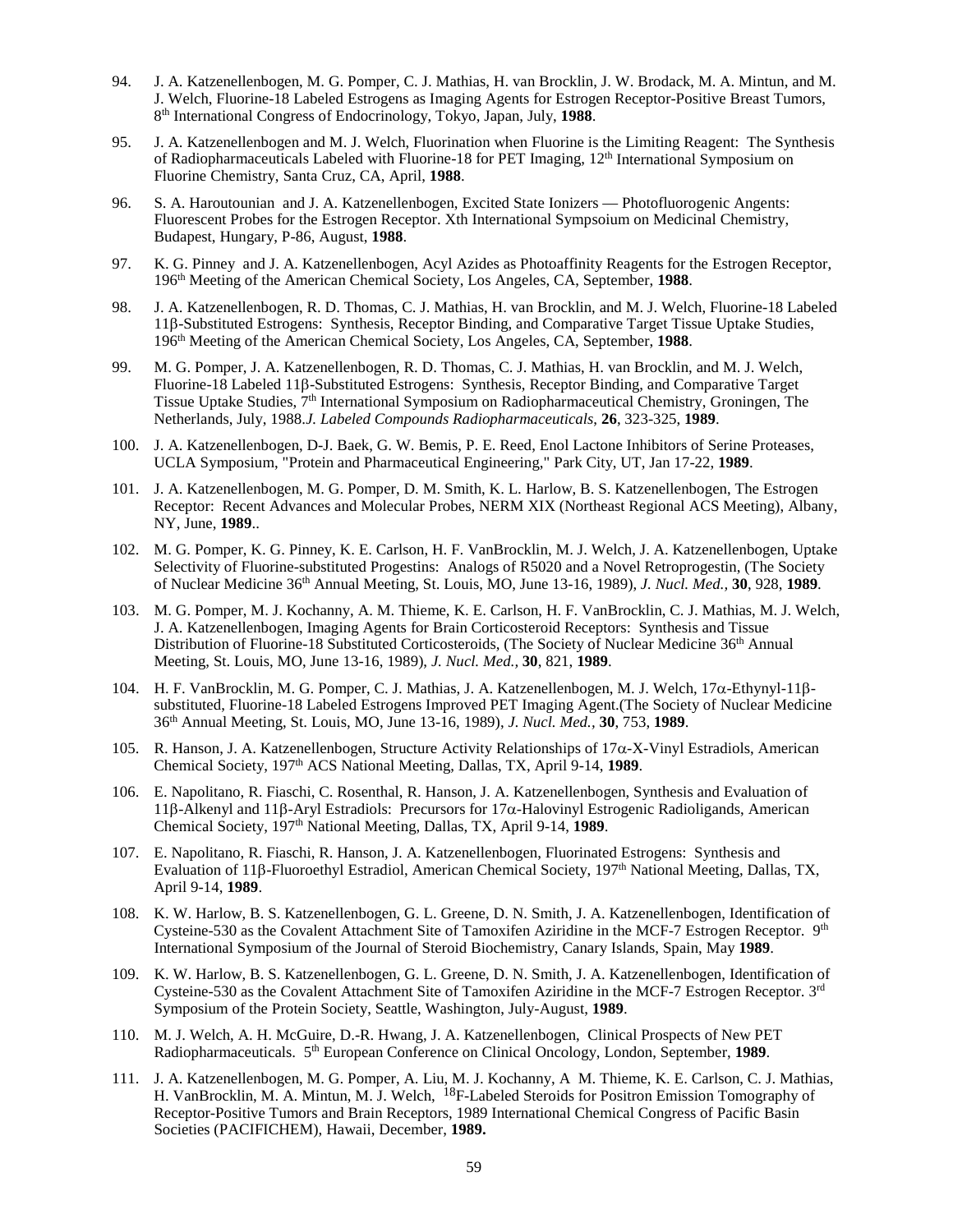94. J. A. Katzenellenbogen, M. G. Pomper, C. J. Mathias, H. van Brocklin, J. W. Brodack, M. A. Mintun, and M. J. Welch, Fluorine-18 Labeled Estrogens as Imaging Agents for Estrogen Receptor-Positive Breast Tumors, 8th International Congress of Endocrinology, Tokyo, Japan, July, **1988**.

95. J. A. Katzenellenbogen and M. J. Welch, Fluorination when Fluorine is the Limiting Reagent: The Synthesis of Radiopharmaceuticals Labeled with Fluorine-18 for PET Imaging, 12th International Symposium on Fluorine Chemistry, Santa Cruz, CA, April, **1988**.

96. S. A. Haroutounian and J. A. Katzenellenbogen, Excited State Ionizers — Photofluorogenic Angents: Fluorescent Probes for the Estrogen Receptor. Xth International Sympsoium on Medicinal Chemistry, Budapest, Hungary, P-86, August, **1988**.

97. K. G. Pinney and J. A. Katzenellenbogen, Acyl Azides as Photoaffinity Reagents for the Estrogen Receptor, 196th Meeting of the American Chemical Society, Los Angeles, CA, September, **1988**.

98. J. A. Katzenellenbogen, R. D. Thomas, C. J. Mathias, H. van Brocklin, and M. J. Welch, Fluorine-18 Labeled 11β-Substituted Estrogens: Synthesis, Receptor Binding, and Comparative Target Tissue Uptake Studies, 196th Meeting of the American Chemical Society, Los Angeles, CA, September, **1988**.

99. M. G. Pomper, J. A. Katzenellenbogen, R. D. Thomas, C. J. Mathias, H. van Brocklin, and M. J. Welch, Fluorine-18 Labeled 11β-Substituted Estrogens: Synthesis, Receptor Binding, and Comparative Target Tissue Uptake Studies, 7th International Symposium on Radiopharmaceutical Chemistry, Groningen, The Netherlands, July, 1988.*J. Labeled Compounds Radiopharmaceuticals*, **26**, 323-325, **1989**.

100. J. A. Katzenellenbogen, D-J. Baek, G. W. Bemis, P. E. Reed, Enol Lactone Inhibitors of Serine Proteases, UCLA Symposium, "Protein and Pharmaceutical Engineering," Park City, UT, Jan 17-22, **1989**.

101. J. A. Katzenellenbogen, M. G. Pomper, D. M. Smith, K. L. Harlow, B. S. Katzenellenbogen, The Estrogen Receptor: Recent Advances and Molecular Probes, NERM XIX (Northeast Regional ACS Meeting), Albany, NY, June, **1989**..

102. M. G. Pomper, K. G. Pinney, K. E. Carlson, H. F. VanBrocklin, M. J. Welch, J. A. Katzenellenbogen, Uptake Selectivity of Fluorine-substituted Progestins: Analogs of R5020 and a Novel Retroprogestin, (The Society of Nuclear Medicine 36th Annual Meeting, St. Louis, MO, June 13-16, 1989), *J. Nucl. Med.*, **30**, 928, **1989**.

103. M. G. Pomper, M. J. Kochanny, A. M. Thieme, K. E. Carlson, H. F. VanBrocklin, C. J. Mathias, M. J. Welch, J. A. Katzenellenbogen, Imaging Agents for Brain Corticosteroid Receptors: Synthesis and Tissue Distribution of Fluorine-18 Substituted Corticosteroids, (The Society of Nuclear Medicine 36th Annual Meeting, St. Louis, MO, June 13-16, 1989), *J. Nucl. Med.*, **30**, 821, **1989**.

104. H. F. VanBrocklin, M. G. Pomper, C. J. Mathias, J. A. Katzenellenbogen, M. J. Welch, 17α-Ethynyl-11β-substituted, Fluorine-18 Labeled Estrogens Improved PET Imaging Agent.(The Society of Nuclear Medicine 36th Annual Meeting, St. Louis, MO, June 13-16, 1989), *J. Nucl. Med.*, **30**, 753, **1989**.

105. R. Hanson, J. A. Katzenellenbogen, Structure Activity Relationships of 17α-X-Vinyl Estradiols, American Chemical Society, 197th ACS National Meeting, Dallas, TX, April 9-14, **1989**.

106. E. Napolitano, R. Fiaschi, C. Rosenthal, R. Hanson, J. A. Katzenellenbogen, Synthesis and Evaluation of 11β-Alkenyl and 11β-Aryl Estradiols: Precursors for 17α-Halovinyl Estrogenic Radioligands, American Chemical Society, 197th National Meeting, Dallas, TX, April 9-14, **1989**.

107. E. Napolitano, R. Fiaschi, R. Hanson, J. A. Katzenellenbogen, Fluorinated Estrogens: Synthesis and Evaluation of 11β-Fluoroethyl Estradiol, American Chemical Society, 197th National Meeting, Dallas, TX, April 9-14, **1989**.

108. K. W. Harlow, B. S. Katzenellenbogen, G. L. Greene, D. N. Smith, J. A. Katzenellenbogen, Identification of Cysteine-530 as the Covalent Attachment Site of Tamoxifen Aziridine in the MCF-7 Estrogen Receptor. 9th International Symposium of the Journal of Steroid Biochemistry, Canary Islands, Spain, May **1989**.

109. K. W. Harlow, B. S. Katzenellenbogen, G. L. Greene, D. N. Smith, J. A. Katzenellenbogen, Identification of Cysteine-530 as the Covalent Attachment Site of Tamoxifen Aziridine in the MCF-7 Estrogen Receptor. 3rd Symposium of the Protein Society, Seattle, Washington, July-August, **1989**.

110. M. J. Welch, A. H. McGuire, D.-R. Hwang, J. A. Katzenellenbogen, Clinical Prospects of New PET Radiopharmaceuticals. 5th European Conference on Clinical Oncology, London, September, **1989**.

111. J. A. Katzenellenbogen, M. G. Pomper, A. Liu, M. J. Kochanny, A M. Thieme, K. E. Carlson, C. J. Mathias, H. VanBrocklin, M. A. Mintun, M. J. Welch, $^{18}$F-Labeled Steroids for Positron Emission Tomography of Receptor-Positive Tumors and Brain Receptors, 1989 International Chemical Congress of Pacific Basin Societies (PACIFICHEM), Hawaii, December, **1989.**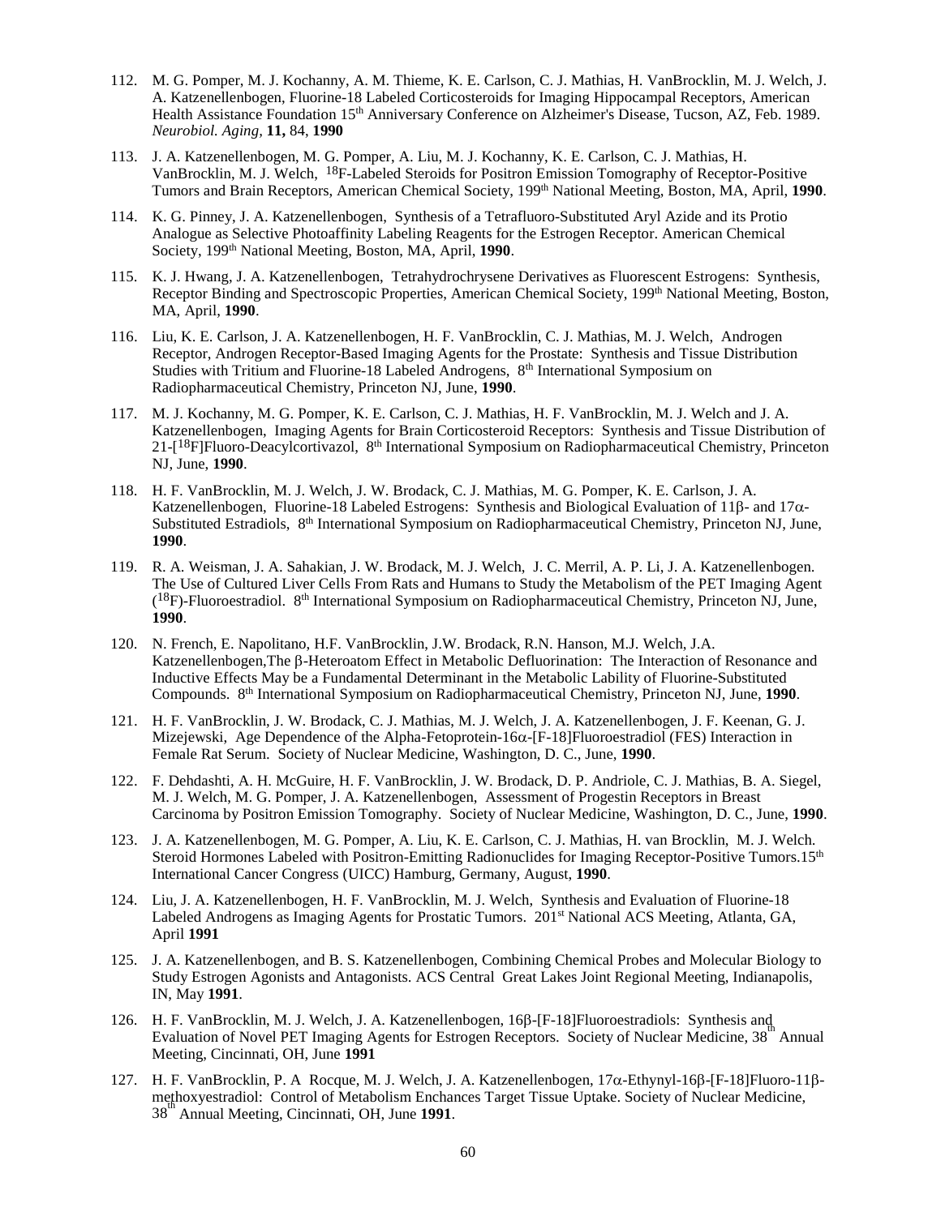112. M. G. Pomper, M. J. Kochanny, A. M. Thieme, K. E. Carlson, C. J. Mathias, H. VanBrocklin, M. J. Welch, J. A. Katzenellenbogen, Fluorine-18 Labeled Corticosteroids for Imaging Hippocampal Receptors, American Health Assistance Foundation 15th Anniversary Conference on Alzheimer's Disease, Tucson, AZ, Feb. 1989. *Neurobiol. Aging*, **11,** 84, **1990**

113. J. A. Katzenellenbogen, M. G. Pomper, A. Liu, M. J. Kochanny, K. E. Carlson, C. J. Mathias, H. VanBrocklin, M. J. Welch, $^{18}$F-Labeled Steroids for Positron Emission Tomography of Receptor-Positive Tumors and Brain Receptors, American Chemical Society, 199th National Meeting, Boston, MA, April, **1990**.

114. K. G. Pinney, J. A. Katzenellenbogen, Synthesis of a Tetrafluoro-Substituted Aryl Azide and its Protio Analogue as Selective Photoaffinity Labeling Reagents for the Estrogen Receptor. American Chemical Society, 199th National Meeting, Boston, MA, April, **1990**.

115. K. J. Hwang, J. A. Katzenellenbogen, Tetrahydrochrysene Derivatives as Fluorescent Estrogens: Synthesis, Receptor Binding and Spectroscopic Properties, American Chemical Society, 199th National Meeting, Boston, MA, April, **1990**.

116. Liu, K. E. Carlson, J. A. Katzenellenbogen, H. F. VanBrocklin, C. J. Mathias, M. J. Welch, Androgen Receptor, Androgen Receptor-Based Imaging Agents for the Prostate: Synthesis and Tissue Distribution Studies with Tritium and Fluorine-18 Labeled Androgens, 8th International Symposium on Radiopharmaceutical Chemistry, Princeton NJ, June, **1990**.

117. M. J. Kochanny, M. G. Pomper, K. E. Carlson, C. J. Mathias, H. F. VanBrocklin, M. J. Welch and J. A. Katzenellenbogen, Imaging Agents for Brain Corticosteroid Receptors: Synthesis and Tissue Distribution of 21-[$^{18}$F]Fluoro-Deacylcortivazol, 8th International Symposium on Radiopharmaceutical Chemistry, Princeton NJ, June, **1990**.

118. H. F. VanBrocklin, M. J. Welch, J. W. Brodack, C. J. Mathias, M. G. Pomper, K. E. Carlson, J. A. Katzenellenbogen, Fluorine-18 Labeled Estrogens: Synthesis and Biological Evaluation of 11β- and 17α-Substituted Estradiols, 8th International Symposium on Radiopharmaceutical Chemistry, Princeton NJ, June, **1990**.

119. R. A. Weisman, J. A. Sahakian, J. W. Brodack, M. J. Welch, J. C. Merril, A. P. Li, J. A. Katzenellenbogen. The Use of Cultured Liver Cells From Rats and Humans to Study the Metabolism of the PET Imaging Agent ($^{18}$F)-Fluoroestradiol. 8th International Symposium on Radiopharmaceutical Chemistry, Princeton NJ, June, **1990**.

120. N. French, E. Napolitano, H.F. VanBrocklin, J.W. Brodack, R.N. Hanson, M.J. Welch, J.A. Katzenellenbogen,The β-Heteroatom Effect in Metabolic Defluorination: The Interaction of Resonance and Inductive Effects May be a Fundamental Determinant in the Metabolic Lability of Fluorine-Substituted Compounds. 8th International Symposium on Radiopharmaceutical Chemistry, Princeton NJ, June, **1990**.

121. H. F. VanBrocklin, J. W. Brodack, C. J. Mathias, M. J. Welch, J. A. Katzenellenbogen, J. F. Keenan, G. J. Mizejewski, Age Dependence of the Alpha-Fetoprotein-16α-[F-18]Fluoroestradiol (FES) Interaction in Female Rat Serum. Society of Nuclear Medicine, Washington, D. C., June, **1990**.

122. F. Dehdashti, A. H. McGuire, H. F. VanBrocklin, J. W. Brodack, D. P. Andriole, C. J. Mathias, B. A. Siegel, M. J. Welch, M. G. Pomper, J. A. Katzenellenbogen, Assessment of Progestin Receptors in Breast Carcinoma by Positron Emission Tomography. Society of Nuclear Medicine, Washington, D. C., June, **1990**.

123. J. A. Katzenellenbogen, M. G. Pomper, A. Liu, K. E. Carlson, C. J. Mathias, H. van Brocklin, M. J. Welch. Steroid Hormones Labeled with Positron-Emitting Radionuclides for Imaging Receptor-Positive Tumors.15th International Cancer Congress (UICC) Hamburg, Germany, August, **1990**.

124. Liu, J. A. Katzenellenbogen, H. F. VanBrocklin, M. J. Welch, Synthesis and Evaluation of Fluorine-18 Labeled Androgens as Imaging Agents for Prostatic Tumors. 201st National ACS Meeting, Atlanta, GA, April **1991**

125. J. A. Katzenellenbogen, and B. S. Katzenellenbogen, Combining Chemical Probes and Molecular Biology to Study Estrogen Agonists and Antagonists. ACS Central Great Lakes Joint Regional Meeting, Indianapolis, IN, May **1991**.

126. H. F. VanBrocklin, M. J. Welch, J. A. Katzenellenbogen, 16β-[F-18]Fluoroestradiols: Synthesis and Evaluation of Novel PET Imaging Agents for Estrogen Receptors. Society of Nuclear Medicine, 38th Annual Meeting, Cincinnati, OH, June **1991**

127. H. F. VanBrocklin, P. A Rocque, M. J. Welch, J. A. Katzenellenbogen, 17α-Ethynyl-16β-[F-18]Fluoro-11β-methoxyestradiol: Control of Metabolism Enchances Target Tissue Uptake. Society of Nuclear Medicine, 38th Annual Meeting, Cincinnati, OH, June **1991**.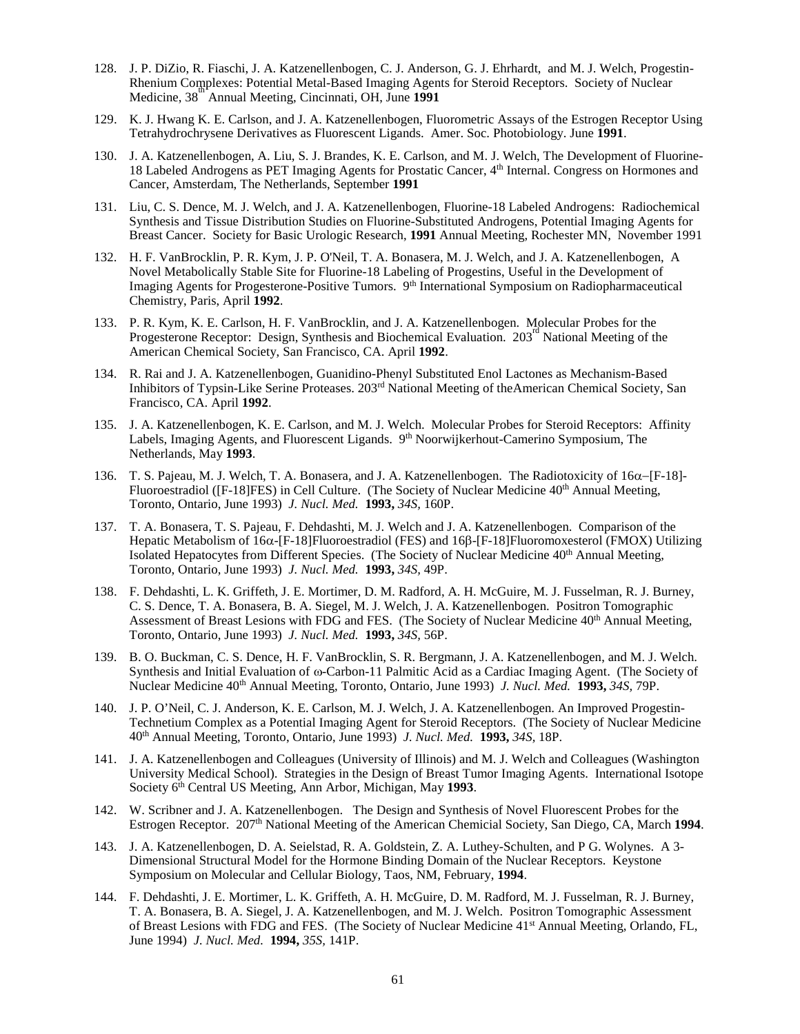128. J. P. DiZio, R. Fiaschi, J. A. Katzenellenbogen, C. J. Anderson, G. J. Ehrhardt, and M. J. Welch, Progestin-Rhenium Complexes: Potential Metal-Based Imaging Agents for Steroid Receptors. Society of Nuclear Medicine, 38th Annual Meeting, Cincinnati, OH, June **1991**

129. K. J. Hwang K. E. Carlson, and J. A. Katzenellenbogen, Fluorometric Assays of the Estrogen Receptor Using Tetrahydrochrysene Derivatives as Fluorescent Ligands. Amer. Soc. Photobiology. June **1991**.

130. J. A. Katzenellenbogen, A. Liu, S. J. Brandes, K. E. Carlson, and M. J. Welch, The Development of Fluorine-18 Labeled Androgens as PET Imaging Agents for Prostatic Cancer, 4th Internal. Congress on Hormones and Cancer, Amsterdam, The Netherlands, September **1991**

131. Liu, C. S. Dence, M. J. Welch, and J. A. Katzenellenbogen, Fluorine-18 Labeled Androgens: Radiochemical Synthesis and Tissue Distribution Studies on Fluorine-Substituted Androgens, Potential Imaging Agents for Breast Cancer. Society for Basic Urologic Research, **1991** Annual Meeting, Rochester MN, November 1991

132. H. F. VanBrocklin, P. R. Kym, J. P. O'Neil, T. A. Bonasera, M. J. Welch, and J. A. Katzenellenbogen, A Novel Metabolically Stable Site for Fluorine-18 Labeling of Progestins, Useful in the Development of Imaging Agents for Progesterone-Positive Tumors. 9th International Symposium on Radiopharmaceutical Chemistry, Paris, April **1992**.

133. P. R. Kym, K. E. Carlson, H. F. VanBrocklin, and J. A. Katzenellenbogen. Molecular Probes for the Progesterone Receptor: Design, Synthesis and Biochemical Evaluation. 203rd National Meeting of the American Chemical Society, San Francisco, CA. April **1992**.

134. R. Rai and J. A. Katzenellenbogen, Guanidino-Phenyl Substituted Enol Lactones as Mechanism-Based Inhibitors of Typsin-Like Serine Proteases. 203rd National Meeting of theAmerican Chemical Society, San Francisco, CA. April **1992**.

135. J. A. Katzenellenbogen, K. E. Carlson, and M. J. Welch. Molecular Probes for Steroid Receptors: Affinity Labels, Imaging Agents, and Fluorescent Ligands. 9th Noorwijkerhout-Camerino Symposium, The Netherlands, May **1993**.

136. T. S. Pajeau, M. J. Welch, T. A. Bonasera, and J. A. Katzenellenbogen. The Radiotoxicity of 16α–[F-18]-Fluoroestradiol ([F-18]FES) in Cell Culture. (The Society of Nuclear Medicine 40th Annual Meeting, Toronto, Ontario, June 1993) *J. Nucl. Med.* **1993,** *34S,* 160P.

137. T. A. Bonasera, T. S. Pajeau, F. Dehdashti, M. J. Welch and J. A. Katzenellenbogen. Comparison of the Hepatic Metabolism of 16α-[F-18]Fluoroestradiol (FES) and 16β-[F-18]Fluoromoxesterol (FMOX) Utilizing Isolated Hepatocytes from Different Species. (The Society of Nuclear Medicine 40th Annual Meeting, Toronto, Ontario, June 1993) *J. Nucl. Med.* **1993,** *34S,* 49P.

138. F. Dehdashti, L. K. Griffeth, J. E. Mortimer, D. M. Radford, A. H. McGuire, M. J. Fusselman, R. J. Burney, C. S. Dence, T. A. Bonasera, B. A. Siegel, M. J. Welch, J. A. Katzenellenbogen. Positron Tomographic Assessment of Breast Lesions with FDG and FES. (The Society of Nuclear Medicine 40th Annual Meeting, Toronto, Ontario, June 1993) *J. Nucl. Med.* **1993,** *34S,* 56P.

139. B. O. Buckman, C. S. Dence, H. F. VanBrocklin, S. R. Bergmann, J. A. Katzenellenbogen, and M. J. Welch. Synthesis and Initial Evaluation of ω-Carbon-11 Palmitic Acid as a Cardiac Imaging Agent. (The Society of Nuclear Medicine 40th Annual Meeting, Toronto, Ontario, June 1993) *J. Nucl. Med.* **1993,** *34S,* 79P.

140. J. P. O'Neil, C. J. Anderson, K. E. Carlson, M. J. Welch, J. A. Katzenellenbogen. An Improved Progestin-Technetium Complex as a Potential Imaging Agent for Steroid Receptors. (The Society of Nuclear Medicine 40th Annual Meeting, Toronto, Ontario, June 1993) *J. Nucl. Med.* **1993,** *34S,* 18P.

141. J. A. Katzenellenbogen and Colleagues (University of Illinois) and M. J. Welch and Colleagues (Washington University Medical School). Strategies in the Design of Breast Tumor Imaging Agents. International Isotope Society 6th Central US Meeting, Ann Arbor, Michigan, May **1993**.

142. W. Scribner and J. A. Katzenellenbogen. The Design and Synthesis of Novel Fluorescent Probes for the Estrogen Receptor. 207th National Meeting of the American Chemicial Society, San Diego, CA, March **1994**.

143. J. A. Katzenellenbogen, D. A. Seielstad, R. A. Goldstein, Z. A. Luthey-Schulten, and P G. Wolynes. A 3-Dimensional Structural Model for the Hormone Binding Domain of the Nuclear Receptors. Keystone Symposium on Molecular and Cellular Biology, Taos, NM, February, **1994**.

144. F. Dehdashti, J. E. Mortimer, L. K. Griffeth, A. H. McGuire, D. M. Radford, M. J. Fusselman, R. J. Burney, T. A. Bonasera, B. A. Siegel, J. A. Katzenellenbogen, and M. J. Welch. Positron Tomographic Assessment of Breast Lesions with FDG and FES. (The Society of Nuclear Medicine 41st Annual Meeting, Orlando, FL, June 1994) *J. Nucl. Med.* **1994,** *35S,* 141P.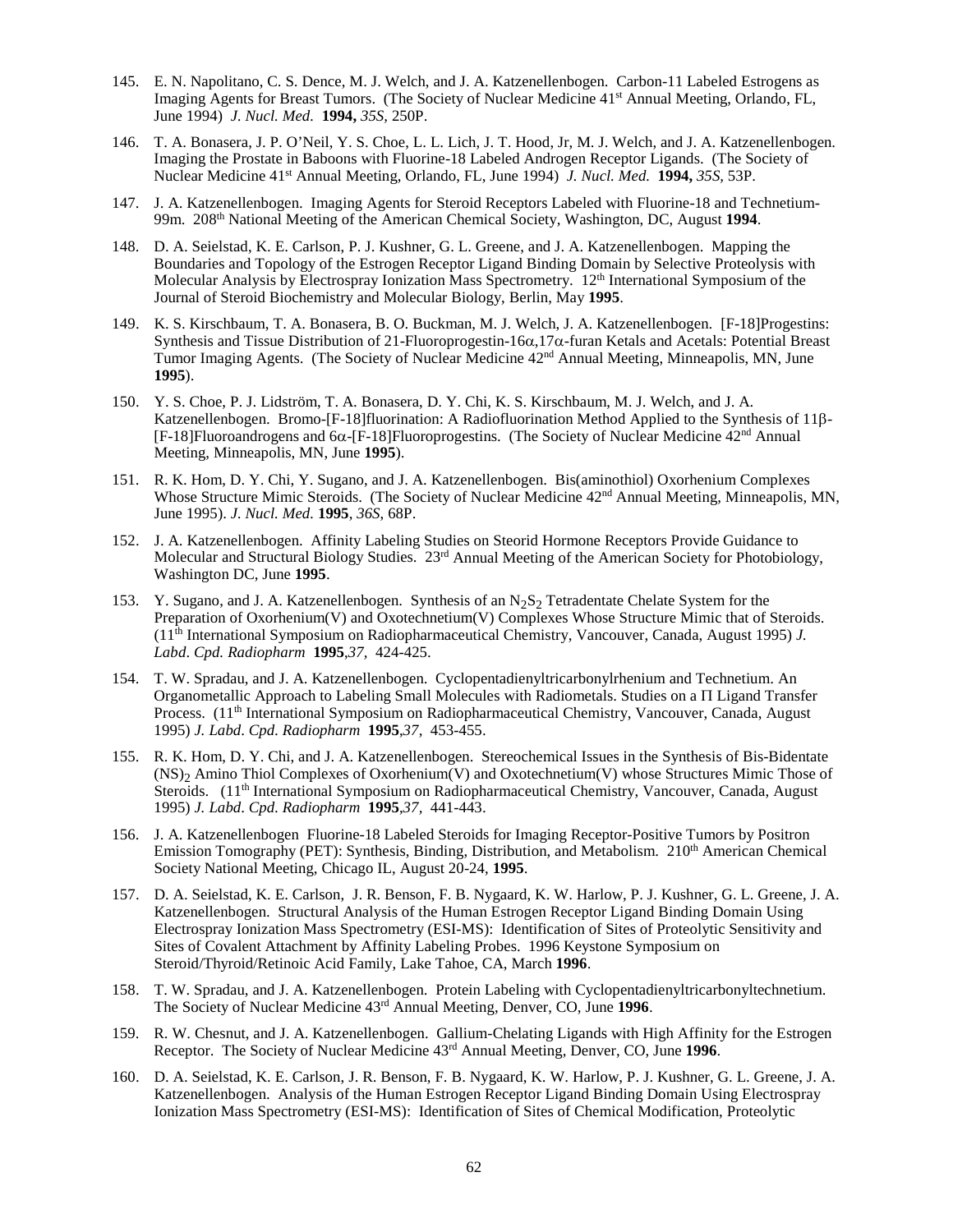145. E. N. Napolitano, C. S. Dence, M. J. Welch, and J. A. Katzenellenbogen. Carbon-11 Labeled Estrogens as Imaging Agents for Breast Tumors. (The Society of Nuclear Medicine 41st Annual Meeting, Orlando, FL, June 1994) *J. Nucl. Med.* **1994,** *35S*, 250P.

146. T. A. Bonasera, J. P. O'Neil, Y. S. Choe, L. L. Lich, J. T. Hood, Jr, M. J. Welch, and J. A. Katzenellenbogen. Imaging the Prostate in Baboons with Fluorine-18 Labeled Androgen Receptor Ligands. (The Society of Nuclear Medicine 41st Annual Meeting, Orlando, FL, June 1994) *J. Nucl. Med.* **1994,** *35S*, 53P.

147. J. A. Katzenellenbogen. Imaging Agents for Steroid Receptors Labeled with Fluorine-18 and Technetium-99m. 208th National Meeting of the American Chemical Society, Washington, DC, August **1994**.

148. D. A. Seielstad, K. E. Carlson, P. J. Kushner, G. L. Greene, and J. A. Katzenellenbogen. Mapping the Boundaries and Topology of the Estrogen Receptor Ligand Binding Domain by Selective Proteolysis with Molecular Analysis by Electrospray Ionization Mass Spectrometry. 12th International Symposium of the Journal of Steroid Biochemistry and Molecular Biology, Berlin, May **1995**.

149. K. S. Kirschbaum, T. A. Bonasera, B. O. Buckman, M. J. Welch, J. A. Katzenellenbogen. [F-18]Progestins: Synthesis and Tissue Distribution of 21-Fluoroprogestin-16α,17α-furan Ketals and Acetals: Potential Breast Tumor Imaging Agents. (The Society of Nuclear Medicine 42nd Annual Meeting, Minneapolis, MN, June **1995**).

150. Y. S. Choe, P. J. Lidström, T. A. Bonasera, D. Y. Chi, K. S. Kirschbaum, M. J. Welch, and J. A. Katzenellenbogen. Bromo-[F-18]fluorination: A Radiofluorination Method Applied to the Synthesis of 11β-[F-18]Fluoroandrogens and 6α-[F-18]Fluoroprogestins. (The Society of Nuclear Medicine 42nd Annual Meeting, Minneapolis, MN, June **1995**).

151. R. K. Hom, D. Y. Chi, Y. Sugano, and J. A. Katzenellenbogen. Bis(aminothiol) Oxorhenium Complexes Whose Structure Mimic Steroids. (The Society of Nuclear Medicine 42nd Annual Meeting, Minneapolis, MN, June 1995). *J. Nucl. Med.* **1995**, *36S*, 68P.

152. J. A. Katzenellenbogen. Affinity Labeling Studies on Steorid Hormone Receptors Provide Guidance to Molecular and Structural Biology Studies. 23rd Annual Meeting of the American Society for Photobiology, Washington DC, June **1995**.

153. Y. Sugano, and J. A. Katzenellenbogen. Synthesis of an $N_2S_2$ Tetradentate Chelate System for the Preparation of Oxorhenium(V) and Oxotechnetium(V) Complexes Whose Structure Mimic that of Steroids. (11th International Symposium on Radiopharmaceutical Chemistry, Vancouver, Canada, August 1995) *J. Labd. Cpd. Radiopharm* **1995**,*37*, 424-425.

154. T. W. Spradau, and J. A. Katzenellenbogen. Cyclopentadienyltricarbonylrhenium and Technetium. An Organometallic Approach to Labeling Small Molecules with Radiometals. Studies on a Π Ligand Transfer Process. (11th International Symposium on Radiopharmaceutical Chemistry, Vancouver, Canada, August 1995) *J. Labd. Cpd. Radiopharm* **1995**,*37*, 453-455.

155. R. K. Hom, D. Y. Chi, and J. A. Katzenellenbogen. Stereochemical Issues in the Synthesis of Bis-Bidentate $(NS)_2$ Amino Thiol Complexes of Oxorhenium(V) and Oxotechnetium(V) whose Structures Mimic Those of Steroids. (11th International Symposium on Radiopharmaceutical Chemistry, Vancouver, Canada, August 1995) *J. Labd. Cpd. Radiopharm* **1995**,*37*, 441-443.

156. J. A. Katzenellenbogen Fluorine-18 Labeled Steroids for Imaging Receptor-Positive Tumors by Positron Emission Tomography (PET): Synthesis, Binding, Distribution, and Metabolism. 210th American Chemical Society National Meeting, Chicago IL, August 20-24, **1995**.

157. D. A. Seielstad, K. E. Carlson, J. R. Benson, F. B. Nygaard, K. W. Harlow, P. J. Kushner, G. L. Greene, J. A. Katzenellenbogen. Structural Analysis of the Human Estrogen Receptor Ligand Binding Domain Using Electrospray Ionization Mass Spectrometry (ESI-MS): Identification of Sites of Proteolytic Sensitivity and Sites of Covalent Attachment by Affinity Labeling Probes. 1996 Keystone Symposium on Steroid/Thyroid/Retinoic Acid Family, Lake Tahoe, CA, March **1996**.

158. T. W. Spradau, and J. A. Katzenellenbogen. Protein Labeling with Cyclopentadienyltricarbonyltechnetium. The Society of Nuclear Medicine 43rd Annual Meeting, Denver, CO, June **1996**.

159. R. W. Chesnut, and J. A. Katzenellenbogen. Gallium-Chelating Ligands with High Affinity for the Estrogen Receptor. The Society of Nuclear Medicine 43rd Annual Meeting, Denver, CO, June **1996**.

160. D. A. Seielstad, K. E. Carlson, J. R. Benson, F. B. Nygaard, K. W. Harlow, P. J. Kushner, G. L. Greene, J. A. Katzenellenbogen. Analysis of the Human Estrogen Receptor Ligand Binding Domain Using Electrospray Ionization Mass Spectrometry (ESI-MS): Identification of Sites of Chemical Modification, Proteolytic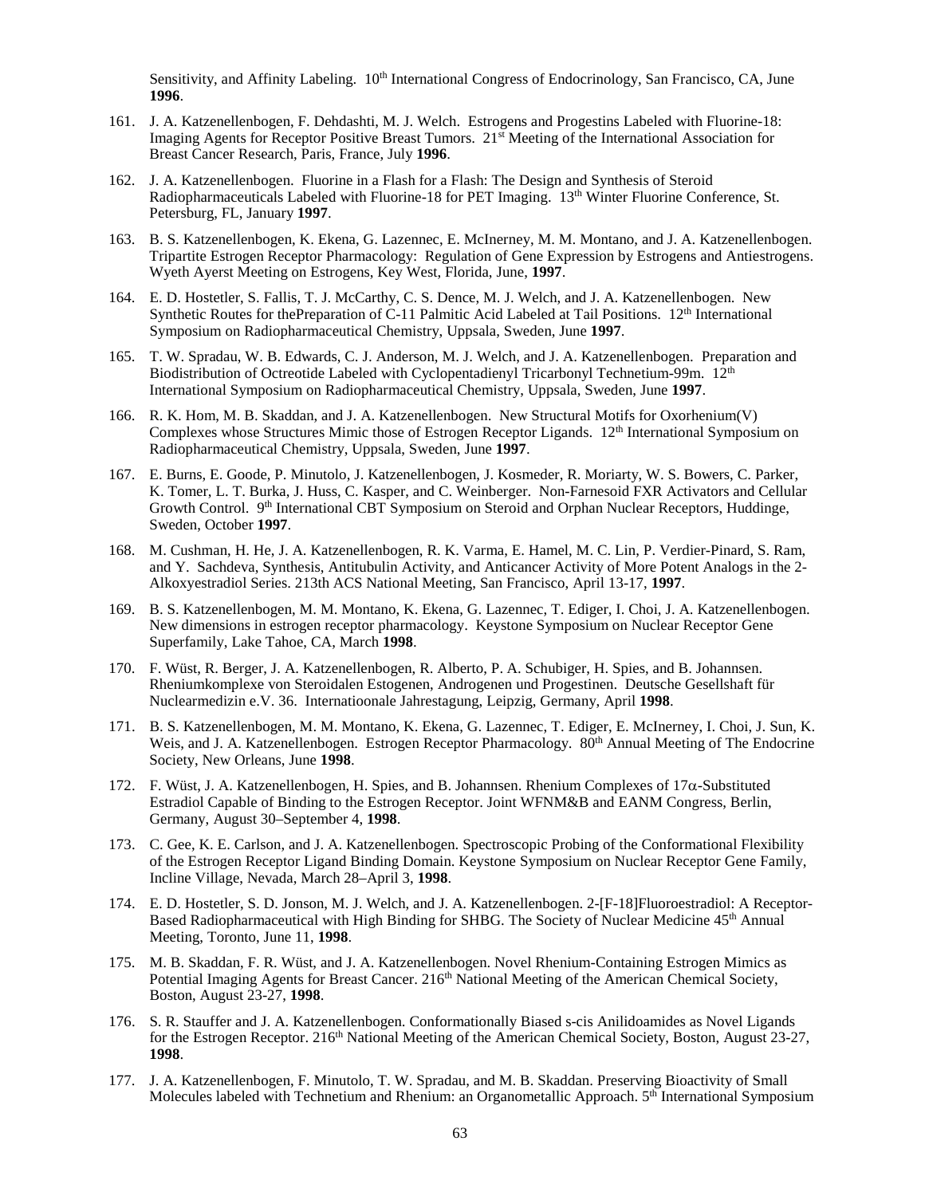Sensitivity, and Affinity Labeling. 10th International Congress of Endocrinology, San Francisco, CA, June **1996**.

161. J. A. Katzenellenbogen, F. Dehdashti, M. J. Welch. Estrogens and Progestins Labeled with Fluorine-18: Imaging Agents for Receptor Positive Breast Tumors. 21st Meeting of the International Association for Breast Cancer Research, Paris, France, July **1996**.

162. J. A. Katzenellenbogen. Fluorine in a Flash for a Flash: The Design and Synthesis of Steroid Radiopharmaceuticals Labeled with Fluorine-18 for PET Imaging. 13th Winter Fluorine Conference, St. Petersburg, FL, January **1997**.

163. B. S. Katzenellenbogen, K. Ekena, G. Lazennec, E. McInerney, M. M. Montano, and J. A. Katzenellenbogen. Tripartite Estrogen Receptor Pharmacology: Regulation of Gene Expression by Estrogens and Antiestrogens. Wyeth Ayerst Meeting on Estrogens, Key West, Florida, June, **1997**.

164. E. D. Hostetler, S. Fallis, T. J. McCarthy, C. S. Dence, M. J. Welch, and J. A. Katzenellenbogen. New Synthetic Routes for thePreparation of C-11 Palmitic Acid Labeled at Tail Positions. 12th International Symposium on Radiopharmaceutical Chemistry, Uppsala, Sweden, June **1997**.

165. T. W. Spradau, W. B. Edwards, C. J. Anderson, M. J. Welch, and J. A. Katzenellenbogen. Preparation and Biodistribution of Octreotide Labeled with Cyclopentadienyl Tricarbonyl Technetium-99m. 12th International Symposium on Radiopharmaceutical Chemistry, Uppsala, Sweden, June **1997**.

166. R. K. Hom, M. B. Skaddan, and J. A. Katzenellenbogen. New Structural Motifs for Oxorhenium(V) Complexes whose Structures Mimic those of Estrogen Receptor Ligands. 12th International Symposium on Radiopharmaceutical Chemistry, Uppsala, Sweden, June **1997**.

167. E. Burns, E. Goode, P. Minutolo, J. Katzenellenbogen, J. Kosmeder, R. Moriarty, W. S. Bowers, C. Parker, K. Tomer, L. T. Burka, J. Huss, C. Kasper, and C. Weinberger. Non-Farnesoid FXR Activators and Cellular Growth Control. 9th International CBT Symposium on Steroid and Orphan Nuclear Receptors, Huddinge, Sweden, October **1997**.

168. M. Cushman, H. He, J. A. Katzenellenbogen, R. K. Varma, E. Hamel, M. C. Lin, P. Verdier-Pinard, S. Ram, and Y. Sachdeva, Synthesis, Antitubulin Activity, and Anticancer Activity of More Potent Analogs in the 2-Alkoxyestradiol Series. 213th ACS National Meeting, San Francisco, April 13-17, **1997**.

169. B. S. Katzenellenbogen, M. M. Montano, K. Ekena, G. Lazennec, T. Ediger, I. Choi, J. A. Katzenellenbogen. New dimensions in estrogen receptor pharmacology. Keystone Symposium on Nuclear Receptor Gene Superfamily, Lake Tahoe, CA, March **1998**.

170. F. Wüst, R. Berger, J. A. Katzenellenbogen, R. Alberto, P. A. Schubiger, H. Spies, and B. Johannsen. Rheniumkomplexe von Steroidalen Estogenen, Androgenen und Progestinen. Deutsche Gesellshaft für Nuclearmedizin e.V. 36. Internatioonale Jahrestagung, Leipzig, Germany, April **1998**.

171. B. S. Katzenellenbogen, M. M. Montano, K. Ekena, G. Lazennec, T. Ediger, E. McInerney, I. Choi, J. Sun, K. Weis, and J. A. Katzenellenbogen. Estrogen Receptor Pharmacology. 80th Annual Meeting of The Endocrine Society, New Orleans, June **1998**.

172. F. Wüst, J. A. Katzenellenbogen, H. Spies, and B. Johannsen. Rhenium Complexes of 17$\alpha$-Substituted Estradiol Capable of Binding to the Estrogen Receptor. Joint WFNM&B and EANM Congress, Berlin, Germany, August 30–September 4, **1998**.

173. C. Gee, K. E. Carlson, and J. A. Katzenellenbogen. Spectroscopic Probing of the Conformational Flexibility of the Estrogen Receptor Ligand Binding Domain. Keystone Symposium on Nuclear Receptor Gene Family, Incline Village, Nevada, March 28–April 3, **1998**.

174. E. D. Hostetler, S. D. Jonson, M. J. Welch, and J. A. Katzenellenbogen. 2-[F-18]Fluoroestradiol: A Receptor-Based Radiopharmaceutical with High Binding for SHBG. The Society of Nuclear Medicine 45th Annual Meeting, Toronto, June 11, **1998**.

175. M. B. Skaddan, F. R. Wüst, and J. A. Katzenellenbogen. Novel Rhenium-Containing Estrogen Mimics as Potential Imaging Agents for Breast Cancer. 216th National Meeting of the American Chemical Society, Boston, August 23-27, **1998**.

176. S. R. Stauffer and J. A. Katzenellenbogen. Conformationally Biased s-cis Anilidoamides as Novel Ligands for the Estrogen Receptor. 216th National Meeting of the American Chemical Society, Boston, August 23-27, **1998**.

177. J. A. Katzenellenbogen, F. Minutolo, T. W. Spradau, and M. B. Skaddan. Preserving Bioactivity of Small Molecules labeled with Technetium and Rhenium: an Organometallic Approach. 5th International Symposium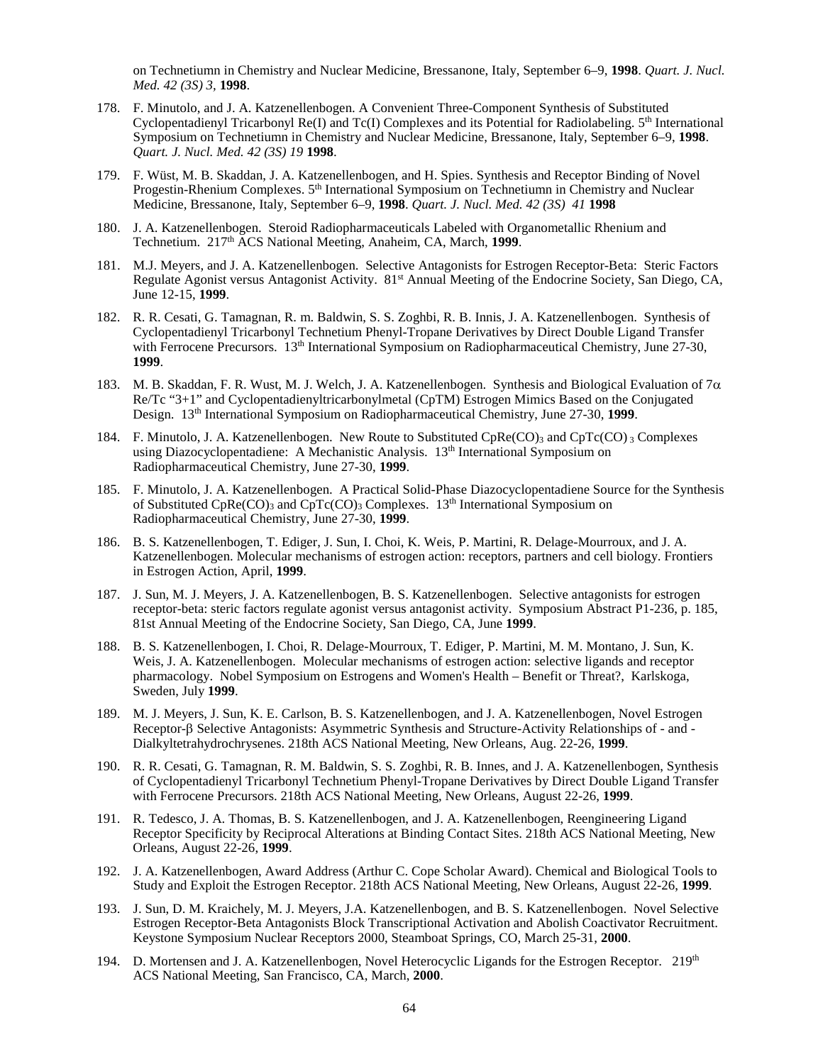on Technetiumn in Chemistry and Nuclear Medicine, Bressanone, Italy, September 6–9, **1998**. *Quart. J. Nucl. Med. 42 (3S) 3*, **1998**.

178. F. Minutolo, and J. A. Katzenellenbogen. A Convenient Three-Component Synthesis of Substituted Cyclopentadienyl Tricarbonyl Re(I) and Tc(I) Complexes and its Potential for Radiolabeling. 5th International Symposium on Technetiumn in Chemistry and Nuclear Medicine, Bressanone, Italy, September 6–9, **1998**. *Quart. J. Nucl. Med. 42 (3S) 19* **1998**.

179. F. Wüst, M. B. Skaddan, J. A. Katzenellenbogen, and H. Spies. Synthesis and Receptor Binding of Novel Progestin-Rhenium Complexes. 5th International Symposium on Technetiumn in Chemistry and Nuclear Medicine, Bressanone, Italy, September 6–9, **1998**. *Quart. J. Nucl. Med. 42 (3S) 41* **1998**

180. J. A. Katzenellenbogen. Steroid Radiopharmaceuticals Labeled with Organometallic Rhenium and Technetium. 217th ACS National Meeting, Anaheim, CA, March, **1999**.

181. M.J. Meyers, and J. A. Katzenellenbogen. Selective Antagonists for Estrogen Receptor-Beta: Steric Factors Regulate Agonist versus Antagonist Activity. 81st Annual Meeting of the Endocrine Society, San Diego, CA, June 12-15, **1999**.

182. R. R. Cesati, G. Tamagnan, R. m. Baldwin, S. S. Zoghbi, R. B. Innis, J. A. Katzenellenbogen. Synthesis of Cyclopentadienyl Tricarbonyl Technetium Phenyl-Tropane Derivatives by Direct Double Ligand Transfer with Ferrocene Precursors. 13th International Symposium on Radiopharmaceutical Chemistry, June 27-30, **1999**.

183. M. B. Skaddan, F. R. Wust, M. J. Welch, J. A. Katzenellenbogen. Synthesis and Biological Evaluation of 7$\alpha$ Re/Tc "3+1" and Cyclopentadienyltricarbonylmetal (CpTM) Estrogen Mimics Based on the Conjugated Design. 13th International Symposium on Radiopharmaceutical Chemistry, June 27-30, **1999**.

184. F. Minutolo, J. A. Katzenellenbogen. New Route to Substituted $CpRe(CO)_3$ and $CpTc(CO)_3$ Complexes using Diazocyclopentadiene: A Mechanistic Analysis. 13th International Symposium on Radiopharmaceutical Chemistry, June 27-30, **1999**.

185. F. Minutolo, J. A. Katzenellenbogen. A Practical Solid-Phase Diazocyclopentadiene Source for the Synthesis of Substituted $CpRe(CO)_3$ and $CpTc(CO)_3$ Complexes. 13th International Symposium on Radiopharmaceutical Chemistry, June 27-30, **1999**.

186. B. S. Katzenellenbogen, T. Ediger, J. Sun, I. Choi, K. Weis, P. Martini, R. Delage-Mourroux, and J. A. Katzenellenbogen. Molecular mechanisms of estrogen action: receptors, partners and cell biology. Frontiers in Estrogen Action, April, **1999**.

187. J. Sun, M. J. Meyers, J. A. Katzenellenbogen, B. S. Katzenellenbogen. Selective antagonists for estrogen receptor-beta: steric factors regulate agonist versus antagonist activity. Symposium Abstract P1-236, p. 185, 81st Annual Meeting of the Endocrine Society, San Diego, CA, June **1999**.

188. B. S. Katzenellenbogen, I. Choi, R. Delage-Mourroux, T. Ediger, P. Martini, M. M. Montano, J. Sun, K. Weis, J. A. Katzenellenbogen. Molecular mechanisms of estrogen action: selective ligands and receptor pharmacology. Nobel Symposium on Estrogens and Women's Health – Benefit or Threat?, Karlskoga, Sweden, July **1999**.

189. M. J. Meyers, J. Sun, K. E. Carlson, B. S. Katzenellenbogen, and J. A. Katzenellenbogen, Novel Estrogen Receptor-$\beta$ Selective Antagonists: Asymmetric Synthesis and Structure-Activity Relationships of - and - Dialkyltetrahydrochrysenes. 218th ACS National Meeting, New Orleans, Aug. 22-26, **1999**.

190. R. R. Cesati, G. Tamagnan, R. M. Baldwin, S. S. Zoghbi, R. B. Innes, and J. A. Katzenellenbogen, Synthesis of Cyclopentadienyl Tricarbonyl Technetium Phenyl-Tropane Derivatives by Direct Double Ligand Transfer with Ferrocene Precursors. 218th ACS National Meeting, New Orleans, August 22-26, **1999**.

191. R. Tedesco, J. A. Thomas, B. S. Katzenellenbogen, and J. A. Katzenellenbogen, Reengineering Ligand Receptor Specificity by Reciprocal Alterations at Binding Contact Sites. 218th ACS National Meeting, New Orleans, August 22-26, **1999**.

192. J. A. Katzenellenbogen, Award Address (Arthur C. Cope Scholar Award). Chemical and Biological Tools to Study and Exploit the Estrogen Receptor. 218th ACS National Meeting, New Orleans, August 22-26, **1999**.

193. J. Sun, D. M. Kraichely, M. J. Meyers, J.A. Katzenellenbogen, and B. S. Katzenellenbogen. Novel Selective Estrogen Receptor-Beta Antagonists Block Transcriptional Activation and Abolish Coactivator Recruitment. Keystone Symposium Nuclear Receptors 2000, Steamboat Springs, CO, March 25-31, **2000**.

194. D. Mortensen and J. A. Katzenellenbogen, Novel Heterocyclic Ligands for the Estrogen Receptor. 219th ACS National Meeting, San Francisco, CA, March, **2000**.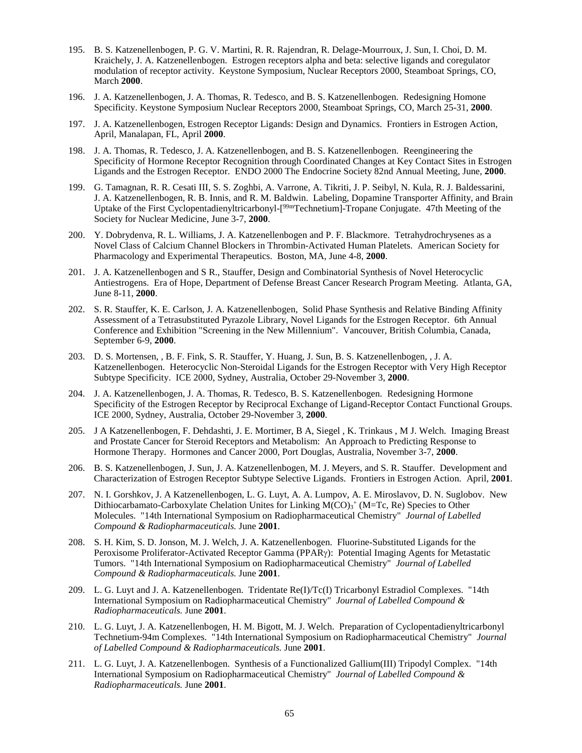195. B. S. Katzenellenbogen, P. G. V. Martini, R. R. Rajendran, R. Delage-Mourroux, J. Sun, I. Choi, D. M. Kraichely, J. A. Katzenellenbogen. Estrogen receptors alpha and beta: selective ligands and coregulator modulation of receptor activity. Keystone Symposium, Nuclear Receptors 2000, Steamboat Springs, CO, March **2000**.

196. J. A. Katzenellenbogen, J. A. Thomas, R. Tedesco, and B. S. Katzenellenbogen. Redesigning Homone Specificity. Keystone Symposium Nuclear Receptors 2000, Steamboat Springs, CO, March 25-31, **2000**.

197. J. A. Katzenellenbogen, Estrogen Receptor Ligands: Design and Dynamics. Frontiers in Estrogen Action, April, Manalapan, FL, April **2000**.

198. J. A. Thomas, R. Tedesco, J. A. Katzenellenbogen, and B. S. Katzenellenbogen. Reengineering the Specificity of Hormone Receptor Recognition through Coordinated Changes at Key Contact Sites in Estrogen Ligands and the Estrogen Receptor. ENDO 2000 The Endocrine Society 82nd Annual Meeting, June, **2000**.

199. G. Tamagnan, R. R. Cesati III, S. S. Zoghbi, A. Varrone, A. Tikriti, J. P. Seibyl, N. Kula, R. J. Baldessarini, J. A. Katzenellenbogen, R. B. Innis, and R. M. Baldwin. Labeling, Dopamine Transporter Affinity, and Brain Uptake of the First Cyclopentadienyltricarbonyl-[$^{99m}$Technetium]-Tropane Conjugate. 47th Meeting of the Society for Nuclear Medicine, June 3-7, **2000**.

200. Y. Dobrydenva, R. L. Williams, J. A. Katzenellenbogen and P. F. Blackmore. Tetrahydrochrysenes as a Novel Class of Calcium Channel Blockers in Thrombin-Activated Human Platelets. American Society for Pharmacology and Experimental Therapeutics. Boston, MA, June 4-8, **2000**.

201. J. A. Katzenellenbogen and S R., Stauffer, Design and Combinatorial Synthesis of Novel Heterocyclic Antiestrogens. Era of Hope, Department of Defense Breast Cancer Research Program Meeting. Atlanta, GA, June 8-11, **2000**.

202. S. R. Stauffer, K. E. Carlson, J. A. Katzenellenbogen, Solid Phase Synthesis and Relative Binding Affinity Assessment of a Tetrasubstituted Pyrazole Library, Novel Ligands for the Estrogen Receptor. 6th Annual Conference and Exhibition "Screening in the New Millennium". Vancouver, British Columbia, Canada, September 6-9, **2000**.

203. D. S. Mortensen, , B. F. Fink, S. R. Stauffer, Y. Huang, J. Sun, B. S. Katzenellenbogen, , J. A. Katzenellenbogen. Heterocyclic Non-Steroidal Ligands for the Estrogen Receptor with Very High Receptor Subtype Specificity. ICE 2000, Sydney, Australia, October 29-November 3, **2000**.

204. J. A. Katzenellenbogen, J. A. Thomas, R. Tedesco, B. S. Katzenellenbogen. Redesigning Hormone Specificity of the Estrogen Receptor by Reciprocal Exchange of Ligand-Receptor Contact Functional Groups. ICE 2000, Sydney, Australia, October 29-November 3, **2000**.

205. J A Katzenellenbogen, F. Dehdashti, J. E. Mortimer, B A, Siegel , K. Trinkaus , M J. Welch. Imaging Breast and Prostate Cancer for Steroid Receptors and Metabolism: An Approach to Predicting Response to Hormone Therapy. Hormones and Cancer 2000, Port Douglas, Australia, November 3-7, **2000**.

206. B. S. Katzenellenbogen, J. Sun, J. A. Katzenellenbogen, M. J. Meyers, and S. R. Stauffer. Development and Characterization of Estrogen Receptor Subtype Selective Ligands. Frontiers in Estrogen Action. April, **2001**.

207. N. I. Gorshkov, J. A Katzenellenbogen, L. G. Luyt, A. A. Lumpov, A. E. Miroslavov, D. N. Suglobov. New Dithiocarbamato-Carboxylate Chelation Unites for Linking $M(CO)_3^+$ (M=Tc, Re) Species to Other Molecules. "14th International Symposium on Radiopharmaceutical Chemistry" *Journal of Labelled Compound & Radiopharmaceuticals.* June **2001**.

208. S. H. Kim, S. D. Jonson, M. J. Welch, J. A. Katzenellenbogen. Fluorine-Substituted Ligands for the Peroxisome Proliferator-Activated Receptor Gamma (PPAR$\gamma$): Potential Imaging Agents for Metastatic Tumors. "14th International Symposium on Radiopharmaceutical Chemistry" *Journal of Labelled Compound & Radiopharmaceuticals.* June **2001**.

209. L. G. Luyt and J. A. Katzenellenbogen. Tridentate Re(I)/Tc(I) Tricarbonyl Estradiol Complexes. "14th International Symposium on Radiopharmaceutical Chemistry" *Journal of Labelled Compound & Radiopharmaceuticals.* June **2001**.

210. L. G. Luyt, J. A. Katzenellenbogen, H. M. Bigott, M. J. Welch. Preparation of Cyclopentadienyltricarbonyl Technetium-94m Complexes. "14th International Symposium on Radiopharmaceutical Chemistry" *Journal of Labelled Compound & Radiopharmaceuticals.* June **2001**.

211. L. G. Luyt, J. A. Katzenellenbogen. Synthesis of a Functionalized Gallium(III) Tripodyl Complex. "14th International Symposium on Radiopharmaceutical Chemistry" *Journal of Labelled Compound & Radiopharmaceuticals.* June **2001**.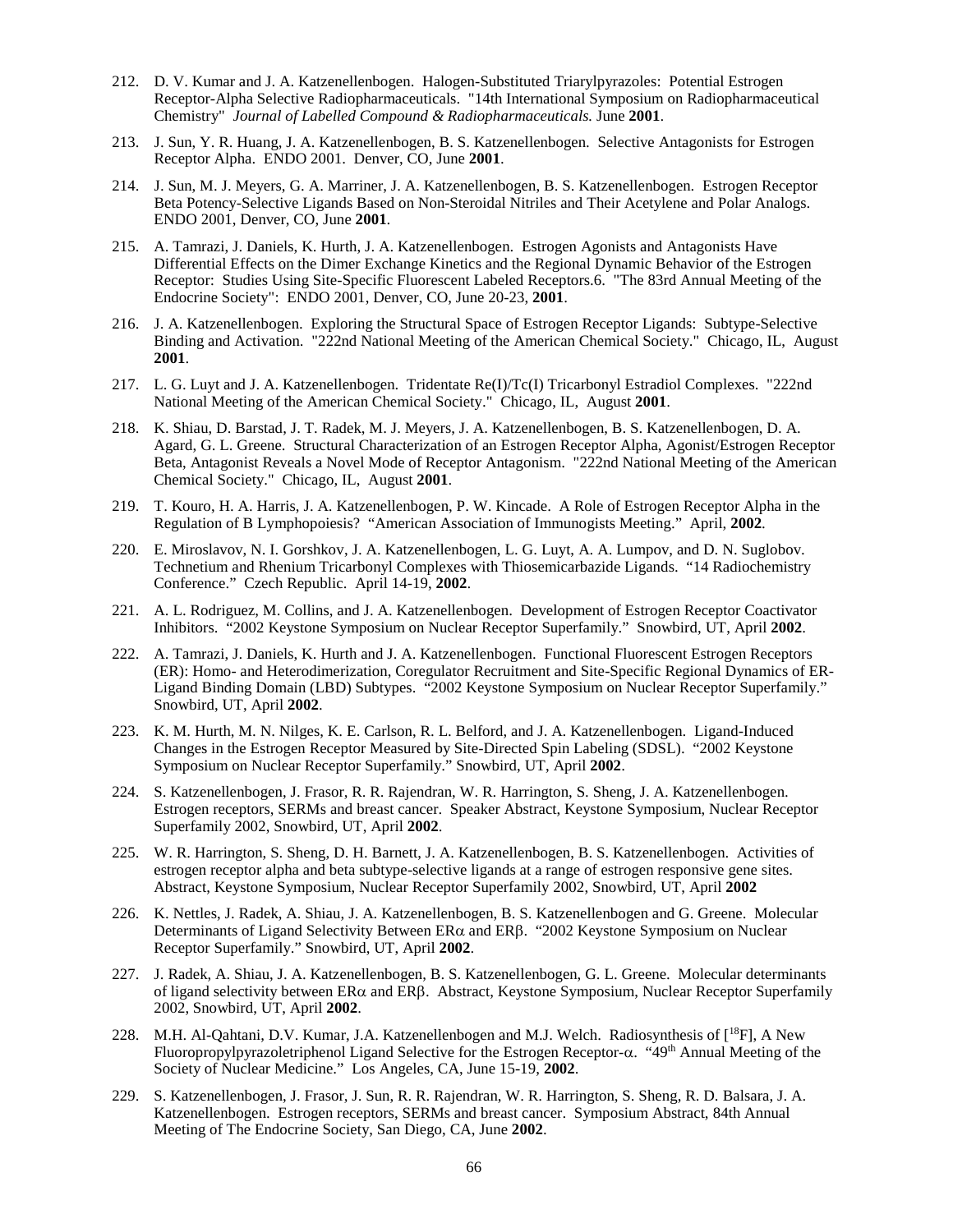212. D. V. Kumar and J. A. Katzenellenbogen. Halogen-Substituted Triarylpyrazoles: Potential Estrogen Receptor-Alpha Selective Radiopharmaceuticals. "14th International Symposium on Radiopharmaceutical Chemistry" *Journal of Labelled Compound & Radiopharmaceuticals.* June **2001**.

213. J. Sun, Y. R. Huang, J. A. Katzenellenbogen, B. S. Katzenellenbogen. Selective Antagonists for Estrogen Receptor Alpha. ENDO 2001. Denver, CO, June **2001**.

214. J. Sun, M. J. Meyers, G. A. Marriner, J. A. Katzenellenbogen, B. S. Katzenellenbogen. Estrogen Receptor Beta Potency-Selective Ligands Based on Non-Steroidal Nitriles and Their Acetylene and Polar Analogs. ENDO 2001, Denver, CO, June **2001**.

215. A. Tamrazi, J. Daniels, K. Hurth, J. A. Katzenellenbogen. Estrogen Agonists and Antagonists Have Differential Effects on the Dimer Exchange Kinetics and the Regional Dynamic Behavior of the Estrogen Receptor: Studies Using Site-Specific Fluorescent Labeled Receptors.6. "The 83rd Annual Meeting of the Endocrine Society": ENDO 2001, Denver, CO, June 20-23, **2001**.

216. J. A. Katzenellenbogen. Exploring the Structural Space of Estrogen Receptor Ligands: Subtype-Selective Binding and Activation. "222nd National Meeting of the American Chemical Society." Chicago, IL, August **2001**.

217. L. G. Luyt and J. A. Katzenellenbogen. Tridentate Re(I)/Tc(I) Tricarbonyl Estradiol Complexes. "222nd National Meeting of the American Chemical Society." Chicago, IL, August **2001**.

218. K. Shiau, D. Barstad, J. T. Radek, M. J. Meyers, J. A. Katzenellenbogen, B. S. Katzenellenbogen, D. A. Agard, G. L. Greene. Structural Characterization of an Estrogen Receptor Alpha, Agonist/Estrogen Receptor Beta, Antagonist Reveals a Novel Mode of Receptor Antagonism. "222nd National Meeting of the American Chemical Society." Chicago, IL, August **2001**.

219. T. Kouro, H. A. Harris, J. A. Katzenellenbogen, P. W. Kincade. A Role of Estrogen Receptor Alpha in the Regulation of B Lymphopoiesis? "American Association of Immunogists Meeting." April, **2002**.

220. E. Miroslavov, N. I. Gorshkov, J. A. Katzenellenbogen, L. G. Luyt, A. A. Lumpov, and D. N. Suglobov. Technetium and Rhenium Tricarbonyl Complexes with Thiosemicarbazide Ligands. "14 Radiochemistry Conference." Czech Republic. April 14-19, **2002**.

221. A. L. Rodriguez, M. Collins, and J. A. Katzenellenbogen. Development of Estrogen Receptor Coactivator Inhibitors. "2002 Keystone Symposium on Nuclear Receptor Superfamily." Snowbird, UT, April **2002**.

222. A. Tamrazi, J. Daniels, K. Hurth and J. A. Katzenellenbogen. Functional Fluorescent Estrogen Receptors (ER): Homo- and Heterodimerization, Coregulator Recruitment and Site-Specific Regional Dynamics of ER-Ligand Binding Domain (LBD) Subtypes. "2002 Keystone Symposium on Nuclear Receptor Superfamily." Snowbird, UT, April **2002**.

223. K. M. Hurth, M. N. Nilges, K. E. Carlson, R. L. Belford, and J. A. Katzenellenbogen. Ligand-Induced Changes in the Estrogen Receptor Measured by Site-Directed Spin Labeling (SDSL). "2002 Keystone Symposium on Nuclear Receptor Superfamily." Snowbird, UT, April **2002**.

224. S. Katzenellenbogen, J. Frasor, R. R. Rajendran, W. R. Harrington, S. Sheng, J. A. Katzenellenbogen. Estrogen receptors, SERMs and breast cancer. Speaker Abstract, Keystone Symposium, Nuclear Receptor Superfamily 2002, Snowbird, UT, April **2002**.

225. W. R. Harrington, S. Sheng, D. H. Barnett, J. A. Katzenellenbogen, B. S. Katzenellenbogen. Activities of estrogen receptor alpha and beta subtype-selective ligands at a range of estrogen responsive gene sites. Abstract, Keystone Symposium, Nuclear Receptor Superfamily 2002, Snowbird, UT, April **2002**

226. K. Nettles, J. Radek, A. Shiau, J. A. Katzenellenbogen, B. S. Katzenellenbogen and G. Greene. Molecular Determinants of Ligand Selectivity Between ERα and ERβ. "2002 Keystone Symposium on Nuclear Receptor Superfamily." Snowbird, UT, April **2002**.

227. J. Radek, A. Shiau, J. A. Katzenellenbogen, B. S. Katzenellenbogen, G. L. Greene. Molecular determinants of ligand selectivity between ERα and ERβ. Abstract, Keystone Symposium, Nuclear Receptor Superfamily 2002, Snowbird, UT, April **2002**.

228. M.H. Al-Qahtani, D.V. Kumar, J.A. Katzenellenbogen and M.J. Welch. Radiosynthesis of [$^{18}$F], A New Fluoropropylpyrazoletriphenol Ligand Selective for the Estrogen Receptor-α. "49th Annual Meeting of the Society of Nuclear Medicine." Los Angeles, CA, June 15-19, **2002**.

229. S. Katzenellenbogen, J. Frasor, J. Sun, R. R. Rajendran, W. R. Harrington, S. Sheng, R. D. Balsara, J. A. Katzenellenbogen. Estrogen receptors, SERMs and breast cancer. Symposium Abstract, 84th Annual Meeting of The Endocrine Society, San Diego, CA, June **2002**.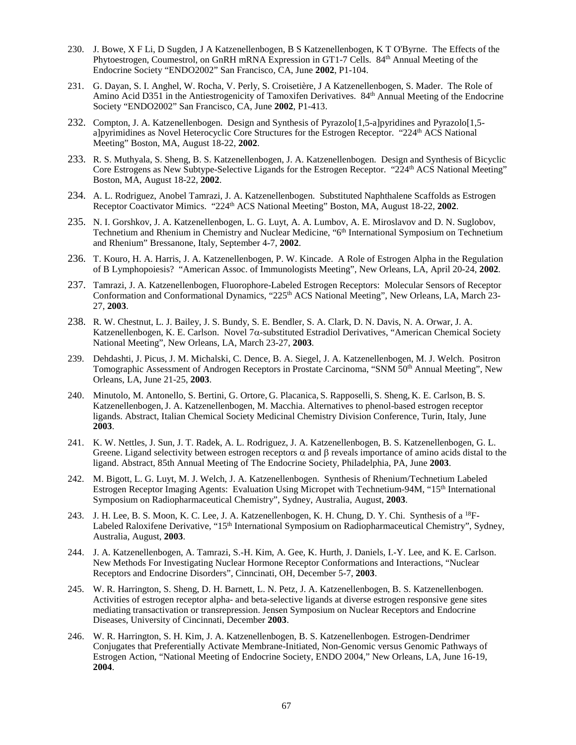230. J. Bowe, X F Li, D Sugden, J A Katzenellenbogen, B S Katzenellenbogen, K T O'Byrne. The Effects of the Phytoestrogen, Coumestrol, on GnRH mRNA Expression in GT1-7 Cells. 84th Annual Meeting of the Endocrine Society "ENDO2002" San Francisco, CA, June **2002**, P1-104.

231. G. Dayan, S. I. Anghel, W. Rocha, V. Perly, S. Croisetière, J A Katzenellenbogen, S. Mader. The Role of Amino Acid D351 in the Antiestrogenicity of Tamoxifen Derivatives. 84th Annual Meeting of the Endocrine Society "ENDO2002" San Francisco, CA, June **2002**, P1-413.

232. Compton, J. A. Katzenellenbogen. Design and Synthesis of Pyrazolo[1,5-a]pyridines and Pyrazolo[1,5-a]pyrimidines as Novel Heterocyclic Core Structures for the Estrogen Receptor. "224th ACS National Meeting" Boston, MA, August 18-22, **2002**.

233. R. S. Muthyala, S. Sheng, B. S. Katzenellenbogen, J. A. Katzenellenbogen. Design and Synthesis of Bicyclic Core Estrogens as New Subtype-Selective Ligands for the Estrogen Receptor. "224th ACS National Meeting" Boston, MA, August 18-22, **2002**.

234. A. L. Rodriguez, Anobel Tamrazi, J. A. Katzenellenbogen. Substituted Naphthalene Scaffolds as Estrogen Receptor Coactivator Mimics. "224th ACS National Meeting" Boston, MA, August 18-22, **2002**.

235. N. I. Gorshkov, J. A. Katzenellenbogen, L. G. Luyt, A. A. Lumbov, A. E. Miroslavov and D. N. Suglobov, Technetium and Rhenium in Chemistry and Nuclear Medicine, "6th International Symposium on Technetium and Rhenium" Bressanone, Italy, September 4-7, **2002**.

236. T. Kouro, H. A. Harris, J. A. Katzenellenbogen, P. W. Kincade. A Role of Estrogen Alpha in the Regulation of B Lymphopoiesis? "American Assoc. of Immunologists Meeting", New Orleans, LA, April 20-24, **2002**.

237. Tamrazi, J. A. Katzenellenbogen, Fluorophore-Labeled Estrogen Receptors: Molecular Sensors of Receptor Conformation and Conformational Dynamics, "225th ACS National Meeting", New Orleans, LA, March 23-27, **2003**.

238. R. W. Chestnut, L. J. Bailey, J. S. Bundy, S. E. Bendler, S. A. Clark, D. N. Davis, N. A. Orwar, J. A. Katzenellenbogen, K. E. Carlson. Novel 7$\alpha$-substituted Estradiol Derivatives, "American Chemical Society National Meeting", New Orleans, LA, March 23-27, **2003**.

239. Dehdashti, J. Picus, J. M. Michalski, C. Dence, B. A. Siegel, J. A. Katzenellenbogen, M. J. Welch. Positron Tomographic Assessment of Androgen Receptors in Prostate Carcinoma, "SNM 50th Annual Meeting", New Orleans, LA, June 21-25, **2003**.

240. Minutolo, M. Antonello, S. Bertini, G. Ortore, G. Placanica, S. Rapposelli, S. Sheng, K. E. Carlson, B. S. Katzenellenbogen, J. A. Katzenellenbogen, M. Macchia. Alternatives to phenol-based estrogen receptor ligands. Abstract, Italian Chemical Society Medicinal Chemistry Division Conference, Turin, Italy, June **2003**.

241. K. W. Nettles, J. Sun, J. T. Radek, A. L. Rodriguez, J. A. Katzenellenbogen, B. S. Katzenellenbogen, G. L. Greene. Ligand selectivity between estrogen receptors $\alpha$ and $\beta$ reveals importance of amino acids distal to the ligand. Abstract, 85th Annual Meeting of The Endocrine Society, Philadelphia, PA, June **2003**.

242. M. Bigott, L. G. Luyt, M. J. Welch, J. A. Katzenellenbogen. Synthesis of Rhenium/Technetium Labeled Estrogen Receptor Imaging Agents: Evaluation Using Micropet with Technetium-94M, "15th International Symposium on Radiopharmaceutical Chemistry", Sydney, Australia, August, **2003**.

243. J. H. Lee, B. S. Moon, K. C. Lee, J. A. Katzenellenbogen, K. H. Chung, D. Y. Chi. Synthesis of a $^{18}$F-Labeled Raloxifene Derivative, "15th International Symposium on Radiopharmaceutical Chemistry", Sydney, Australia, August, **2003**.

244. J. A. Katzenellenbogen, A. Tamrazi, S.-H. Kim, A. Gee, K. Hurth, J. Daniels, I.-Y. Lee, and K. E. Carlson. New Methods For Investigating Nuclear Hormone Receptor Conformations and Interactions, "Nuclear Receptors and Endocrine Disorders", Cinncinati, OH, December 5-7, **2003**.

245. W. R. Harrington, S. Sheng, D. H. Barnett, L. N. Petz, J. A. Katzenellenbogen, B. S. Katzenellenbogen. Activities of estrogen receptor alpha- and beta-selective ligands at diverse estrogen responsive gene sites mediating transactivation or transrepression. Jensen Symposium on Nuclear Receptors and Endocrine Diseases, University of Cincinnati, December **2003**.

246. W. R. Harrington, S. H. Kim, J. A. Katzenellenbogen, B. S. Katzenellenbogen. Estrogen-Dendrimer Conjugates that Preferentially Activate Membrane-Initiated, Non-Genomic versus Genomic Pathways of Estrogen Action, "National Meeting of Endocrine Society, ENDO 2004," New Orleans, LA, June 16-19, **2004**.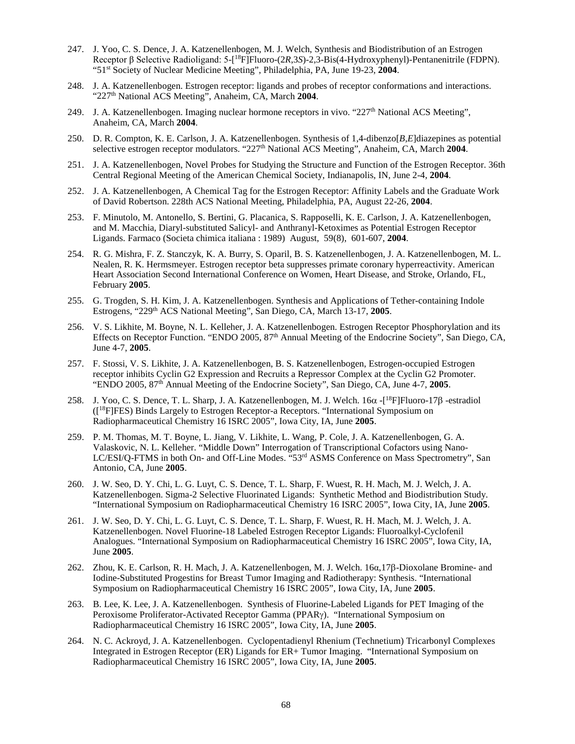247. J. Yoo, C. S. Dence, J. A. Katzenellenbogen, M. J. Welch, Synthesis and Biodistribution of an Estrogen Receptor β Selective Radioligand: 5-[$^{18}$F]Fluoro-(2*R*,3*S*)-2,3-Bis(4-Hydroxyphenyl)-Pentanenitrile (FDPN). "51st Society of Nuclear Medicine Meeting", Philadelphia, PA, June 19-23, **2004**.

248. J. A. Katzenellenbogen. Estrogen receptor: ligands and probes of receptor conformations and interactions. "227th National ACS Meeting", Anaheim, CA, March **2004**.

249. J. A. Katzenellenbogen. Imaging nuclear hormone receptors in vivo. "227th National ACS Meeting", Anaheim, CA, March **2004**.

250. D. R. Compton, K. E. Carlson, J. A. Katzenellenbogen. Synthesis of 1,4-dibenzo[*B,E*]diazepines as potential selective estrogen receptor modulators. "227th National ACS Meeting", Anaheim, CA, March **2004**.

251. J. A. Katzenellenbogen, Novel Probes for Studying the Structure and Function of the Estrogen Receptor. 36th Central Regional Meeting of the American Chemical Society, Indianapolis, IN, June 2-4, **2004**.

252. J. A. Katzenellenbogen, A Chemical Tag for the Estrogen Receptor: Affinity Labels and the Graduate Work of David Robertson. 228th ACS National Meeting, Philadelphia, PA, August 22-26, **2004**.

253. F. Minutolo, M. Antonello, S. Bertini, G. Placanica, S. Rapposelli, K. E. Carlson, J. A. Katzenellenbogen, and M. Macchia, Diaryl-substituted Salicyl- and Anthranyl-Ketoximes as Potential Estrogen Receptor Ligands. Farmaco (Societa chimica italiana : 1989) August, 59(8), 601-607, **2004**.

254. R. G. Mishra, F. Z. Stanczyk, K. A. Burry, S. Oparil, B. S. Katzenellenbogen, J. A. Katzenellenbogen, M. L. Nealen, R. K. Hermsmeyer. Estrogen receptor beta suppresses primate coronary hyperreactivity. American Heart Association Second International Conference on Women, Heart Disease, and Stroke, Orlando, FL, February **2005**.

255. G. Trogden, S. H. Kim, J. A. Katzenellenbogen. Synthesis and Applications of Tether-containing Indole Estrogens, "229th ACS National Meeting", San Diego, CA, March 13-17, **2005**.

256. V. S. Likhite, M. Boyne, N. L. Kelleher, J. A. Katzenellenbogen. Estrogen Receptor Phosphorylation and its Effects on Receptor Function. "ENDO 2005, 87th Annual Meeting of the Endocrine Society", San Diego, CA, June 4-7, **2005**.

257. F. Stossi, V. S. Likhite, J. A. Katzenellenbogen, B. S. Katzenellenbogen, Estrogen-occupied Estrogen receptor inhibits Cyclin G2 Expression and Recruits a Repressor Complex at the Cyclin G2 Promoter. "ENDO 2005, 87th Annual Meeting of the Endocrine Society", San Diego, CA, June 4-7, **2005**.

258. J. Yoo, C. S. Dence, T. L. Sharp, J. A. Katzenellenbogen, M. J. Welch. 16α -[$^{18}$F]Fluoro-17β -estradiol ([$^{18}$F]FES) Binds Largely to Estrogen Receptor-a Receptors. "International Symposium on Radiopharmaceutical Chemistry 16 ISRC 2005", Iowa City, IA, June **2005**.

259. P. M. Thomas, M. T. Boyne, L. Jiang, V. Likhite, L. Wang, P. Cole, J. A. Katzenellenbogen, G. A. Valaskovic, N. L. Kelleher. "Middle Down" Interrogation of Transcriptional Cofactors using Nano-LC/ESI/Q-FTMS in both On- and Off-Line Modes. "53rd ASMS Conference on Mass Spectrometry", San Antonio, CA, June **2005**.

260. J. W. Seo, D. Y. Chi, L. G. Luyt, C. S. Dence, T. L. Sharp, F. Wuest, R. H. Mach, M. J. Welch, J. A. Katzenellenbogen. Sigma-2 Selective Fluorinated Ligands: Synthetic Method and Biodistribution Study. "International Symposium on Radiopharmaceutical Chemistry 16 ISRC 2005", Iowa City, IA, June **2005**.

261. J. W. Seo, D. Y. Chi, L. G. Luyt, C. S. Dence, T. L. Sharp, F. Wuest, R. H. Mach, M. J. Welch, J. A. Katzenellenbogen. Novel Fluorine-18 Labeled Estrogen Receptor Ligands: Fluoroalkyl-Cyclofenil Analogues. "International Symposium on Radiopharmaceutical Chemistry 16 ISRC 2005", Iowa City, IA, June **2005**.

262. Zhou, K. E. Carlson, R. H. Mach, J. A. Katzenellenbogen, M. J. Welch. 16α,17β-Dioxolane Bromine- and Iodine-Substituted Progestins for Breast Tumor Imaging and Radiotherapy: Synthesis. "International Symposium on Radiopharmaceutical Chemistry 16 ISRC 2005", Iowa City, IA, June **2005**.

263. B. Lee, K. Lee, J. A. Katzenellenbogen. Synthesis of Fluorine-Labeled Ligands for PET Imaging of the Peroxisome Proliferator-Activated Receptor Gamma (PPARγ). "International Symposium on Radiopharmaceutical Chemistry 16 ISRC 2005", Iowa City, IA, June **2005**.

264. N. C. Ackroyd, J. A. Katzenellenbogen. Cyclopentadienyl Rhenium (Technetium) Tricarbonyl Complexes Integrated in Estrogen Receptor (ER) Ligands for ER+ Tumor Imaging. "International Symposium on Radiopharmaceutical Chemistry 16 ISRC 2005", Iowa City, IA, June **2005**.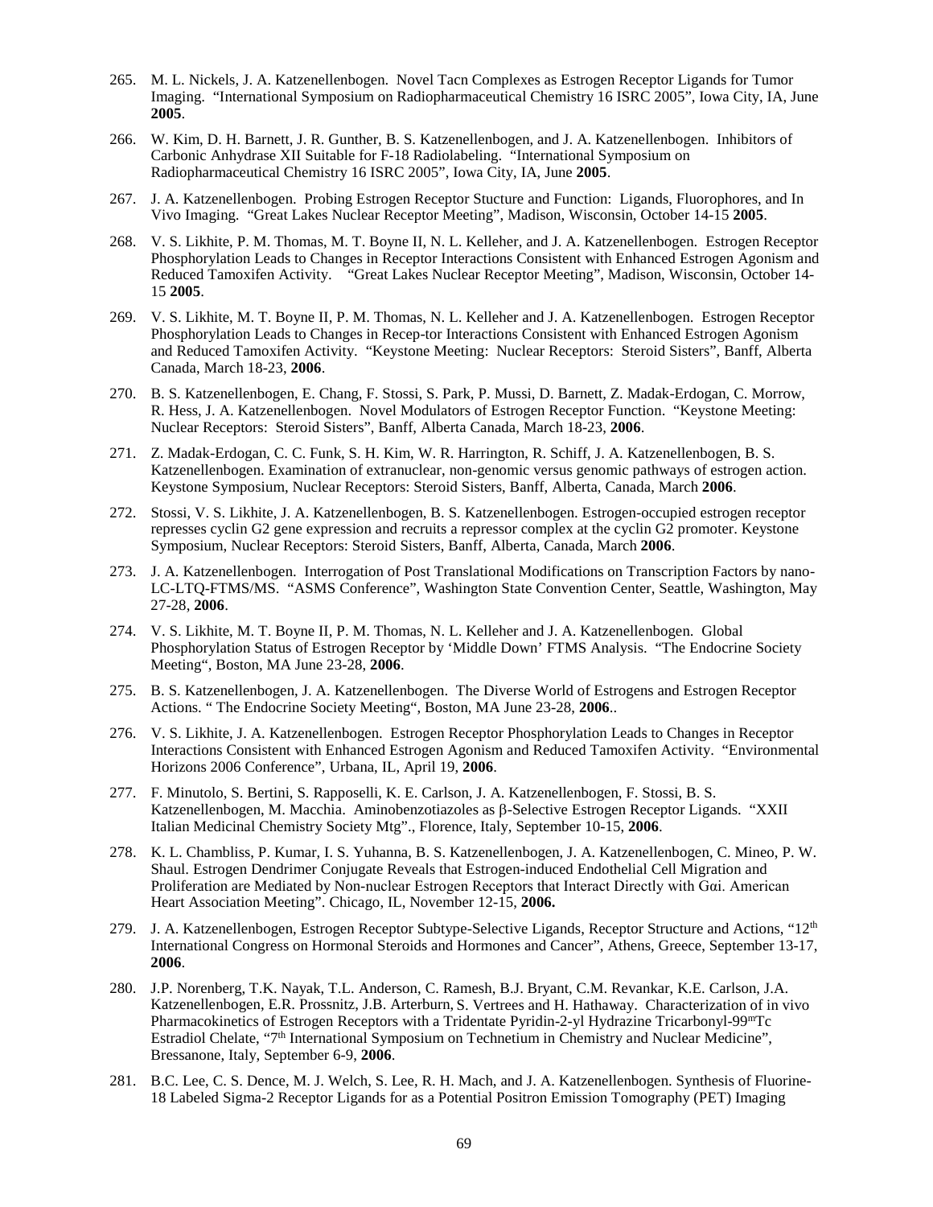265. M. L. Nickels, J. A. Katzenellenbogen. Novel Tacn Complexes as Estrogen Receptor Ligands for Tumor Imaging. "International Symposium on Radiopharmaceutical Chemistry 16 ISRC 2005", Iowa City, IA, June **2005**.

266. W. Kim, D. H. Barnett, J. R. Gunther, B. S. Katzenellenbogen, and J. A. Katzenellenbogen. Inhibitors of Carbonic Anhydrase XII Suitable for F-18 Radiolabeling. "International Symposium on Radiopharmaceutical Chemistry 16 ISRC 2005", Iowa City, IA, June **2005**.

267. J. A. Katzenellenbogen. Probing Estrogen Receptor Stucture and Function: Ligands, Fluorophores, and In Vivo Imaging. "Great Lakes Nuclear Receptor Meeting", Madison, Wisconsin, October 14-15 **2005**.

268. V. S. Likhite, P. M. Thomas, M. T. Boyne II, N. L. Kelleher, and J. A. Katzenellenbogen. Estrogen Receptor Phosphorylation Leads to Changes in Receptor Interactions Consistent with Enhanced Estrogen Agonism and Reduced Tamoxifen Activity. "Great Lakes Nuclear Receptor Meeting", Madison, Wisconsin, October 14-15 **2005**.

269. V. S. Likhite, M. T. Boyne II, P. M. Thomas, N. L. Kelleher and J. A. Katzenellenbogen. Estrogen Receptor Phosphorylation Leads to Changes in Recep-tor Interactions Consistent with Enhanced Estrogen Agonism and Reduced Tamoxifen Activity. "Keystone Meeting: Nuclear Receptors: Steroid Sisters", Banff, Alberta Canada, March 18-23, **2006**.

270. B. S. Katzenellenbogen, E. Chang, F. Stossi, S. Park, P. Mussi, D. Barnett, Z. Madak-Erdogan, C. Morrow, R. Hess, J. A. Katzenellenbogen. Novel Modulators of Estrogen Receptor Function. "Keystone Meeting: Nuclear Receptors: Steroid Sisters", Banff, Alberta Canada, March 18-23, **2006**.

271. Z. Madak-Erdogan, C. C. Funk, S. H. Kim, W. R. Harrington, R. Schiff, J. A. Katzenellenbogen, B. S. Katzenellenbogen. Examination of extranuclear, non-genomic versus genomic pathways of estrogen action. Keystone Symposium, Nuclear Receptors: Steroid Sisters, Banff, Alberta, Canada, March **2006**.

272. Stossi, V. S. Likhite, J. A. Katzenellenbogen, B. S. Katzenellenbogen. Estrogen-occupied estrogen receptor represses cyclin G2 gene expression and recruits a repressor complex at the cyclin G2 promoter. Keystone Symposium, Nuclear Receptors: Steroid Sisters, Banff, Alberta, Canada, March **2006**.

273. J. A. Katzenellenbogen. Interrogation of Post Translational Modifications on Transcription Factors by nano-LC-LTQ-FTMS/MS. "ASMS Conference", Washington State Convention Center, Seattle, Washington, May 27-28, **2006**.

274. V. S. Likhite, M. T. Boyne II, P. M. Thomas, N. L. Kelleher and J. A. Katzenellenbogen. Global Phosphorylation Status of Estrogen Receptor by 'Middle Down' FTMS Analysis. "The Endocrine Society Meeting", Boston, MA June 23-28, **2006**.

275. B. S. Katzenellenbogen, J. A. Katzenellenbogen. The Diverse World of Estrogens and Estrogen Receptor Actions. " The Endocrine Society Meeting", Boston, MA June 23-28, **2006**..

276. V. S. Likhite, J. A. Katzenellenbogen. Estrogen Receptor Phosphorylation Leads to Changes in Receptor Interactions Consistent with Enhanced Estrogen Agonism and Reduced Tamoxifen Activity. "Environmental Horizons 2006 Conference", Urbana, IL, April 19, **2006**.

277. F. Minutolo, S. Bertini, S. Rapposelli, K. E. Carlson, J. A. Katzenellenbogen, F. Stossi, B. S. Katzenellenbogen, M. Macchia. Aminobenzotiazoles as β-Selective Estrogen Receptor Ligands. "XXII Italian Medicinal Chemistry Society Mtg"., Florence, Italy, September 10-15, **2006**.

278. K. L. Chambliss, P. Kumar, I. S. Yuhanna, B. S. Katzenellenbogen, J. A. Katzenellenbogen, C. Mineo, P. W. Shaul. Estrogen Dendrimer Conjugate Reveals that Estrogen-induced Endothelial Cell Migration and Proliferation are Mediated by Non-nuclear Estrogen Receptors that Interact Directly with Gαi. American Heart Association Meeting". Chicago, IL, November 12-15, **2006.**

279. J. A. Katzenellenbogen, Estrogen Receptor Subtype-Selective Ligands, Receptor Structure and Actions, "12th International Congress on Hormonal Steroids and Hormones and Cancer", Athens, Greece, September 13-17, **2006**.

280. J.P. Norenberg, T.K. Nayak, T.L. Anderson, C. Ramesh, B.J. Bryant, C.M. Revankar, K.E. Carlson, J.A. Katzenellenbogen, E.R. Prossnitz, J.B. Arterburn, S. Vertrees and H. Hathaway. Characterization of in vivo Pharmacokinetics of Estrogen Receptors with a Tridentate Pyridin-2-yl Hydrazine Tricarbonyl-$^{99m}$Tc Estradiol Chelate, "7th International Symposium on Technetium in Chemistry and Nuclear Medicine", Bressanone, Italy, September 6-9, **2006**.

281. B.C. Lee, C. S. Dence, M. J. Welch, S. Lee, R. H. Mach, and J. A. Katzenellenbogen. Synthesis of Fluorine-18 Labeled Sigma-2 Receptor Ligands for as a Potential Positron Emission Tomography (PET) Imaging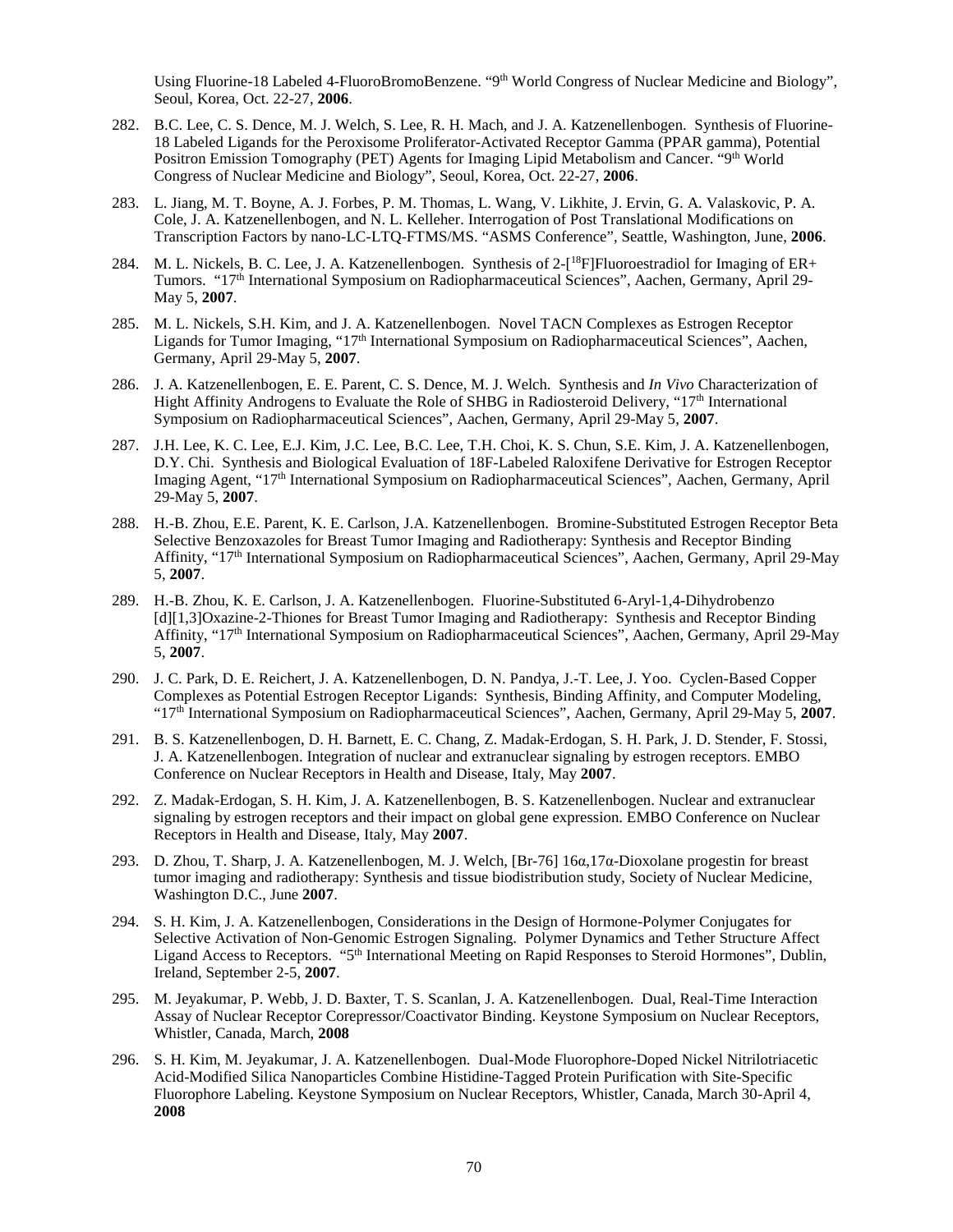Using Fluorine-18 Labeled 4-FluoroBromoBenzene. "9th World Congress of Nuclear Medicine and Biology", Seoul, Korea, Oct. 22-27, **2006**.

282. B.C. Lee, C. S. Dence, M. J. Welch, S. Lee, R. H. Mach, and J. A. Katzenellenbogen. Synthesis of Fluorine-18 Labeled Ligands for the Peroxisome Proliferator-Activated Receptor Gamma (PPAR gamma), Potential Positron Emission Tomography (PET) Agents for Imaging Lipid Metabolism and Cancer. "9th World Congress of Nuclear Medicine and Biology", Seoul, Korea, Oct. 22-27, **2006**.

283. L. Jiang, M. T. Boyne, A. J. Forbes, P. M. Thomas, L. Wang, V. Likhite, J. Ervin, G. A. Valaskovic, P. A. Cole, J. A. Katzenellenbogen, and N. L. Kelleher. Interrogation of Post Translational Modifications on Transcription Factors by nano-LC-LTQ-FTMS/MS. "ASMS Conference", Seattle, Washington, June, **2006**.

284. M. L. Nickels, B. C. Lee, J. A. Katzenellenbogen. Synthesis of 2-[$^{18}$F]Fluoroestradiol for Imaging of ER+ Tumors. "17th International Symposium on Radiopharmaceutical Sciences", Aachen, Germany, April 29-May 5, **2007**.

285. M. L. Nickels, S.H. Kim, and J. A. Katzenellenbogen. Novel TACN Complexes as Estrogen Receptor Ligands for Tumor Imaging, "17th International Symposium on Radiopharmaceutical Sciences", Aachen, Germany, April 29-May 5, **2007**.

286. J. A. Katzenellenbogen, E. E. Parent, C. S. Dence, M. J. Welch. Synthesis and *In Vivo* Characterization of Hight Affinity Androgens to Evaluate the Role of SHBG in Radiosteroid Delivery, "17th International Symposium on Radiopharmaceutical Sciences", Aachen, Germany, April 29-May 5, **2007**.

287. J.H. Lee, K. C. Lee, E.J. Kim, J.C. Lee, B.C. Lee, T.H. Choi, K. S. Chun, S.E. Kim, J. A. Katzenellenbogen, D.Y. Chi. Synthesis and Biological Evaluation of 18F-Labeled Raloxifene Derivative for Estrogen Receptor Imaging Agent, "17th International Symposium on Radiopharmaceutical Sciences", Aachen, Germany, April 29-May 5, **2007**.

288. H.-B. Zhou, E.E. Parent, K. E. Carlson, J.A. Katzenellenbogen. Bromine-Substituted Estrogen Receptor Beta Selective Benzoxazoles for Breast Tumor Imaging and Radiotherapy: Synthesis and Receptor Binding Affinity, "17th International Symposium on Radiopharmaceutical Sciences", Aachen, Germany, April 29-May 5, **2007**.

289. H.-B. Zhou, K. E. Carlson, J. A. Katzenellenbogen. Fluorine-Substituted 6-Aryl-1,4-Dihydrobenzo [d][1,3]Oxazine-2-Thiones for Breast Tumor Imaging and Radiotherapy: Synthesis and Receptor Binding Affinity, "17th International Symposium on Radiopharmaceutical Sciences", Aachen, Germany, April 29-May 5, **2007**.

290. J. C. Park, D. E. Reichert, J. A. Katzenellenbogen, D. N. Pandya, J.-T. Lee, J. Yoo. Cyclen-Based Copper Complexes as Potential Estrogen Receptor Ligands: Synthesis, Binding Affinity, and Computer Modeling, "17th International Symposium on Radiopharmaceutical Sciences", Aachen, Germany, April 29-May 5, **2007**.

291. B. S. Katzenellenbogen, D. H. Barnett, E. C. Chang, Z. Madak-Erdogan, S. H. Park, J. D. Stender, F. Stossi, J. A. Katzenellenbogen. Integration of nuclear and extranuclear signaling by estrogen receptors. EMBO Conference on Nuclear Receptors in Health and Disease, Italy, May **2007**.

292. Z. Madak-Erdogan, S. H. Kim, J. A. Katzenellenbogen, B. S. Katzenellenbogen. Nuclear and extranuclear signaling by estrogen receptors and their impact on global gene expression. EMBO Conference on Nuclear Receptors in Health and Disease, Italy, May **2007**.

293. D. Zhou, T. Sharp, J. A. Katzenellenbogen, M. J. Welch, [Br-76] 16α,17α-Dioxolane progestin for breast tumor imaging and radiotherapy: Synthesis and tissue biodistribution study, Society of Nuclear Medicine, Washington D.C., June **2007**.

294. S. H. Kim, J. A. Katzenellenbogen, Considerations in the Design of Hormone-Polymer Conjugates for Selective Activation of Non-Genomic Estrogen Signaling. Polymer Dynamics and Tether Structure Affect Ligand Access to Receptors. "5th International Meeting on Rapid Responses to Steroid Hormones", Dublin, Ireland, September 2-5, **2007**.

295. M. Jeyakumar, P. Webb, J. D. Baxter, T. S. Scanlan, J. A. Katzenellenbogen. Dual, Real-Time Interaction Assay of Nuclear Receptor Corepressor/Coactivator Binding. Keystone Symposium on Nuclear Receptors, Whistler, Canada, March, **2008**

296. S. H. Kim, M. Jeyakumar, J. A. Katzenellenbogen. Dual-Mode Fluorophore-Doped Nickel Nitrilotriacetic Acid-Modified Silica Nanoparticles Combine Histidine-Tagged Protein Purification with Site-Specific Fluorophore Labeling. Keystone Symposium on Nuclear Receptors, Whistler, Canada, March 30-April 4, **2008**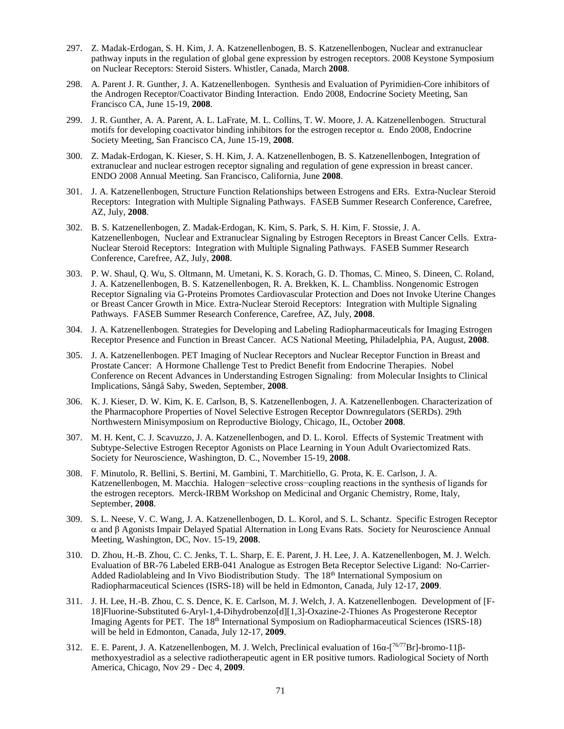297. Z. Madak-Erdogan, S. H. Kim, J. A. Katzenellenbogen, B. S. Katzenellenbogen, Nuclear and extranuclear pathway inputs in the regulation of global gene expression by estrogen receptors. 2008 Keystone Symposium on Nuclear Receptors: Steroid Sisters. Whistler, Canada, March **2008**.

298. A. Parent J. R. Gunther, J. A. Katzenellenbogen. Synthesis and Evaluation of Pyrimidien-Core inhibitors of the Androgen Receptor/Coactivator Binding Interaction. Endo 2008, Endocrine Society Meeting, San Francisco CA, June 15-19, **2008**.

299. J. R. Gunther, A. A. Parent, A. L. LaFrate, M. L. Collins, T. W. Moore, J. A. Katzenellenbogen. Structural motifs for developing coactivator binding inhibitors for the estrogen receptor α. Endo 2008, Endocrine Society Meeting, San Francisco CA, June 15-19, **2008**.

300. Z. Madak-Erdogan, K. Kieser, S. H. Kim, J. A. Katzenellenbogen, B. S. Katzenellenbogen, Integration of extranuclear and nuclear estrogen receptor signaling and regulation of gene expression in breast cancer. ENDO 2008 Annual Meeting. San Francisco, California, June **2008**.

301. J. A. Katzenellenbogen, Structure Function Relationships between Estrogens and ERs. Extra-Nuclear Steroid Receptors: Integration with Multiple Signaling Pathways. FASEB Summer Research Conference, Carefree, AZ, July, **2008**.

302. B. S. Katzenellenbogen, Z. Madak-Erdogan, K. Kim, S. Park, S. H. Kim, F. Stossie, J. A. Katzenellenbogen, Nuclear and Extranuclear Signaling by Estrogen Receptors in Breast Cancer Cells. Extra-Nuclear Steroid Receptors: Integration with Multiple Signaling Pathways. FASEB Summer Research Conference, Carefree, AZ, July, **2008**.

303. P. W. Shaul, Q. Wu, S. Oltmann, M. Umetani, K. S. Korach, G. D. Thomas, C. Mineo, S. Dineen, C. Roland, J. A. Katzenellenbogen, B. S. Katzenellenbogen, R. A. Brekken, K. L. Chambliss. Nongenomic Estrogen Receptor Signaling via G-Proteins Promotes Cardiovascular Protection and Does not Invoke Uterine Changes or Breast Cancer Growth in Mice. Extra-Nuclear Steroid Receptors: Integration with Multiple Signaling Pathways. FASEB Summer Research Conference, Carefree, AZ, July, **2008**.

304. J. A. Katzenellenbogen. Strategies for Developing and Labeling Radiopharmaceuticals for Imaging Estrogen Receptor Presence and Function in Breast Cancer. ACS National Meeting, Philadelphia, PA, August, **2008**.

305. J. A. Katzenellenbogen. PET Imaging of Nuclear Receptors and Nuclear Receptor Function in Breast and Prostate Cancer: A Hormone Challenge Test to Predict Benefit from Endocrine Therapies. Nobel Conference on Recent Advances in Understanding Estrogen Signaling: from Molecular Insights to Clinical Implications, Sångå Saby, Sweden, September, **2008**.

306. K. J. Kieser, D. W. Kim, K. E. Carlson, B, S. Katzenellenbogen, J. A. Katzenellenbogen. Characterization of the Pharmacophore Properties of Novel Selective Estrogen Receptor Downregulators (SERDs). 29th Northwestern Minisymposium on Reproductive Biology, Chicago, IL, October **2008**.

307. M. H. Kent, C. J. Scavuzzo, J. A. Katzenellenbogen, and D. L. Korol. Effects of Systemic Treatment with Subtype-Selective Estrogen Receptor Agonists on Place Learning in Youn Adult Ovariectomized Rats. Society for Neuroscience, Washington, D. C., November 15-19, **2008**.

308. F. Minutolo, R. Bellini, S. Bertini, M. Gambini, T. Marchitiello, G. Prota, K. E. Carlson, J. A. Katzenellenbogen, M. Macchia. Halogen−selective cross−coupling reactions in the synthesis of ligands for the estrogen receptors. Merck-IRBM Workshop on Medicinal and Organic Chemistry, Rome, Italy, September, **2008**.

309. S. L. Neese, V. C. Wang, J. A. Katzenellenbogen, D. L. Korol, and S. L. Schantz. Specific Estrogen Receptor α and β Agonists Impair Delayed Spatial Alternation in Long Evans Rats. Society for Neuroscience Annual Meeting, Washington, DC, Nov. 15-19, **2008**.

310. D. Zhou, H.-B. Zhou, C. C. Jenks, T. L. Sharp, E. E. Parent, J. H. Lee, J. A. Katzenellenbogen, M. J. Welch. Evaluation of BR-76 Labeled ERB-041 Analogue as Estrogen Beta Receptor Selective Ligand: No-Carrier-Added Radiolableing and In Vivo Biodistribution Study. The 18th International Symposium on Radiopharmaceutical Sciences (ISRS-18) will be held in Edmonton, Canada, July 12-17, **2009**.

311. J. H. Lee, H.-B. Zhou, C. S. Dence, K. E. Carlson, M. J. Welch, J. A. Katzenellenbogen. Development of [F-18]Fluorine-Substituted 6-Aryl-1,4-Dihydrobenzo[d][1,3]-Oxazine-2-Thiones As Progesterone Receptor Imaging Agents for PET. The 18th International Symposium on Radiopharmaceutical Sciences (ISRS-18) will be held in Edmonton, Canada, July 12-17, **2009**.

312. E. E. Parent, J. A. Katzenellenbogen, M. J. Welch, Preclinical evaluation of 16α-[$^{76/77}$Br]-bromo-11β-methoxyestradiol as a selective radiotherapeutic agent in ER positive tumors. Radiological Society of North America, Chicago, Nov 29 - Dec 4, **2009**.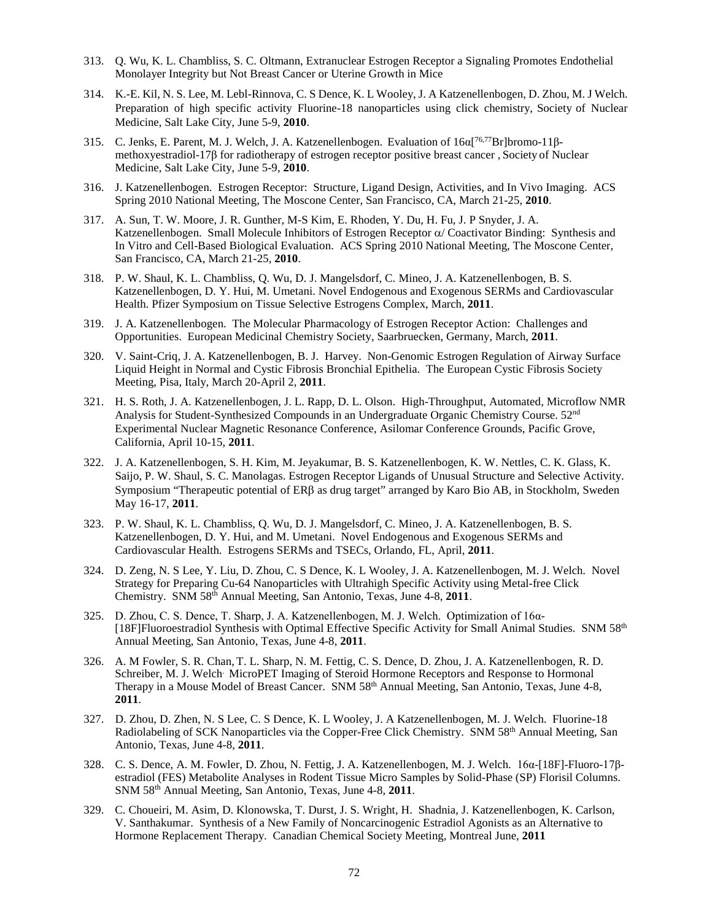313. Q. Wu, K. L. Chambliss, S. C. Oltmann, Extranuclear Estrogen Receptor a Signaling Promotes Endothelial Monolayer Integrity but Not Breast Cancer or Uterine Growth in Mice

314. K.-E. Kil, N. S. Lee, M. Lebl-Rinnova, C. S Dence, K. L Wooley, J. A Katzenellenbogen, D. Zhou, M. J Welch. Preparation of high specific activity Fluorine-18 nanoparticles using click chemistry, Society of Nuclear Medicine, Salt Lake City, June 5-9, **2010**.

315. C. Jenks, E. Parent, M. J. Welch, J. A. Katzenellenbogen. Evaluation of 16α[$^{76,77}$Br]bromo-11β-methoxyestradiol-17β for radiotherapy of estrogen receptor positive breast cancer , Society of Nuclear Medicine, Salt Lake City, June 5-9, **2010**.

316. J. Katzenellenbogen. Estrogen Receptor: Structure, Ligand Design, Activities, and In Vivo Imaging. ACS Spring 2010 National Meeting, The Moscone Center, San Francisco, CA, March 21-25, **2010**.

317. A. Sun, T. W. Moore, J. R. Gunther, M-S Kim, E. Rhoden, Y. Du, H. Fu, J. P Snyder, J. A. Katzenellenbogen. Small Molecule Inhibitors of Estrogen Receptor α/ Coactivator Binding: Synthesis and In Vitro and Cell-Based Biological Evaluation. ACS Spring 2010 National Meeting, The Moscone Center, San Francisco, CA, March 21-25, **2010**.

318. P. W. Shaul, K. L. Chambliss, Q. Wu, D. J. Mangelsdorf, C. Mineo, J. A. Katzenellenbogen, B. S. Katzenellenbogen, D. Y. Hui, M. Umetani. Novel Endogenous and Exogenous SERMs and Cardiovascular Health. Pfizer Symposium on Tissue Selective Estrogens Complex, March, **2011**.

319. J. A. Katzenellenbogen. The Molecular Pharmacology of Estrogen Receptor Action: Challenges and Opportunities. European Medicinal Chemistry Society, Saarbruecken, Germany, March, **2011**.

320. V. Saint-Criq, J. A. Katzenellenbogen, B. J. Harvey. Non-Genomic Estrogen Regulation of Airway Surface Liquid Height in Normal and Cystic Fibrosis Bronchial Epithelia. The European Cystic Fibrosis Society Meeting, Pisa, Italy, March 20-April 2, **2011**.

321. H. S. Roth, J. A. Katzenellenbogen, J. L. Rapp, D. L. Olson. High-Throughput, Automated, Microflow NMR Analysis for Student-Synthesized Compounds in an Undergraduate Organic Chemistry Course. 52nd Experimental Nuclear Magnetic Resonance Conference, Asilomar Conference Grounds, Pacific Grove, California, April 10-15, **2011**.

322. J. A. Katzenellenbogen, S. H. Kim, M. Jeyakumar, B. S. Katzenellenbogen, K. W. Nettles, C. K. Glass, K. Saijo, P. W. Shaul, S. C. Manolagas. Estrogen Receptor Ligands of Unusual Structure and Selective Activity. Symposium "Therapeutic potential of ERβ as drug target" arranged by Karo Bio AB, in Stockholm, Sweden May 16-17, **2011**.

323. P. W. Shaul, K. L. Chambliss, Q. Wu, D. J. Mangelsdorf, C. Mineo, J. A. Katzenellenbogen, B. S. Katzenellenbogen, D. Y. Hui, and M. Umetani. Novel Endogenous and Exogenous SERMs and Cardiovascular Health. Estrogens SERMs and TSECs, Orlando, FL, April, **2011**.

324. D. Zeng, N. S Lee, Y. Liu, D. Zhou, C. S Dence, K. L Wooley, J. A. Katzenellenbogen, M. J. Welch. Novel Strategy for Preparing Cu-64 Nanoparticles with Ultrahigh Specific Activity using Metal-free Click Chemistry. SNM 58th Annual Meeting, San Antonio, Texas, June 4-8, **2011**.

325. D. Zhou, C. S. Dence, T. Sharp, J. A. Katzenellenbogen, M. J. Welch. Optimization of 16α-[18F]Fluoroestradiol Synthesis with Optimal Effective Specific Activity for Small Animal Studies. SNM 58th Annual Meeting, San Antonio, Texas, June 4-8, **2011**.

326. A. M Fowler, S. R. Chan, T. L. Sharp, N. M. Fettig, C. S. Dence, D. Zhou, J. A. Katzenellenbogen, R. D. Schreiber, M. J. Welch. MicroPET Imaging of Steroid Hormone Receptors and Response to Hormonal Therapy in a Mouse Model of Breast Cancer. SNM 58th Annual Meeting, San Antonio, Texas, June 4-8, **2011**.

327. D. Zhou, D. Zhen, N. S Lee, C. S Dence, K. L Wooley, J. A Katzenellenbogen, M. J. Welch. Fluorine-18 Radiolabeling of SCK Nanoparticles via the Copper-Free Click Chemistry. SNM 58th Annual Meeting, San Antonio, Texas, June 4-8, **2011**.

328. C. S. Dence, A. M. Fowler, D. Zhou, N. Fettig, J. A. Katzenellenbogen, M. J. Welch. 16α-[18F]-Fluoro-17β-estradiol (FES) Metabolite Analyses in Rodent Tissue Micro Samples by Solid-Phase (SP) Florisil Columns. SNM 58th Annual Meeting, San Antonio, Texas, June 4-8, **2011**.

329. C. Choueiri, M. Asim, D. Klonowska, T. Durst, J. S. Wright, H. Shadnia, J. Katzenellenbogen, K. Carlson, V. Santhakumar. Synthesis of a New Family of Noncarcinogenic Estradiol Agonists as an Alternative to Hormone Replacement Therapy. Canadian Chemical Society Meeting, Montreal June, **2011**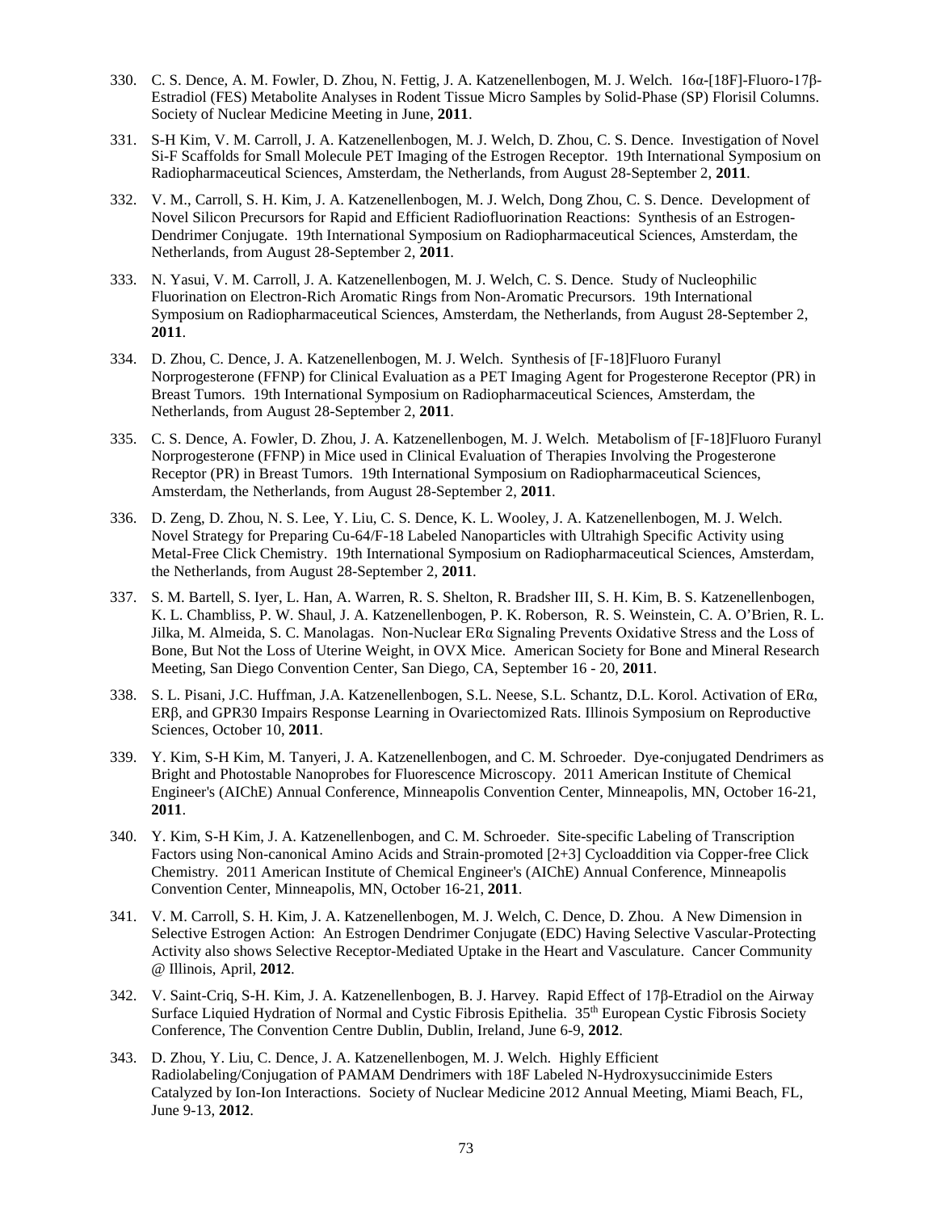330. C. S. Dence, A. M. Fowler, D. Zhou, N. Fettig, J. A. Katzenellenbogen, M. J. Welch. 16α-[18F]-Fluoro-17β-Estradiol (FES) Metabolite Analyses in Rodent Tissue Micro Samples by Solid-Phase (SP) Florisil Columns. Society of Nuclear Medicine Meeting in June, **2011**.

331. S-H Kim, V. M. Carroll, J. A. Katzenellenbogen, M. J. Welch, D. Zhou, C. S. Dence. Investigation of Novel Si-F Scaffolds for Small Molecule PET Imaging of the Estrogen Receptor. 19th International Symposium on Radiopharmaceutical Sciences, Amsterdam, the Netherlands, from August 28-September 2, **2011**.

332. V. M., Carroll, S. H. Kim, J. A. Katzenellenbogen, M. J. Welch, Dong Zhou, C. S. Dence. Development of Novel Silicon Precursors for Rapid and Efficient Radiofluorination Reactions: Synthesis of an Estrogen-Dendrimer Conjugate. 19th International Symposium on Radiopharmaceutical Sciences, Amsterdam, the Netherlands, from August 28-September 2, **2011**.

333. N. Yasui, V. M. Carroll, J. A. Katzenellenbogen, M. J. Welch, C. S. Dence. Study of Nucleophilic Fluorination on Electron-Rich Aromatic Rings from Non-Aromatic Precursors. 19th International Symposium on Radiopharmaceutical Sciences, Amsterdam, the Netherlands, from August 28-September 2, **2011**.

334. D. Zhou, C. Dence, J. A. Katzenellenbogen, M. J. Welch. Synthesis of [F-18]Fluoro Furanyl Norprogesterone (FFNP) for Clinical Evaluation as a PET Imaging Agent for Progesterone Receptor (PR) in Breast Tumors. 19th International Symposium on Radiopharmaceutical Sciences, Amsterdam, the Netherlands, from August 28-September 2, **2011**.

335. C. S. Dence, A. Fowler, D. Zhou, J. A. Katzenellenbogen, M. J. Welch. Metabolism of [F-18]Fluoro Furanyl Norprogesterone (FFNP) in Mice used in Clinical Evaluation of Therapies Involving the Progesterone Receptor (PR) in Breast Tumors. 19th International Symposium on Radiopharmaceutical Sciences, Amsterdam, the Netherlands, from August 28-September 2, **2011**.

336. D. Zeng, D. Zhou, N. S. Lee, Y. Liu, C. S. Dence, K. L. Wooley, J. A. Katzenellenbogen, M. J. Welch. Novel Strategy for Preparing Cu-64/F-18 Labeled Nanoparticles with Ultrahigh Specific Activity using Metal-Free Click Chemistry. 19th International Symposium on Radiopharmaceutical Sciences, Amsterdam, the Netherlands, from August 28-September 2, **2011**.

337. S. M. Bartell, S. Iyer, L. Han, A. Warren, R. S. Shelton, R. Bradsher III, S. H. Kim, B. S. Katzenellenbogen, K. L. Chambliss, P. W. Shaul, J. A. Katzenellenbogen, P. K. Roberson, R. S. Weinstein, C. A. O'Brien, R. L. Jilka, M. Almeida, S. C. Manolagas. Non-Nuclear ERα Signaling Prevents Oxidative Stress and the Loss of Bone, But Not the Loss of Uterine Weight, in OVX Mice. American Society for Bone and Mineral Research Meeting, San Diego Convention Center, San Diego, CA, September 16 - 20, **2011**.

338. S. L. Pisani, J.C. Huffman, J.A. Katzenellenbogen, S.L. Neese, S.L. Schantz, D.L. Korol. Activation of ERα, ERβ, and GPR30 Impairs Response Learning in Ovariectomized Rats. Illinois Symposium on Reproductive Sciences, October 10, **2011**.

339. Y. Kim, S-H Kim, M. Tanyeri, J. A. Katzenellenbogen, and C. M. Schroeder. Dye-conjugated Dendrimers as Bright and Photostable Nanoprobes for Fluorescence Microscopy. 2011 American Institute of Chemical Engineer's (AIChE) Annual Conference, Minneapolis Convention Center, Minneapolis, MN, October 16-21, **2011**.

340. Y. Kim, S-H Kim, J. A. Katzenellenbogen, and C. M. Schroeder. Site-specific Labeling of Transcription Factors using Non-canonical Amino Acids and Strain-promoted [2+3] Cycloaddition via Copper-free Click Chemistry. 2011 American Institute of Chemical Engineer's (AIChE) Annual Conference, Minneapolis Convention Center, Minneapolis, MN, October 16-21, **2011**.

341. V. M. Carroll, S. H. Kim, J. A. Katzenellenbogen, M. J. Welch, C. Dence, D. Zhou. A New Dimension in Selective Estrogen Action: An Estrogen Dendrimer Conjugate (EDC) Having Selective Vascular-Protecting Activity also shows Selective Receptor-Mediated Uptake in the Heart and Vasculature. Cancer Community @ Illinois, April, **2012**.

342. V. Saint-Criq, S-H. Kim, J. A. Katzenellenbogen, B. J. Harvey. Rapid Effect of 17β-Etradiol on the Airway Surface Liquied Hydration of Normal and Cystic Fibrosis Epithelia. 35th European Cystic Fibrosis Society Conference, The Convention Centre Dublin, Dublin, Ireland, June 6-9, **2012**.

343. D. Zhou, Y. Liu, C. Dence, J. A. Katzenellenbogen, M. J. Welch. Highly Efficient Radiolabeling/Conjugation of PAMAM Dendrimers with 18F Labeled N-Hydroxysuccinimide Esters Catalyzed by Ion-Ion Interactions. Society of Nuclear Medicine 2012 Annual Meeting, Miami Beach, FL, June 9-13, **2012**.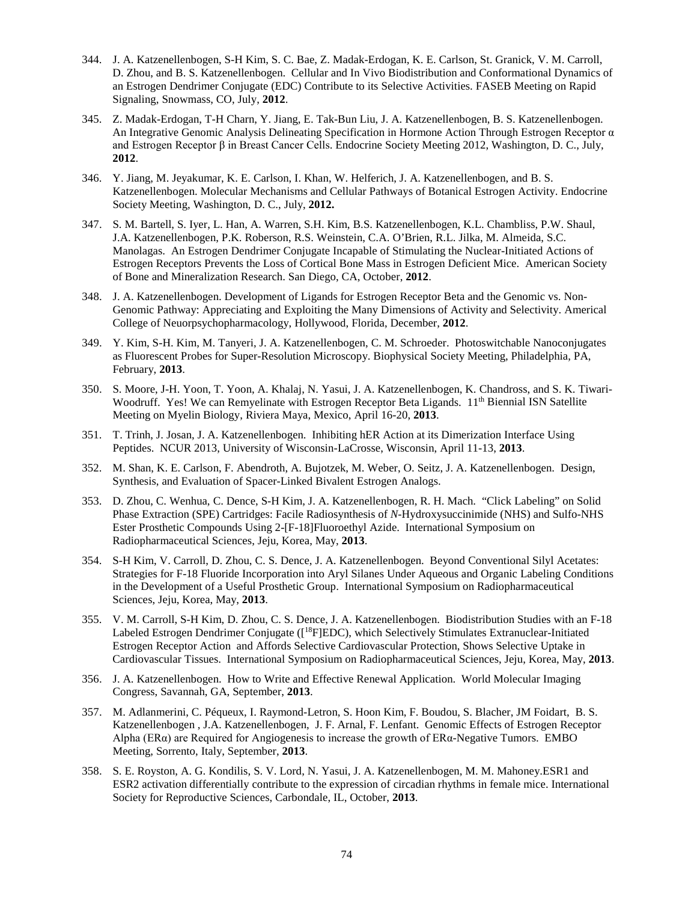344. J. A. Katzenellenbogen, S-H Kim, S. C. Bae, Z. Madak-Erdogan, K. E. Carlson, St. Granick, V. M. Carroll, D. Zhou, and B. S. Katzenellenbogen. Cellular and In Vivo Biodistribution and Conformational Dynamics of an Estrogen Dendrimer Conjugate (EDC) Contribute to its Selective Activities. FASEB Meeting on Rapid Signaling, Snowmass, CO, July, **2012**.

345. Z. Madak-Erdogan, T-H Charn, Y. Jiang, E. Tak-Bun Liu, J. A. Katzenellenbogen, B. S. Katzenellenbogen. An Integrative Genomic Analysis Delineating Specification in Hormone Action Through Estrogen Receptor α and Estrogen Receptor β in Breast Cancer Cells. Endocrine Society Meeting 2012, Washington, D. C., July, **2012**.

346. Y. Jiang, M. Jeyakumar, K. E. Carlson, I. Khan, W. Helferich, J. A. Katzenellenbogen, and B. S. Katzenellenbogen. Molecular Mechanisms and Cellular Pathways of Botanical Estrogen Activity. Endocrine Society Meeting, Washington, D. C., July, **2012.**

347. S. M. Bartell, S. Iyer, L. Han, A. Warren, S.H. Kim, B.S. Katzenellenbogen, K.L. Chambliss, P.W. Shaul, J.A. Katzenellenbogen, P.K. Roberson, R.S. Weinstein, C.A. O'Brien, R.L. Jilka, M. Almeida, S.C. Manolagas. An Estrogen Dendrimer Conjugate Incapable of Stimulating the Nuclear-Initiated Actions of Estrogen Receptors Prevents the Loss of Cortical Bone Mass in Estrogen Deficient Mice. American Society of Bone and Mineralization Research. San Diego, CA, October, **2012**.

348. J. A. Katzenellenbogen. Development of Ligands for Estrogen Receptor Beta and the Genomic vs. Non-Genomic Pathway: Appreciating and Exploiting the Many Dimensions of Activity and Selectivity. Americal College of Neuorpsychopharmacology, Hollywood, Florida, December, **2012**.

349. Y. Kim, S-H. Kim, M. Tanyeri, J. A. Katzenellenbogen, C. M. Schroeder. Photoswitchable Nanoconjugates as Fluorescent Probes for Super-Resolution Microscopy. Biophysical Society Meeting, Philadelphia, PA, February, **2013**.

350. S. Moore, J-H. Yoon, T. Yoon, A. Khalaj, N. Yasui, J. A. Katzenellenbogen, K. Chandross, and S. K. Tiwari-Woodruff. Yes! We can Remyelinate with Estrogen Receptor Beta Ligands. 11th Biennial ISN Satellite Meeting on Myelin Biology, Riviera Maya, Mexico, April 16-20, **2013**.

351. T. Trinh, J. Josan, J. A. Katzenellenbogen. Inhibiting hER Action at its Dimerization Interface Using Peptides. NCUR 2013, University of Wisconsin-LaCrosse, Wisconsin, April 11-13, **2013**.

352. M. Shan, K. E. Carlson, F. Abendroth, A. Bujotzek, M. Weber, O. Seitz, J. A. Katzenellenbogen. Design, Synthesis, and Evaluation of Spacer-Linked Bivalent Estrogen Analogs.

353. D. Zhou, C. Wenhua, C. Dence, S-H Kim, J. A. Katzenellenbogen, R. H. Mach. "Click Labeling" on Solid Phase Extraction (SPE) Cartridges: Facile Radiosynthesis of *N*-Hydroxysuccinimide (NHS) and Sulfo-NHS Ester Prosthetic Compounds Using 2-[F-18]Fluoroethyl Azide. International Symposium on Radiopharmaceutical Sciences, Jeju, Korea, May, **2013**.

354. S-H Kim, V. Carroll, D. Zhou, C. S. Dence, J. A. Katzenellenbogen. Beyond Conventional Silyl Acetates: Strategies for F-18 Fluoride Incorporation into Aryl Silanes Under Aqueous and Organic Labeling Conditions in the Development of a Useful Prosthetic Group. International Symposium on Radiopharmaceutical Sciences, Jeju, Korea, May, **2013**.

355. V. M. Carroll, S-H Kim, D. Zhou, C. S. Dence, J. A. Katzenellenbogen. Biodistribution Studies with an F-18 Labeled Estrogen Dendrimer Conjugate ([$^{18}$F]EDC), which Selectively Stimulates Extranuclear-Initiated Estrogen Receptor Action and Affords Selective Cardiovascular Protection, Shows Selective Uptake in Cardiovascular Tissues. International Symposium on Radiopharmaceutical Sciences, Jeju, Korea, May, **2013**.

356. J. A. Katzenellenbogen. How to Write and Effective Renewal Application. World Molecular Imaging Congress, Savannah, GA, September, **2013**.

357. M. Adlanmerini, C. Péqueux, I. Raymond-Letron, S. Hoon Kim, F. Boudou, S. Blacher, JM Foidart, B. S. Katzenellenbogen , J.A. Katzenellenbogen, J. F. Arnal, F. Lenfant. Genomic Effects of Estrogen Receptor Alpha (ERα) are Required for Angiogenesis to increase the growth of ERα-Negative Tumors. EMBO Meeting, Sorrento, Italy, September, **2013**.

358. S. E. Royston, A. G. Kondilis, S. V. Lord, N. Yasui, J. A. Katzenellenbogen, M. M. Mahoney.ESR1 and ESR2 activation differentially contribute to the expression of circadian rhythms in female mice. International Society for Reproductive Sciences, Carbondale, IL, October, **2013**.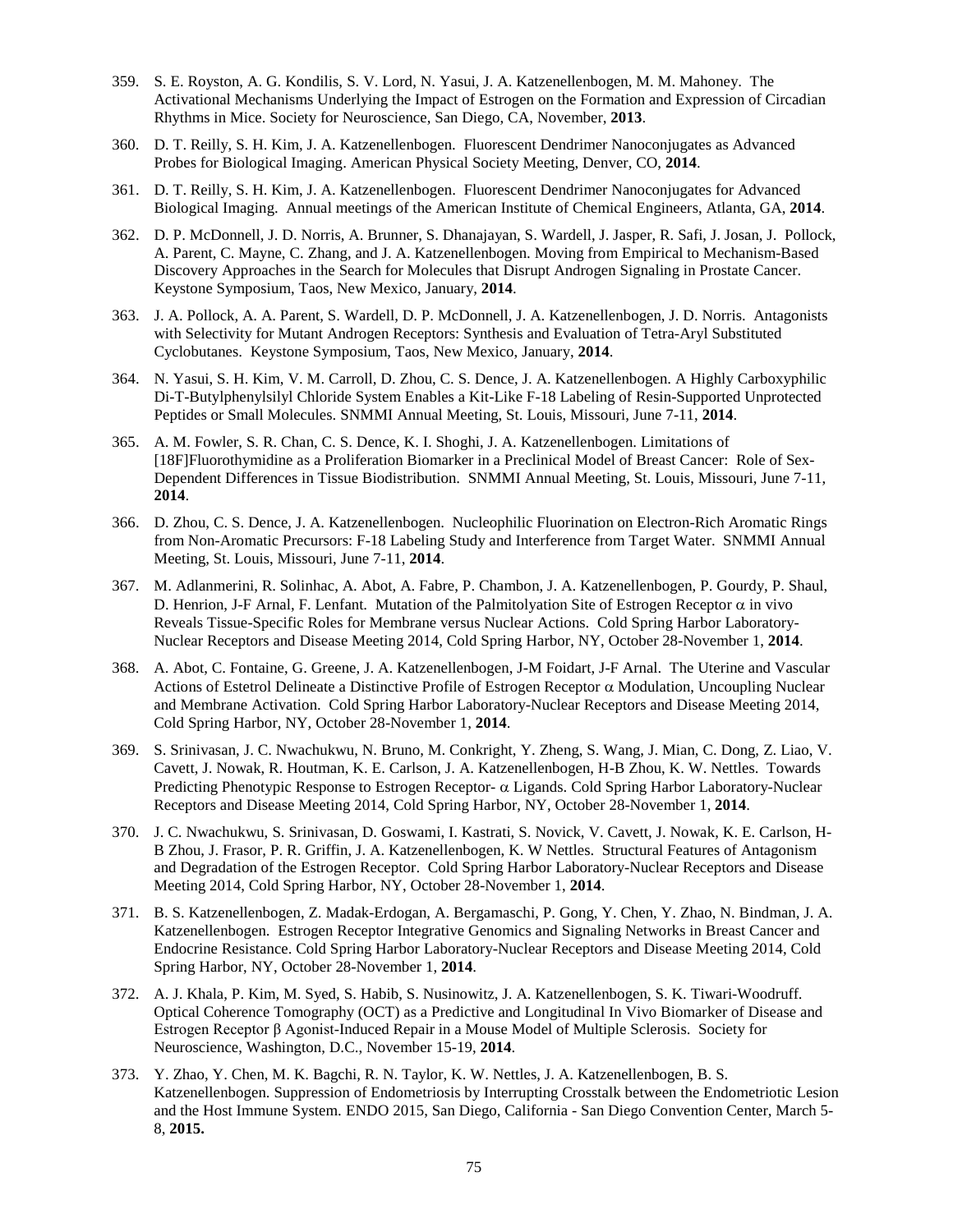359. S. E. Royston, A. G. Kondilis, S. V. Lord, N. Yasui, J. A. Katzenellenbogen, M. M. Mahoney. The Activational Mechanisms Underlying the Impact of Estrogen on the Formation and Expression of Circadian Rhythms in Mice. Society for Neuroscience, San Diego, CA, November, **2013**.

360. D. T. Reilly, S. H. Kim, J. A. Katzenellenbogen. Fluorescent Dendrimer Nanoconjugates as Advanced Probes for Biological Imaging. American Physical Society Meeting, Denver, CO, **2014**.

361. D. T. Reilly, S. H. Kim, J. A. Katzenellenbogen. Fluorescent Dendrimer Nanoconjugates for Advanced Biological Imaging. Annual meetings of the American Institute of Chemical Engineers, Atlanta, GA, **2014**.

362. D. P. McDonnell, J. D. Norris, A. Brunner, S. Dhanajayan, S. Wardell, J. Jasper, R. Safi, J. Josan, J. Pollock, A. Parent, C. Mayne, C. Zhang, and J. A. Katzenellenbogen. Moving from Empirical to Mechanism-Based Discovery Approaches in the Search for Molecules that Disrupt Androgen Signaling in Prostate Cancer. Keystone Symposium, Taos, New Mexico, January, **2014**.

363. J. A. Pollock, A. A. Parent, S. Wardell, D. P. McDonnell, J. A. Katzenellenbogen, J. D. Norris. Antagonists with Selectivity for Mutant Androgen Receptors: Synthesis and Evaluation of Tetra-Aryl Substituted Cyclobutanes. Keystone Symposium, Taos, New Mexico, January, **2014**.

364. N. Yasui, S. H. Kim, V. M. Carroll, D. Zhou, C. S. Dence, J. A. Katzenellenbogen. A Highly Carboxyphilic Di-T-Butylphenylsilyl Chloride System Enables a Kit-Like F-18 Labeling of Resin-Supported Unprotected Peptides or Small Molecules. SNMMI Annual Meeting, St. Louis, Missouri, June 7-11, **2014**.

365. A. M. Fowler, S. R. Chan, C. S. Dence, K. I. Shoghi, J. A. Katzenellenbogen. Limitations of [18F]Fluorothymidine as a Proliferation Biomarker in a Preclinical Model of Breast Cancer: Role of Sex-Dependent Differences in Tissue Biodistribution. SNMMI Annual Meeting, St. Louis, Missouri, June 7-11, **2014**.

366. D. Zhou, C. S. Dence, J. A. Katzenellenbogen. Nucleophilic Fluorination on Electron-Rich Aromatic Rings from Non-Aromatic Precursors: F-18 Labeling Study and Interference from Target Water. SNMMI Annual Meeting, St. Louis, Missouri, June 7-11, **2014**.

367. M. Adlanmerini, R. Solinhac, A. Abot, A. Fabre, P. Chambon, J. A. Katzenellenbogen, P. Gourdy, P. Shaul, D. Henrion, J-F Arnal, F. Lenfant. Mutation of the Palmitolyation Site of Estrogen Receptor α in vivo Reveals Tissue-Specific Roles for Membrane versus Nuclear Actions. Cold Spring Harbor Laboratory-Nuclear Receptors and Disease Meeting 2014, Cold Spring Harbor, NY, October 28-November 1, **2014**.

368. A. Abot, C. Fontaine, G. Greene, J. A. Katzenellenbogen, J-M Foidart, J-F Arnal. The Uterine and Vascular Actions of Estetrol Delineate a Distinctive Profile of Estrogen Receptor α Modulation, Uncoupling Nuclear and Membrane Activation. Cold Spring Harbor Laboratory-Nuclear Receptors and Disease Meeting 2014, Cold Spring Harbor, NY, October 28-November 1, **2014**.

369. S. Srinivasan, J. C. Nwachukwu, N. Bruno, M. Conkright, Y. Zheng, S. Wang, J. Mian, C. Dong, Z. Liao, V. Cavett, J. Nowak, R. Houtman, K. E. Carlson, J. A. Katzenellenbogen, H-B Zhou, K. W. Nettles. Towards Predicting Phenotypic Response to Estrogen Receptor- α Ligands. Cold Spring Harbor Laboratory-Nuclear Receptors and Disease Meeting 2014, Cold Spring Harbor, NY, October 28-November 1, **2014**.

370. J. C. Nwachukwu, S. Srinivasan, D. Goswami, I. Kastrati, S. Novick, V. Cavett, J. Nowak, K. E. Carlson, H-B Zhou, J. Frasor, P. R. Griffin, J. A. Katzenellenbogen, K. W Nettles. Structural Features of Antagonism and Degradation of the Estrogen Receptor. Cold Spring Harbor Laboratory-Nuclear Receptors and Disease Meeting 2014, Cold Spring Harbor, NY, October 28-November 1, **2014**.

371. B. S. Katzenellenbogen, Z. Madak-Erdogan, A. Bergamaschi, P. Gong, Y. Chen, Y. Zhao, N. Bindman, J. A. Katzenellenbogen. Estrogen Receptor Integrative Genomics and Signaling Networks in Breast Cancer and Endocrine Resistance. Cold Spring Harbor Laboratory-Nuclear Receptors and Disease Meeting 2014, Cold Spring Harbor, NY, October 28-November 1, **2014**.

372. A. J. Khala, P. Kim, M. Syed, S. Habib, S. Nusinowitz, J. A. Katzenellenbogen, S. K. Tiwari-Woodruff. Optical Coherence Tomography (OCT) as a Predictive and Longitudinal In Vivo Biomarker of Disease and Estrogen Receptor β Agonist-Induced Repair in a Mouse Model of Multiple Sclerosis. Society for Neuroscience, Washington, D.C., November 15-19, **2014**.

373. Y. Zhao, Y. Chen, M. K. Bagchi, R. N. Taylor, K. W. Nettles, J. A. Katzenellenbogen, B. S. Katzenellenbogen. Suppression of Endometriosis by Interrupting Crosstalk between the Endometriotic Lesion and the Host Immune System. ENDO 2015, San Diego, California - San Diego Convention Center, March 5-8, **2015.**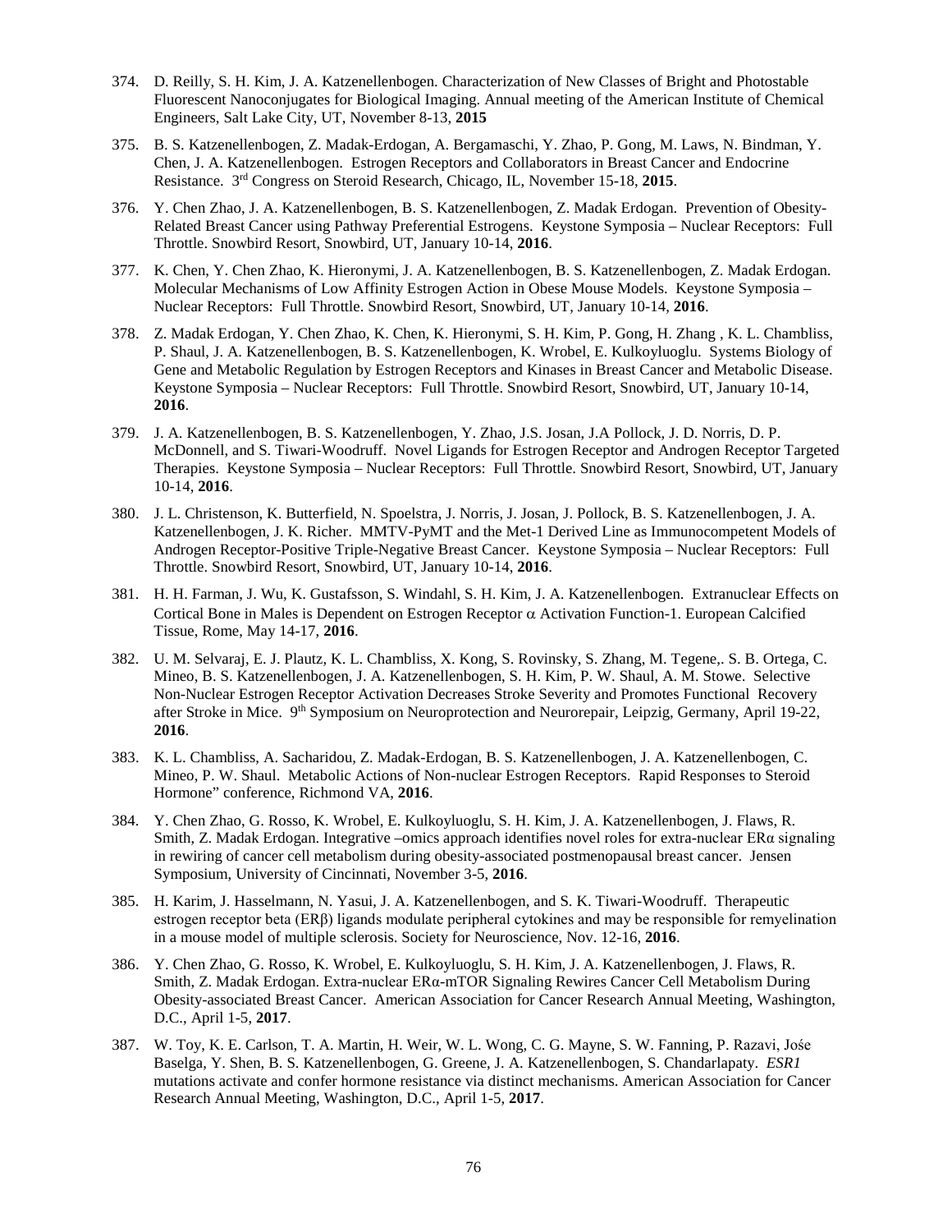374. D. Reilly, S. H. Kim, J. A. Katzenellenbogen. Characterization of New Classes of Bright and Photostable Fluorescent Nanoconjugates for Biological Imaging. Annual meeting of the American Institute of Chemical Engineers, Salt Lake City, UT, November 8-13, **2015**

375. B. S. Katzenellenbogen, Z. Madak-Erdogan, A. Bergamaschi, Y. Zhao, P. Gong, M. Laws, N. Bindman, Y. Chen, J. A. Katzenellenbogen. Estrogen Receptors and Collaborators in Breast Cancer and Endocrine Resistance. 3rd Congress on Steroid Research, Chicago, IL, November 15-18, **2015**.

376. Y. Chen Zhao, J. A. Katzenellenbogen, B. S. Katzenellenbogen, Z. Madak Erdogan. Prevention of Obesity-Related Breast Cancer using Pathway Preferential Estrogens. Keystone Symposia – Nuclear Receptors: Full Throttle. Snowbird Resort, Snowbird, UT, January 10-14, **2016**.

377. K. Chen, Y. Chen Zhao, K. Hieronymi, J. A. Katzenellenbogen, B. S. Katzenellenbogen, Z. Madak Erdogan. Molecular Mechanisms of Low Affinity Estrogen Action in Obese Mouse Models. Keystone Symposia – Nuclear Receptors: Full Throttle. Snowbird Resort, Snowbird, UT, January 10-14, **2016**.

378. Z. Madak Erdogan, Y. Chen Zhao, K. Chen, K. Hieronymi, S. H. Kim, P. Gong, H. Zhang , K. L. Chambliss, P. Shaul, J. A. Katzenellenbogen, B. S. Katzenellenbogen, K. Wrobel, E. Kulkoyluoglu. Systems Biology of Gene and Metabolic Regulation by Estrogen Receptors and Kinases in Breast Cancer and Metabolic Disease. Keystone Symposia – Nuclear Receptors: Full Throttle. Snowbird Resort, Snowbird, UT, January 10-14, **2016**.

379. J. A. Katzenellenbogen, B. S. Katzenellenbogen, Y. Zhao, J.S. Josan, J.A Pollock, J. D. Norris, D. P. McDonnell, and S. Tiwari-Woodruff. Novel Ligands for Estrogen Receptor and Androgen Receptor Targeted Therapies. Keystone Symposia – Nuclear Receptors: Full Throttle. Snowbird Resort, Snowbird, UT, January 10-14, **2016**.

380. J. L. Christenson, K. Butterfield, N. Spoelstra, J. Norris, J. Josan, J. Pollock, B. S. Katzenellenbogen, J. A. Katzenellenbogen, J. K. Richer. MMTV-PyMT and the Met-1 Derived Line as Immunocompetent Models of Androgen Receptor-Positive Triple-Negative Breast Cancer. Keystone Symposia – Nuclear Receptors: Full Throttle. Snowbird Resort, Snowbird, UT, January 10-14, **2016**.

381. H. H. Farman, J. Wu, K. Gustafsson, S. Windahl, S. H. Kim, J. A. Katzenellenbogen. Extranuclear Effects on Cortical Bone in Males is Dependent on Estrogen Receptor α Activation Function-1. European Calcified Tissue, Rome, May 14-17, **2016**.

382. U. M. Selvaraj, E. J. Plautz, K. L. Chambliss, X. Kong, S. Rovinsky, S. Zhang, M. Tegene,. S. B. Ortega, C. Mineo, B. S. Katzenellenbogen, J. A. Katzenellenbogen, S. H. Kim, P. W. Shaul, A. M. Stowe. Selective Non-Nuclear Estrogen Receptor Activation Decreases Stroke Severity and Promotes Functional Recovery after Stroke in Mice. 9th Symposium on Neuroprotection and Neurorepair, Leipzig, Germany, April 19-22, **2016**.

383. K. L. Chambliss, A. Sacharidou, Z. Madak-Erdogan, B. S. Katzenellenbogen, J. A. Katzenellenbogen, C. Mineo, P. W. Shaul. Metabolic Actions of Non-nuclear Estrogen Receptors. Rapid Responses to Steroid Hormone" conference, Richmond VA, **2016**.

384. Y. Chen Zhao, G. Rosso, K. Wrobel, E. Kulkoyluoglu, S. H. Kim, J. A. Katzenellenbogen, J. Flaws, R. Smith, Z. Madak Erdogan. Integrative –omics approach identifies novel roles for extra-nuclear ERα signaling in rewiring of cancer cell metabolism during obesity-associated postmenopausal breast cancer. Jensen Symposium, University of Cincinnati, November 3-5, **2016**.

385. H. Karim, J. Hasselmann, N. Yasui, J. A. Katzenellenbogen, and S. K. Tiwari-Woodruff. Therapeutic estrogen receptor beta (ERβ) ligands modulate peripheral cytokines and may be responsible for remyelination in a mouse model of multiple sclerosis. Society for Neuroscience, Nov. 12-16, **2016**.

386. Y. Chen Zhao, G. Rosso, K. Wrobel, E. Kulkoyluoglu, S. H. Kim, J. A. Katzenellenbogen, J. Flaws, R. Smith, Z. Madak Erdogan. Extra-nuclear ERα-mTOR Signaling Rewires Cancer Cell Metabolism During Obesity-associated Breast Cancer. American Association for Cancer Research Annual Meeting, Washington, D.C., April 1-5, **2017**.

387. W. Toy, K. E. Carlson, T. A. Martin, H. Weir, W. L. Wong, C. G. Mayne, S. W. Fanning, P. Razavi, Jośe Baselga, Y. Shen, B. S. Katzenellenbogen, G. Greene, J. A. Katzenellenbogen, S. Chandarlapaty. *ESR1* mutations activate and confer hormone resistance via distinct mechanisms. American Association for Cancer Research Annual Meeting, Washington, D.C., April 1-5, **2017**.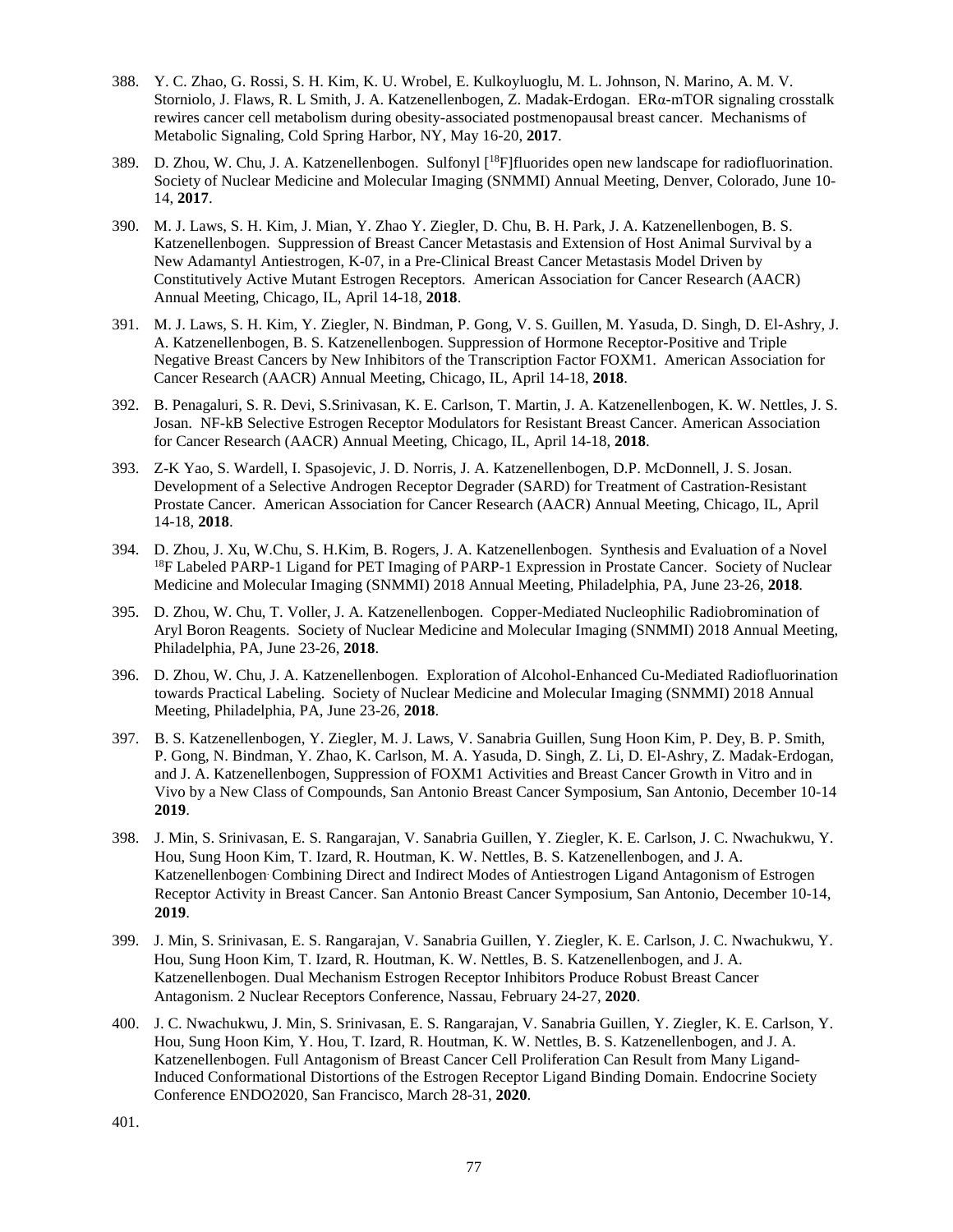388. Y. C. Zhao, G. Rossi, S. H. Kim, K. U. Wrobel, E. Kulkoyluoglu, M. L. Johnson, N. Marino, A. M. V. Storniolo, J. Flaws, R. L Smith, J. A. Katzenellenbogen, Z. Madak-Erdogan. ERα-mTOR signaling crosstalk rewires cancer cell metabolism during obesity-associated postmenopausal breast cancer. Mechanisms of Metabolic Signaling, Cold Spring Harbor, NY, May 16-20, **2017**.

389. D. Zhou, W. Chu, J. A. Katzenellenbogen. Sulfonyl [$^{18}$F]fluorides open new landscape for radiofluorination. Society of Nuclear Medicine and Molecular Imaging (SNMMI) Annual Meeting, Denver, Colorado, June 10-14, **2017**.

390. M. J. Laws, S. H. Kim, J. Mian, Y. Zhao Y. Ziegler, D. Chu, B. H. Park, J. A. Katzenellenbogen, B. S. Katzenellenbogen. Suppression of Breast Cancer Metastasis and Extension of Host Animal Survival by a New Adamantyl Antiestrogen, K-07, in a Pre-Clinical Breast Cancer Metastasis Model Driven by Constitutively Active Mutant Estrogen Receptors. American Association for Cancer Research (AACR) Annual Meeting, Chicago, IL, April 14-18, **2018**.

391. M. J. Laws, S. H. Kim, Y. Ziegler, N. Bindman, P. Gong, V. S. Guillen, M. Yasuda, D. Singh, D. El-Ashry, J. A. Katzenellenbogen, B. S. Katzenellenbogen. Suppression of Hormone Receptor-Positive and Triple Negative Breast Cancers by New Inhibitors of the Transcription Factor FOXM1. American Association for Cancer Research (AACR) Annual Meeting, Chicago, IL, April 14-18, **2018**.

392. B. Penagaluri, S. R. Devi, S.Srinivasan, K. E. Carlson, T. Martin, J. A. Katzenellenbogen, K. W. Nettles, J. S. Josan. NF-kB Selective Estrogen Receptor Modulators for Resistant Breast Cancer. American Association for Cancer Research (AACR) Annual Meeting, Chicago, IL, April 14-18, **2018**.

393. Z-K Yao, S. Wardell, I. Spasojevic, J. D. Norris, J. A. Katzenellenbogen, D.P. McDonnell, J. S. Josan. Development of a Selective Androgen Receptor Degrader (SARD) for Treatment of Castration-Resistant Prostate Cancer. American Association for Cancer Research (AACR) Annual Meeting, Chicago, IL, April 14-18, **2018**.

394. D. Zhou, J. Xu, W.Chu, S. H.Kim, B. Rogers, J. A. Katzenellenbogen. Synthesis and Evaluation of a Novel $^{18}$F Labeled PARP-1 Ligand for PET Imaging of PARP-1 Expression in Prostate Cancer. Society of Nuclear Medicine and Molecular Imaging (SNMMI) 2018 Annual Meeting, Philadelphia, PA, June 23-26, **2018**.

395. D. Zhou, W. Chu, T. Voller, J. A. Katzenellenbogen. Copper-Mediated Nucleophilic Radiobromination of Aryl Boron Reagents. Society of Nuclear Medicine and Molecular Imaging (SNMMI) 2018 Annual Meeting, Philadelphia, PA, June 23-26, **2018**.

396. D. Zhou, W. Chu, J. A. Katzenellenbogen. Exploration of Alcohol-Enhanced Cu-Mediated Radiofluorination towards Practical Labeling. Society of Nuclear Medicine and Molecular Imaging (SNMMI) 2018 Annual Meeting, Philadelphia, PA, June 23-26, **2018**.

397. B. S. Katzenellenbogen, Y. Ziegler, M. J. Laws, V. Sanabria Guillen, Sung Hoon Kim, P. Dey, B. P. Smith, P. Gong, N. Bindman, Y. Zhao, K. Carlson, M. A. Yasuda, D. Singh, Z. Li, D. El-Ashry, Z. Madak-Erdogan, and J. A. Katzenellenbogen, Suppression of FOXM1 Activities and Breast Cancer Growth in Vitro and in Vivo by a New Class of Compounds, San Antonio Breast Cancer Symposium, San Antonio, December 10-14 **2019**.

398. J. Min, S. Srinivasan, E. S. Rangarajan, V. Sanabria Guillen, Y. Ziegler, K. E. Carlson, J. C. Nwachukwu, Y. Hou, Sung Hoon Kim, T. Izard, R. Houtman, K. W. Nettles, B. S. Katzenellenbogen, and J. A. Katzenellenbogen. Combining Direct and Indirect Modes of Antiestrogen Ligand Antagonism of Estrogen Receptor Activity in Breast Cancer. San Antonio Breast Cancer Symposium, San Antonio, December 10-14, **2019**.

399. J. Min, S. Srinivasan, E. S. Rangarajan, V. Sanabria Guillen, Y. Ziegler, K. E. Carlson, J. C. Nwachukwu, Y. Hou, Sung Hoon Kim, T. Izard, R. Houtman, K. W. Nettles, B. S. Katzenellenbogen, and J. A. Katzenellenbogen. Dual Mechanism Estrogen Receptor Inhibitors Produce Robust Breast Cancer Antagonism. 2 Nuclear Receptors Conference, Nassau, February 24-27, **2020**.

400. J. C. Nwachukwu, J. Min, S. Srinivasan, E. S. Rangarajan, V. Sanabria Guillen, Y. Ziegler, K. E. Carlson, Y. Hou, Sung Hoon Kim, Y. Hou, T. Izard, R. Houtman, K. W. Nettles, B. S. Katzenellenbogen, and J. A. Katzenellenbogen. Full Antagonism of Breast Cancer Cell Proliferation Can Result from Many Ligand-Induced Conformational Distortions of the Estrogen Receptor Ligand Binding Domain. Endocrine Society Conference ENDO2020, San Francisco, March 28-31, **2020**.

401.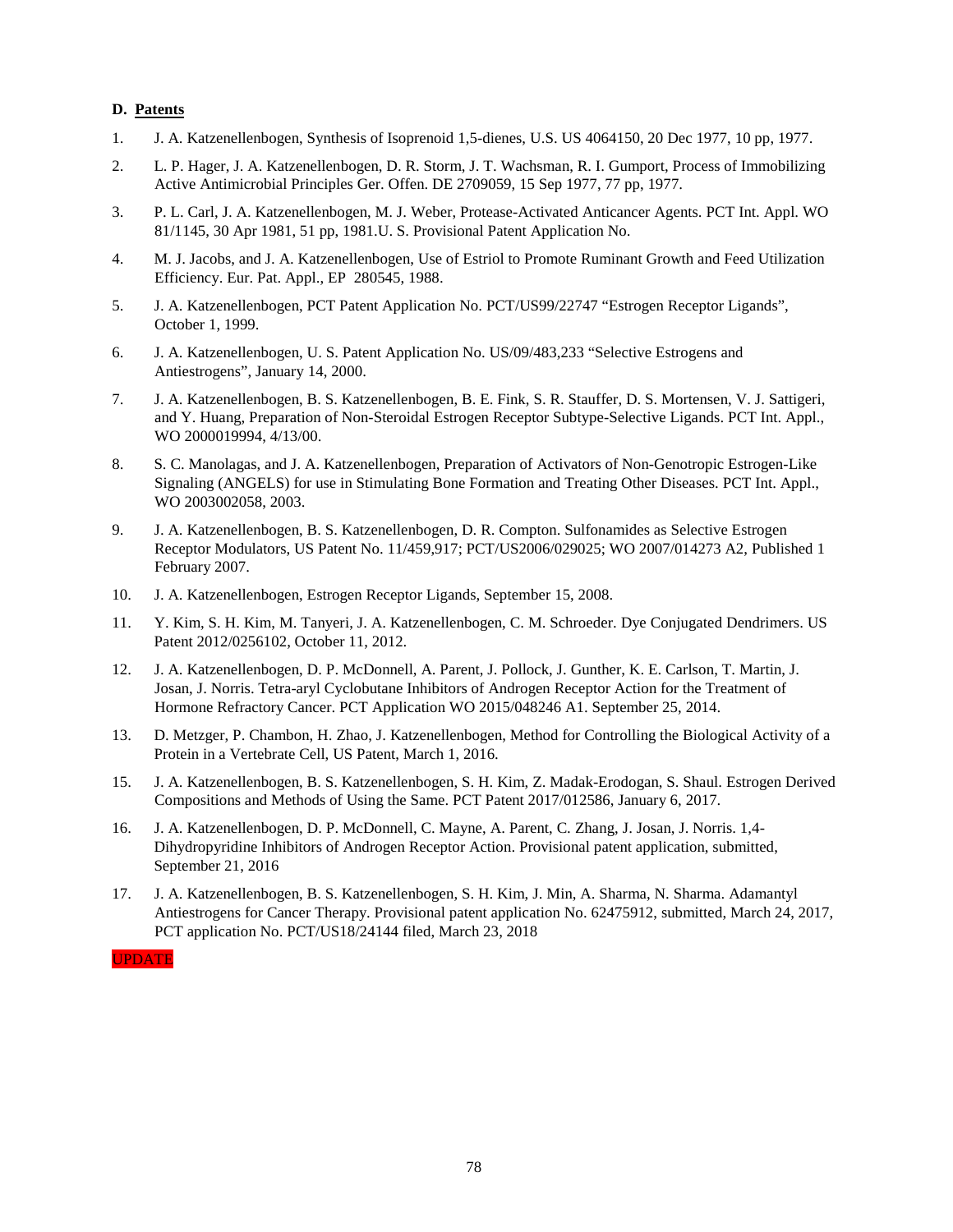## D. Patents

1. J. A. Katzenellenbogen, Synthesis of Isoprenoid 1,5-dienes, U.S. US 4064150, 20 Dec 1977, 10 pp, 1977.

2. L. P. Hager, J. A. Katzenellenbogen, D. R. Storm, J. T. Wachsman, R. I. Gumport, Process of Immobilizing Active Antimicrobial Principles Ger. Offen. DE 2709059, 15 Sep 1977, 77 pp, 1977.

3. P. L. Carl, J. A. Katzenellenbogen, M. J. Weber, Protease-Activated Anticancer Agents. PCT Int. Appl. WO 81/1145, 30 Apr 1981, 51 pp, 1981.U. S. Provisional Patent Application No.

4. M. J. Jacobs, and J. A. Katzenellenbogen, Use of Estriol to Promote Ruminant Growth and Feed Utilization Efficiency. Eur. Pat. Appl., EP 280545, 1988.

5. J. A. Katzenellenbogen, PCT Patent Application No. PCT/US99/22747 "Estrogen Receptor Ligands", October 1, 1999.

6. J. A. Katzenellenbogen, U. S. Patent Application No. US/09/483,233 "Selective Estrogens and Antiestrogens", January 14, 2000.

7. J. A. Katzenellenbogen, B. S. Katzenellenbogen, B. E. Fink, S. R. Stauffer, D. S. Mortensen, V. J. Sattigeri, and Y. Huang, Preparation of Non-Steroidal Estrogen Receptor Subtype-Selective Ligands. PCT Int. Appl., WO 2000019994, 4/13/00.

8. S. C. Manolagas, and J. A. Katzenellenbogen, Preparation of Activators of Non-Genotropic Estrogen-Like Signaling (ANGELS) for use in Stimulating Bone Formation and Treating Other Diseases. PCT Int. Appl., WO 2003002058, 2003.

9. J. A. Katzenellenbogen, B. S. Katzenellenbogen, D. R. Compton. Sulfonamides as Selective Estrogen Receptor Modulators, US Patent No. 11/459,917; PCT/US2006/029025; WO 2007/014273 A2, Published 1 February 2007.

10. J. A. Katzenellenbogen, Estrogen Receptor Ligands, September 15, 2008.

11. Y. Kim, S. H. Kim, M. Tanyeri, J. A. Katzenellenbogen, C. M. Schroeder. Dye Conjugated Dendrimers. US Patent 2012/0256102, October 11, 2012.

12. J. A. Katzenellenbogen, D. P. McDonnell, A. Parent, J. Pollock, J. Gunther, K. E. Carlson, T. Martin, J. Josan, J. Norris. Tetra-aryl Cyclobutane Inhibitors of Androgen Receptor Action for the Treatment of Hormone Refractory Cancer. PCT Application WO 2015/048246 A1. September 25, 2014.

13. D. Metzger, P. Chambon, H. Zhao, J. Katzenellenbogen, Method for Controlling the Biological Activity of a Protein in a Vertebrate Cell, US Patent, March 1, 2016.

15. J. A. Katzenellenbogen, B. S. Katzenellenbogen, S. H. Kim, Z. Madak-Erodogan, S. Shaul. Estrogen Derived Compositions and Methods of Using the Same. PCT Patent 2017/012586, January 6, 2017.

16. J. A. Katzenellenbogen, D. P. McDonnell, C. Mayne, A. Parent, C. Zhang, J. Josan, J. Norris. 1,4-Dihydropyridine Inhibitors of Androgen Receptor Action. Provisional patent application, submitted, September 21, 2016

17. J. A. Katzenellenbogen, B. S. Katzenellenbogen, S. H. Kim, J. Min, A. Sharma, N. Sharma. Adamantyl Antiestrogens for Cancer Therapy. Provisional patent application No. 62475912, submitted, March 24, 2017, PCT application No. PCT/US18/24144 filed, March 23, 2018

UPDATE